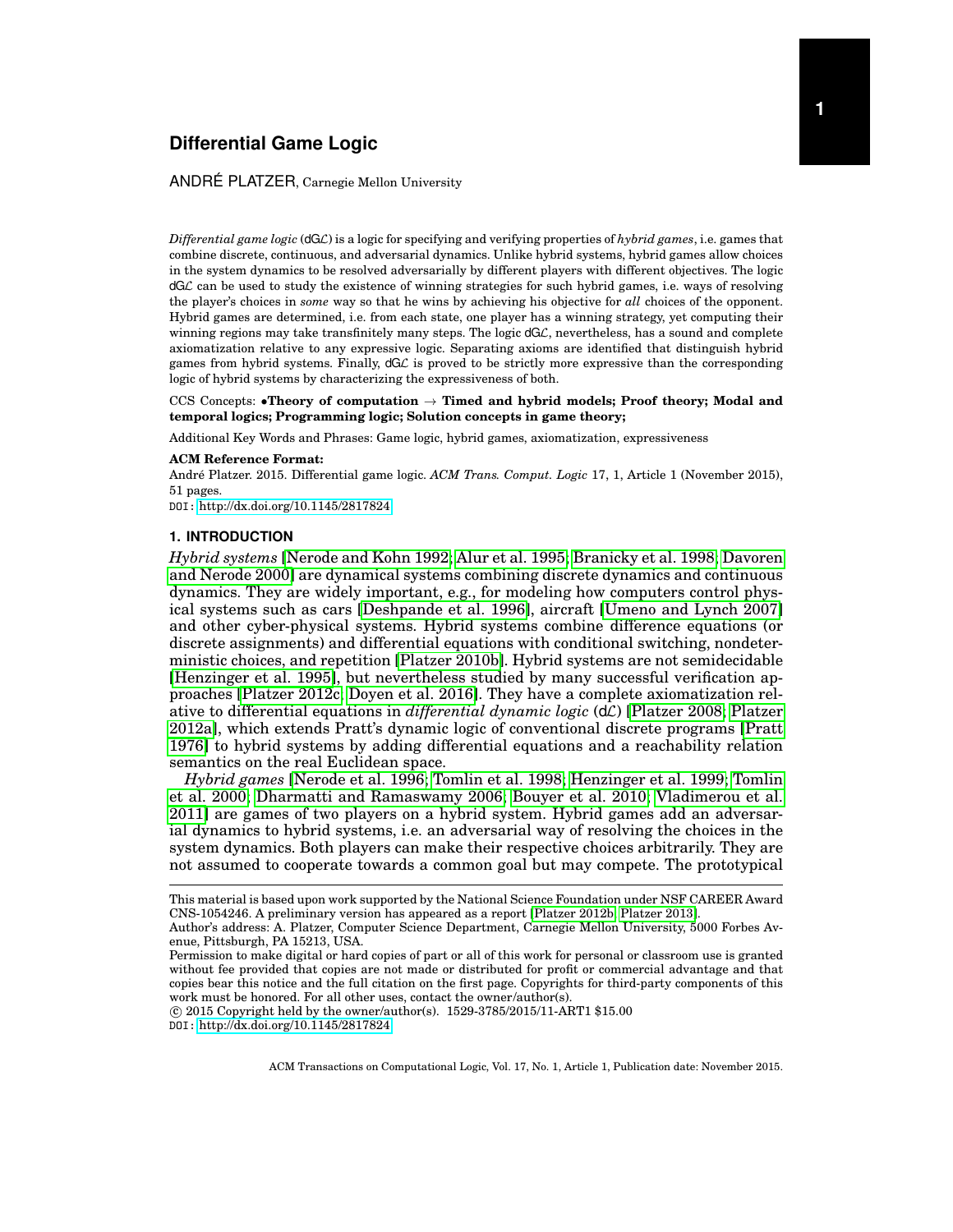# Differential Game Logic

ANDRÉ PLATZER, Carnegie Mellon University

*Differential game logic* (dG$\mathcal{L}$) is a logic for specifying and verifying properties of *hybrid games*, i.e. games that combine discrete, continuous, and adversarial dynamics. Unlike hybrid systems, hybrid games allow choices in the system dynamics to be resolved adversarially by different players with different objectives. The logic dG$\mathcal{L}$ can be used to study the existence of winning strategies for such hybrid games, i.e. ways of resolving the player's choices in *some* way so that he wins by achieving his objective for *all* choices of the opponent. Hybrid games are determined, i.e. from each state, one player has a winning strategy, yet computing their winning regions may take transfinitely many steps. The logic dG$\mathcal{L}$, nevertheless, has a sound and complete axiomatization relative to any expressive logic. Separating axioms are identified that distinguish hybrid games from hybrid systems. Finally, dG$\mathcal{L}$ is proved to be strictly more expressive than the corresponding logic of hybrid systems by characterizing the expressiveness of both.

CCS Concepts: •**Theory of computation** → **Timed and hybrid models; Proof theory; Modal and temporal logics; Programming logic; Solution concepts in game theory;**

Additional Key Words and Phrases: Game logic, hybrid games, axiomatization, expressiveness

**ACM Reference Format:**
André Platzer. 2015. Differential game logic. *ACM Trans. Comput. Logic* 17, 1, Article 1 (November 2015), 51 pages.
DOI: http://dx.doi.org/10.1145/2817824

## 1. INTRODUCTION

*Hybrid systems* [Nerode and Kohn 1992; Alur et al. 1995; Branicky et al. 1998; Davoren and Nerode 2000] are dynamical systems combining discrete dynamics and continuous dynamics. They are widely important, e.g., for modeling how computers control physical systems such as cars [Deshpande et al. 1996], aircraft [Umeno and Lynch 2007] and other cyber-physical systems. Hybrid systems combine difference equations (or discrete assignments) and differential equations with conditional switching, nondeterministic choices, and repetition [Platzer 2010b]. Hybrid systems are not semidecidable [Henzinger et al. 1995], but nevertheless studied by many successful verification approaches [Platzer 2012c; Doyen et al. 2016]. They have a complete axiomatization relative to differential equations in *differential dynamic logic* (d$\mathcal{L}$) [Platzer 2008; Platzer 2012a], which extends Pratt's dynamic logic of conventional discrete programs [Pratt 1976] to hybrid systems by adding differential equations and a reachability relation semantics on the real Euclidean space.

*Hybrid games* [Nerode et al. 1996; Tomlin et al. 1998; Henzinger et al. 1999; Tomlin et al. 2000; Dharmatti and Ramaswamy 2006; Bouyer et al. 2010; Vladimerou et al. 2011] are games of two players on a hybrid system. Hybrid games add an adversarial dynamics to hybrid systems, i.e. an adversarial way of resolving the choices in the system dynamics. Both players can make their respective choices arbitrarily. They are not assumed to cooperate towards a common goal but may compete. The prototypical

---

This material is based upon work supported by the National Science Foundation under NSF CAREER Award CNS-1054246. A preliminary version has appeared as a report [Platzer 2012b; Platzer 2013].

Author's address: A. Platzer, Computer Science Department, Carnegie Mellon University, 5000 Forbes Avenue, Pittsburgh, PA 15213, USA.

Permission to make digital or hard copies of part or all of this work for personal or classroom use is granted without fee provided that copies are not made or distributed for profit or commercial advantage and that copies bear this notice and the full citation on the first page. Copyrights for third-party components of this work must be honored. For all other uses, contact the owner/author(s).

© 2015 Copyright held by the owner/author(s). 1529-3785/2015/11-ART1 $15.00

DOI: http://dx.doi.org/10.1145/2817824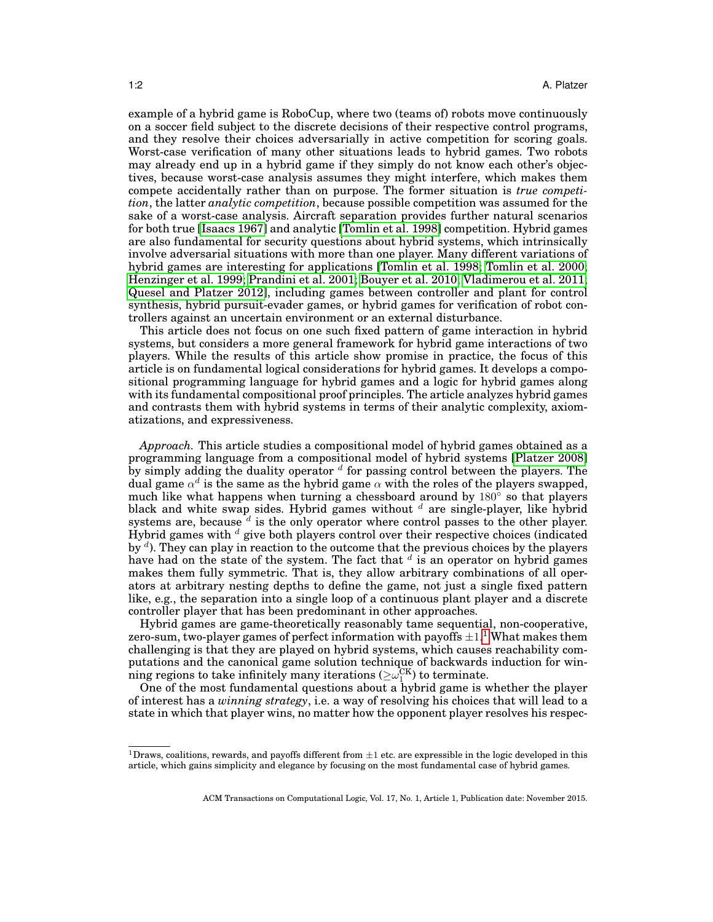example of a hybrid game is RoboCup, where two (teams of) robots move continuously on a soccer field subject to the discrete decisions of their respective control programs, and they resolve their choices adversarially in active competition for scoring goals. Worst-case verification of many other situations leads to hybrid games. Two robots may already end up in a hybrid game if they simply do not know each other's objectives, because worst-case analysis assumes they might interfere, which makes them compete accidentally rather than on purpose. The former situation is *true competition*, the latter *analytic competition*, because possible competition was assumed for the sake of a worst-case analysis. Aircraft separation provides further natural scenarios for both true [Isaacs 1967] and analytic [Tomlin et al. 1998] competition. Hybrid games are also fundamental for security questions about hybrid systems, which intrinsically involve adversarial situations with more than one player. Many different variations of hybrid games are interesting for applications [Tomlin et al. 1998; Tomlin et al. 2000; Henzinger et al. 1999; Prandini et al. 2001; Bouyer et al. 2010; Vladimerou et al. 2011; Quesel and Platzer 2012], including games between controller and plant for control synthesis, hybrid pursuit-evader games, or hybrid games for verification of robot controllers against an uncertain environment or an external disturbance.

This article does not focus on one such fixed pattern of game interaction in hybrid systems, but considers a more general framework for hybrid game interactions of two players. While the results of this article show promise in practice, the focus of this article is on fundamental logical considerations for hybrid games. It develops a compositional programming language for hybrid games and a logic for hybrid games along with its fundamental compositional proof principles. The article analyzes hybrid games and contrasts them with hybrid systems in terms of their analytic complexity, axiomatizations, and expressiveness.

*Approach.* This article studies a compositional model of hybrid games obtained as a programming language from a compositional model of hybrid systems [Platzer 2008] by simply adding the duality operator $^d$ for passing control between the players. The dual game $\alpha^d$ is the same as the hybrid game $\alpha$ with the roles of the players swapped, much like what happens when turning a chessboard around by $180^\circ$ so that players black and white swap sides. Hybrid games without $^d$ are single-player, like hybrid systems are, because $^d$ is the only operator where control passes to the other player. Hybrid games with $^d$ give both players control over their respective choices (indicated by $^d$). They can play in reaction to the outcome that the previous choices by the players have had on the state of the system. The fact that $^d$ is an operator on hybrid games makes them fully symmetric. That is, they allow arbitrary combinations of all operators at arbitrary nesting depths to define the game, not just a single fixed pattern like, e.g., the separation into a single loop of a continuous plant player and a discrete controller player that has been predominant in other approaches.

Hybrid games are game-theoretically reasonably tame sequential, non-cooperative, zero-sum, two-player games of perfect information with payoffs $\pm 1$.[1] What makes them challenging is that they are played on hybrid systems, which causes reachability computations and the canonical game solution technique of backwards induction for winning regions to take infinitely many iterations ($\geq \omega_1^{\mathrm{CK}}$) to terminate.

One of the most fundamental questions about a hybrid game is whether the player of interest has a *winning strategy*, i.e. a way of resolving his choices that will lead to a state in which that player wins, no matter how the opponent player resolves his respec-

---

[1] Draws, coalitions, rewards, and payoffs different from $\pm 1$ etc. are expressible in the logic developed in this article, which gains simplicity and elegance by focusing on the most fundamental case of hybrid games.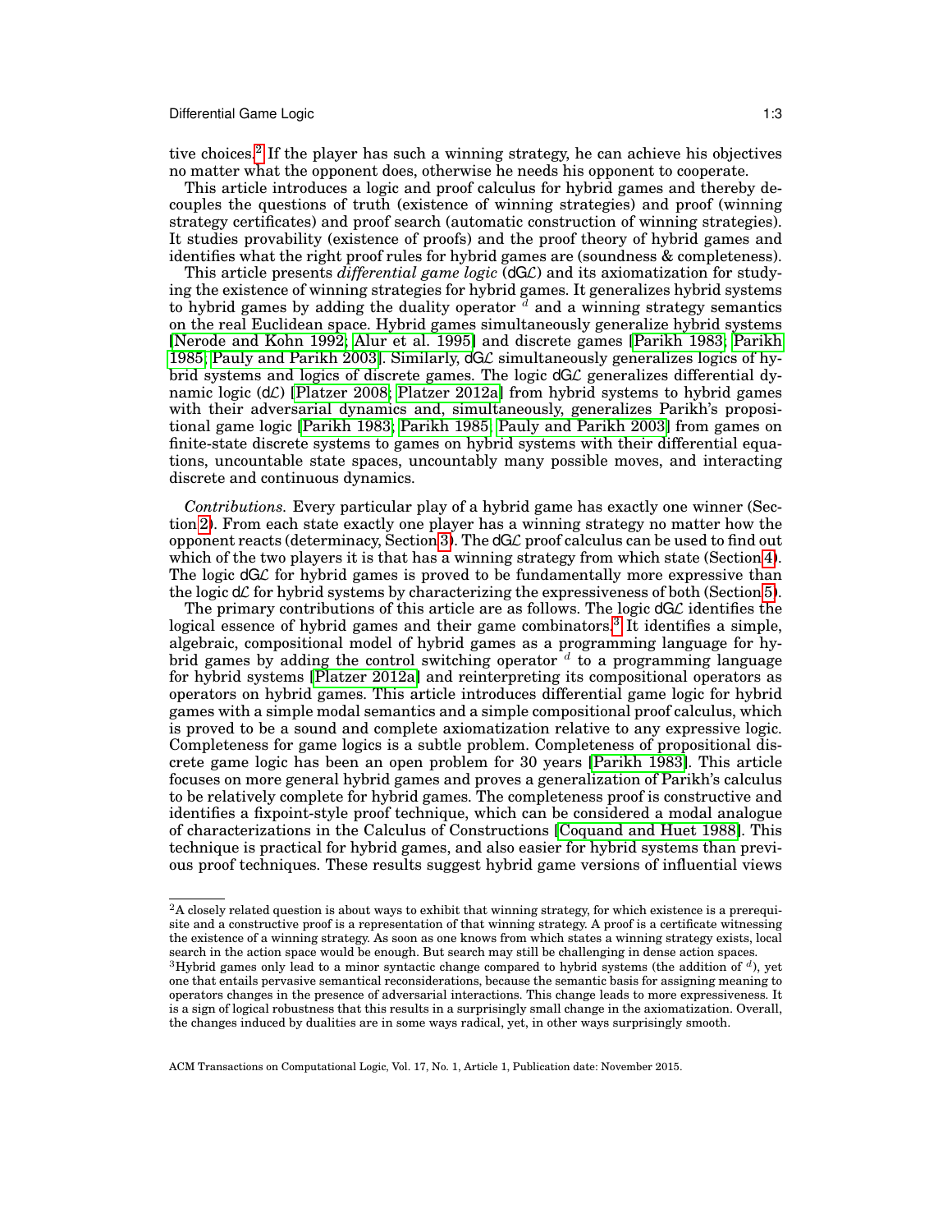tive choices.[2] If the player has such a winning strategy, he can achieve his objectives no matter what the opponent does, otherwise he needs his opponent to cooperate.

This article introduces a logic and proof calculus for hybrid games and thereby decouples the questions of truth (existence of winning strategies) and proof (winning strategy certificates) and proof search (automatic construction of winning strategies). It studies provability (existence of proofs) and the proof theory of hybrid games and identifies what the right proof rules for hybrid games are (soundness & completeness).

This article presents *differential game logic* (d$\mathcal{GL}$) and its axiomatization for studying the existence of winning strategies for hybrid games. It generalizes hybrid systems to hybrid games by adding the duality operator $^d$ and a winning strategy semantics on the real Euclidean space. Hybrid games simultaneously generalize hybrid systems [Nerode and Kohn 1992; Alur et al. 1995] and discrete games [Parikh 1983; Parikh 1985; Pauly and Parikh 2003]. Similarly, d$\mathcal{GL}$ simultaneously generalizes logics of hybrid systems and logics of discrete games. The logic d$\mathcal{GL}$ generalizes differential dynamic logic (d$\mathcal{L}$) [Platzer 2008; Platzer 2012a] from hybrid systems to hybrid games with their adversarial dynamics and, simultaneously, generalizes Parikh's propositional game logic [Parikh 1983; Parikh 1985; Pauly and Parikh 2003] from games on finite-state discrete systems to games on hybrid systems with their differential equations, uncountable state spaces, uncountably many possible moves, and interacting discrete and continuous dynamics.

*Contributions.* Every particular play of a hybrid game has exactly one winner (Section 2). From each state exactly one player has a winning strategy no matter how the opponent reacts (determinacy, Section 3). The d$\mathcal{GL}$ proof calculus can be used to find out which of the two players it is that has a winning strategy from which state (Section 4). The logic d$\mathcal{GL}$ for hybrid games is proved to be fundamentally more expressive than the logic d$\mathcal{L}$ for hybrid systems by characterizing the expressiveness of both (Section 5).

The primary contributions of this article are as follows. The logic d$\mathcal{GL}$ identifies the logical essence of hybrid games and their game combinators.[3] It identifies a simple, algebraic, compositional model of hybrid games as a programming language for hybrid games by adding the control switching operator $^d$ to a programming language for hybrid systems [Platzer 2012a] and reinterpreting its compositional operators as operators on hybrid games. This article introduces differential game logic for hybrid games with a simple modal semantics and a simple compositional proof calculus, which is proved to be a sound and complete axiomatization relative to any expressive logic. Completeness for game logics is a subtle problem. Completeness of propositional discrete game logic has been an open problem for 30 years [Parikh 1983]. This article focuses on more general hybrid games and proves a generalization of Parikh's calculus to be relatively complete for hybrid games. The completeness proof is constructive and identifies a fixpoint-style proof technique, which can be considered a modal analogue of characterizations in the Calculus of Constructions [Coquand and Huet 1988]. This technique is practical for hybrid games, and also easier for hybrid systems than previous proof techniques. These results suggest hybrid game versions of influential views

---

[2] A closely related question is about ways to exhibit that winning strategy, for which existence is a prerequisite and a constructive proof is a representation of that winning strategy. A proof is a certificate witnessing the existence of a winning strategy. As soon as one knows from which states a winning strategy exists, local search in the action space would be enough. But search may still be challenging in dense action spaces.

[3] Hybrid games only lead to a minor syntactic change compared to hybrid systems (the addition of $^d$), yet one that entails pervasive semantical reconsiderations, because the semantic basis for assigning meaning to operators changes in the presence of adversarial interactions. This change leads to more expressiveness. It is a sign of logical robustness that this results in a surprisingly small change in the axiomatization. Overall, the changes induced by dualities are in some ways radical, yet, in other ways surprisingly smooth.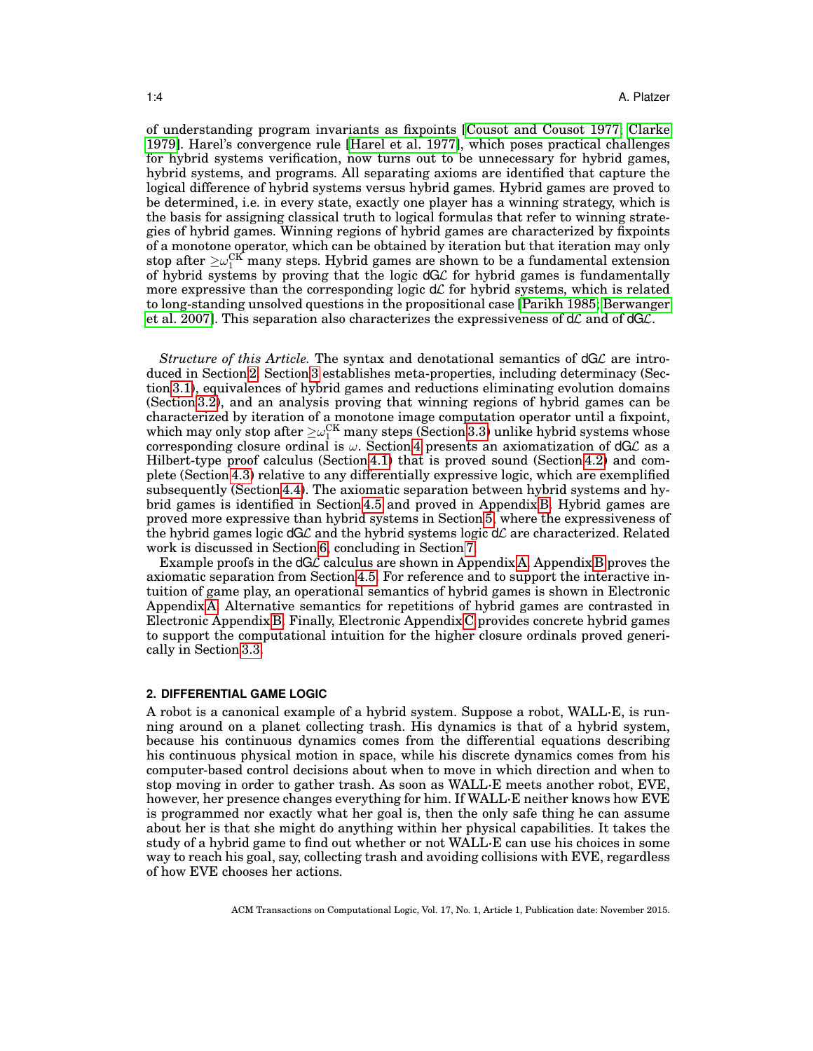of understanding program invariants as fixpoints [Cousot and Cousot 1977; Clarke 1979]. Harel's convergence rule [Harel et al. 1977], which poses practical challenges for hybrid systems verification, now turns out to be unnecessary for hybrid games, hybrid systems, and programs. All separating axioms are identified that capture the logical difference of hybrid systems versus hybrid games. Hybrid games are proved to be determined, i.e. in every state, exactly one player has a winning strategy, which is the basis for assigning classical truth to logical formulas that refer to winning strategies of hybrid games. Winning regions of hybrid games are characterized by fixpoints of a monotone operator, which can be obtained by iteration but that iteration may only stop after $\geq\omega_1^{\mathrm{CK}}$ many steps. Hybrid games are shown to be a fundamental extension of hybrid systems by proving that the logic dG$\mathcal{L}$ for hybrid games is fundamentally more expressive than the corresponding logic d$\mathcal{L}$ for hybrid systems, which is related to long-standing unsolved questions in the propositional case [Parikh 1985; Berwanger et al. 2007]. This separation also characterizes the expressiveness of d$\mathcal{L}$ and of dG$\mathcal{L}$.

*Structure of this Article.* The syntax and denotational semantics of dG$\mathcal{L}$ are introduced in Section 2. Section 3 establishes meta-properties, including determinacy (Section 3.1), equivalences of hybrid games and reductions eliminating evolution domains (Section 3.2), and an analysis proving that winning regions of hybrid games can be characterized by iteration of a monotone image computation operator until a fixpoint, which may only stop after $\geq\omega_1^{\mathrm{CK}}$ many steps (Section 3.3) unlike hybrid systems whose corresponding closure ordinal is $\omega$. Section 4 presents an axiomatization of dG$\mathcal{L}$ as a Hilbert-type proof calculus (Section 4.1) that is proved sound (Section 4.2) and complete (Section 4.3) relative to any differentially expressive logic, which are exemplified subsequently (Section 4.4). The axiomatic separation between hybrid systems and hybrid games is identified in Section 4.5 and proved in Appendix B. Hybrid games are proved more expressive than hybrid systems in Section 5, where the expressiveness of the hybrid games logic dG$\mathcal{L}$ and the hybrid systems logic d$\mathcal{L}$ are characterized. Related work is discussed in Section 6, concluding in Section 7.

Example proofs in the dG$\mathcal{L}$ calculus are shown in Appendix A. Appendix B proves the axiomatic separation from Section 4.5. For reference and to support the interactive intuition of game play, an operational semantics of hybrid games is shown in Electronic Appendix A. Alternative semantics for repetitions of hybrid games are contrasted in Electronic Appendix B. Finally, Electronic Appendix C provides concrete hybrid games to support the computational intuition for the higher closure ordinals proved generically in Section 3.3.

## 2. DIFFERENTIAL GAME LOGIC

A robot is a canonical example of a hybrid system. Suppose a robot, WALL·E, is running around on a planet collecting trash. His dynamics is that of a hybrid system, because his continuous dynamics comes from the differential equations describing his continuous physical motion in space, while his discrete dynamics comes from his computer-based control decisions about when to move in which direction and when to stop moving in order to gather trash. As soon as WALL·E meets another robot, EVE, however, her presence changes everything for him. If WALL·E neither knows how EVE is programmed nor exactly what her goal is, then the only safe thing he can assume about her is that she might do anything within her physical capabilities. It takes the study of a hybrid game to find out whether or not WALL·E can use his choices in some way to reach his goal, say, collecting trash and avoiding collisions with EVE, regardless of how EVE chooses her actions.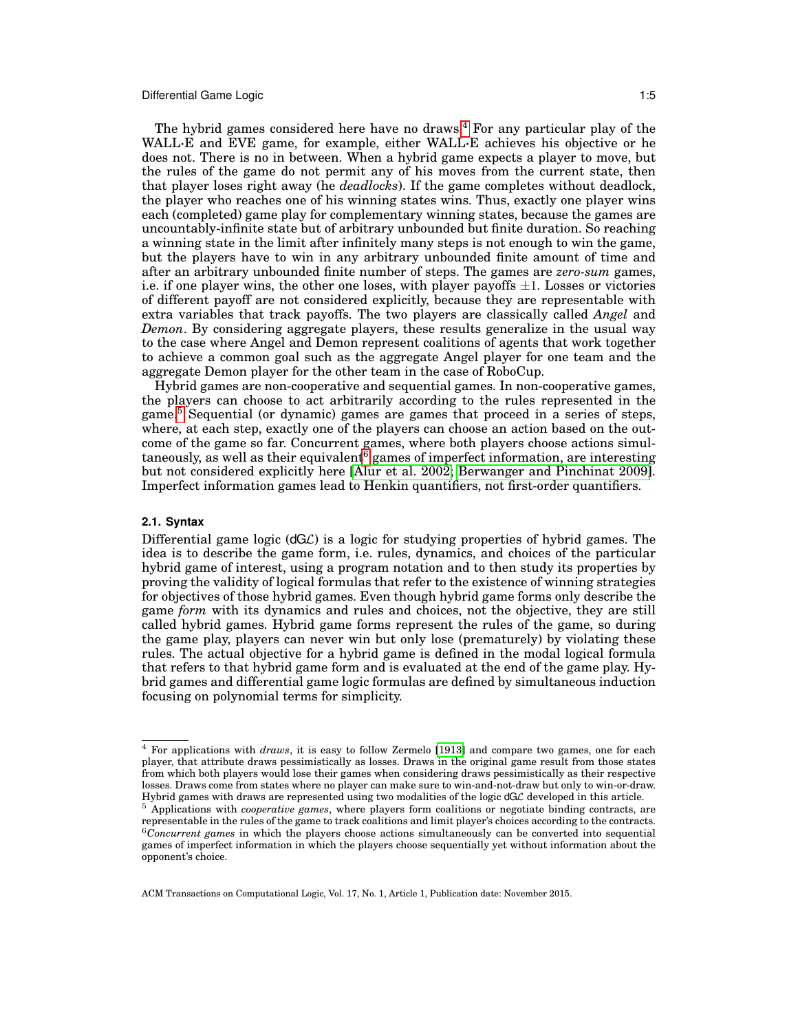The hybrid games considered here have no draws.[4] For any particular play of the WALL·E and EVE game, for example, either WALL·E achieves his objective or he does not. There is no in between. When a hybrid game expects a player to move, but the rules of the game do not permit any of his moves from the current state, then that player loses right away (he *deadlocks*). If the game completes without deadlock, the player who reaches one of his winning states wins. Thus, exactly one player wins each (completed) game play for complementary winning states, because the games are uncountably-infinite state but of arbitrary unbounded but finite duration. So reaching a winning state in the limit after infinitely many steps is not enough to win the game, but the players have to win in any arbitrary unbounded finite amount of time and after an arbitrary unbounded finite number of steps. The games are *zero-sum* games, i.e. if one player wins, the other one loses, with player payoffs $\pm 1$. Losses or victories of different payoff are not considered explicitly, because they are representable with extra variables that track payoffs. The two players are classically called *Angel* and *Demon*. By considering aggregate players, these results generalize in the usual way to the case where Angel and Demon represent coalitions of agents that work together to achieve a common goal such as the aggregate Angel player for one team and the aggregate Demon player for the other team in the case of RoboCup.

Hybrid games are non-cooperative and sequential games. In non-cooperative games, the players can choose to act arbitrarily according to the rules represented in the game.[5] Sequential (or dynamic) games are games that proceed in a series of steps, where, at each step, exactly one of the players can choose an action based on the outcome of the game so far. Concurrent games, where both players choose actions simultaneously, as well as their equivalent[6] games of imperfect information, are interesting but not considered explicitly here [Alur et al. 2002; Berwanger and Pinchinat 2009]. Imperfect information games lead to Henkin quantifiers, not first-order quantifiers.

### 2.1. Syntax

Differential game logic (dG$\mathcal{L}$) is a logic for studying properties of hybrid games. The idea is to describe the game form, i.e. rules, dynamics, and choices of the particular hybrid game of interest, using a program notation and to then study its properties by proving the validity of logical formulas that refer to the existence of winning strategies for objectives of those hybrid games. Even though hybrid game forms only describe the game *form* with its dynamics and rules and choices, not the objective, they are still called hybrid games. Hybrid game forms represent the rules of the game, so during the game play, players can never win but only lose (prematurely) by violating these rules. The actual objective for a hybrid game is defined in the modal logical formula that refers to that hybrid game form and is evaluated at the end of the game play. Hybrid games and differential game logic formulas are defined by simultaneous induction focusing on polynomial terms for simplicity.

---

[4] For applications with *draws*, it is easy to follow Zermelo [1913] and compare two games, one for each player, that attribute draws pessimistically as losses. Draws in the original game result from those states from which both players would lose their games when considering draws pessimistically as their respective losses. Draws come from states where no player can make sure to win-and-not-draw but only to win-or-draw. Hybrid games with draws are represented using two modalities of the logic dG$\mathcal{L}$ developed in this article.

[5] Applications with *cooperative games*, where players form coalitions or negotiate binding contracts, are representable in the rules of the game to track coalitions and limit player's choices according to the contracts.

[6] *Concurrent games* in which the players choose actions simultaneously can be converted into sequential games of imperfect information in which the players choose sequentially yet without information about the opponent's choice.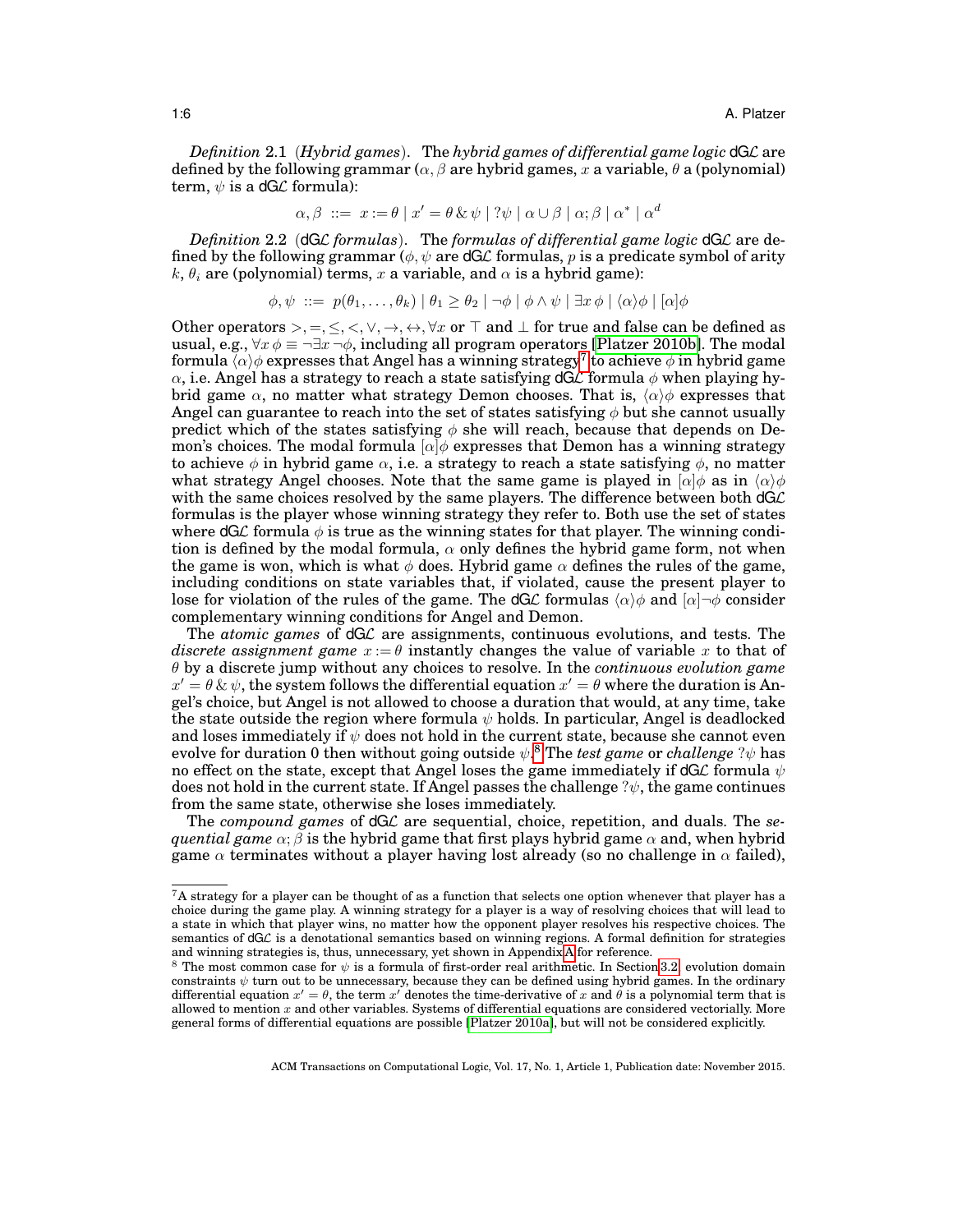*Definition* 2.1 (*Hybrid games*). The *hybrid games of differential game logic* dG$\mathcal{L}$ are defined by the following grammar ($\alpha, \beta$ are hybrid games, $x$ a variable, $\theta$ a (polynomial) term, $\psi$ is a dG$\mathcal{L}$ formula):

$$\alpha, \beta \ ::= \ x := \theta \mid x' = \theta \,\&\, \psi \mid ?\psi \mid \alpha \cup \beta \mid \alpha; \beta \mid \alpha^* \mid \alpha^d$$

*Definition* 2.2 (dG$\mathcal{L}$ *formulas*). The *formulas of differential game logic* dG$\mathcal{L}$ are defined by the following grammar ($\phi, \psi$ are dG$\mathcal{L}$ formulas, $p$ is a predicate symbol of arity $k$, $\theta_i$ are (polynomial) terms, $x$ a variable, and $\alpha$ is a hybrid game):

$$\phi, \psi \ ::= \ p(\theta_1, \ldots, \theta_k) \mid \theta_1 \geq \theta_2 \mid \neg\phi \mid \phi \wedge \psi \mid \exists x\, \phi \mid \langle\alpha\rangle\phi \mid [\alpha]\phi$$

Other operators $>, =, \leq, <, \vee, \rightarrow, \leftrightarrow, \forall x$ or $\top$ and $\bot$ for true and false can be defined as usual, e.g., $\forall x\, \phi \equiv \neg\exists x\, \neg\phi$, including all program operators [Platzer 2010b]. The modal formula $\langle\alpha\rangle\phi$ expresses that Angel has a winning strategy[7] to achieve $\phi$ in hybrid game $\alpha$, i.e. Angel has a strategy to reach a state satisfying dG$\mathcal{L}$ formula $\phi$ when playing hybrid game $\alpha$, no matter what strategy Demon chooses. That is, $\langle\alpha\rangle\phi$ expresses that Angel can guarantee to reach into the set of states satisfying $\phi$ but she cannot usually predict which of the states satisfying $\phi$ she will reach, because that depends on Demon's choices. The modal formula $[\alpha]\phi$ expresses that Demon has a winning strategy to achieve $\phi$ in hybrid game $\alpha$, i.e. a strategy to reach a state satisfying $\phi$, no matter what strategy Angel chooses. Note that the same game is played in $[\alpha]\phi$ as in $\langle\alpha\rangle\phi$ with the same choices resolved by the same players. The difference between both dG$\mathcal{L}$ formulas is the player whose winning strategy they refer to. Both use the set of states where dG$\mathcal{L}$ formula $\phi$ is true as the winning states for that player. The winning condition is defined by the modal formula, $\alpha$ only defines the hybrid game form, not when the game is won, which is what $\phi$ does. Hybrid game $\alpha$ defines the rules of the game, including conditions on state variables that, if violated, cause the present player to lose for violation of the rules of the game. The dG$\mathcal{L}$ formulas $\langle\alpha\rangle\phi$ and $[\alpha]\neg\phi$ consider complementary winning conditions for Angel and Demon.

The *atomic games* of dG$\mathcal{L}$ are assignments, continuous evolutions, and tests. The *discrete assignment game* $x := \theta$ instantly changes the value of variable $x$ to that of $\theta$ by a discrete jump without any choices to resolve. In the *continuous evolution game* $x' = \theta \,\&\, \psi$, the system follows the differential equation $x' = \theta$ where the duration is Angel's choice, but Angel is not allowed to choose a duration that would, at any time, take the state outside the region where formula $\psi$ holds. In particular, Angel is deadlocked and loses immediately if $\psi$ does not hold in the current state, because she cannot even evolve for duration 0 then without going outside $\psi$.[8] The *test game* or *challenge* $?\psi$ has no effect on the state, except that Angel loses the game immediately if dG$\mathcal{L}$ formula $\psi$ does not hold in the current state. If Angel passes the challenge $?\psi$, the game continues from the same state, otherwise she loses immediately.

The *compound games* of dG$\mathcal{L}$ are sequential, choice, repetition, and duals. The *sequential game* $\alpha; \beta$ is the hybrid game that first plays hybrid game $\alpha$ and, when hybrid game $\alpha$ terminates without a player having lost already (so no challenge in $\alpha$ failed),

---

[7] A strategy for a player can be thought of as a function that selects one option whenever that player has a choice during the game play. A winning strategy for a player is a way of resolving choices that will lead to a state in which that player wins, no matter how the opponent player resolves his respective choices. The semantics of dG$\mathcal{L}$ is a denotational semantics based on winning regions. A formal definition for strategies and winning strategies is, thus, unnecessary, yet shown in Appendix A for reference.

[8] The most common case for $\psi$ is a formula of first-order real arithmetic. In Section 3.2, evolution domain constraints $\psi$ turn out to be unnecessary, because they can be defined using hybrid games. In the ordinary differential equation $x' = \theta$, the term $x'$ denotes the time-derivative of $x$ and $\theta$ is a polynomial term that is allowed to mention $x$ and other variables. Systems of differential equations are considered vectorially. More general forms of differential equations are possible [Platzer 2010a], but will not be considered explicitly.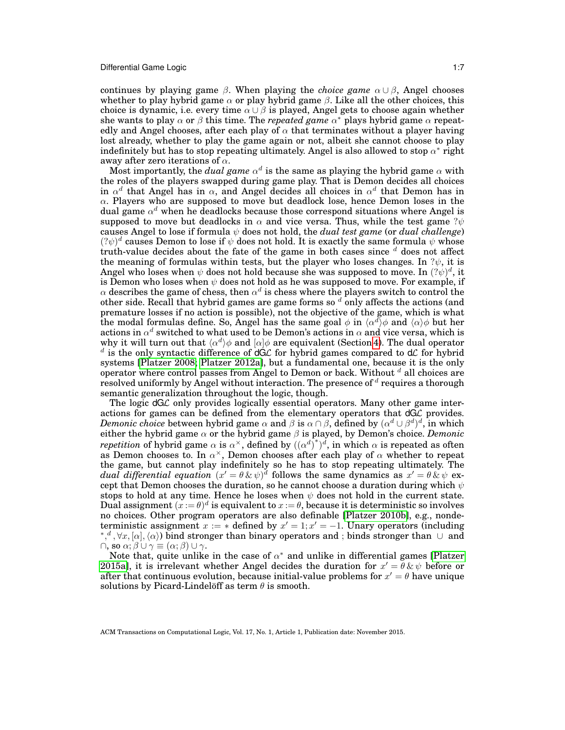continues by playing game $\beta$. When playing the *choice game* $\alpha \cup \beta$, Angel chooses whether to play hybrid game $\alpha$ or play hybrid game $\beta$. Like all the other choices, this choice is dynamic, i.e. every time $\alpha \cup \beta$ is played, Angel gets to choose again whether she wants to play $\alpha$ or $\beta$ this time. The *repeated game* $\alpha^*$ plays hybrid game $\alpha$ repeatedly and Angel chooses, after each play of $\alpha$ that terminates without a player having lost already, whether to play the game again or not, albeit she cannot choose to play indefinitely but has to stop repeating ultimately. Angel is also allowed to stop $\alpha^*$ right away after zero iterations of $\alpha$.

Most importantly, the *dual game* $\alpha^d$ is the same as playing the hybrid game $\alpha$ with the roles of the players swapped during game play. That is Demon decides all choices in $\alpha^d$ that Angel has in $\alpha$, and Angel decides all choices in $\alpha^d$ that Demon has in $\alpha$. Players who are supposed to move but deadlock lose, hence Demon loses in the dual game $\alpha^d$ when he deadlocks because those correspond situations where Angel is supposed to move but deadlocks in $\alpha$ and vice versa. Thus, while the test game $?\psi$ causes Angel to lose if formula $\psi$ does not hold, the *dual test game* (or *dual challenge*) $(?\psi)^d$ causes Demon to lose if $\psi$ does not hold. It is exactly the same formula $\psi$ whose truth-value decides about the fate of the game in both cases since $^d$ does not affect the meaning of formulas within tests, but the player who loses changes. In $?\psi$, it is Angel who loses when $\psi$ does not hold because she was supposed to move. In $(?\psi)^d$, it is Demon who loses when $\psi$ does not hold as he was supposed to move. For example, if $\alpha$ describes the game of chess, then $\alpha^d$ is chess where the players switch to control the other side. Recall that hybrid games are game forms so $^d$ only affects the actions (and premature losses if no action is possible), not the objective of the game, which is what the modal formulas define. So, Angel has the same goal $\phi$ in $\langle\alpha^d\rangle\phi$ and $\langle\alpha\rangle\phi$ but her actions in $\alpha^d$ switched to what used to be Demon's actions in $\alpha$ and vice versa, which is why it will turn out that $\langle\alpha^d\rangle\phi$ and $[\alpha]\phi$ are equivalent (Section 4). The dual operator $^d$ is the only syntactic difference of dG$\mathcal{L}$ for hybrid games compared to d$\mathcal{L}$ for hybrid systems [Platzer 2008; Platzer 2012a], but a fundamental one, because it is the only operator where control passes from Angel to Demon or back. Without $^d$ all choices are resolved uniformly by Angel without interaction. The presence of $^d$ requires a thorough semantic generalization throughout the logic, though.

The logic dG$\mathcal{L}$ only provides logically essential operators. Many other game interactions for games can be defined from the elementary operators that dG$\mathcal{L}$ provides. *Demonic choice* between hybrid game $\alpha$ and $\beta$ is $\alpha \cap \beta$, defined by $(\alpha^d \cup \beta^d)^d$, in which either the hybrid game $\alpha$ or the hybrid game $\beta$ is played, by Demon's choice. *Demonic repetition* of hybrid game $\alpha$ is $\alpha^\times$, defined by $((\alpha^d)^*)^d$, in which $\alpha$ is repeated as often as Demon chooses to. In $\alpha^\times$, Demon chooses after each play of $\alpha$ whether to repeat the game, but cannot play indefinitely so he has to stop repeating ultimately. The *dual differential equation* $(x' = \theta \,\&\, \psi)^d$ follows the same dynamics as $x' = \theta \,\&\, \psi$ except that Demon chooses the duration, so he cannot choose a duration during which $\psi$ stops to hold at any time. Hence he loses when $\psi$ does not hold in the current state. Dual assignment $(x := \theta)^d$ is equivalent to $x := \theta$, because it is deterministic so involves no choices. Other program operators are also definable [Platzer 2010b], e.g., nondeterministic assignment $x := *$ defined by $x' = 1; x' = -1$. Unary operators (including $^*, ^d, \forall x, [\alpha], \langle\alpha\rangle$) bind stronger than binary operators and ; binds stronger than $\cup$ and $\cap$, so $\alpha; \beta \cup \gamma \equiv (\alpha; \beta) \cup \gamma$.

Note that, quite unlike in the case of $\alpha^*$ and unlike in differential games [Platzer 2015a], it is irrelevant whether Angel decides the duration for $x' = \theta \,\&\, \psi$ before or after that continuous evolution, because initial-value problems for $x' = \theta$ have unique solutions by Picard-Lindelöff as term $\theta$ is smooth.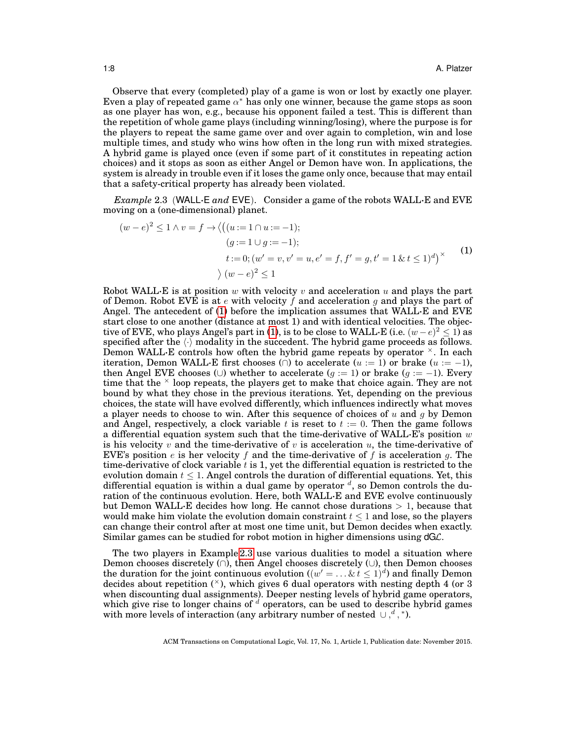Observe that every (completed) play of a game is won or lost by exactly one player. Even a play of repeated game $\alpha^*$ has only one winner, because the game stops as soon as one player has won, e.g., because his opponent failed a test. This is different than the repetition of whole game plays (including winning/losing), where the purpose is for the players to repeat the same game over and over again to completion, win and lose multiple times, and study who wins how often in the long run with mixed strategies. A hybrid game is played once (even if some part of it constitutes in repeating action choices) and it stops as soon as either Angel or Demon have won. In applications, the system is already in trouble even if it loses the game only once, because that may entail that a safety-critical property has already been violated.

*Example* 2.3 (WALL·E *and* EVE). Consider a game of the robots WALL·E and EVE moving on a (one-dimensional) planet.

$$
\begin{aligned}
(w-e)^2 \le 1 \land v = f \rightarrow \Big\langle \big( & (u := 1 \cap u := -1); \\
& (g := 1 \cup g := -1); \\
& t := 0; (w' = v, v' = u, e' = f, f' = g, t' = 1 \,\&\, t \le 1)^d \big)^\times \\
\Big\rangle \, & (w-e)^2 \le 1
\end{aligned}
\tag{1}
$$

Robot WALL·E is at position $w$ with velocity $v$ and acceleration $u$ and plays the part of Demon. Robot EVE is at $e$ with velocity $f$ and acceleration $g$ and plays the part of Angel. The antecedent of (1) before the implication assumes that WALL·E and EVE start close to one another (distance at most 1) and with identical velocities. The objective of EVE, who plays Angel's part in (1), is to be close to WALL·E (i.e. $(w-e)^2 \le 1$) as specified after the $\langle\cdot\rangle$ modality in the succedent. The hybrid game proceeds as follows. Demon WALL·E controls how often the hybrid game repeats by operator $^\times$. In each iteration, Demon WALL·E first chooses ($\cap$) to accelerate ($u := 1$) or brake ($u := -1$), then Angel EVE chooses ($\cup$) whether to accelerate ($g := 1$) or brake ($g := -1$). Every time that the $^\times$ loop repeats, the players get to make that choice again. They are not bound by what they chose in the previous iterations. Yet, depending on the previous choices, the state will have evolved differently, which influences indirectly what moves a player needs to choose to win. After this sequence of choices of $u$ and $g$ by Demon and Angel, respectively, a clock variable $t$ is reset to $t := 0$. Then the game follows a differential equation system such that the time-derivative of WALL·E's position $w$ is his velocity $v$ and the time-derivative of $v$ is acceleration $u$, the time-derivative of EVE's position $e$ is her velocity $f$ and the time-derivative of $f$ is acceleration $g$. The time-derivative of clock variable $t$ is 1, yet the differential equation is restricted to the evolution domain $t \le 1$. Angel controls the duration of differential equations. Yet, this differential equation is within a dual game by operator $^d$, so Demon controls the duration of the continuous evolution. Here, both WALL·E and EVE evolve continuously but Demon WALL·E decides how long. He cannot chose durations $> 1$, because that would make him violate the evolution domain constraint $t \le 1$ and lose, so the players can change their control after at most one time unit, but Demon decides when exactly. Similar games can be studied for robot motion in higher dimensions using dG$\mathcal{L}$.

The two players in Example 2.3 use various dualities to model a situation where Demon chooses discretely ($\cap$), then Angel chooses discretely ($\cup$), then Demon chooses the duration for the joint continuous evolution ($(w' = \dots \,\&\, t \le 1)^d$) and finally Demon decides about repetition ($^\times$), which gives 6 dual operators with nesting depth 4 (or 3 when discounting dual assignments). Deeper nesting levels of hybrid game operators, which give rise to longer chains of $^d$ operators, can be used to describe hybrid games with more levels of interaction (any arbitrary number of nested $\cup, ^d, ^*$).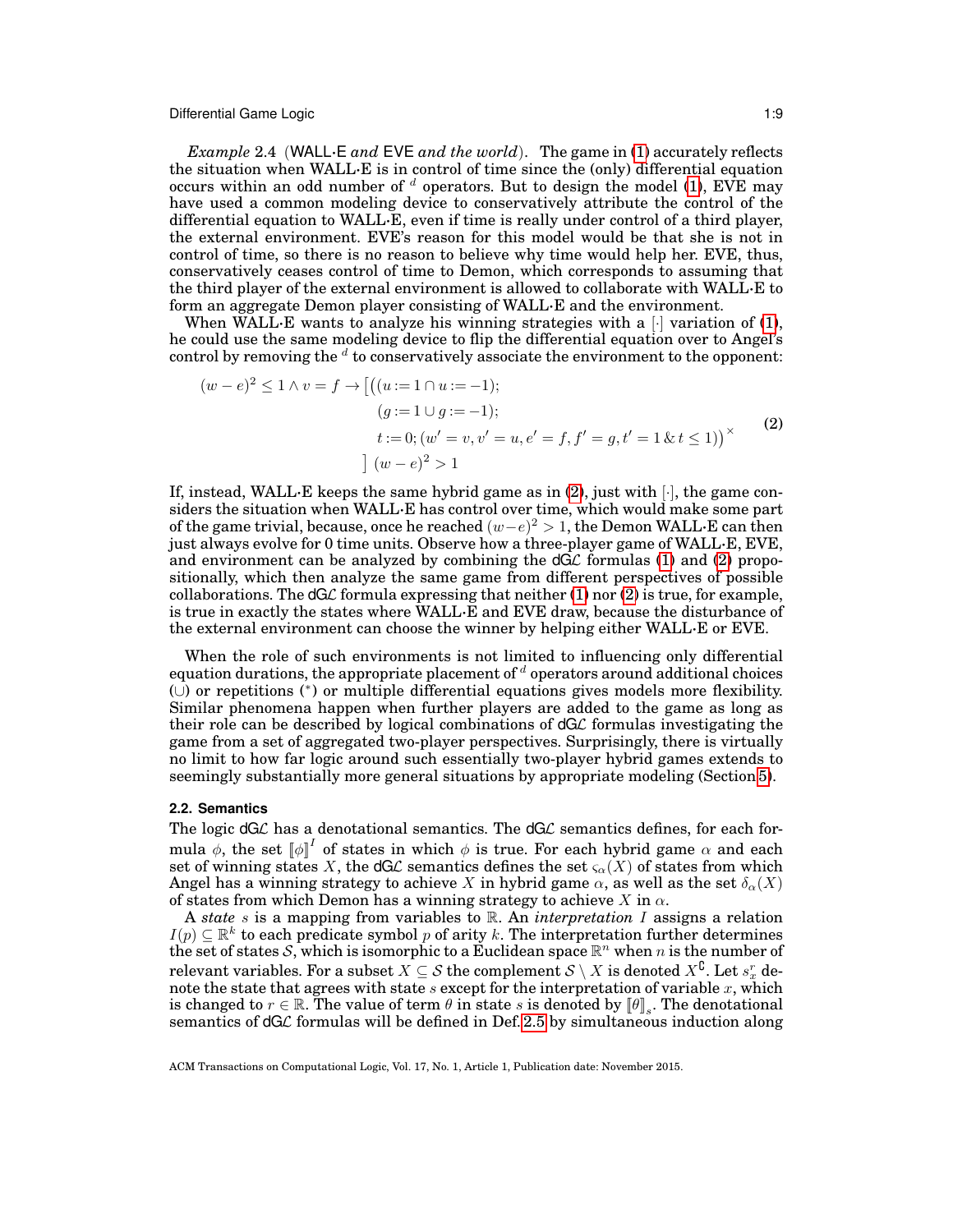*Example* 2.4 (WALL·E *and* EVE *and the world*). The game in (1) accurately reflects the situation when WALL·E is in control of time since the (only) differential equation occurs within an odd number of $^d$ operators. But to design the model (1), EVE may have used a common modeling device to conservatively attribute the control of the differential equation to WALL·E, even if time is really under control of a third player, the external environment. EVE's reason for this model would be that she is not in control of time, so there is no reason to believe why time would help her. EVE, thus, conservatively ceases control of time to Demon, which corresponds to assuming that the third player of the external environment is allowed to collaborate with WALL·E to form an aggregate Demon player consisting of WALL·E and the environment.

When WALL·E wants to analyze his winning strategies with a $[\cdot]$ variation of (1), he could use the same modeling device to flip the differential equation over to Angel's control by removing the $^d$ to conservatively associate the environment to the opponent:

$$
\begin{aligned}
(w-e)^2 \leq 1 \land v = f \rightarrow \big[ \big( &(u := 1 \cap u := -1); \\
&(g := 1 \cup g := -1); \\
&t := 0; (w' = v, v' = u, e' = f, f' = g, t' = 1 \,\&\, t \leq 1) \big)^{\times} \\
\big]\, &(w-e)^2 > 1
\end{aligned}
\tag{2}
$$

If, instead, WALL·E keeps the same hybrid game as in (2), just with $[\cdot]$, the game considers the situation when WALL·E has control over time, which would make some part of the game trivial, because, once he reached $(w-e)^2 > 1$, the Demon WALL·E can then just always evolve for 0 time units. Observe how a three-player game of WALL·E, EVE, and environment can be analyzed by combining the dG$\mathcal{L}$ formulas (1) and (2) propositionally, which then analyze the same game from different perspectives of possible collaborations. The dG$\mathcal{L}$ formula expressing that neither (1) nor (2) is true, for example, is true in exactly the states where WALL·E and EVE draw, because the disturbance of the external environment can choose the winner by helping either WALL·E or EVE.

When the role of such environments is not limited to influencing only differential equation durations, the appropriate placement of $^d$ operators around additional choices ($\cup$) or repetitions ($^*$) or multiple differential equations gives models more flexibility. Similar phenomena happen when further players are added to the game as long as their role can be described by logical combinations of dG$\mathcal{L}$ formulas investigating the game from a set of aggregated two-player perspectives. Surprisingly, there is virtually no limit to how far logic around such essentially two-player hybrid games extends to seemingly substantially more general situations by appropriate modeling (Section 5).

### 2.2. Semantics

The logic dG$\mathcal{L}$ has a denotational semantics. The dG$\mathcal{L}$ semantics defines, for each formula $\phi$, the set $[\![\phi]\!]^I$ of states in which $\phi$ is true. For each hybrid game $\alpha$ and each set of winning states $X$, the dG$\mathcal{L}$ semantics defines the set $\varsigma_\alpha(X)$ of states from which Angel has a winning strategy to achieve $X$ in hybrid game $\alpha$, as well as the set $\delta_\alpha(X)$ of states from which Demon has a winning strategy to achieve $X$ in $\alpha$.

A *state* $s$ is a mapping from variables to $\mathbb{R}$. An *interpretation* $I$ assigns a relation $I(p) \subseteq \mathbb{R}^k$ to each predicate symbol $p$ of arity $k$. The interpretation further determines the set of states $\mathcal{S}$, which is isomorphic to a Euclidean space $\mathbb{R}^n$ when $n$ is the number of relevant variables. For a subset $X \subseteq \mathcal{S}$ the complement $\mathcal{S} \setminus X$ is denoted $X^\complement$. Let $s_x^r$ denote the state that agrees with state $s$ except for the interpretation of variable $x$, which is changed to $r \in \mathbb{R}$. The value of term $\theta$ in state $s$ is denoted by $[\![\theta]\!]_s$. The denotational semantics of dG$\mathcal{L}$ formulas will be defined in Def. 2.5 by simultaneous induction along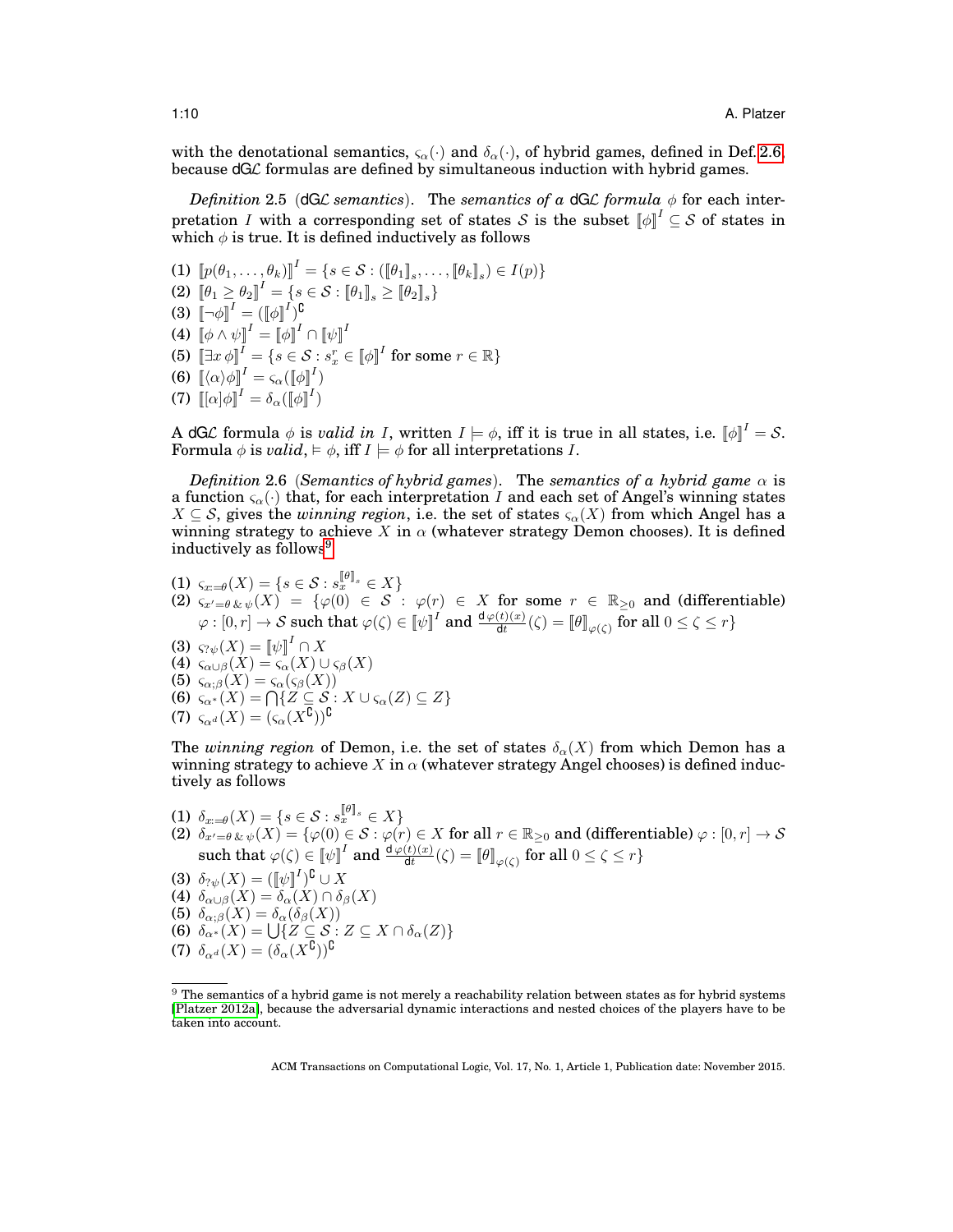with the denotational semantics, $\varsigma_\alpha(\cdot)$ and $\delta_\alpha(\cdot)$, of hybrid games, defined in Def. 2.6, because dG$\mathcal{L}$ formulas are defined by simultaneous induction with hybrid games.

*Definition* 2.5 (dG$\mathcal{L}$ *semantics*). The *semantics of a* dG$\mathcal{L}$ *formula* $\phi$ for each interpretation $I$ with a corresponding set of states $\mathcal{S}$ is the subset $[\![\phi]\!]^I \subseteq \mathcal{S}$ of states in which $\phi$ is true. It is defined inductively as follows

(1) $[\![p(\theta_1,\dots,\theta_k)]\!]^I = \{s \in \mathcal{S} : ([\![\theta_1]\!]_s,\dots,[\![\theta_k]\!]_s) \in I(p)\}$
(2) $[\![\theta_1 \geq \theta_2]\!]^I = \{s \in \mathcal{S} : [\![\theta_1]\!]_s \geq [\![\theta_2]\!]_s\}$
(3) $[\![\neg\phi]\!]^I = ([\![\phi]\!]^I)^\complement$
(4) $[\![\phi \land \psi]\!]^I = [\![\phi]\!]^I \cap [\![\psi]\!]^I$
(5) $[\![\exists x\, \phi]\!]^I = \{s \in \mathcal{S} : s_x^r \in [\![\phi]\!]^I \text{ for some } r \in \mathbb{R}\}$
(6) $[\![\langle\alpha\rangle\phi]\!]^I = \varsigma_\alpha([\![\phi]\!]^I)$
(7) $[\![[\alpha]\phi]\!]^I = \delta_\alpha([\![\phi]\!]^I)$

A dG$\mathcal{L}$ formula $\phi$ is *valid in* $I$, written $I \models \phi$, iff it is true in all states, i.e. $[\![\phi]\!]^I = \mathcal{S}$. Formula $\phi$ is *valid*, $\vDash \phi$, iff $I \models \phi$ for all interpretations $I$.

*Definition* 2.6 (*Semantics of hybrid games*). The *semantics of a hybrid game* $\alpha$ is a function $\varsigma_\alpha(\cdot)$ that, for each interpretation $I$ and each set of Angel's winning states $X \subseteq \mathcal{S}$, gives the *winning region*, i.e. the set of states $\varsigma_\alpha(X)$ from which Angel has a winning strategy to achieve $X$ in $\alpha$ (whatever strategy Demon chooses). It is defined inductively as follows[9]

(1) $\varsigma_{x:=\theta}(X) = \{s \in \mathcal{S} : s_x^{[\![\theta]\!]_s} \in X\}$
(2) $\varsigma_{x'=\theta\,\&\,\psi}(X) = \{\varphi(0) \in \mathcal{S} : \varphi(r) \in X$ for some $r \in \mathbb{R}_{\geq 0}$ and (differentiable) $\varphi : [0,r] \to \mathcal{S}$ such that $\varphi(\zeta) \in [\![\psi]\!]^I$ and $\frac{\mathsf{d}\,\varphi(t)(x)}{\mathsf{d}t}(\zeta) = [\![\theta]\!]_{\varphi(\zeta)}$ for all $0 \leq \zeta \leq r\}$
(3) $\varsigma_{?\psi}(X) = [\![\psi]\!]^I \cap X$
(4) $\varsigma_{\alpha\cup\beta}(X) = \varsigma_\alpha(X) \cup \varsigma_\beta(X)$
(5) $\varsigma_{\alpha;\beta}(X) = \varsigma_\alpha(\varsigma_\beta(X))$
(6) $\varsigma_{\alpha^*}(X) = \bigcap\{Z \subseteq \mathcal{S} : X \cup \varsigma_\alpha(Z) \subseteq Z\}$
(7) $\varsigma_{\alpha^d}(X) = (\varsigma_\alpha(X^\complement))^\complement$

The *winning region* of Demon, i.e. the set of states $\delta_\alpha(X)$ from which Demon has a winning strategy to achieve $X$ in $\alpha$ (whatever strategy Angel chooses) is defined inductively as follows

(1) $\delta_{x:=\theta}(X) = \{s \in \mathcal{S} : s_x^{[\![\theta]\!]_s} \in X\}$
(2) $\delta_{x'=\theta\,\&\,\psi}(X) = \{\varphi(0) \in \mathcal{S} : \varphi(r) \in X$ for all $r \in \mathbb{R}_{\geq 0}$ and (differentiable) $\varphi : [0,r] \to \mathcal{S}$ such that $\varphi(\zeta) \in [\![\psi]\!]^I$ and $\frac{\mathsf{d}\,\varphi(t)(x)}{\mathsf{d}t}(\zeta) = [\![\theta]\!]_{\varphi(\zeta)}$ for all $0 \leq \zeta \leq r\}$
(3) $\delta_{?\psi}(X) = ([\![\psi]\!]^I)^\complement \cup X$
(4) $\delta_{\alpha\cup\beta}(X) = \delta_\alpha(X) \cap \delta_\beta(X)$
(5) $\delta_{\alpha;\beta}(X) = \delta_\alpha(\delta_\beta(X))$
(6) $\delta_{\alpha^*}(X) = \bigcup\{Z \subseteq \mathcal{S} : Z \subseteq X \cap \delta_\alpha(Z)\}$
(7) $\delta_{\alpha^d}(X) = (\delta_\alpha(X^\complement))^\complement$

[9] The semantics of a hybrid game is not merely a reachability relation between states as for hybrid systems [Platzer 2012a], because the adversarial dynamic interactions and nested choices of the players have to be taken into account.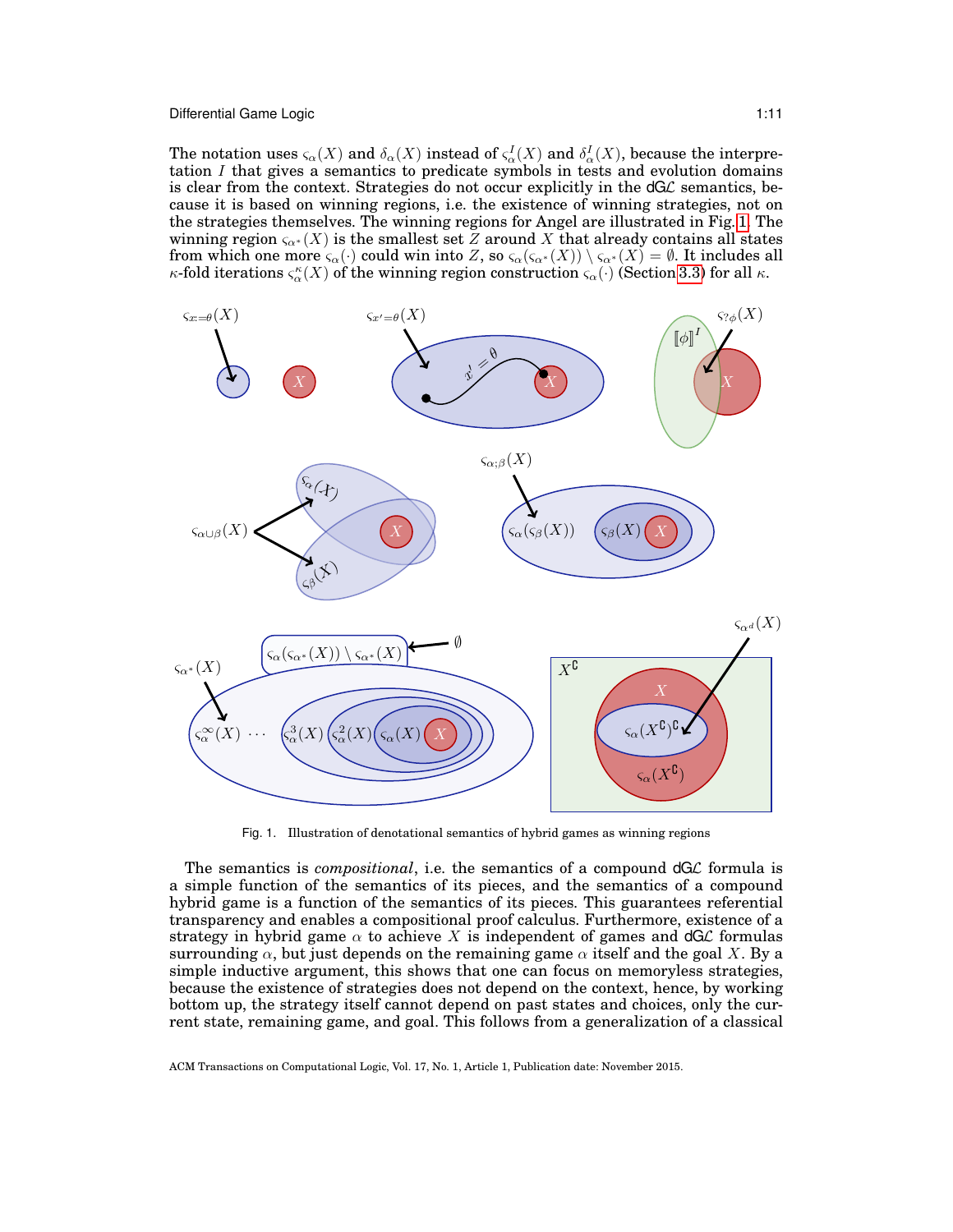The notation uses $\varsigma_\alpha(X)$ and $\delta_\alpha(X)$ instead of $\varsigma_\alpha^I(X)$ and $\delta_\alpha^I(X)$, because the interpretation $I$ that gives a semantics to predicate symbols in tests and evolution domains is clear from the context. Strategies do not occur explicitly in the dG$\mathcal{L}$ semantics, because it is based on winning regions, i.e. the existence of winning strategies, not on the strategies themselves. The winning regions for Angel are illustrated in Fig. 1. The winning region $\varsigma_{\alpha^*}(X)$ is the smallest set $Z$ around $X$ that already contains all states from which one more $\varsigma_\alpha(\cdot)$ could win into $Z$, so $\varsigma_\alpha(\varsigma_{\alpha^*}(X)) \setminus \varsigma_{\alpha^*}(X) = \emptyset$. It includes all $\kappa$-fold iterations $\varsigma_\alpha^\kappa(X)$ of the winning region construction $\varsigma_\alpha(\cdot)$ (Section 3.3) for all $\kappa$.

Fig. 1. Illustration of denotational semantics of hybrid games as winning regions

The semantics is *compositional*, i.e. the semantics of a compound dG$\mathcal{L}$ formula is a simple function of the semantics of its pieces, and the semantics of a compound hybrid game is a function of the semantics of its pieces. This guarantees referential transparency and enables a compositional proof calculus. Furthermore, existence of a strategy in hybrid game $\alpha$ to achieve $X$ is independent of games and dG$\mathcal{L}$ formulas surrounding $\alpha$, but just depends on the remaining game $\alpha$ itself and the goal $X$. By a simple inductive argument, this shows that one can focus on memoryless strategies, because the existence of strategies does not depend on the context, hence, by working bottom up, the strategy itself cannot depend on past states and choices, only the current state, remaining game, and goal. This follows from a generalization of a classical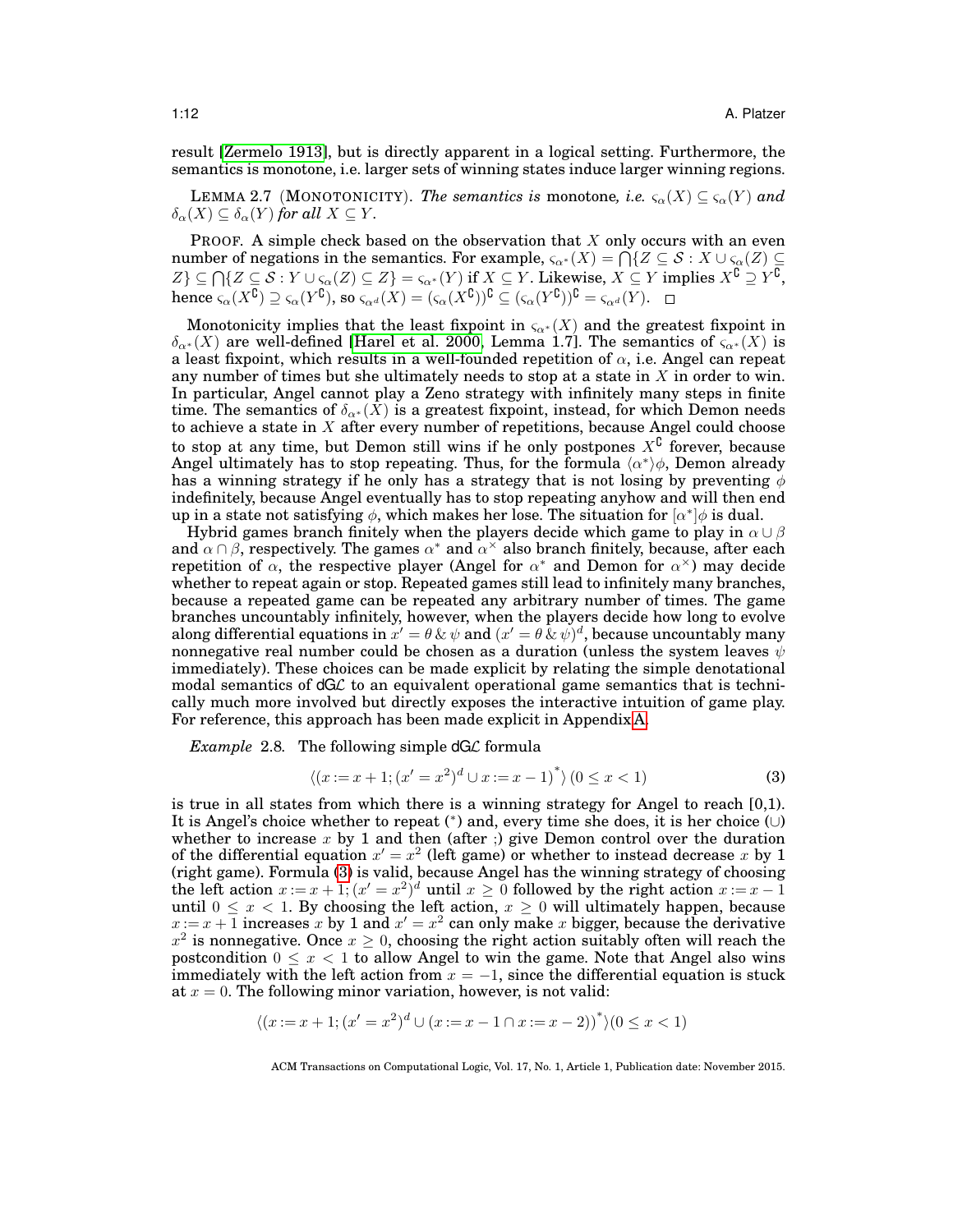result [Zermelo 1913], but is directly apparent in a logical setting. Furthermore, the semantics is monotone, i.e. larger sets of winning states induce larger winning regions.

LEMMA 2.7 (MONOTONICITY). *The semantics is* monotone*, i.e.* $\varsigma_\alpha(X) \subseteq \varsigma_\alpha(Y)$ *and* $\delta_\alpha(X) \subseteq \delta_\alpha(Y)$ *for all* $X \subseteq Y$.

PROOF. A simple check based on the observation that $X$ only occurs with an even number of negations in the semantics. For example, $\varsigma_{\alpha^*}(X) = \bigcap\{Z \subseteq \mathcal{S} : X \cup \varsigma_\alpha(Z) \subseteq Z\} \subseteq \bigcap\{Z \subseteq \mathcal{S} : Y \cup \varsigma_\alpha(Z) \subseteq Z\} = \varsigma_{\alpha^*}(Y)$ if $X \subseteq Y$. Likewise, $X \subseteq Y$ implies $X^\complement \supseteq Y^\complement$, hence $\varsigma_\alpha(X^\complement) \supseteq \varsigma_\alpha(Y^\complement)$, so $\varsigma_{\alpha^d}(X) = (\varsigma_\alpha(X^\complement))^\complement \subseteq (\varsigma_\alpha(Y^\complement))^\complement = \varsigma_{\alpha^d}(Y)$. $\square$

Monotonicity implies that the least fixpoint in $\varsigma_{\alpha^*}(X)$ and the greatest fixpoint in $\delta_{\alpha^*}(X)$ are well-defined [Harel et al. 2000, Lemma 1.7]. The semantics of $\varsigma_{\alpha^*}(X)$ is a least fixpoint, which results in a well-founded repetition of $\alpha$, i.e. Angel can repeat any number of times but she ultimately needs to stop at a state in $X$ in order to win. In particular, Angel cannot play a Zeno strategy with infinitely many steps in finite time. The semantics of $\delta_{\alpha^*}(X)$ is a greatest fixpoint, instead, for which Demon needs to achieve a state in $X$ after every number of repetitions, because Angel could choose to stop at any time, but Demon still wins if he only postpones $X^\complement$ forever, because Angel ultimately has to stop repeating. Thus, for the formula $\langle\alpha^*\rangle\phi$, Demon already has a winning strategy if he only has a strategy that is not losing by preventing $\phi$ indefinitely, because Angel eventually has to stop repeating anyhow and will then end up in a state not satisfying $\phi$, which makes her lose. The situation for $[\alpha^*]\phi$ is dual.

Hybrid games branch finitely when the players decide which game to play in $\alpha \cup \beta$ and $\alpha \cap \beta$, respectively. The games $\alpha^*$ and $\alpha^\times$ also branch finitely, because, after each repetition of $\alpha$, the respective player (Angel for $\alpha^*$ and Demon for $\alpha^\times$) may decide whether to repeat again or stop. Repeated games still lead to infinitely many branches, because a repeated game can be repeated any arbitrary number of times. The game branches uncountably infinitely, however, when the players decide how long to evolve along differential equations in $x' = \theta \,\&\, \psi$ and $(x' = \theta \,\&\, \psi)^d$, because uncountably many nonnegative real number could be chosen as a duration (unless the system leaves $\psi$ immediately). These choices can be made explicit by relating the simple denotational modal semantics of dG$\mathcal{L}$ to an equivalent operational game semantics that is technically much more involved but directly exposes the interactive intuition of game play. For reference, this approach has been made explicit in Appendix A.

*Example* 2.8. The following simple dG$\mathcal{L}$ formula

$$\langle(x := x + 1; (x' = x^2)^d \cup x := x - 1)^*\rangle\,(0 \le x < 1) \tag{3}$$

is true in all states from which there is a winning strategy for Angel to reach [0,1). It is Angel's choice whether to repeat ($^*$) and, every time she does, it is her choice ($\cup$) whether to increase $x$ by 1 and then (after ;) give Demon control over the duration of the differential equation $x' = x^2$ (left game) or whether to instead decrease $x$ by 1 (right game). Formula (3) is valid, because Angel has the winning strategy of choosing the left action $x := x + 1; (x' = x^2)^d$ until $x \ge 0$ followed by the right action $x := x - 1$ until $0 \le x < 1$. By choosing the left action, $x \ge 0$ will ultimately happen, because $x := x + 1$ increases $x$ by 1 and $x' = x^2$ can only make $x$ bigger, because the derivative $x^2$ is nonnegative. Once $x \ge 0$, choosing the right action suitably often will reach the postcondition $0 \le x < 1$ to allow Angel to win the game. Note that Angel also wins immediately with the left action from $x = -1$, since the differential equation is stuck at $x = 0$. The following minor variation, however, is not valid:

$$\langle(x := x + 1; (x' = x^2)^d \cup (x := x - 1 \cap x := x - 2))^*\rangle(0 \le x < 1)$$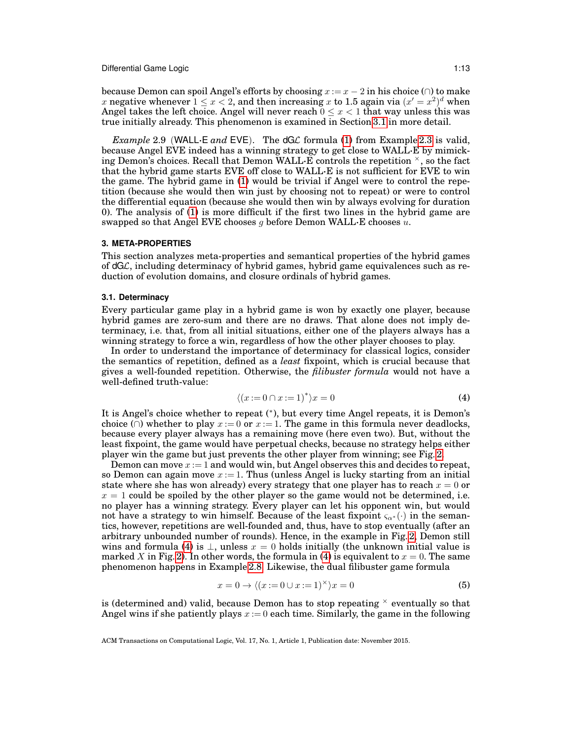because Demon can spoil Angel's efforts by choosing $x := x - 2$ in his choice ($\cap$) to make $x$ negative whenever $1 \leq x < 2$, and then increasing $x$ to 1.5 again via $(x' = x^2)^d$ when Angel takes the left choice. Angel will never reach $0 \leq x < 1$ that way unless this was true initially already. This phenomenon is examined in Section 3.1 in more detail.

*Example* 2.9 (WALL·E *and* EVE). The dG$\mathcal{L}$ formula (1) from Example 2.3 is valid, because Angel EVE indeed has a winning strategy to get close to WALL·E by mimicking Demon's choices. Recall that Demon WALL·E controls the repetition $^\times$, so the fact that the hybrid game starts EVE off close to WALL·E is not sufficient for EVE to win the game. The hybrid game in (1) would be trivial if Angel were to control the repetition (because she would then win just by choosing not to repeat) or were to control the differential equation (because she would then win by always evolving for duration 0). The analysis of (1) is more difficult if the first two lines in the hybrid game are swapped so that Angel EVE chooses $g$ before Demon WALL·E chooses $u$.

## 3. META-PROPERTIES

This section analyzes meta-properties and semantical properties of the hybrid games of dG$\mathcal{L}$, including determinacy of hybrid games, hybrid game equivalences such as reduction of evolution domains, and closure ordinals of hybrid games.

### 3.1. Determinacy

Every particular game play in a hybrid game is won by exactly one player, because hybrid games are zero-sum and there are no draws. That alone does not imply determinacy, i.e. that, from all initial situations, either one of the players always has a winning strategy to force a win, regardless of how the other player chooses to play.

In order to understand the importance of determinacy for classical logics, consider the semantics of repetition, defined as a *least* fixpoint, which is crucial because that gives a well-founded repetition. Otherwise, the *filibuster formula* would not have a well-defined truth-value:

$$\langle (x := 0 \cap x := 1)^* \rangle x = 0 \tag{4}$$

It is Angel's choice whether to repeat ($^*$), but every time Angel repeats, it is Demon's choice ($\cap$) whether to play $x := 0$ or $x := 1$. The game in this formula never deadlocks, because every player always has a remaining move (here even two). But, without the least fixpoint, the game would have perpetual checks, because no strategy helps either player win the game but just prevents the other player from winning; see Fig. 2.

Demon can move $x := 1$ and would win, but Angel observes this and decides to repeat, so Demon can again move $x := 1$. Thus (unless Angel is lucky starting from an initial state where she has won already) every strategy that one player has to reach $x = 0$ or $x = 1$ could be spoiled by the other player so the game would not be determined, i.e. no player has a winning strategy. Every player can let his opponent win, but would not have a strategy to win himself. Because of the least fixpoint $\varsigma_{\alpha^*}(\cdot)$ in the semantics, however, repetitions are well-founded and, thus, have to stop eventually (after an arbitrary unbounded number of rounds). Hence, in the example in Fig. 2, Demon still wins and formula (4) is $\bot$, unless $x = 0$ holds initially (the unknown initial value is marked $X$ in Fig. 2). In other words, the formula in (4) is equivalent to $x = 0$. The same phenomenon happens in Example 2.8. Likewise, the dual filibuster game formula

$$x = 0 \rightarrow \langle (x := 0 \cup x := 1)^\times \rangle x = 0 \tag{5}$$

is (determined and) valid, because Demon has to stop repeating $^\times$ eventually so that Angel wins if she patiently plays $x := 0$ each time. Similarly, the game in the following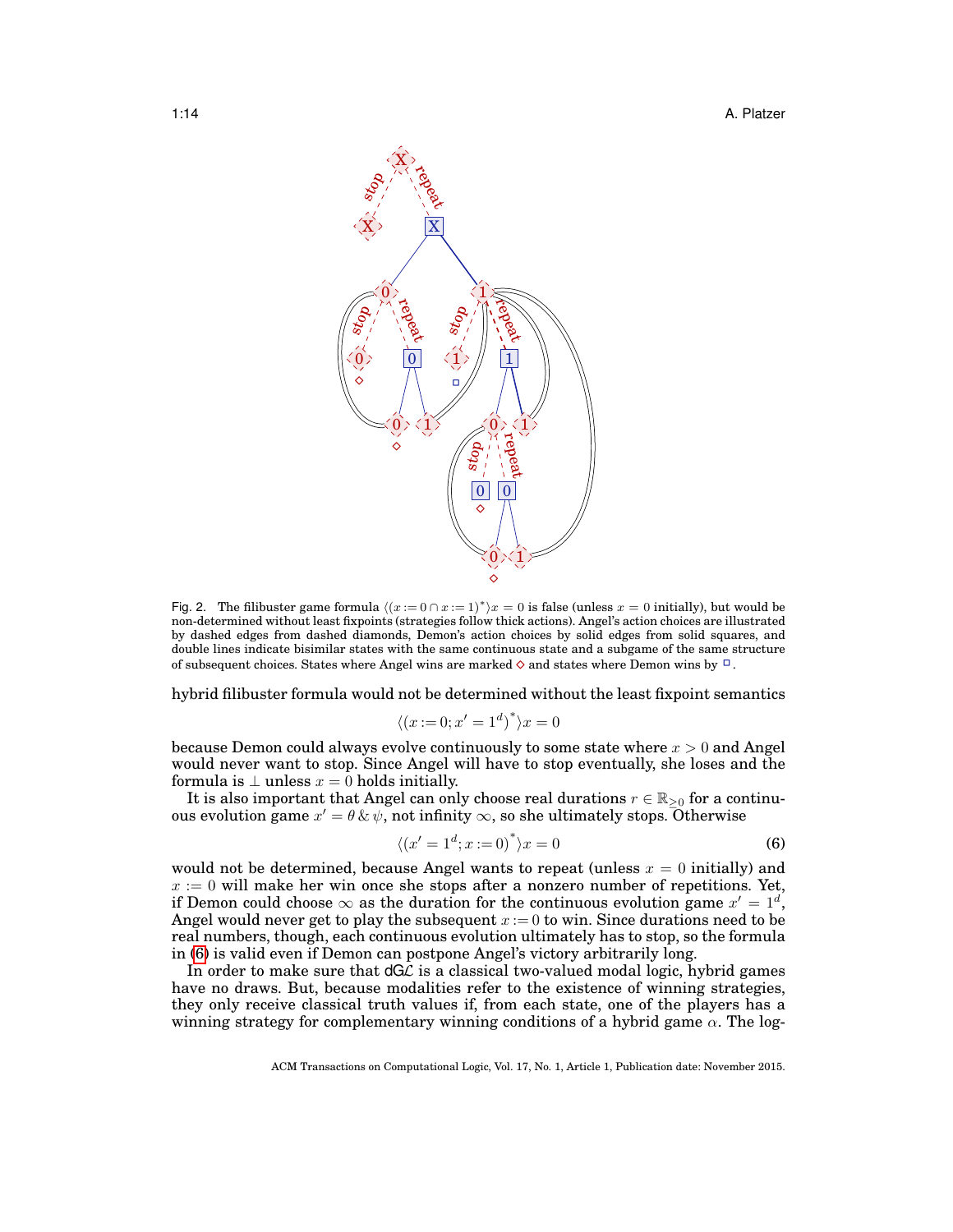Fig. 2. The filibuster game formula $\langle(x := 0 \cap x := 1)^*\rangle x = 0$ is false (unless $x = 0$ initially), but would be non-determined without least fixpoints (strategies follow thick actions). Angel's action choices are illustrated by dashed edges from dashed diamonds, Demon's action choices by solid edges from solid squares, and double lines indicate bisimilar states with the same continuous state and a subgame of the same structure of subsequent choices. States where Angel wins are marked ◇ and states where Demon wins by □.

hybrid filibuster formula would not be determined without the least fixpoint semantics

$$\langle(x := 0; x' = 1^d)^*\rangle x = 0$$

because Demon could always evolve continuously to some state where $x > 0$ and Angel would never want to stop. Since Angel will have to stop eventually, she loses and the formula is $\bot$ unless $x = 0$ holds initially.

It is also important that Angel can only choose real durations $r \in \mathbb{R}_{\geq 0}$ for a continuous evolution game $x' = \theta \,\&\, \psi$, not infinity $\infty$, so she ultimately stops. Otherwise

$$\langle(x' = 1^d; x := 0)^*\rangle x = 0 \tag{6}$$

would not be determined, because Angel wants to repeat (unless $x = 0$ initially) and $x := 0$ will make her win once she stops after a nonzero number of repetitions. Yet, if Demon could choose $\infty$ as the duration for the continuous evolution game $x' = 1^d$, Angel would never get to play the subsequent $x := 0$ to win. Since durations need to be real numbers, though, each continuous evolution ultimately has to stop, so the formula in (6) is valid even if Demon can postpone Angel's victory arbitrarily long.

In order to make sure that dG$\mathcal{L}$ is a classical two-valued modal logic, hybrid games have no draws. But, because modalities refer to the existence of winning strategies, they only receive classical truth values if, from each state, one of the players has a winning strategy for complementary winning conditions of a hybrid game $\alpha$. The log-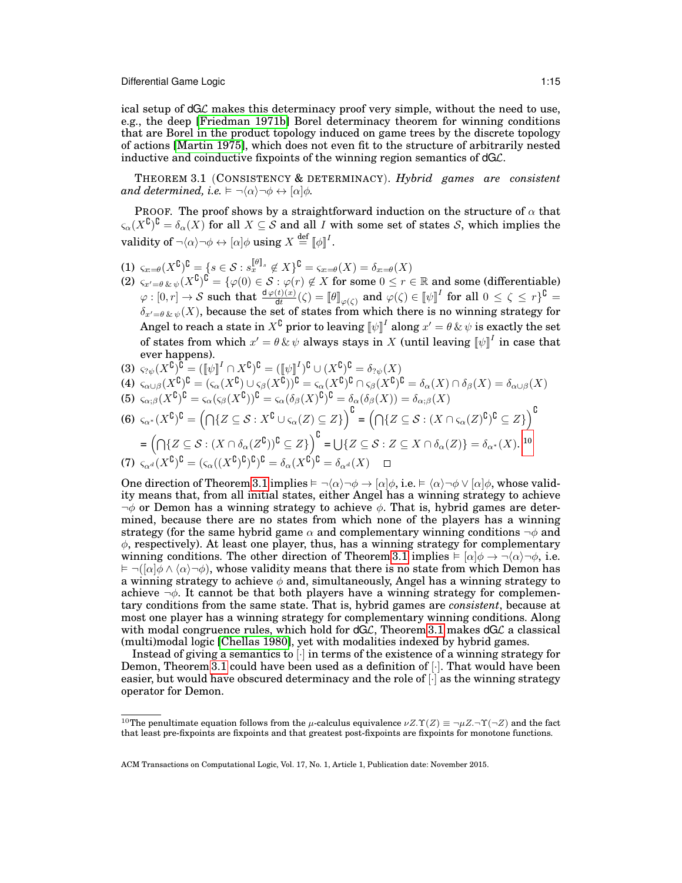ical setup of dG$\mathcal{L}$ makes this determinacy proof very simple, without the need to use, e.g., the deep [Friedman 1971b] Borel determinacy theorem for winning conditions that are Borel in the product topology induced on game trees by the discrete topology of actions [Martin 1975], which does not even fit to the structure of arbitrarily nested inductive and coinductive fixpoints of the winning region semantics of dG$\mathcal{L}$.

THEOREM 3.1 (CONSISTENCY & DETERMINACY). *Hybrid games are consistent and determined, i.e.* $\vDash \neg\langle\alpha\rangle\neg\phi \leftrightarrow [\alpha]\phi$.

PROOF. The proof shows by a straightforward induction on the structure of $\alpha$ that $\varsigma_\alpha(X^\complement)^\complement = \delta_\alpha(X)$ for all $X \subseteq \mathcal{S}$ and all $I$ with some set of states $\mathcal{S}$, which implies the validity of $\neg\langle\alpha\rangle\neg\phi \leftrightarrow [\alpha]\phi$ using $X \stackrel{\text{def}}{=} [\![\phi]\!]^I$.

(1) $\varsigma_{x:=\theta}(X^\complement)^\complement = \{s \in \mathcal{S} : s_x^{[\![\theta]\!]_s} \notin X\}^\complement = \varsigma_{x:=\theta}(X) = \delta_{x:=\theta}(X)$

(2) $\varsigma_{x'=\theta\,\&\,\psi}(X^\complement)^\complement = \{\varphi(0) \in \mathcal{S} : \varphi(r) \notin X$ for some $0 \leq r \in \mathbb{R}$ and some (differentiable) $\varphi : [0,r] \to \mathcal{S}$ such that $\frac{\mathrm{d}\,\varphi(t)(x)}{\mathrm{d}t}(\zeta) = [\![\theta]\!]_{\varphi(\zeta)}$ and $\varphi(\zeta) \in [\![\psi]\!]^I$ for all $0 \leq \zeta \leq r\}^\complement = \delta_{x'=\theta\,\&\,\psi}(X)$, because the set of states from which there is no winning strategy for Angel to reach a state in $X^\complement$ prior to leaving $[\![\psi]\!]^I$ along $x' = \theta\,\&\,\psi$ is exactly the set of states from which $x' = \theta\,\&\,\psi$ always stays in $X$ (until leaving $[\![\psi]\!]^I$ in case that ever happens).

(3) $\varsigma_{?\psi}(X^\complement)^\complement = ([\![\psi]\!]^I \cap X^\complement)^\complement = ([\![\psi]\!]^I)^\complement \cup (X^\complement)^\complement = \delta_{?\psi}(X)$

(4) $\varsigma_{\alpha\cup\beta}(X^\complement)^\complement = (\varsigma_\alpha(X^\complement) \cup \varsigma_\beta(X^\complement))^\complement = \varsigma_\alpha(X^\complement)^\complement \cap \varsigma_\beta(X^\complement)^\complement = \delta_\alpha(X) \cap \delta_\beta(X) = \delta_{\alpha\cup\beta}(X)$

(5) $\varsigma_{\alpha;\beta}(X^\complement)^\complement = \varsigma_\alpha(\varsigma_\beta(X^\complement))^\complement = \varsigma_\alpha(\delta_\beta(X)^\complement)^\complement = \delta_\alpha(\delta_\beta(X)) = \delta_{\alpha;\beta}(X)$

(6) $\varsigma_{\alpha^*}(X^\complement)^\complement = \left(\bigcap\{Z \subseteq \mathcal{S} : X^\complement \cup \varsigma_\alpha(Z) \subseteq Z\}\right)^\complement = \left(\bigcap\{Z \subseteq \mathcal{S} : (X \cap \varsigma_\alpha(Z)^\complement)^\complement \subseteq Z\}\right)^\complement$
$= \left(\bigcap\{Z \subseteq \mathcal{S} : (X \cap \delta_\alpha(Z^\complement))^\complement \subseteq Z\}\right)^\complement = \bigcup\{Z \subseteq \mathcal{S} : Z \subseteq X \cap \delta_\alpha(Z)\} = \delta_{\alpha^*}(X)$.[10]

(7) $\varsigma_{\alpha^d}(X^\complement)^\complement = (\varsigma_\alpha((X^\complement)^\complement)^\complement)^\complement = \delta_\alpha(X^\complement)^\complement = \delta_{\alpha^d}(X)$ $\square$

One direction of Theorem 3.1 implies $\vDash \neg\langle\alpha\rangle\neg\phi \to [\alpha]\phi$, i.e. $\vDash \langle\alpha\rangle\neg\phi \vee [\alpha]\phi$, whose validity means that, from all initial states, either Angel has a winning strategy to achieve $\neg\phi$ or Demon has a winning strategy to achieve $\phi$. That is, hybrid games are determined, because there are no states from which none of the players has a winning strategy (for the same hybrid game $\alpha$ and complementary winning conditions $\neg\phi$ and $\phi$, respectively). At least one player, thus, has a winning strategy for complementary winning conditions. The other direction of Theorem 3.1 implies $\vDash [\alpha]\phi \to \neg\langle\alpha\rangle\neg\phi$, i.e. $\vDash \neg([\alpha]\phi \wedge \langle\alpha\rangle\neg\phi)$, whose validity means that there is no state from which Demon has a winning strategy to achieve $\phi$ and, simultaneously, Angel has a winning strategy to achieve $\neg\phi$. It cannot be that both players have a winning strategy for complementary conditions from the same state. That is, hybrid games are *consistent*, because at most one player has a winning strategy for complementary winning conditions. Along with modal congruence rules, which hold for dG$\mathcal{L}$, Theorem 3.1 makes dG$\mathcal{L}$ a classical (multi)modal logic [Chellas 1980], yet with modalities indexed by hybrid games.

Instead of giving a semantics to $[\cdot]$ in terms of the existence of a winning strategy for Demon, Theorem 3.1 could have been used as a definition of $[\cdot]$. That would have been easier, but would have obscured determinacy and the role of $[\cdot]$ as the winning strategy operator for Demon.

[10] The penultimate equation follows from the $\mu$-calculus equivalence $\nu Z.\Upsilon(Z) \equiv \neg\mu Z.\neg\Upsilon(\neg Z)$ and the fact that least pre-fixpoints are fixpoints and that greatest post-fixpoints are fixpoints for monotone functions.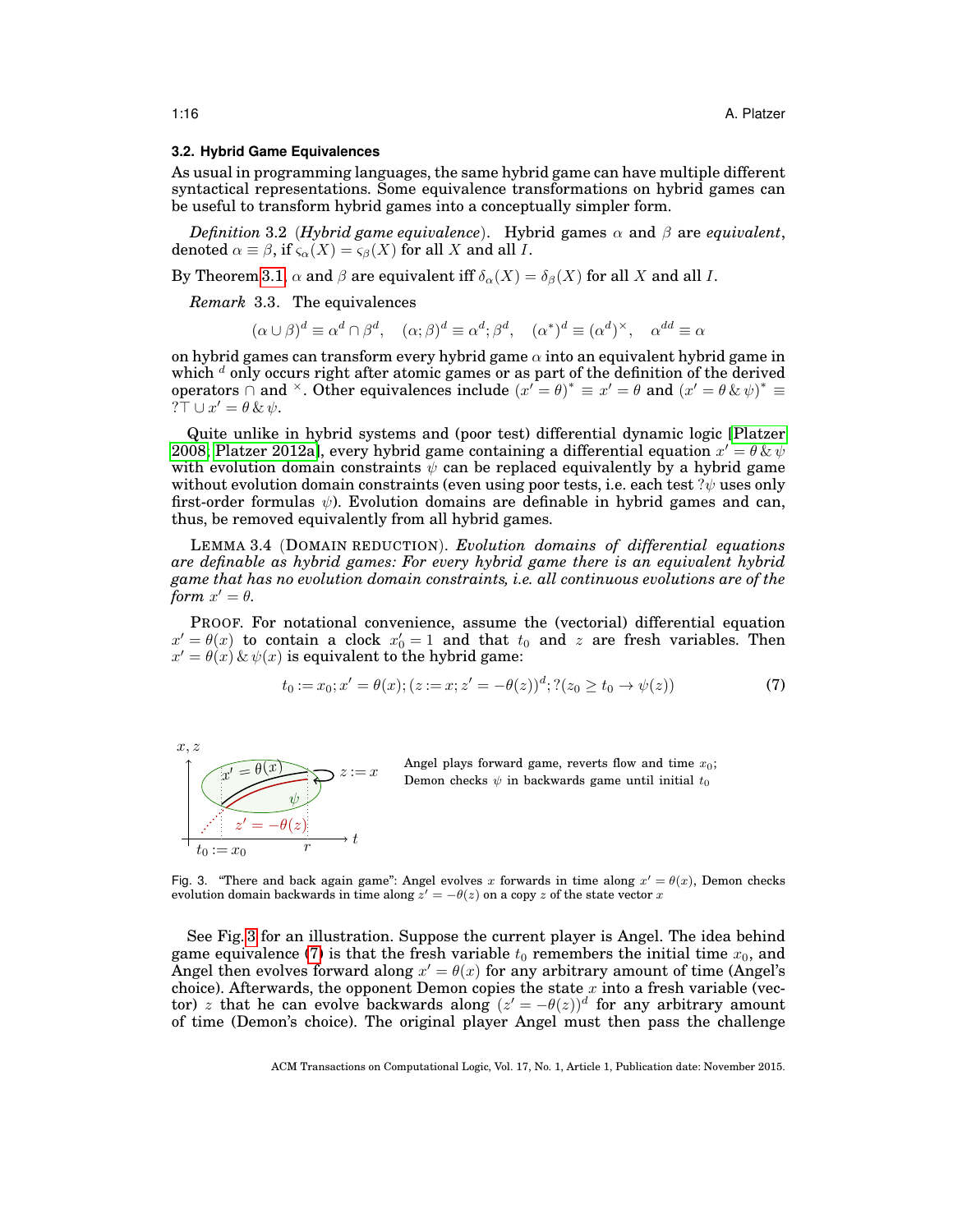### 3.2. Hybrid Game Equivalences

As usual in programming languages, the same hybrid game can have multiple different syntactical representations. Some equivalence transformations on hybrid games can be useful to transform hybrid games into a conceptually simpler form.

*Definition* 3.2 (*Hybrid game equivalence*). Hybrid games $\alpha$ and $\beta$ are *equivalent*, denoted $\alpha \equiv \beta$, if $\varsigma_\alpha(X) = \varsigma_\beta(X)$ for all $X$ and all $I$.

By Theorem 3.1, $\alpha$ and $\beta$ are equivalent iff $\delta_\alpha(X) = \delta_\beta(X)$ for all $X$ and all $I$.

*Remark* 3.3. The equivalences

$$(\alpha \cup \beta)^d \equiv \alpha^d \cap \beta^d, \quad (\alpha; \beta)^d \equiv \alpha^d; \beta^d, \quad (\alpha^*)^d \equiv (\alpha^d)^\times, \quad \alpha^{dd} \equiv \alpha$$

on hybrid games can transform every hybrid game $\alpha$ into an equivalent hybrid game in which $^d$ only occurs right after atomic games or as part of the definition of the derived operators $\cap$ and $^\times$. Other equivalences include $(x' = \theta)^* \equiv x' = \theta$ and $(x' = \theta \,\&\, \psi)^* \equiv\ ?\top \cup x' = \theta \,\&\, \psi$.

Quite unlike in hybrid systems and (poor test) differential dynamic logic [Platzer 2008; Platzer 2012a], every hybrid game containing a differential equation $x' = \theta \,\&\, \psi$ with evolution domain constraints $\psi$ can be replaced equivalently by a hybrid game without evolution domain constraints (even using poor tests, i.e. each test $?\psi$ uses only first-order formulas $\psi$). Evolution domains are definable in hybrid games and can, thus, be removed equivalently from all hybrid games.

LEMMA 3.4 (DOMAIN REDUCTION). *Evolution domains of differential equations are definable as hybrid games: For every hybrid game there is an equivalent hybrid game that has no evolution domain constraints, i.e. all continuous evolutions are of the form $x' = \theta$.*

PROOF. For notational convenience, assume the (vectorial) differential equation $x' = \theta(x)$ to contain a clock $x_0' = 1$ and that $t_0$ and $z$ are fresh variables. Then $x' = \theta(x) \,\&\, \psi(x)$ is equivalent to the hybrid game:

$$t_0 := x_0; x' = \theta(x); (z := x; z' = -\theta(z))^d; ?(z_0 \geq t_0 \rightarrow \psi(z)) \tag{7}$$

Angel plays forward game, reverts flow and time $x_0$; Demon checks $\psi$ in backwards game until initial $t_0$

Fig. 3. "There and back again game": Angel evolves $x$ forwards in time along $x' = \theta(x)$, Demon checks evolution domain backwards in time along $z' = -\theta(z)$ on a copy $z$ of the state vector $x$

See Fig. 3 for an illustration. Suppose the current player is Angel. The idea behind game equivalence (7) is that the fresh variable $t_0$ remembers the initial time $x_0$, and Angel then evolves forward along $x' = \theta(x)$ for any arbitrary amount of time (Angel's choice). Afterwards, the opponent Demon copies the state $x$ into a fresh variable (vector) $z$ that he can evolve backwards along $(z' = -\theta(z))^d$ for any arbitrary amount of time (Demon's choice). The original player Angel must then pass the challenge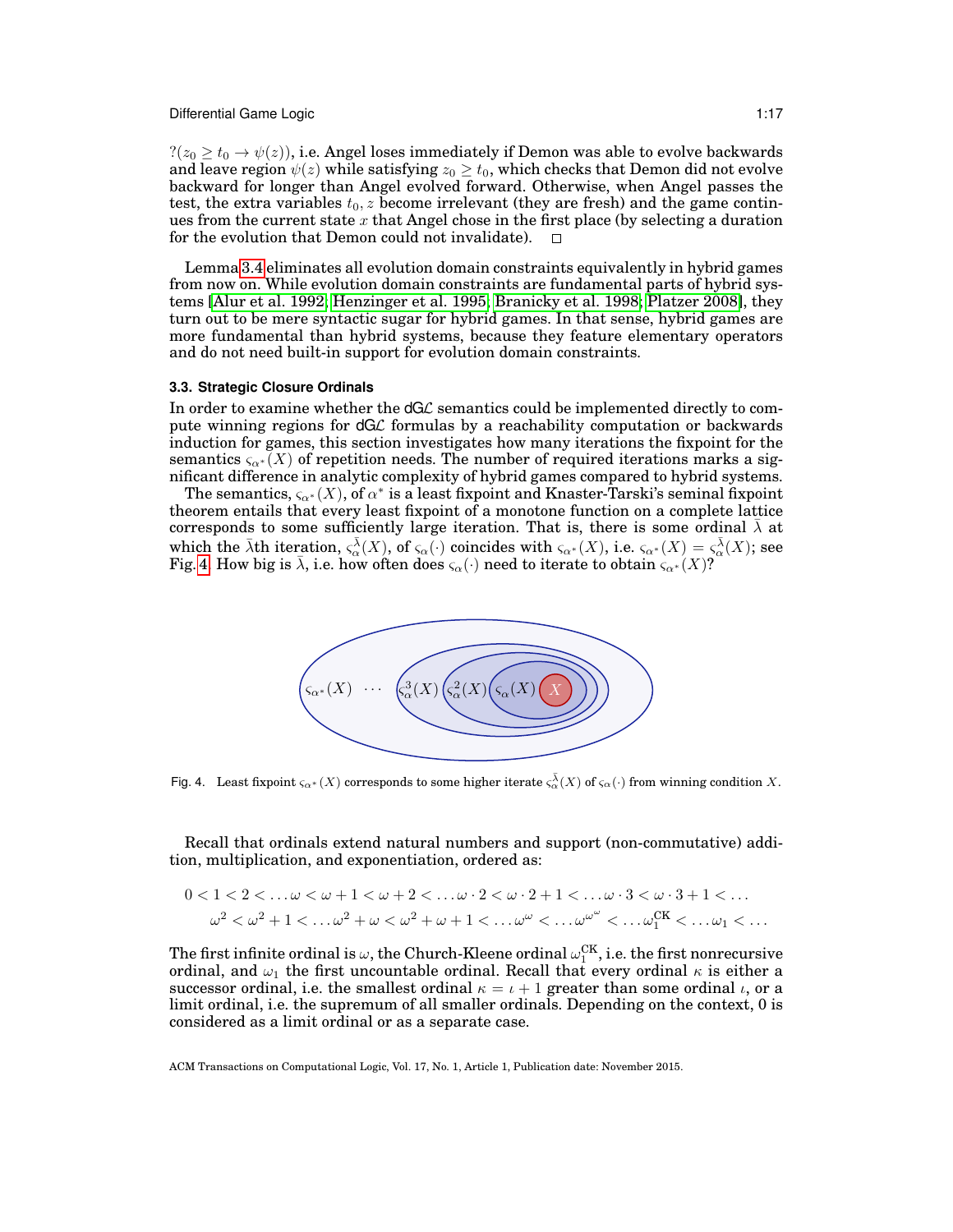$?(z_0 \geq t_0 \to \psi(z))$, i.e. Angel loses immediately if Demon was able to evolve backwards and leave region $\psi(z)$ while satisfying $z_0 \geq t_0$, which checks that Demon did not evolve backward for longer than Angel evolved forward. Otherwise, when Angel passes the test, the extra variables $t_0, z$ become irrelevant (they are fresh) and the game continues from the current state $x$ that Angel chose in the first place (by selecting a duration for the evolution that Demon could not invalidate). □

Lemma 3.4 eliminates all evolution domain constraints equivalently in hybrid games from now on. While evolution domain constraints are fundamental parts of hybrid systems [Alur et al. 1992; Henzinger et al. 1995; Branicky et al. 1998; Platzer 2008], they turn out to be mere syntactic sugar for hybrid games. In that sense, hybrid games are more fundamental than hybrid systems, because they feature elementary operators and do not need built-in support for evolution domain constraints.

### 3.3. Strategic Closure Ordinals

In order to examine whether the dG$\mathcal{L}$ semantics could be implemented directly to compute winning regions for dG$\mathcal{L}$ formulas by a reachability computation or backwards induction for games, this section investigates how many iterations the fixpoint for the semantics $\varsigma_{\alpha^*}(X)$ of repetition needs. The number of required iterations marks a significant difference in analytic complexity of hybrid games compared to hybrid systems.

The semantics, $\varsigma_{\alpha^*}(X)$, of $\alpha^*$ is a least fixpoint and Knaster-Tarski's seminal fixpoint theorem entails that every least fixpoint of a monotone function on a complete lattice corresponds to some sufficiently large iteration. That is, there is some ordinal $\bar{\lambda}$ at which the $\bar{\lambda}$th iteration, $\varsigma_\alpha^{\bar{\lambda}}(X)$, of $\varsigma_\alpha(\cdot)$ coincides with $\varsigma_{\alpha^*}(X)$, i.e. $\varsigma_{\alpha^*}(X) = \varsigma_\alpha^{\bar{\lambda}}(X)$; see Fig. 4. How big is $\bar{\lambda}$, i.e. how often does $\varsigma_\alpha(\cdot)$ need to iterate to obtain $\varsigma_{\alpha^*}(X)$?

Fig. 4. Least fixpoint $\varsigma_{\alpha^*}(X)$ corresponds to some higher iterate $\varsigma_\alpha^{\bar{\lambda}}(X)$ of $\varsigma_\alpha(\cdot)$ from winning condition $X$.

Recall that ordinals extend natural numbers and support (non-commutative) addition, multiplication, and exponentiation, ordered as:

$$0 < 1 < 2 < \ldots \omega < \omega + 1 < \omega + 2 < \ldots \omega \cdot 2 < \omega \cdot 2 + 1 < \ldots \omega \cdot 3 < \omega \cdot 3 + 1 < \ldots$$
$$\omega^2 < \omega^2 + 1 < \ldots \omega^2 + \omega < \omega^2 + \omega + 1 < \ldots \omega^\omega < \ldots \omega^{\omega^\omega} < \ldots \omega_1^{\text{CK}} < \ldots \omega_1 < \ldots$$

The first infinite ordinal is $\omega$, the Church-Kleene ordinal $\omega_1^{\text{CK}}$, i.e. the first nonrecursive ordinal, and $\omega_1$ the first uncountable ordinal. Recall that every ordinal $\kappa$ is either a successor ordinal, i.e. the smallest ordinal $\kappa = \iota + 1$ greater than some ordinal $\iota$, or a limit ordinal, i.e. the supremum of all smaller ordinals. Depending on the context, 0 is considered as a limit ordinal or as a separate case.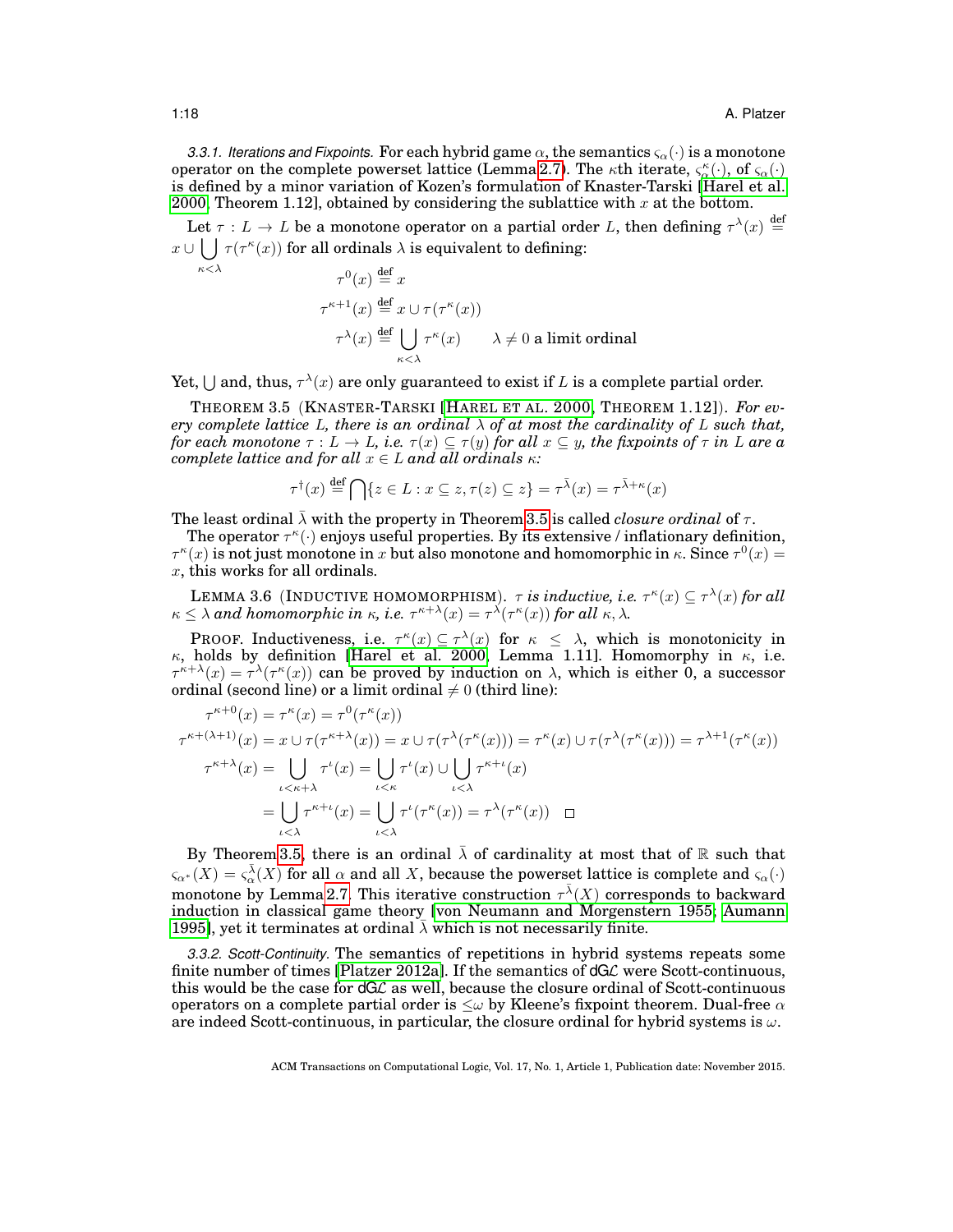*3.3.1. Iterations and Fixpoints.* For each hybrid game $\alpha$, the semantics $\varsigma_\alpha(\cdot)$ is a monotone operator on the complete powerset lattice (Lemma 2.7). The $\kappa$th iterate, $\varsigma_\alpha^\kappa(\cdot)$, of $\varsigma_\alpha(\cdot)$ is defined by a minor variation of Kozen's formulation of Knaster-Tarski [Harel et al. 2000, Theorem 1.12], obtained by considering the sublattice with $x$ at the bottom.

Let $\tau : L \to L$ be a monotone operator on a partial order $L$, then defining $\tau^\lambda(x) \stackrel{\text{def}}{=} x \cup \bigcup_{\kappa<\lambda} \tau(\tau^\kappa(x))$ for all ordinals $\lambda$ is equivalent to defining:

$$
\begin{aligned}
\tau^0(x) &\stackrel{\text{def}}{=} x \\
\tau^{\kappa+1}(x) &\stackrel{\text{def}}{=} x \cup \tau(\tau^\kappa(x)) \\
\tau^\lambda(x) &\stackrel{\text{def}}{=} \bigcup_{\kappa<\lambda} \tau^\kappa(x) \qquad \lambda \neq 0 \text{ a limit ordinal}
\end{aligned}
$$

Yet, $\bigcup$ and, thus, $\tau^\lambda(x)$ are only guaranteed to exist if $L$ is a complete partial order.

THEOREM 3.5 (KNASTER-TARSKI [HAREL ET AL. 2000, THEOREM 1.12]). *For every complete lattice $L$, there is an ordinal $\bar{\lambda}$ of at most the cardinality of $L$ such that, for each monotone $\tau : L \to L$, i.e. $\tau(x) \subseteq \tau(y)$ for all $x \subseteq y$, the fixpoints of $\tau$ in $L$ are a complete lattice and for all $x \in L$ and all ordinals $\kappa$:*

$$
\tau^\dagger(x) \stackrel{\text{def}}{=} \bigcap \{z \in L : x \subseteq z, \tau(z) \subseteq z\} = \tau^{\bar{\lambda}}(x) = \tau^{\bar{\lambda}+\kappa}(x)
$$

The least ordinal $\bar{\lambda}$ with the property in Theorem 3.5 is called *closure ordinal* of $\tau$.

The operator $\tau^\kappa(\cdot)$ enjoys useful properties. By its extensive / inflationary definition, $\tau^\kappa(x)$ is not just monotone in $x$ but also monotone and homomorphic in $\kappa$. Since $\tau^0(x) = x$, this works for all ordinals.

LEMMA 3.6 (INDUCTIVE HOMOMORPHISM). *$\tau$ is inductive, i.e. $\tau^\kappa(x) \subseteq \tau^\lambda(x)$ for all $\kappa \leq \lambda$ and homomorphic in $\kappa$, i.e. $\tau^{\kappa+\lambda}(x) = \tau^\lambda(\tau^\kappa(x))$ for all $\kappa, \lambda$.*

PROOF. Inductiveness, i.e. $\tau^\kappa(x) \subseteq \tau^\lambda(x)$ for $\kappa \leq \lambda$, which is monotonicity in $\kappa$, holds by definition [Harel et al. 2000, Lemma 1.11]. Homomorphy in $\kappa$, i.e. $\tau^{\kappa+\lambda}(x) = \tau^\lambda(\tau^\kappa(x))$ can be proved by induction on $\lambda$, which is either 0, a successor ordinal (second line) or a limit ordinal $\neq 0$ (third line):

$$
\begin{aligned}
\tau^{\kappa+0}(x) &= \tau^\kappa(x) = \tau^0(\tau^\kappa(x)) \\
\tau^{\kappa+(\lambda+1)}(x) &= x \cup \tau(\tau^{\kappa+\lambda}(x)) = x \cup \tau(\tau^\lambda(\tau^\kappa(x))) = \tau^\kappa(x) \cup \tau(\tau^\lambda(\tau^\kappa(x))) = \tau^{\lambda+1}(\tau^\kappa(x)) \\
\tau^{\kappa+\lambda}(x) &= \bigcup_{\iota<\kappa+\lambda} \tau^\iota(x) = \bigcup_{\iota<\kappa} \tau^\iota(x) \cup \bigcup_{\iota<\lambda} \tau^{\kappa+\iota}(x) \\
&= \bigcup_{\iota<\lambda} \tau^{\kappa+\iota}(x) = \bigcup_{\iota<\lambda} \tau^\iota(\tau^\kappa(x)) = \tau^\lambda(\tau^\kappa(x)) \quad \square
\end{aligned}
$$

By Theorem 3.5, there is an ordinal $\bar{\lambda}$ of cardinality at most that of $\mathbb{R}$ such that $\varsigma_{\alpha^*}(X) = \varsigma_\alpha^{\bar{\lambda}}(X)$ for all $\alpha$ and all $X$, because the powerset lattice is complete and $\varsigma_\alpha(\cdot)$ monotone by Lemma 2.7. This iterative construction $\tau^{\bar{\lambda}}(X)$ corresponds to backward induction in classical game theory [von Neumann and Morgenstern 1955; Aumann 1995], yet it terminates at ordinal $\bar{\lambda}$ which is not necessarily finite.

*3.3.2. Scott-Continuity.* The semantics of repetitions in hybrid systems repeats some finite number of times [Platzer 2012a]. If the semantics of dG$\mathcal{L}$ were Scott-continuous, this would be the case for dG$\mathcal{L}$ as well, because the closure ordinal of Scott-continuous operators on a complete partial order is $\leq\omega$ by Kleene's fixpoint theorem. Dual-free $\alpha$ are indeed Scott-continuous, in particular, the closure ordinal for hybrid systems is $\omega$.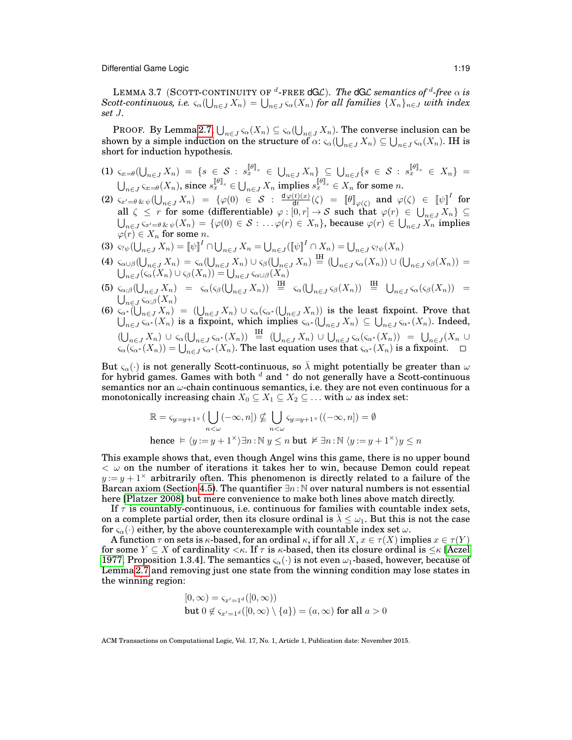LEMMA 3.7 (SCOTT-CONTINUITY OF $^d$-FREE dG$\mathcal{L}$). *The* dG$\mathcal{L}$ *semantics of $^d$-free $\alpha$ is Scott-continuous, i.e. $\varsigma_\alpha(\bigcup_{n\in J} X_n) = \bigcup_{n\in J} \varsigma_\alpha(X_n)$ for all families $\{X_n\}_{n\in J}$ with index set $J$.*

PROOF. By Lemma 2.7, $\bigcup_{n\in J} \varsigma_\alpha(X_n) \subseteq \varsigma_\alpha(\bigcup_{n\in J} X_n)$. The converse inclusion can be shown by a simple induction on the structure of $\alpha$: $\varsigma_\alpha(\bigcup_{n\in J} X_n) \subseteq \bigcup_{n\in J} \varsigma_\alpha(X_n)$. IH is short for induction hypothesis.

(1) $\varsigma_{x:=\theta}(\bigcup_{n\in J} X_n) = \{s \in \mathcal{S} : s_x^{[\![\theta]\!]_s} \in \bigcup_{n\in J} X_n\} \subseteq \bigcup_{n\in J}\{s \in \mathcal{S} : s_x^{[\![\theta]\!]_s} \in X_n\} = \bigcup_{n\in J} \varsigma_{x:=\theta}(X_n)$, since $s_x^{[\![\theta]\!]_s} \in \bigcup_{n\in J} X_n$ implies $s_x^{[\![\theta]\!]_s} \in X_n$ for some $n$.

(2) $\varsigma_{x'=\theta\,\&\,\psi}(\bigcup_{n\in J} X_n) = \{\varphi(0) \in \mathcal{S} : \frac{\mathrm{d}\,\varphi(t)(x)}{\mathrm{d}t}(\zeta) = [\![\theta]\!]_{\varphi(\zeta)}$ and $\varphi(\zeta) \in [\![\psi]\!]^I$ for all $\zeta \leq r$ for some (differentiable) $\varphi : [0,r] \to \mathcal{S}$ such that $\varphi(r) \in \bigcup_{n\in J} X_n\} \subseteq \bigcup_{n\in J} \varsigma_{x'=\theta\,\&\,\psi}(X_n) = \{\varphi(0) \in \mathcal{S} : \dots \varphi(r) \in X_n\}$, because $\varphi(r) \in \bigcup_{n\in J} X_n$ implies $\varphi(r) \in X_n$ for some $n$.

(3) $\varsigma_{?\psi}(\bigcup_{n\in J} X_n) = [\![\psi]\!]^I \cap \bigcup_{n\in J} X_n = \bigcup_{n\in J}([\![\psi]\!]^I \cap X_n) = \bigcup_{n\in J} \varsigma_{?\psi}(X_n)$

(4) $\varsigma_{\alpha\cup\beta}(\bigcup_{n\in J} X_n) = \varsigma_\alpha(\bigcup_{n\in J} X_n) \cup \varsigma_\beta(\bigcup_{n\in J} X_n) \overset{\text{IH}}{=} (\bigcup_{n\in J} \varsigma_\alpha(X_n)) \cup (\bigcup_{n\in J} \varsigma_\beta(X_n)) = \bigcup_{n\in J}(\varsigma_\alpha(X_n) \cup \varsigma_\beta(X_n)) = \bigcup_{n\in J} \varsigma_{\alpha\cup\beta}(X_n)$

(5) $\varsigma_{\alpha;\beta}(\bigcup_{n\in J} X_n) = \varsigma_\alpha(\varsigma_\beta(\bigcup_{n\in J} X_n)) \overset{\text{IH}}{=} \varsigma_\alpha(\bigcup_{n\in J} \varsigma_\beta(X_n)) \overset{\text{IH}}{=} \bigcup_{n\in J} \varsigma_\alpha(\varsigma_\beta(X_n)) = \bigcup_{n\in J} \varsigma_{\alpha;\beta}(X_n)$

(6) $\varsigma_{\alpha^*}(\bigcup_{n\in J} X_n) = (\bigcup_{n\in J} X_n) \cup \varsigma_\alpha(\varsigma_{\alpha^*}(\bigcup_{n\in J} X_n))$ is the least fixpoint. Prove that $\bigcup_{n\in J} \varsigma_{\alpha^*}(X_n)$ is a fixpoint, which implies $\varsigma_{\alpha^*}(\bigcup_{n\in J} X_n) \subseteq \bigcup_{n\in J} \varsigma_{\alpha^*}(X_n)$. Indeed, $(\bigcup_{n\in J} X_n) \cup \varsigma_\alpha(\bigcup_{n\in J} \varsigma_{\alpha^*}(X_n)) \overset{\text{IH}}{=} (\bigcup_{n\in J} X_n) \cup \bigcup_{n\in J} \varsigma_\alpha(\varsigma_{\alpha^*}(X_n)) = \bigcup_{n\in J}(X_n \cup \varsigma_\alpha(\varsigma_{\alpha^*}(X_n)) = \bigcup_{n\in J} \varsigma_{\alpha^*}(X_n)$. The last equation uses that $\varsigma_{\alpha^*}(X_n)$ is a fixpoint. $\square$

But $\varsigma_\alpha(\cdot)$ is not generally Scott-continuous, so $\bar{\lambda}$ might potentially be greater than $\omega$ for hybrid games. Games with both $^d$ and $^*$ do not generally have a Scott-continuous semantics nor an $\omega$-chain continuous semantics, i.e. they are not even continuous for a monotonically increasing chain $X_0 \subseteq X_1 \subseteq X_2 \subseteq \dots$ with $\omega$ as index set:

$$\mathbb{R} = \varsigma_{y:=y+1^\times}\big(\bigcup_{n<\omega}(-\infty,n]\big) \not\subseteq \bigcup_{n<\omega} \varsigma_{y:=y+1^\times}((-\infty,n]) = \emptyset$$

$$\text{hence } \vDash \langle y := y+1^\times\rangle \exists n\,{:}\,\mathbb{N}\; y \leq n \text{ but } \nvDash \exists n\,{:}\,\mathbb{N}\; \langle y := y+1^\times\rangle y \leq n$$

This example shows that, even though Angel wins this game, there is no upper bound $< \omega$ on the number of iterations it takes her to win, because Demon could repeat $y := y+1^\times$ arbitrarily often. This phenomenon is directly related to a failure of the Barcan axiom (Section 4.5). The quantifier $\exists n\,{:}\,\mathbb{N}$ over natural numbers is not essential here [Platzer 2008] but mere convenience to make both lines above match directly.

If $\tau$ is countably-continuous, i.e. continuous for families with countable index sets, on a complete partial order, then its closure ordinal is $\bar{\lambda} \leq \omega_1$. But this is not the case for $\varsigma_\alpha(\cdot)$ either, by the above counterexample with countable index set $\omega$.

A function $\tau$ on sets is $\kappa$-based, for an ordinal $\kappa$, if for all $X$, $x \in \tau(X)$ implies $x \in \tau(Y)$ for some $Y \subseteq X$ of cardinality $<\kappa$. If $\tau$ is $\kappa$-based, then its closure ordinal is $\leq\kappa$ [Aczel 1977, Proposition 1.3.4]. The semantics $\varsigma_\alpha(\cdot)$ is not even $\omega_1$-based, however, because of Lemma 2.7 and removing just one state from the winning condition may lose states in the winning region:

$$[0,\infty) = \varsigma_{x'=1^d}([0,\infty))$$
$$\text{but } 0 \notin \varsigma_{x'=1^d}([0,\infty) \setminus \{a\}) = (a,\infty) \text{ for all } a > 0$$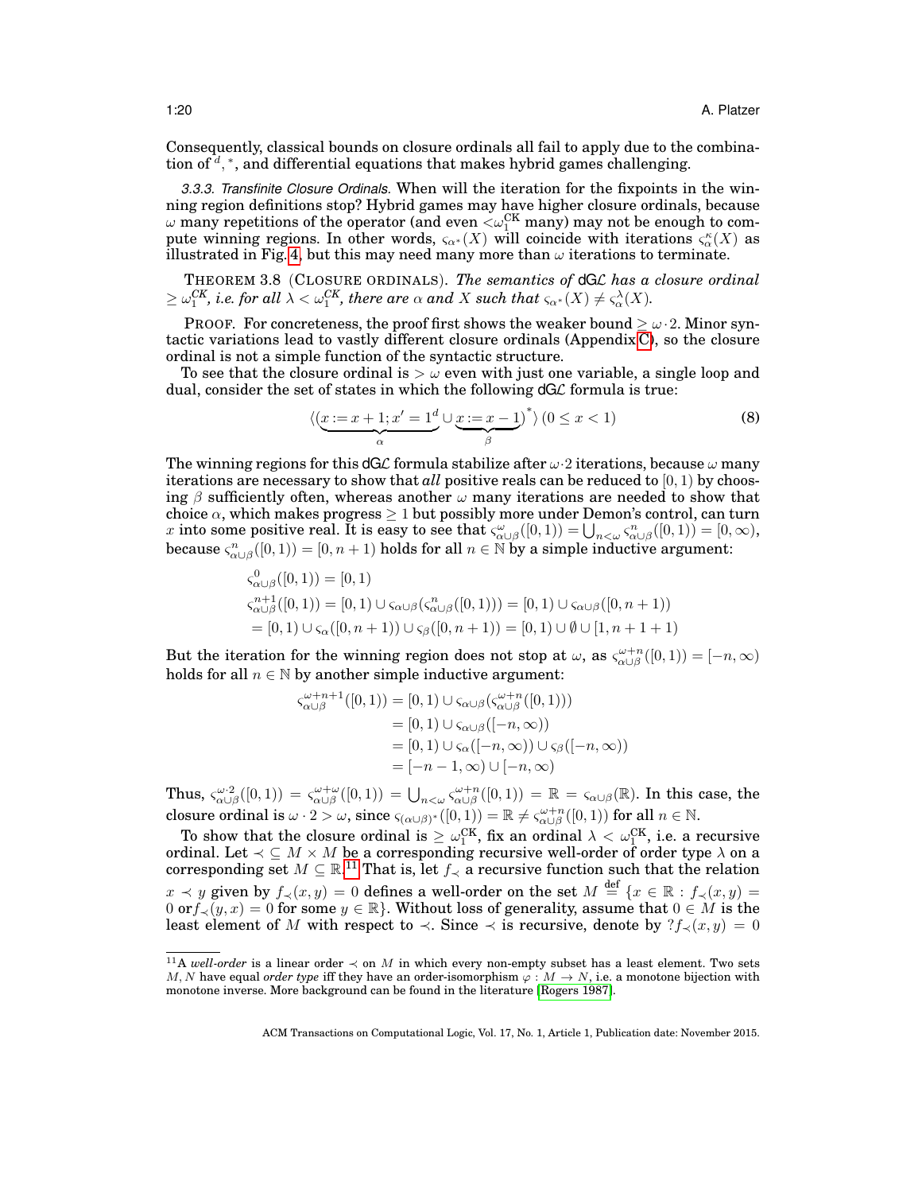Consequently, classical bounds on closure ordinals all fail to apply due to the combination of ${}^d$, ${}^*$, and differential equations that makes hybrid games challenging.

*3.3.3. Transfinite Closure Ordinals.* When will the iteration for the fixpoints in the winning region definitions stop? Hybrid games may have higher closure ordinals, because $\omega$ many repetitions of the operator (and even $<\omega_1^{\mathrm{CK}}$ many) may not be enough to compute winning regions. In other words, $\varsigma_{\alpha^*}(X)$ will coincide with iterations $\varsigma_\alpha^\kappa(X)$ as illustrated in Fig. 4, but this may need many more than $\omega$ iterations to terminate.

THEOREM 3.8 (CLOSURE ORDINALS). *The semantics of* dGL *has a closure ordinal $\geq \omega_1^{CK}$, i.e. for all $\lambda < \omega_1^{CK}$, there are $\alpha$ and $X$ such that $\varsigma_{\alpha^*}(X) \neq \varsigma_\alpha^\lambda(X)$.*

PROOF. For concreteness, the proof first shows the weaker bound $\geq \omega\cdot 2$. Minor syntactic variations lead to vastly different closure ordinals (Appendix C), so the closure ordinal is not a simple function of the syntactic structure.

To see that the closure ordinal is $> \omega$ even with just one variable, a single loop and dual, consider the set of states in which the following dGL formula is true:

$$\langle(\underbrace{x := x+1; x' = 1^d}_{\alpha} \cup \underbrace{x := x-1}_{\beta})^*\rangle\,(0 \leq x < 1) \tag{8}$$

The winning regions for this dGL formula stabilize after $\omega\cdot 2$ iterations, because $\omega$ many iterations are necessary to show that *all* positive reals can be reduced to $[0,1)$ by choosing $\beta$ sufficiently often, whereas another $\omega$ many iterations are needed to show that choice $\alpha$, which makes progress $\geq 1$ but possibly more under Demon's control, can turn $x$ into some positive real. It is easy to see that $\varsigma_{\alpha\cup\beta}^\omega([0,1)) = \bigcup_{n<\omega}\varsigma_{\alpha\cup\beta}^n([0,1)) = [0,\infty)$, because $\varsigma_{\alpha\cup\beta}^n([0,1)) = [0,n+1)$ holds for all $n\in\mathbb{N}$ by a simple inductive argument:

$$\begin{aligned}
&\varsigma_{\alpha\cup\beta}^0([0,1)) = [0,1)\\
&\varsigma_{\alpha\cup\beta}^{n+1}([0,1)) = [0,1)\cup\varsigma_{\alpha\cup\beta}(\varsigma_{\alpha\cup\beta}^n([0,1))) = [0,1)\cup\varsigma_{\alpha\cup\beta}([0,n+1))\\
&\quad= [0,1)\cup\varsigma_\alpha([0,n+1))\cup\varsigma_\beta([0,n+1)) = [0,1)\cup\emptyset\cup[1,n+1+1)
\end{aligned}$$

But the iteration for the winning region does not stop at $\omega$, as $\varsigma_{\alpha\cup\beta}^{\omega+n}([0,1)) = [-n,\infty)$ holds for all $n\in\mathbb{N}$ by another simple inductive argument:

$$\begin{aligned}
\varsigma_{\alpha\cup\beta}^{\omega+n+1}([0,1)) &= [0,1)\cup\varsigma_{\alpha\cup\beta}(\varsigma_{\alpha\cup\beta}^{\omega+n}([0,1)))\\
&= [0,1)\cup\varsigma_{\alpha\cup\beta}([-n,\infty))\\
&= [0,1)\cup\varsigma_\alpha([-n,\infty))\cup\varsigma_\beta([-n,\infty))\\
&= [-n-1,\infty)\cup[-n,\infty)
\end{aligned}$$

Thus, $\varsigma_{\alpha\cup\beta}^{\omega\cdot 2}([0,1)) = \varsigma_{\alpha\cup\beta}^{\omega+\omega}([0,1)) = \bigcup_{n<\omega}\varsigma_{\alpha\cup\beta}^{\omega+n}([0,1)) = \mathbb{R} = \varsigma_{\alpha\cup\beta}(\mathbb{R})$. In this case, the closure ordinal is $\omega\cdot 2 > \omega$, since $\varsigma_{(\alpha\cup\beta)^*}([0,1)) = \mathbb{R} \neq \varsigma_{\alpha\cup\beta}^{\omega+n}([0,1))$ for all $n\in\mathbb{N}$.

To show that the closure ordinal is $\geq \omega_1^{\mathrm{CK}}$, fix an ordinal $\lambda < \omega_1^{\mathrm{CK}}$, i.e. a recursive ordinal. Let $\prec\, \subseteq M\times M$ be a corresponding recursive well-order of order type $\lambda$ on a corresponding set $M\subseteq\mathbb{R}$.[11] That is, let $f_\prec$ a recursive function such that the relation $x\prec y$ given by $f_\prec(x,y)=0$ defines a well-order on the set $M \stackrel{\text{def}}{=} \{x\in\mathbb{R} : f_\prec(x,y) = 0 \text{ or} f_\prec(y,x) = 0 \text{ for some } y\in\mathbb{R}\}$. Without loss of generality, assume that $0\in M$ is the least element of $M$ with respect to $\prec$. Since $\prec$ is recursive, denote by $?f_\prec(x,y)=0$

[11] A *well-order* is a linear order $\prec$ on $M$ in which every non-empty subset has a least element. Two sets $M,N$ have equal *order type* iff they have an order-isomorphism $\varphi : M\to N$, i.e. a monotone bijection with monotone inverse. More background can be found in the literature [Rogers 1987].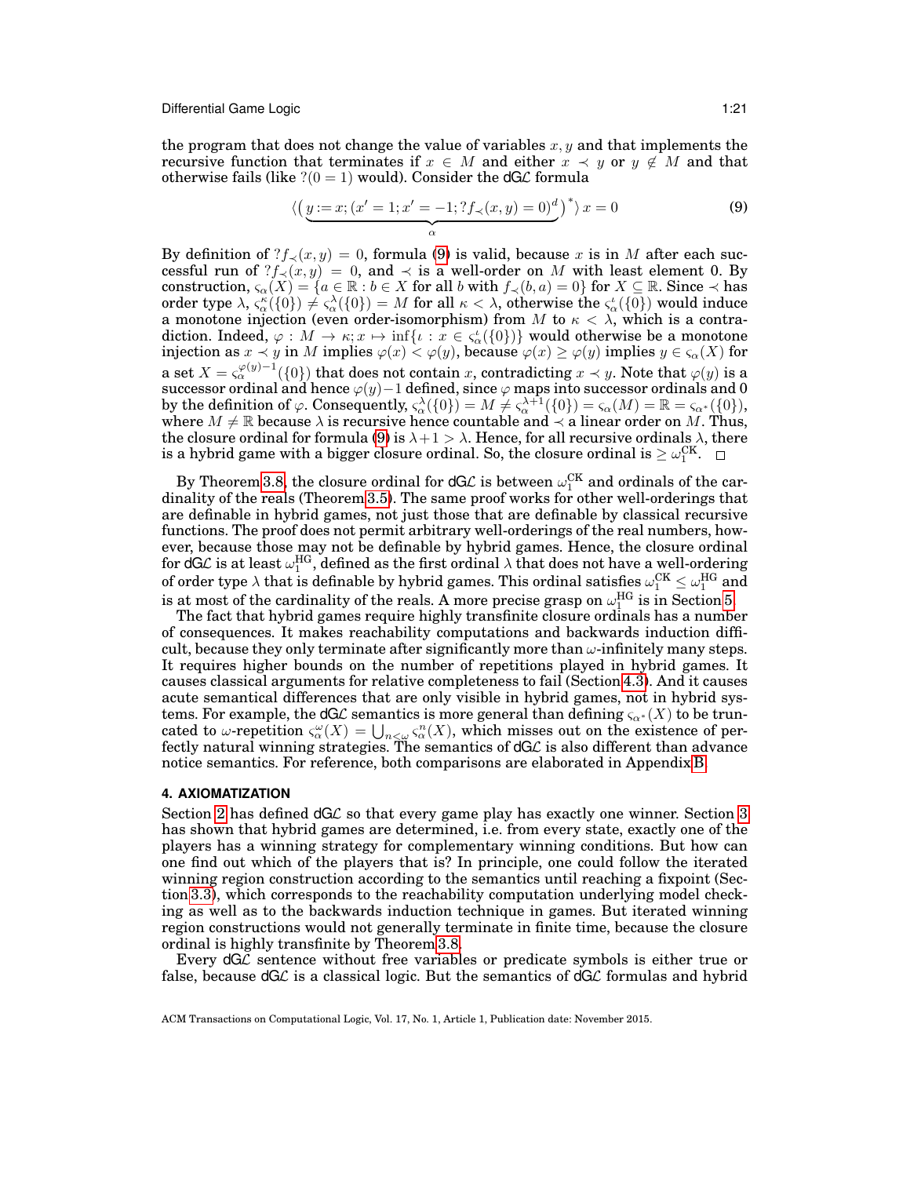the program that does not change the value of variables $x, y$ and that implements the recursive function that terminates if $x \in M$ and either $x \prec y$ or $y \notin M$ and that otherwise fails (like $?(0 = 1)$ would). Consider the dGL formula

$$\langle(\underbrace{y := x; (x' = 1; x' = -1; ?f_{\prec}(x, y) = 0)^d}_{\alpha})^*\rangle\, x = 0 \tag{9}$$

By definition of $?f_{\prec}(x, y) = 0$, formula (9) is valid, because $x$ is in $M$ after each successful run of $?f_{\prec}(x, y) = 0$, and $\prec$ is a well-order on $M$ with least element 0. By construction, $\varsigma_\alpha(X) = \{a \in \mathbb{R} : b \in X \text{ for all } b \text{ with } f_{\prec}(b, a) = 0\}$ for $X \subseteq \mathbb{R}$. Since $\prec$ has order type $\lambda$, $\varsigma_\alpha^\kappa(\{0\}) \neq \varsigma_\alpha^\lambda(\{0\}) = M$ for all $\kappa < \lambda$, otherwise the $\varsigma_\alpha^\iota(\{0\})$ would induce a monotone injection (even order-isomorphism) from $M$ to $\kappa < \lambda$, which is a contradiction. Indeed, $\varphi : M \to \kappa; x \mapsto \inf\{\iota : x \in \varsigma_\alpha^\iota(\{0\})\}$ would otherwise be a monotone injection as $x \prec y$ in $M$ implies $\varphi(x) < \varphi(y)$, because $\varphi(x) \geq \varphi(y)$ implies $y \in \varsigma_\alpha(X)$ for a set $X = \varsigma_\alpha^{\varphi(y)-1}(\{0\})$ that does not contain $x$, contradicting $x \prec y$. Note that $\varphi(y)$ is a successor ordinal and hence $\varphi(y)-1$ defined, since $\varphi$ maps into successor ordinals and 0 by the definition of $\varphi$. Consequently, $\varsigma_\alpha^\lambda(\{0\}) = M \neq \varsigma_\alpha^{\lambda+1}(\{0\}) = \varsigma_\alpha(M) = \mathbb{R} = \varsigma_{\alpha^*}(\{0\})$, where $M \neq \mathbb{R}$ because $\lambda$ is recursive hence countable and $\prec$ a linear order on $M$. Thus, the closure ordinal for formula (9) is $\lambda+1 > \lambda$. Hence, for all recursive ordinals $\lambda$, there is a hybrid game with a bigger closure ordinal. So, the closure ordinal is $\geq \omega_1^{\mathrm{CK}}$. $\square$

By Theorem 3.8, the closure ordinal for dGL is between $\omega_1^{\mathrm{CK}}$ and ordinals of the cardinality of the reals (Theorem 3.5). The same proof works for other well-orderings that are definable in hybrid games, not just those that are definable by classical recursive functions. The proof does not permit arbitrary well-orderings of the real numbers, however, because those may not be definable by hybrid games. Hence, the closure ordinal for dGL is at least $\omega_1^{\mathrm{HG}}$, defined as the first ordinal $\lambda$ that does not have a well-ordering of order type $\lambda$ that is definable by hybrid games. This ordinal satisfies $\omega_1^{\mathrm{CK}} \leq \omega_1^{\mathrm{HG}}$ and is at most of the cardinality of the reals. A more precise grasp on $\omega_1^{\mathrm{HG}}$ is in Section 5.

The fact that hybrid games require highly transfinite closure ordinals has a number of consequences. It makes reachability computations and backwards induction difficult, because they only terminate after significantly more than $\omega$-infinitely many steps. It requires higher bounds on the number of repetitions played in hybrid games. It causes classical arguments for relative completeness to fail (Section 4.3). And it causes acute semantical differences that are only visible in hybrid games, not in hybrid systems. For example, the dGL semantics is more general than defining $\varsigma_{\alpha^*}(X)$ to be truncated to $\omega$-repetition $\varsigma_\alpha^\omega(X) = \bigcup_{n<\omega} \varsigma_\alpha^n(X)$, which misses out on the existence of perfectly natural winning strategies. The semantics of dGL is also different than advance notice semantics. For reference, both comparisons are elaborated in Appendix B.

## 4. AXIOMATIZATION

Section 2 has defined dGL so that every game play has exactly one winner. Section 3 has shown that hybrid games are determined, i.e. from every state, exactly one of the players has a winning strategy for complementary winning conditions. But how can one find out which of the players that is? In principle, one could follow the iterated winning region construction according to the semantics until reaching a fixpoint (Section 3.3), which corresponds to the reachability computation underlying model checking as well as to the backwards induction technique in games. But iterated winning region constructions would not generally terminate in finite time, because the closure ordinal is highly transfinite by Theorem 3.8.

Every dGL sentence without free variables or predicate symbols is either true or false, because dGL is a classical logic. But the semantics of dGL formulas and hybrid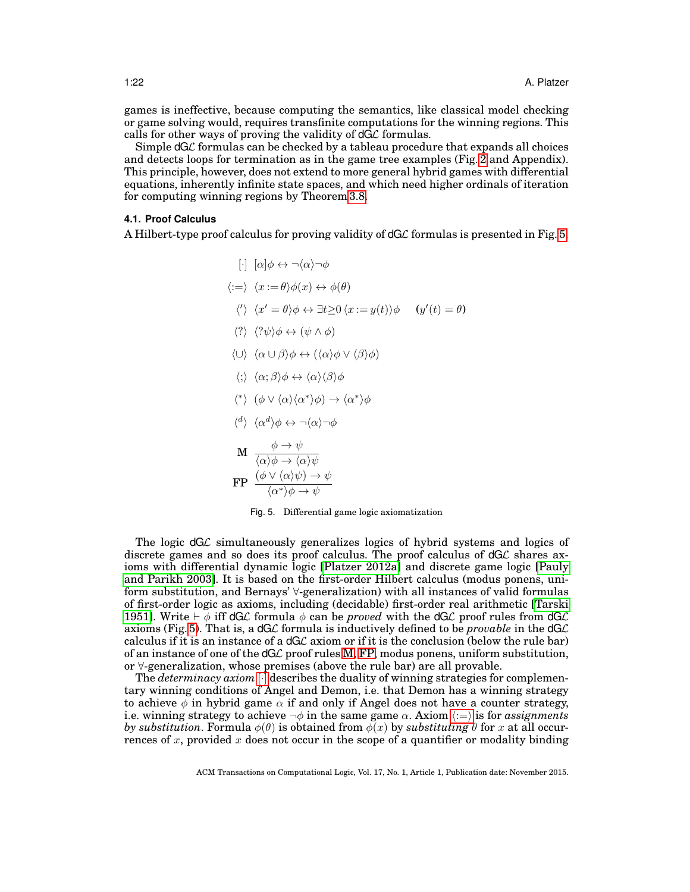games is ineffective, because computing the semantics, like classical model checking or game solving would, requires transfinite computations for the winning regions. This calls for other ways of proving the validity of dG$\mathcal{L}$ formulas.

Simple dG$\mathcal{L}$ formulas can be checked by a tableau procedure that expands all choices and detects loops for termination as in the game tree examples (Fig. 2 and Appendix). This principle, however, does not extend to more general hybrid games with differential equations, inherently infinite state spaces, and which need higher ordinals of iteration for computing winning regions by Theorem 3.8.

### 4.1. Proof Calculus

A Hilbert-type proof calculus for proving validity of dG$\mathcal{L}$ formulas is presented in Fig. 5.

$$
\begin{array}{rl}
[\cdot] & [\alpha]\phi \leftrightarrow \neg\langle\alpha\rangle\neg\phi \\
\langle:=\rangle & \langle x := \theta\rangle\phi(x) \leftrightarrow \phi(\theta) \\
\langle'\rangle & \langle x' = \theta\rangle\phi \leftrightarrow \exists t{\geq}0\, \langle x := y(t)\rangle\phi \qquad (y'(t) = \theta) \\
\langle?\rangle & \langle ?\psi\rangle\phi \leftrightarrow (\psi \land \phi) \\
\langle\cup\rangle & \langle\alpha \cup \beta\rangle\phi \leftrightarrow (\langle\alpha\rangle\phi \lor \langle\beta\rangle\phi) \\
\langle;\rangle & \langle\alpha;\beta\rangle\phi \leftrightarrow \langle\alpha\rangle\langle\beta\rangle\phi \\
\langle^*\rangle & (\phi \lor \langle\alpha\rangle\langle\alpha^*\rangle\phi) \rightarrow \langle\alpha^*\rangle\phi \\
\langle^d\rangle & \langle\alpha^d\rangle\phi \leftrightarrow \neg\langle\alpha\rangle\neg\phi \\
\textbf{M} & \dfrac{\phi \rightarrow \psi}{\langle\alpha\rangle\phi \rightarrow \langle\alpha\rangle\psi} \\
\textbf{FP} & \dfrac{(\phi \lor \langle\alpha\rangle\psi) \rightarrow \psi}{\langle\alpha^*\rangle\phi \rightarrow \psi}
\end{array}
$$

Fig. 5. Differential game logic axiomatization

The logic dG$\mathcal{L}$ simultaneously generalizes logics of hybrid systems and logics of discrete games and so does its proof calculus. The proof calculus of dG$\mathcal{L}$ shares axioms with differential dynamic logic [Platzer 2012a] and discrete game logic [Pauly and Parikh 2003]. It is based on the first-order Hilbert calculus (modus ponens, uniform substitution, and Bernays' $\forall$-generalization) with all instances of valid formulas of first-order logic as axioms, including (decidable) first-order real arithmetic [Tarski 1951]. Write $\vdash \phi$ iff dG$\mathcal{L}$ formula $\phi$ can be *proved* with the dG$\mathcal{L}$ proof rules from dG$\mathcal{L}$ axioms (Fig. 5). That is, a dG$\mathcal{L}$ formula is inductively defined to be *provable* in the dG$\mathcal{L}$ calculus if it is an instance of a dG$\mathcal{L}$ axiom or if it is the conclusion (below the rule bar) of an instance of one of the dG$\mathcal{L}$ proof rules M, FP, modus ponens, uniform substitution, or $\forall$-generalization, whose premises (above the rule bar) are all provable.

The *determinacy axiom* $[\cdot]$ describes the duality of winning strategies for complementary winning conditions of Angel and Demon, i.e. that Demon has a winning strategy to achieve $\phi$ in hybrid game $\alpha$ if and only if Angel does not have a counter strategy, i.e. winning strategy to achieve $\neg\phi$ in the same game $\alpha$. Axiom $\langle:=\rangle$ is for *assignments by substitution*. Formula $\phi(\theta)$ is obtained from $\phi(x)$ by *substituting* $\theta$ for $x$ at all occurrences of $x$, provided $x$ does not occur in the scope of a quantifier or modality binding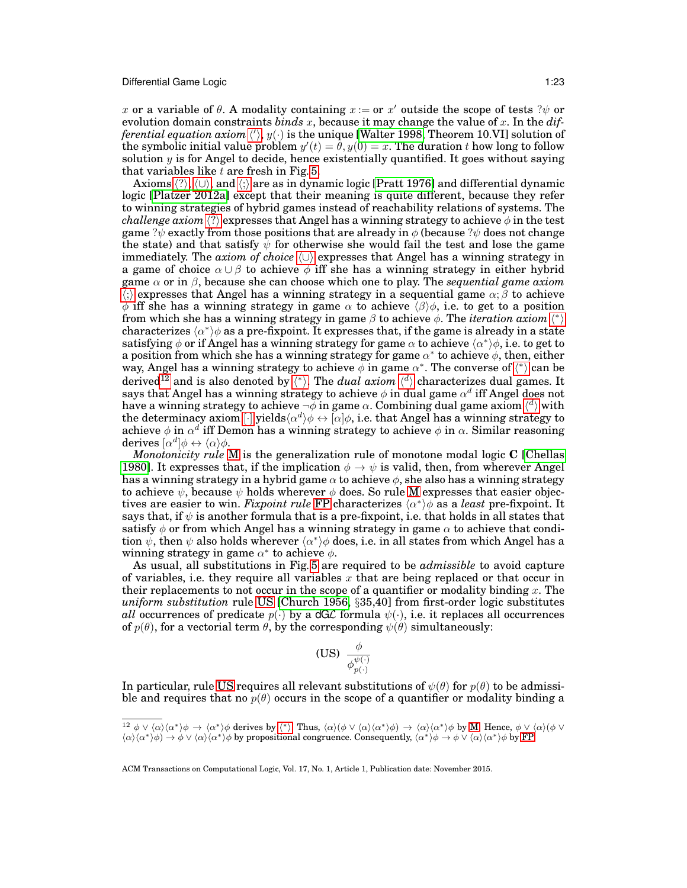$x$ or a variable of $\theta$. A modality containing $x := $ or $x'$ outside the scope of tests $?\psi$ or evolution domain constraints *binds* $x$, because it may change the value of $x$. In the *differential equation axiom* $\langle ' \rangle$, $y(\cdot)$ is the unique [Walter 1998, Theorem 10.VI] solution of the symbolic initial value problem $y'(t) = \theta, y(0) = x$. The duration $t$ how long to follow solution $y$ is for Angel to decide, hence existentially quantified. It goes without saying that variables like $t$ are fresh in Fig. 5.

Axioms $\langle ? \rangle$, $\langle \cup \rangle$, and $\langle ; \rangle$ are as in dynamic logic [Pratt 1976] and differential dynamic logic [Platzer 2012a] except that their meaning is quite different, because they refer to winning strategies of hybrid games instead of reachability relations of systems. The *challenge axiom* $\langle ? \rangle$ expresses that Angel has a winning strategy to achieve $\phi$ in the test game $?\psi$ exactly from those positions that are already in $\phi$ (because $?\psi$ does not change the state) and that satisfy $\psi$ for otherwise she would fail the test and lose the game immediately. The *axiom of choice* $\langle \cup \rangle$ expresses that Angel has a winning strategy in a game of choice $\alpha \cup \beta$ to achieve $\phi$ iff she has a winning strategy in either hybrid game $\alpha$ or in $\beta$, because she can choose which one to play. The *sequential game axiom* $\langle ; \rangle$ expresses that Angel has a winning strategy in a sequential game $\alpha ; \beta$ to achieve $\phi$ iff she has a winning strategy in game $\alpha$ to achieve $\langle \beta \rangle \phi$, i.e. to get to a position from which she has a winning strategy in game $\beta$ to achieve $\phi$. The *iteration axiom* $\langle ^* \rangle$ characterizes $\langle \alpha^* \rangle \phi$ as a pre-fixpoint. It expresses that, if the game is already in a state satisfying $\phi$ or if Angel has a winning strategy for game $\alpha$ to achieve $\langle \alpha^* \rangle \phi$, i.e. to get to a position from which she has a winning strategy for game $\alpha^*$ to achieve $\phi$, then, either way, Angel has a winning strategy to achieve $\phi$ in game $\alpha^*$. The converse of $\langle ^* \rangle$ can be derived[12] and is also denoted by $\langle ^* \rangle$. The *dual axiom* $\langle ^d \rangle$ characterizes dual games. It says that Angel has a winning strategy to achieve $\phi$ in dual game $\alpha^d$ iff Angel does not have a winning strategy to achieve $\neg\phi$ in game $\alpha$. Combining dual game axiom $\langle ^d \rangle$ with the determinacy axiom $[\cdot]$ yields $\langle \alpha^d \rangle \phi \leftrightarrow [\alpha] \phi$, i.e. that Angel has a winning strategy to achieve $\phi$ in $\alpha^d$ iff Demon has a winning strategy to achieve $\phi$ in $\alpha$. Similar reasoning derives $[\alpha^d] \phi \leftrightarrow \langle \alpha \rangle \phi$.

*Monotonicity rule* M is the generalization rule of monotone modal logic **C** [Chellas 1980]. It expresses that, if the implication $\phi \to \psi$ is valid, then, from wherever Angel has a winning strategy in a hybrid game $\alpha$ to achieve $\phi$, she also has a winning strategy to achieve $\psi$, because $\psi$ holds wherever $\phi$ does. So rule M expresses that easier objectives are easier to win. *Fixpoint rule* FP characterizes $\langle \alpha^* \rangle \phi$ as a *least* pre-fixpoint. It says that, if $\psi$ is another formula that is a pre-fixpoint, i.e. that holds in all states that satisfy $\phi$ or from which Angel has a winning strategy in game $\alpha$ to achieve that condition $\psi$, then $\psi$ also holds wherever $\langle \alpha^* \rangle \phi$ does, i.e. in all states from which Angel has a winning strategy in game $\alpha^*$ to achieve $\phi$.

As usual, all substitutions in Fig. 5 are required to be *admissible* to avoid capture of variables, i.e. they require all variables $x$ that are being replaced or that occur in their replacements to not occur in the scope of a quantifier or modality binding $x$. The *uniform substitution* rule US [Church 1956, §35,40] from first-order logic substitutes *all* occurrences of predicate $p(\cdot)$ by a dG$\mathcal{L}$ formula $\psi(\cdot)$, i.e. it replaces all occurrences of $p(\theta)$, for a vectorial term $\theta$, by the corresponding $\psi(\theta)$ simultaneously:

$$\text{(US)} \ \frac{\phi}{\phi_{p(\cdot)}^{\psi(\cdot)}}$$

In particular, rule US requires all relevant substitutions of $\psi(\theta)$ for $p(\theta)$ to be admissible and requires that no $p(\theta)$ occurs in the scope of a quantifier or modality binding a

---

[12] $\phi \vee \langle \alpha \rangle \langle \alpha^* \rangle \phi \to \langle \alpha^* \rangle \phi$ derives by $\langle ^* \rangle$. Thus, $\langle \alpha \rangle (\phi \vee \langle \alpha \rangle \langle \alpha^* \rangle \phi) \to \langle \alpha \rangle \langle \alpha^* \rangle \phi$ by M. Hence, $\phi \vee \langle \alpha \rangle (\phi \vee \langle \alpha \rangle \langle \alpha^* \rangle \phi) \to \phi \vee \langle \alpha \rangle \langle \alpha^* \rangle \phi$ by propositional congruence. Consequently, $\langle \alpha^* \rangle \phi \to \phi \vee \langle \alpha \rangle \langle \alpha^* \rangle \phi$ by FP.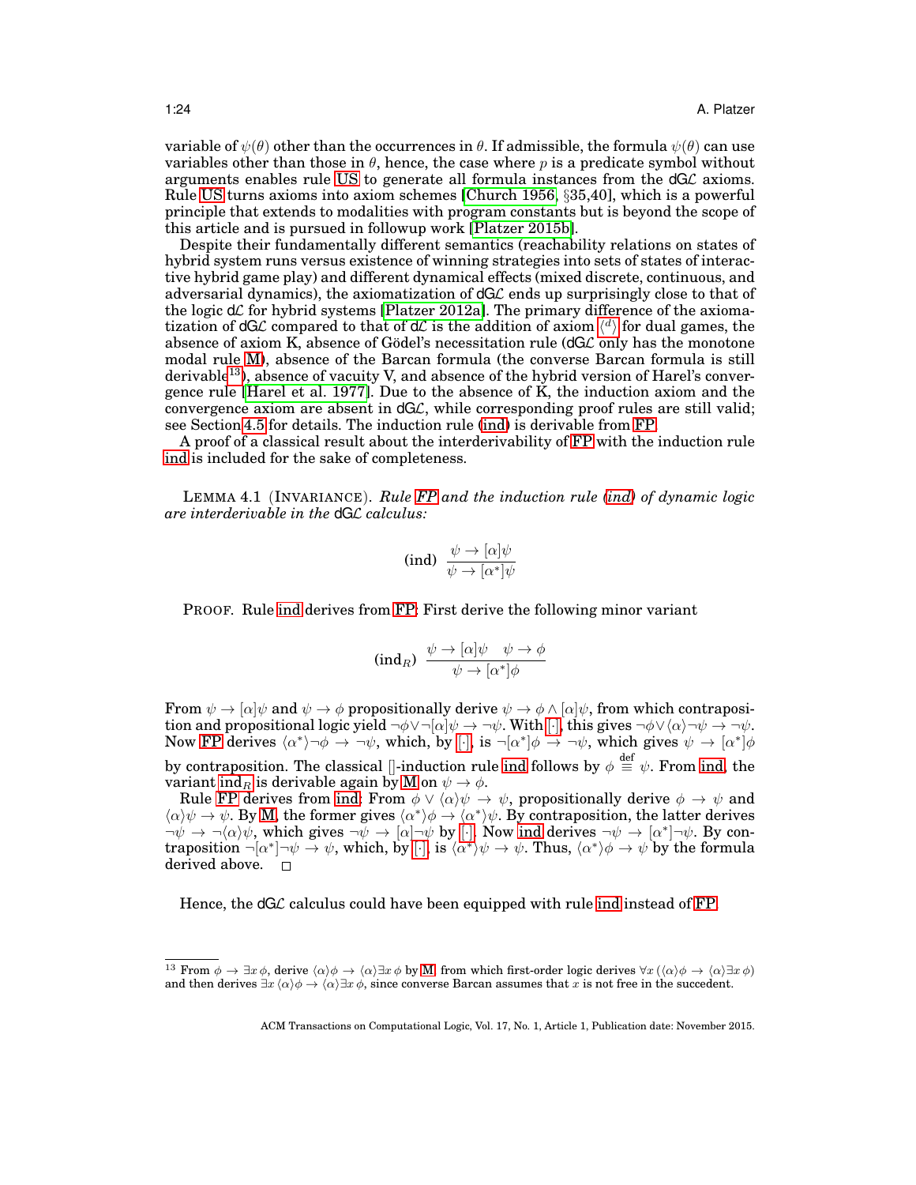variable of $\psi(\theta)$ other than the occurrences in $\theta$. If admissible, the formula $\psi(\theta)$ can use variables other than those in $\theta$, hence, the case where $p$ is a predicate symbol without arguments enables rule US to generate all formula instances from the dG$\mathcal{L}$ axioms. Rule US turns axioms into axiom schemes [Church 1956, §35,40], which is a powerful principle that extends to modalities with program constants but is beyond the scope of this article and is pursued in followup work [Platzer 2015b].

Despite their fundamentally different semantics (reachability relations on states of hybrid system runs versus existence of winning strategies into sets of states of interactive hybrid game play) and different dynamical effects (mixed discrete, continuous, and adversarial dynamics), the axiomatization of dG$\mathcal{L}$ ends up surprisingly close to that of the logic d$\mathcal{L}$ for hybrid systems [Platzer 2012a]. The primary difference of the axiomatization of dG$\mathcal{L}$ compared to that of d$\mathcal{L}$ is the addition of axiom $\langle^d\rangle$ for dual games, the absence of axiom K, absence of Gödel's necessitation rule (dG$\mathcal{L}$ only has the monotone modal rule M), absence of the Barcan formula (the converse Barcan formula is still derivable[13]), absence of vacuity V, and absence of the hybrid version of Harel's convergence rule [Harel et al. 1977]. Due to the absence of K, the induction axiom and the convergence axiom are absent in dG$\mathcal{L}$, while corresponding proof rules are still valid; see Section 4.5 for details. The induction rule (ind) is derivable from FP.

A proof of a classical result about the interderivability of FP with the induction rule ind is included for the sake of completeness.

LEMMA 4.1 (INVARIANCE). *Rule FP and the induction rule (ind) of dynamic logic are interderivable in the* dG$\mathcal{L}$ *calculus:*

$$\text{(ind)}\ \frac{\psi \to [\alpha]\psi}{\psi \to [\alpha^*]\psi}$$

PROOF. Rule ind derives from FP: First derive the following minor variant

$$(\text{ind}_R)\ \frac{\psi \to [\alpha]\psi \quad \psi \to \phi}{\psi \to [\alpha^*]\phi}$$

From $\psi \to [\alpha]\psi$ and $\psi \to \phi$ propositionally derive $\psi \to \phi \wedge [\alpha]\psi$, from which contraposition and propositional logic yield $\neg\phi \vee \neg[\alpha]\psi \to \neg\psi$. With $[\cdot]$, this gives $\neg\phi \vee \langle\alpha\rangle\neg\psi \to \neg\psi$. Now FP derives $\langle\alpha^*\rangle\neg\phi \to \neg\psi$, which, by $[\cdot]$, is $\neg[\alpha^*]\phi \to \neg\psi$, which gives $\psi \to [\alpha^*]\phi$ by contraposition. The classical $[]$-induction rule ind follows by $\phi \stackrel{\text{def}}{\equiv} \psi$. From ind, the variant $\text{ind}_R$ is derivable again by M on $\psi \to \phi$.

Rule FP derives from ind: From $\phi \vee \langle\alpha\rangle\psi \to \psi$, propositionally derive $\phi \to \psi$ and $\langle\alpha\rangle\psi \to \psi$. By M, the former gives $\langle\alpha^*\rangle\phi \to \langle\alpha^*\rangle\psi$. By contraposition, the latter derives $\neg\psi \to \neg\langle\alpha\rangle\psi$, which gives $\neg\psi \to [\alpha]\neg\psi$ by $[\cdot]$. Now ind derives $\neg\psi \to [\alpha^*]\neg\psi$. By contraposition $\neg[\alpha^*]\neg\psi \to \psi$, which, by $[\cdot]$, is $\langle\alpha^*\rangle\psi \to \psi$. Thus, $\langle\alpha^*\rangle\phi \to \psi$ by the formula derived above. $\square$

Hence, the dG$\mathcal{L}$ calculus could have been equipped with rule ind instead of FP.

[13] From $\phi \to \exists x\, \phi$, derive $\langle\alpha\rangle\phi \to \langle\alpha\rangle\exists x\, \phi$ by M, from which first-order logic derives $\forall x\, (\langle\alpha\rangle\phi \to \langle\alpha\rangle\exists x\, \phi)$ and then derives $\exists x\, \langle\alpha\rangle\phi \to \langle\alpha\rangle\exists x\, \phi$, since converse Barcan assumes that $x$ is not free in the succedent.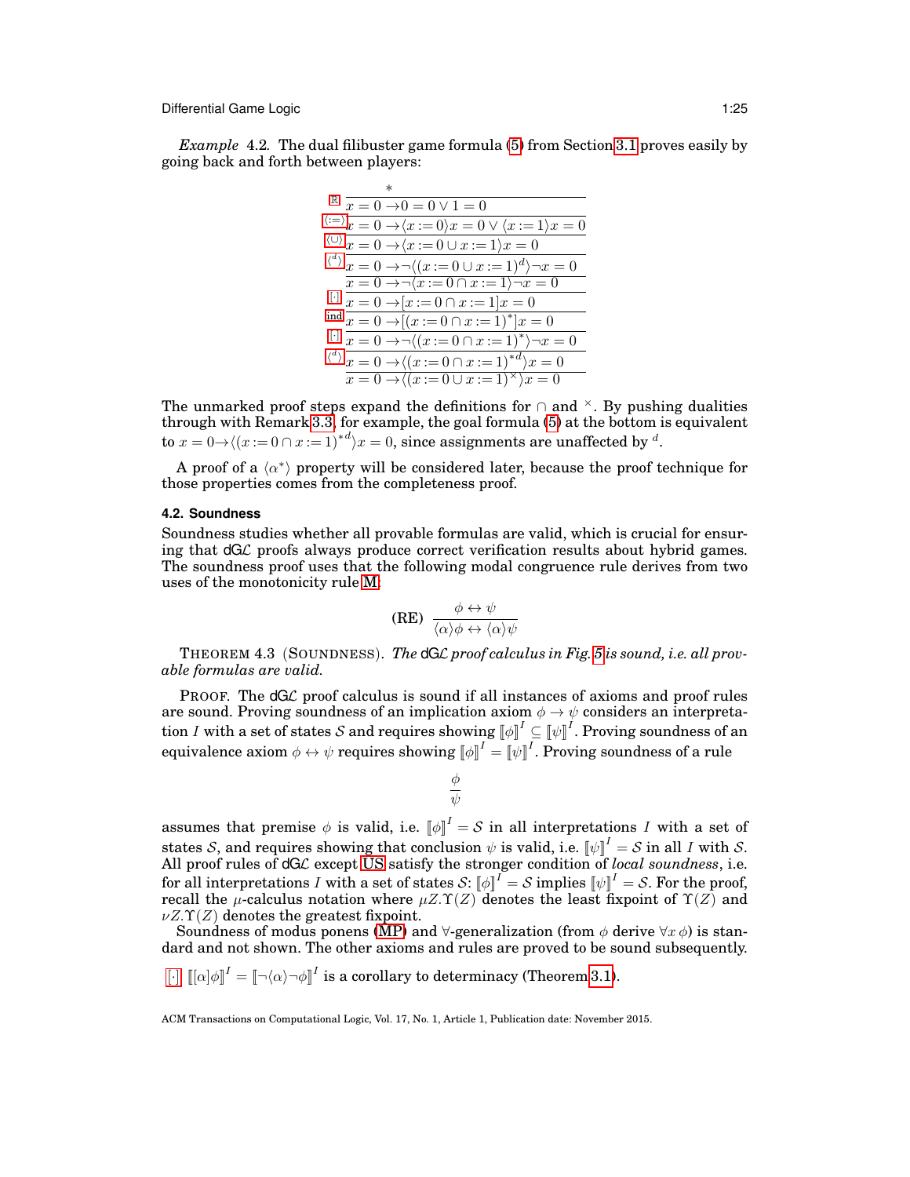*Example* 4.2. The dual filibuster game formula (5) from Section 3.1 proves easily by going back and forth between players:

$$
\dfrac{\dfrac{\dfrac{\dfrac{\dfrac{\dfrac{\dfrac{\dfrac{\dfrac{\dfrac{*}{x=0 \rightarrow 0=0 \lor 1=0}\ \mathbb{R}}{x=0 \rightarrow \langle x:=0\rangle x=0 \lor \langle x:=1\rangle x=0}\ \langle:=\rangle}{x=0 \rightarrow \langle x:=0 \cup x:=1\rangle x=0}\ \langle\cup\rangle}{x=0 \rightarrow \neg\langle (x:=0 \cup x:=1)^d\rangle \neg x=0}\ \langle^d\rangle}{x=0 \rightarrow \neg\langle x:=0 \cap x:=1\rangle \neg x=0}}{x=0 \rightarrow [x:=0 \cap x:=1]x=0}\ [\cdot]}{x=0 \rightarrow [(x:=0 \cap x:=1)^*]x=0}\ \text{ind}}{x=0 \rightarrow \neg\langle (x:=0 \cap x:=1)^*\rangle \neg x=0}\ [\cdot]}{x=0 \rightarrow \langle (x:=0 \cap x:=1)^{*d}\rangle x=0}\ \langle^d\rangle}{x=0 \rightarrow \langle (x:=0 \cup x:=1)^\times\rangle x=0}
$$

The unmarked proof steps expand the definitions for $\cap$ and $^\times$. By pushing dualities through with Remark 3.3, for example, the goal formula (5) at the bottom is equivalent to $x = 0 \rightarrow \langle (x := 0 \cap x := 1)^{*d}\rangle x = 0$, since assignments are unaffected by $^d$.

A proof of a $\langle \alpha^* \rangle$ property will be considered later, because the proof technique for those properties comes from the completeness proof.

### 4.2. Soundness

Soundness studies whether all provable formulas are valid, which is crucial for ensuring that dG$\mathcal{L}$ proofs always produce correct verification results about hybrid games. The soundness proof uses that the following modal congruence rule derives from two uses of the monotonicity rule M:

$$
\text{(RE)} \quad \frac{\phi \leftrightarrow \psi}{\langle \alpha \rangle \phi \leftrightarrow \langle \alpha \rangle \psi}
$$

THEOREM 4.3 (SOUNDNESS). *The* dG$\mathcal{L}$ *proof calculus in Fig. 5 is sound, i.e. all provable formulas are valid.*

PROOF. The dG$\mathcal{L}$ proof calculus is sound if all instances of axioms and proof rules are sound. Proving soundness of an implication axiom $\phi \rightarrow \psi$ considers an interpretation $I$ with a set of states $\mathcal{S}$ and requires showing $[\![\phi]\!]^I \subseteq [\![\psi]\!]^I$. Proving soundness of an equivalence axiom $\phi \leftrightarrow \psi$ requires showing $[\![\phi]\!]^I = [\![\psi]\!]^I$. Proving soundness of a rule

$$
\frac{\phi}{\psi}
$$

assumes that premise $\phi$ is valid, i.e. $[\![\phi]\!]^I = \mathcal{S}$ in all interpretations $I$ with a set of states $\mathcal{S}$, and requires showing that conclusion $\psi$ is valid, i.e. $[\![\psi]\!]^I = \mathcal{S}$ in all $I$ with $\mathcal{S}$. All proof rules of dG$\mathcal{L}$ except US satisfy the stronger condition of *local soundness*, i.e. for all interpretations $I$ with a set of states $\mathcal{S}$: $[\![\phi]\!]^I = \mathcal{S}$ implies $[\![\psi]\!]^I = \mathcal{S}$. For the proof, recall the $\mu$-calculus notation where $\mu Z.\Upsilon(Z)$ denotes the least fixpoint of $\Upsilon(Z)$ and $\nu Z.\Upsilon(Z)$ denotes the greatest fixpoint.

Soundness of modus ponens (MP) and $\forall$-generalization (from $\phi$ derive $\forall x\, \phi$) is standard and not shown. The other axioms and rules are proved to be sound subsequently.

$[\cdot]$ $[\![[\alpha]\phi]\!]^I = [\![\neg\langle\alpha\rangle\neg\phi]\!]^I$ is a corollary to determinacy (Theorem 3.1).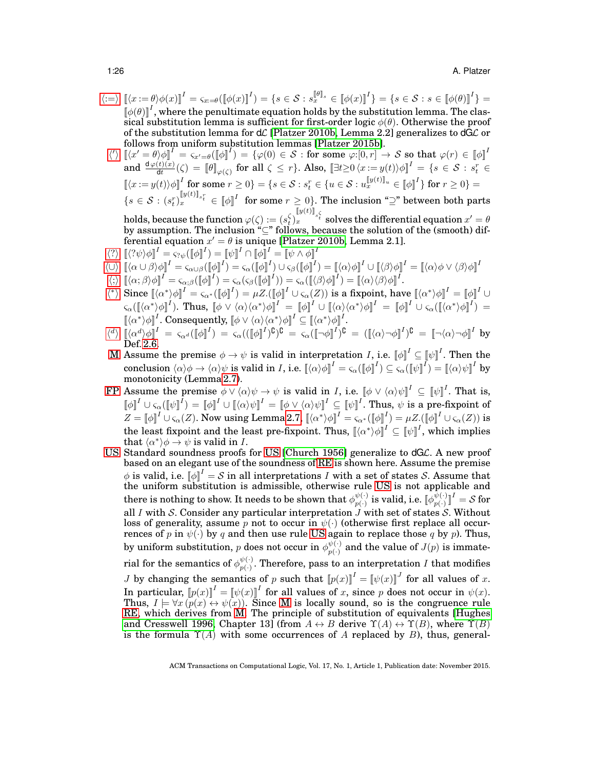$\langle:=\rangle$ $[\![\langle x := \theta\rangle\phi(x)]\!]^I = \varsigma_{x:=\theta}([\![\phi(x)]\!]^I) = \{s \in \mathcal{S} : s_x^{[\![\theta]\!]_s} \in [\![\phi(x)]\!]^I\} = \{s \in \mathcal{S} : s \in [\![\phi(\theta)]\!]^I\} = [\![\phi(\theta)]\!]^I$, where the penultimate equation holds by the substitution lemma. The classical substitution lemma is sufficient for first-order logic $\phi(\theta)$. Otherwise the proof of the substitution lemma for d$\mathcal{L}$ [Platzer 2010b, Lemma 2.2] generalizes to dG$\mathcal{L}$ or follows from uniform substitution lemmas [Platzer 2015b].

$\langle'\rangle$ $[\![\langle x' = \theta\rangle\phi]\!]^I = \varsigma_{x'=\theta}([\![\phi]\!]^I) = \{\varphi(0) \in \mathcal{S} :$ for some $\varphi{:}[0, r] \to \mathcal{S}$ so that $\varphi(r) \in [\![\phi]\!]^I$ and $\frac{\mathrm{d}\,\varphi(t)(x)}{\mathrm{d}t}(\zeta) = [\![\theta]\!]_{\varphi(\zeta)}$ for all $\zeta \le r\}$. Also, $[\![\exists t{\ge}0\, \langle x := y(t)\rangle\phi]\!]^I = \{s \in \mathcal{S} : s_t^r \in [\![\langle x := y(t)\rangle\phi]\!]^I$ for some $r \ge 0\} = \{s \in \mathcal{S} : s_t^r \in \{u \in \mathcal{S} : u_x^{[\![y(t)]\!]_u} \in [\![\phi]\!]^I\}$ for $r \ge 0\} = \{s \in \mathcal{S} : (s_t^r)_x^{[\![y(t)]\!]_{s_t^r}} \in [\![\phi]\!]^I$ for some $r \ge 0\}$. The inclusion "$\supseteq$" between both parts holds, because the function $\varphi(\zeta) := (s_t^\zeta)_x^{[\![y(t)]\!]_{s_t^\zeta}}$ solves the differential equation $x' = \theta$ by assumption. The inclusion "$\subseteq$" follows, because the solution of the (smooth) differential equation $x' = \theta$ is unique [Platzer 2010b, Lemma 2.1].

$\langle?\rangle$ $[\![\langle ?\psi\rangle\phi]\!]^I = \varsigma_{?\psi}([\![\phi]\!]^I) = [\![\psi]\!]^I \cap [\![\phi]\!]^I = [\![\psi \wedge \phi]\!]^I$

$\langle\cup\rangle$ $[\![\langle \alpha \cup \beta\rangle\phi]\!]^I = \varsigma_{\alpha\cup\beta}([\![\phi]\!]^I) = \varsigma_\alpha([\![\phi]\!]^I) \cup \varsigma_\beta([\![\phi]\!]^I) = [\![\langle\alpha\rangle\phi]\!]^I \cup [\![\langle\beta\rangle\phi]\!]^I = [\![\langle\alpha\rangle\phi \vee \langle\beta\rangle\phi]\!]^I$

$\langle;\rangle$ $[\![\langle \alpha;\beta\rangle\phi]\!]^I = \varsigma_{\alpha;\beta}([\![\phi]\!]^I) = \varsigma_\alpha(\varsigma_\beta([\![\phi]\!]^I)) = \varsigma_\alpha([\![\langle\beta\rangle\phi]\!]^I) = [\![\langle\alpha\rangle\langle\beta\rangle\phi]\!]^I$.

$\langle^*\rangle$ Since $[\![\langle\alpha^*\rangle\phi]\!]^I = \varsigma_{\alpha^*}([\![\phi]\!]^I) = \mu Z.([\![\phi]\!]^I \cup \varsigma_\alpha(Z))$ is a fixpoint, have $[\![\langle\alpha^*\rangle\phi]\!]^I = [\![\phi]\!]^I \cup \varsigma_\alpha([\![\langle\alpha^*\rangle\phi]\!]^I)$. Thus, $[\![\phi \vee \langle\alpha\rangle\langle\alpha^*\rangle\phi]\!]^I = [\![\phi]\!]^I \cup [\![\langle\alpha\rangle\langle\alpha^*\rangle\phi]\!]^I = [\![\phi]\!]^I \cup \varsigma_\alpha([\![\langle\alpha^*\rangle\phi]\!]^I) = [\![\langle\alpha^*\rangle\phi]\!]^I$. Consequently, $[\![\phi \vee \langle\alpha\rangle\langle\alpha^*\rangle\phi]\!]^I \subseteq [\![\langle\alpha^*\rangle\phi]\!]^I$.

$\langle^d\rangle$ $[\![\langle\alpha^d\rangle\phi]\!]^I = \varsigma_{\alpha^d}([\![\phi]\!]^I) = \varsigma_\alpha(([\![\phi]\!]^I)^\complement)^\complement = \varsigma_\alpha([\![\neg\phi]\!]^I)^\complement = ([\![\langle\alpha\rangle\neg\phi]\!]^I)^\complement = [\![\neg\langle\alpha\rangle\neg\phi]\!]^I$ by Def. 2.6.

M Assume the premise $\phi \to \psi$ is valid in interpretation $I$, i.e. $[\![\phi]\!]^I \subseteq [\![\psi]\!]^I$. Then the conclusion $\langle\alpha\rangle\phi \to \langle\alpha\rangle\psi$ is valid in $I$, i.e. $[\![\langle\alpha\rangle\phi]\!]^I = \varsigma_\alpha([\![\phi]\!]^I) \subseteq \varsigma_\alpha([\![\psi]\!]^I) = [\![\langle\alpha\rangle\psi]\!]^I$ by monotonicity (Lemma 2.7).

FP Assume the premise $\phi \vee \langle\alpha\rangle\psi \to \psi$ is valid in $I$, i.e. $[\![\phi \vee \langle\alpha\rangle\psi]\!]^I \subseteq [\![\psi]\!]^I$. That is, $[\![\phi]\!]^I \cup \varsigma_\alpha([\![\psi]\!]^I) = [\![\phi]\!]^I \cup [\![\langle\alpha\rangle\psi]\!]^I = [\![\phi \vee \langle\alpha\rangle\psi]\!]^I \subseteq [\![\psi]\!]^I$. Thus, $\psi$ is a pre-fixpoint of $Z = [\![\phi]\!]^I \cup \varsigma_\alpha(Z)$. Now using Lemma 2.7, $[\![\langle\alpha^*\rangle\phi]\!]^I = \varsigma_{\alpha^*}([\![\phi]\!]^I) = \mu Z.([\![\phi]\!]^I \cup \varsigma_\alpha(Z))$ is the least fixpoint and the least pre-fixpoint. Thus, $[\![\langle\alpha^*\rangle\phi]\!]^I \subseteq [\![\psi]\!]^I$, which implies that $\langle\alpha^*\rangle\phi \to \psi$ is valid in $I$.

US Standard soundness proofs for US [Church 1956] generalize to dG$\mathcal{L}$. A new proof based on an elegant use of the soundness of RE is shown here. Assume the premise $\phi$ is valid, i.e. $[\![\phi]\!]^I = \mathcal{S}$ in all interpretations $I$ with a set of states $\mathcal{S}$. Assume that the uniform substitution is admissible, otherwise rule US is not applicable and there is nothing to show. It needs to be shown that $\phi_{p(\cdot)}^{\psi(\cdot)}$ is valid, i.e. $[\![\phi_{p(\cdot)}^{\psi(\cdot)}]\!]^I = \mathcal{S}$ for all $I$ with $\mathcal{S}$. Consider any particular interpretation $J$ with set of states $\mathcal{S}$. Without loss of generality, assume $p$ not to occur in $\psi(\cdot)$ (otherwise first replace all occurrences of $p$ in $\psi(\cdot)$ by $q$ and then use rule US again to replace those $q$ by $p$). Thus, by uniform substitution, $p$ does not occur in $\phi_{p(\cdot)}^{\psi(\cdot)}$ and the value of $J(p)$ is immaterial for the semantics of $\phi_{p(\cdot)}^{\psi(\cdot)}$. Therefore, pass to an interpretation $I$ that modifies $J$ by changing the semantics of $p$ such that $[\![p(x)]\!]^I = [\![\psi(x)]\!]^J$ for all values of $x$. In particular, $[\![p(x)]\!]^I = [\![\psi(x)]\!]^I$ for all values of $x$, since $p$ does not occur in $\psi(x)$. Thus, $I \models \forall x\, (p(x) \leftrightarrow \psi(x))$. Since M is locally sound, so is the congruence rule RE, which derives from M. The principle of substitution of equivalents [Hughes and Cresswell 1996, Chapter 13] (from $A \leftrightarrow B$ derive $\Upsilon(A) \leftrightarrow \Upsilon(B)$, where $\Upsilon(B)$ is the formula $\Upsilon(A)$ with some occurrences of $A$ replaced by $B$), thus, general-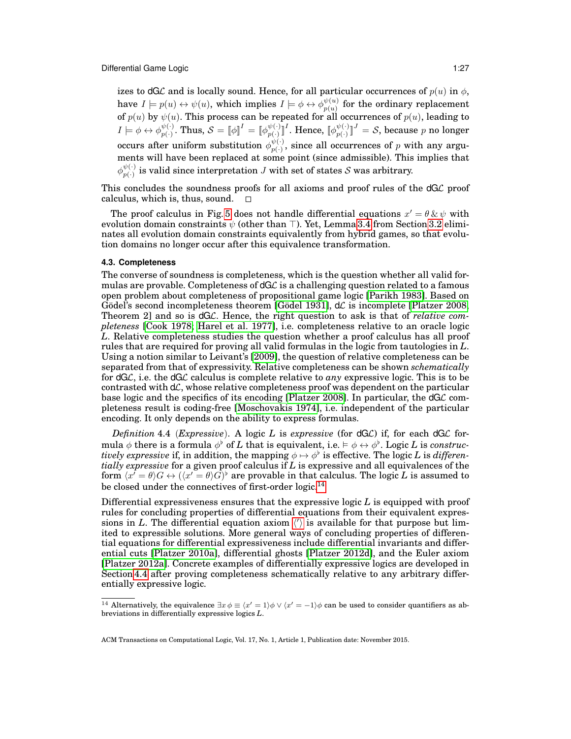izes to dG$\mathcal{L}$ and is locally sound. Hence, for all particular occurrences of $p(u)$ in $\phi$, have $I \models p(u) \leftrightarrow \psi(u)$, which implies $I \models \phi \leftrightarrow \phi_{p(u)}^{\psi(u)}$ for the ordinary replacement of $p(u)$ by $\psi(u)$. This process can be repeated for all occurrences of $p(u)$, leading to $I \models \phi \leftrightarrow \phi_{p(\cdot)}^{\psi(\cdot)}$. Thus, $\mathcal{S} = [\![\phi]\!]^I = [\![\phi_{p(\cdot)}^{\psi(\cdot)}]\!]^I$. Hence, $[\![\phi_{p(\cdot)}^{\psi(\cdot)}]\!]^J = \mathcal{S}$, because $p$ no longer occurs after uniform substitution $\phi_{p(\cdot)}^{\psi(\cdot)}$, since all occurrences of $p$ with any arguments will have been replaced at some point (since admissible). This implies that $\phi_{p(\cdot)}^{\psi(\cdot)}$ is valid since interpretation $J$ with set of states $\mathcal{S}$ was arbitrary.

This concludes the soundness proofs for all axioms and proof rules of the dG$\mathcal{L}$ proof calculus, which is, thus, sound. □

The proof calculus in Fig. 5 does not handle differential equations $x' = \theta \,\&\, \psi$ with evolution domain constraints $\psi$ (other than $\top$). Yet, Lemma 3.4 from Section 3.2 eliminates all evolution domain constraints equivalently from hybrid games, so that evolution domains no longer occur after this equivalence transformation.

### 4.3. Completeness

The converse of soundness is completeness, which is the question whether all valid formulas are provable. Completeness of dG$\mathcal{L}$ is a challenging question related to a famous open problem about completeness of propositional game logic [Parikh 1983]. Based on Gödel's second incompleteness theorem [Gödel 1931], d$\mathcal{L}$ is incomplete [Platzer 2008, Theorem 2] and so is dG$\mathcal{L}$. Hence, the right question to ask is that of *relative completeness* [Cook 1978; Harel et al. 1977], i.e. completeness relative to an oracle logic $L$. Relative completeness studies the question whether a proof calculus has all proof rules that are required for proving all valid formulas in the logic from tautologies in $L$. Using a notion similar to Leivant's [2009], the question of relative completeness can be separated from that of expressivity. Relative completeness can be shown *schematically* for dG$\mathcal{L}$, i.e. the dG$\mathcal{L}$ calculus is complete relative to *any* expressive logic. This is to be contrasted with d$\mathcal{L}$, whose relative completeness proof was dependent on the particular base logic and the specifics of its encoding [Platzer 2008]. In particular, the dG$\mathcal{L}$ completeness result is coding-free [Moschovakis 1974], i.e. independent of the particular encoding. It only depends on the ability to express formulas.

*Definition* 4.4 (*Expressive*). A logic $L$ is *expressive* (for dG$\mathcal{L}$) if, for each dG$\mathcal{L}$ formula $\phi$ there is a formula $\phi^\flat$ of $L$ that is equivalent, i.e. $\models \phi \leftrightarrow \phi^\flat$. Logic $L$ is *constructively expressive* if, in addition, the mapping $\phi \mapsto \phi^\flat$ is effective. The logic $L$ is *differentially expressive* for a given proof calculus if $L$ is expressive and all equivalences of the form $\langle x' = \theta\rangle G \leftrightarrow (\langle x' = \theta\rangle G)^\flat$ are provable in that calculus. The logic $L$ is assumed to be closed under the connectives of first-order logic.[14]

Differential expressiveness ensures that the expressive logic $L$ is equipped with proof rules for concluding properties of differential equations from their equivalent expressions in $L$. The differential equation axiom $\langle ' \rangle$ is available for that purpose but limited to expressible solutions. More general ways of concluding properties of differential equations for differential expressiveness include differential invariants and differential cuts [Platzer 2010a], differential ghosts [Platzer 2012d], and the Euler axiom [Platzer 2012a]. Concrete examples of differentially expressive logics are developed in Section 4.4 after proving completeness schematically relative to any arbitrary differentially expressive logic.

[14] Alternatively, the equivalence $\exists x\, \phi \equiv \langle x' = 1\rangle \phi \vee \langle x' = -1\rangle \phi$ can be used to consider quantifiers as abbreviations in differentially expressive logics $L$.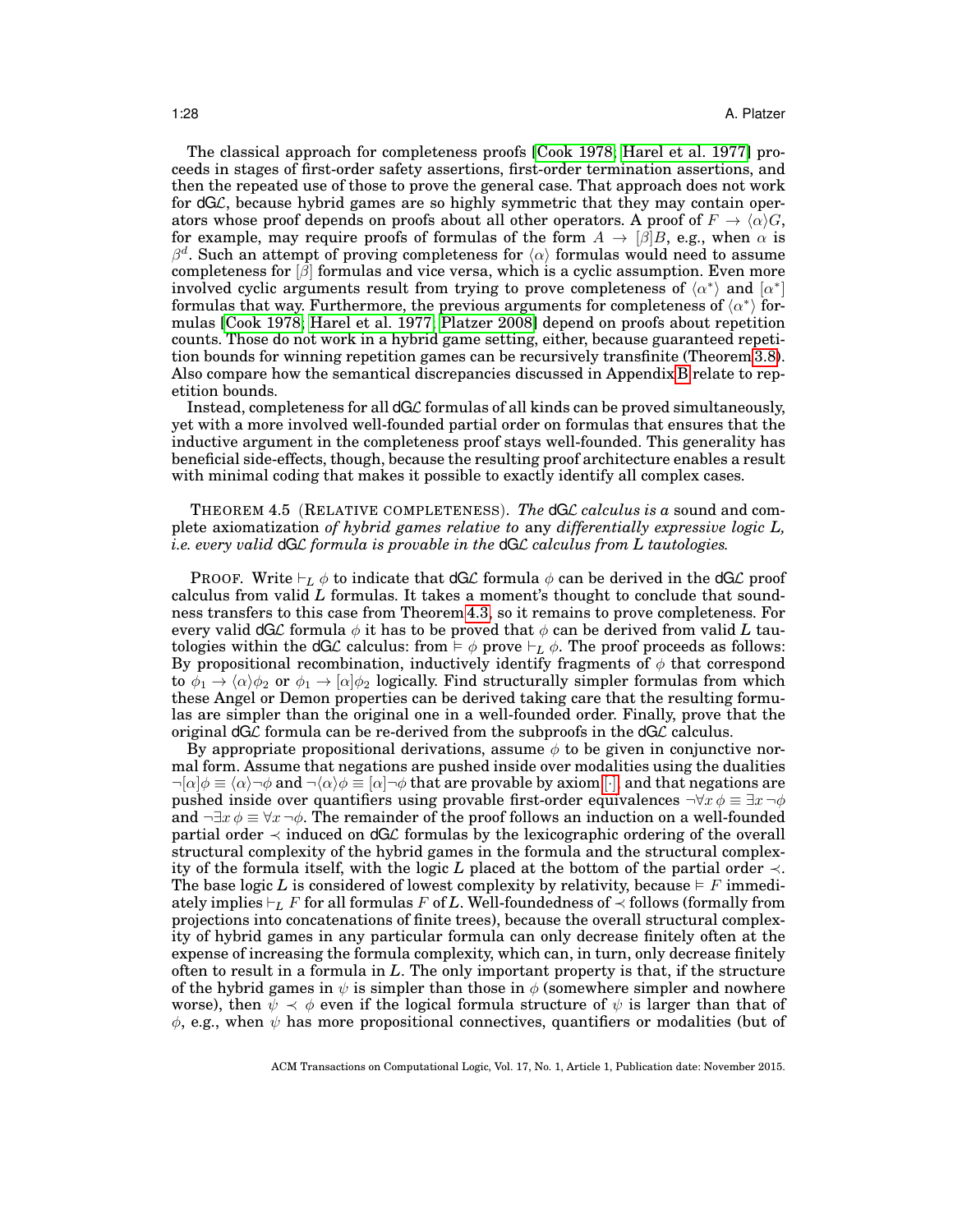The classical approach for completeness proofs [Cook 1978; Harel et al. 1977] proceeds in stages of first-order safety assertions, first-order termination assertions, and then the repeated use of those to prove the general case. That approach does not work for dG$\mathcal{L}$, because hybrid games are so highly symmetric that they may contain operators whose proof depends on proofs about all other operators. A proof of $F \to \langle\alpha\rangle G$, for example, may require proofs of formulas of the form $A \to [\beta]B$, e.g., when $\alpha$ is $\beta^d$. Such an attempt of proving completeness for $\langle\alpha\rangle$ formulas would need to assume completeness for $[\beta]$ formulas and vice versa, which is a cyclic assumption. Even more involved cyclic arguments result from trying to prove completeness of $\langle\alpha^*\rangle$ and $[\alpha^*]$ formulas that way. Furthermore, the previous arguments for completeness of $\langle\alpha^*\rangle$ formulas [Cook 1978; Harel et al. 1977; Platzer 2008] depend on proofs about repetition counts. Those do not work in a hybrid game setting, either, because guaranteed repetition bounds for winning repetition games can be recursively transfinite (Theorem 3.8). Also compare how the semantical discrepancies discussed in Appendix B relate to repetition bounds.

Instead, completeness for all dG$\mathcal{L}$ formulas of all kinds can be proved simultaneously, yet with a more involved well-founded partial order on formulas that ensures that the inductive argument in the completeness proof stays well-founded. This generality has beneficial side-effects, though, because the resulting proof architecture enables a result with minimal coding that makes it possible to exactly identify all complex cases.

THEOREM 4.5 (RELATIVE COMPLETENESS). *The* dG$\mathcal{L}$ *calculus is a* sound and complete axiomatization *of hybrid games relative to* any *differentially expressive logic L, i.e. every valid* dG$\mathcal{L}$ *formula is provable in the* dG$\mathcal{L}$ *calculus from L tautologies.*

PROOF. Write $\vdash_L \phi$ to indicate that dG$\mathcal{L}$ formula $\phi$ can be derived in the dG$\mathcal{L}$ proof calculus from valid $L$ formulas. It takes a moment's thought to conclude that soundness transfers to this case from Theorem 4.3, so it remains to prove completeness. For every valid dG$\mathcal{L}$ formula $\phi$ it has to be proved that $\phi$ can be derived from valid $L$ tautologies within the dG$\mathcal{L}$ calculus: from $\vDash \phi$ prove $\vdash_L \phi$. The proof proceeds as follows: By propositional recombination, inductively identify fragments of $\phi$ that correspond to $\phi_1 \to \langle\alpha\rangle\phi_2$ or $\phi_1 \to [\alpha]\phi_2$ logically. Find structurally simpler formulas from which these Angel or Demon properties can be derived taking care that the resulting formulas are simpler than the original one in a well-founded order. Finally, prove that the original dG$\mathcal{L}$ formula can be re-derived from the subproofs in the dG$\mathcal{L}$ calculus.

By appropriate propositional derivations, assume $\phi$ to be given in conjunctive normal form. Assume that negations are pushed inside over modalities using the dualities $\neg[\alpha]\phi \equiv \langle\alpha\rangle\neg\phi$ and $\neg\langle\alpha\rangle\phi \equiv [\alpha]\neg\phi$ that are provable by axiom $[\cdot]$, and that negations are pushed inside over quantifiers using provable first-order equivalences $\neg\forall x\,\phi \equiv \exists x\,\neg\phi$ and $\neg\exists x\,\phi \equiv \forall x\,\neg\phi$. The remainder of the proof follows an induction on a well-founded partial order $\prec$ induced on dG$\mathcal{L}$ formulas by the lexicographic ordering of the overall structural complexity of the hybrid games in the formula and the structural complexity of the formula itself, with the logic $L$ placed at the bottom of the partial order $\prec$. The base logic $L$ is considered of lowest complexity by relativity, because $\vDash F$ immediately implies $\vdash_L F$ for all formulas $F$ of $L$. Well-foundedness of $\prec$ follows (formally from projections into concatenations of finite trees), because the overall structural complexity of hybrid games in any particular formula can only decrease finitely often at the expense of increasing the formula complexity, which can, in turn, only decrease finitely often to result in a formula in $L$. The only important property is that, if the structure of the hybrid games in $\psi$ is simpler than those in $\phi$ (somewhere simpler and nowhere worse), then $\psi \prec \phi$ even if the logical formula structure of $\psi$ is larger than that of $\phi$, e.g., when $\psi$ has more propositional connectives, quantifiers or modalities (but of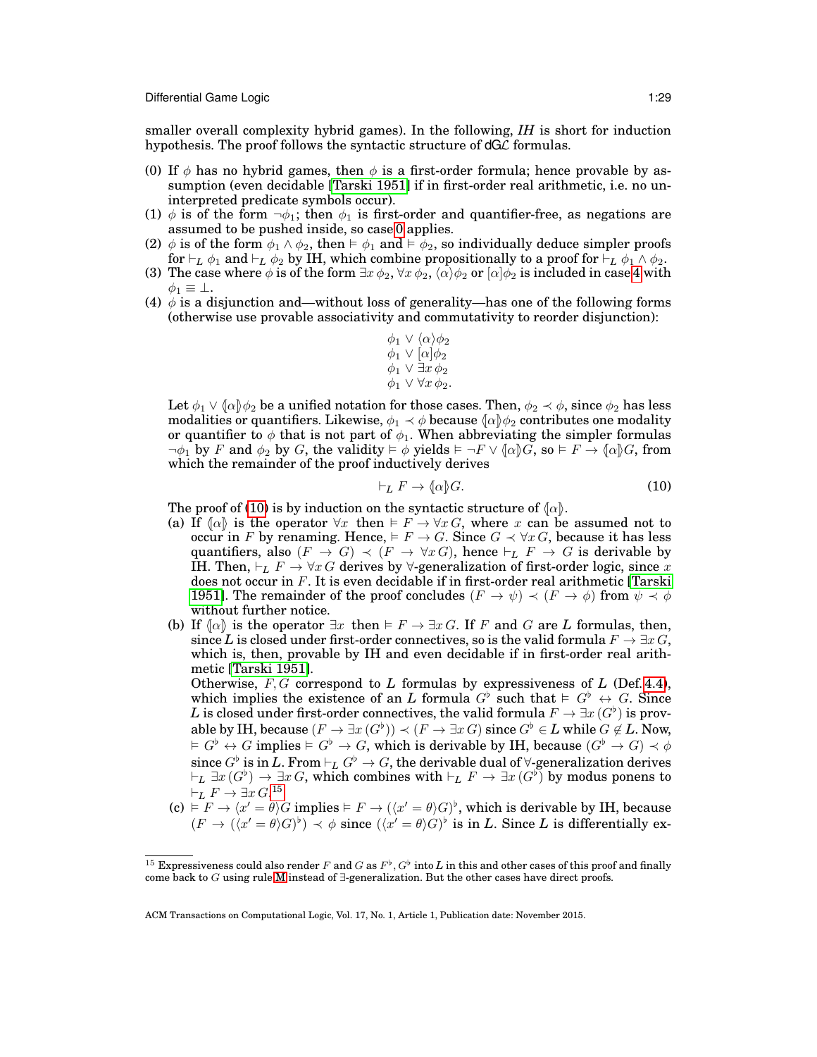smaller overall complexity hybrid games). In the following, *IH* is short for induction hypothesis. The proof follows the syntactic structure of dG$\mathcal{L}$ formulas.

(0) If $\phi$ has no hybrid games, then $\phi$ is a first-order formula; hence provable by assumption (even decidable [Tarski 1951] if in first-order real arithmetic, i.e. no uninterpreted predicate symbols occur).

(1) $\phi$ is of the form $\neg\phi_1$; then $\phi_1$ is first-order and quantifier-free, as negations are assumed to be pushed inside, so case 0 applies.

(2) $\phi$ is of the form $\phi_1 \wedge \phi_2$, then $\vDash \phi_1$ and $\vDash \phi_2$, so individually deduce simpler proofs for $\vdash_L \phi_1$ and $\vdash_L \phi_2$ by IH, which combine propositionally to a proof for $\vdash_L \phi_1 \wedge \phi_2$.

(3) The case where $\phi$ is of the form $\exists x\, \phi_2$, $\forall x\, \phi_2$, $\langle\alpha\rangle\phi_2$ or $[\alpha]\phi_2$ is included in case 4 with $\phi_1 \equiv \bot$.

(4) $\phi$ is a disjunction and—without loss of generality—has one of the following forms (otherwise use provable associativity and commutativity to reorder disjunction):

$$\begin{array}{l}\phi_1 \vee \langle\alpha\rangle\phi_2\\ \phi_1 \vee [\alpha]\phi_2\\ \phi_1 \vee \exists x\, \phi_2\\ \phi_1 \vee \forall x\, \phi_2.\end{array}$$

Let $\phi_1 \vee \langle\!\lbrack\alpha\rbrack\!\rangle\phi_2$ be a unified notation for those cases. Then, $\phi_2 \prec \phi$, since $\phi_2$ has less modalities or quantifiers. Likewise, $\phi_1 \prec \phi$ because $\langle\!\lbrack\alpha\rbrack\!\rangle\phi_2$ contributes one modality or quantifier to $\phi$ that is not part of $\phi_1$. When abbreviating the simpler formulas $\neg\phi_1$ by $F$ and $\phi_2$ by $G$, the validity $\vDash \phi$ yields $\vDash \neg F \vee \langle\!\lbrack\alpha\rbrack\!\rangle G$, so $\vDash F \to \langle\!\lbrack\alpha\rbrack\!\rangle G$, from which the remainder of the proof inductively derives

$$\vdash_L F \to \langle\!\lbrack\alpha\rbrack\!\rangle G. \tag{10}$$

The proof of (10) is by induction on the syntactic structure of $\langle\!\lbrack\alpha\rbrack\!\rangle$.

(a) If $\langle\!\lbrack\alpha\rbrack\!\rangle$ is the operator $\forall x$ then $\vDash F \to \forall x\, G$, where $x$ can be assumed not to occur in $F$ by renaming. Hence, $\vDash F \to G$. Since $G \prec \forall x\, G$, because it has less quantifiers, also $(F \to G) \prec (F \to \forall x\, G)$, hence $\vdash_L F \to G$ is derivable by IH. Then, $\vdash_L F \to \forall x\, G$ derives by $\forall$-generalization of first-order logic, since $x$ does not occur in $F$. It is even decidable if in first-order real arithmetic [Tarski 1951]. The remainder of the proof concludes $(F \to \psi) \prec (F \to \phi)$ from $\psi \prec \phi$ without further notice.

(b) If $\langle\!\lbrack\alpha\rbrack\!\rangle$ is the operator $\exists x$ then $\vDash F \to \exists x\, G$. If $F$ and $G$ are $L$ formulas, then, since $L$ is closed under first-order connectives, so is the valid formula $F \to \exists x\, G$, which is, then, provable by IH and even decidable if in first-order real arithmetic [Tarski 1951].
Otherwise, $F, G$ correspond to $L$ formulas by expressiveness of $L$ (Def. 4.4), which implies the existence of an $L$ formula $G^\flat$ such that $\vDash G^\flat \leftrightarrow G$. Since $L$ is closed under first-order connectives, the valid formula $F \to \exists x\, (G^\flat)$ is provable by IH, because $(F \to \exists x\, (G^\flat)) \prec (F \to \exists x\, G)$ since $G^\flat \in L$ while $G \notin L$. Now, $\vDash G^\flat \leftrightarrow G$ implies $\vDash G^\flat \to G$, which is derivable by IH, because $(G^\flat \to G) \prec \phi$ since $G^\flat$ is in $L$. From $\vdash_L G^\flat \to G$, the derivable dual of $\forall$-generalization derives $\vdash_L \exists x\, (G^\flat) \to \exists x\, G$, which combines with $\vdash_L F \to \exists x\, (G^\flat)$ by modus ponens to $\vdash_L F \to \exists x\, G$.[15]

(c) $\vDash F \to \langle x' = \theta\rangle G$ implies $\vDash F \to (\langle x' = \theta\rangle G)^\flat$, which is derivable by IH, because $(F \to (\langle x' = \theta\rangle G)^\flat) \prec \phi$ since $(\langle x' = \theta\rangle G)^\flat$ is in $L$. Since $L$ is differentially ex-

[15] Expressiveness could also render $F$ and $G$ as $F^\flat, G^\flat$ into $L$ in this and other cases of this proof and finally come back to $G$ using rule M instead of $\exists$-generalization. But the other cases have direct proofs.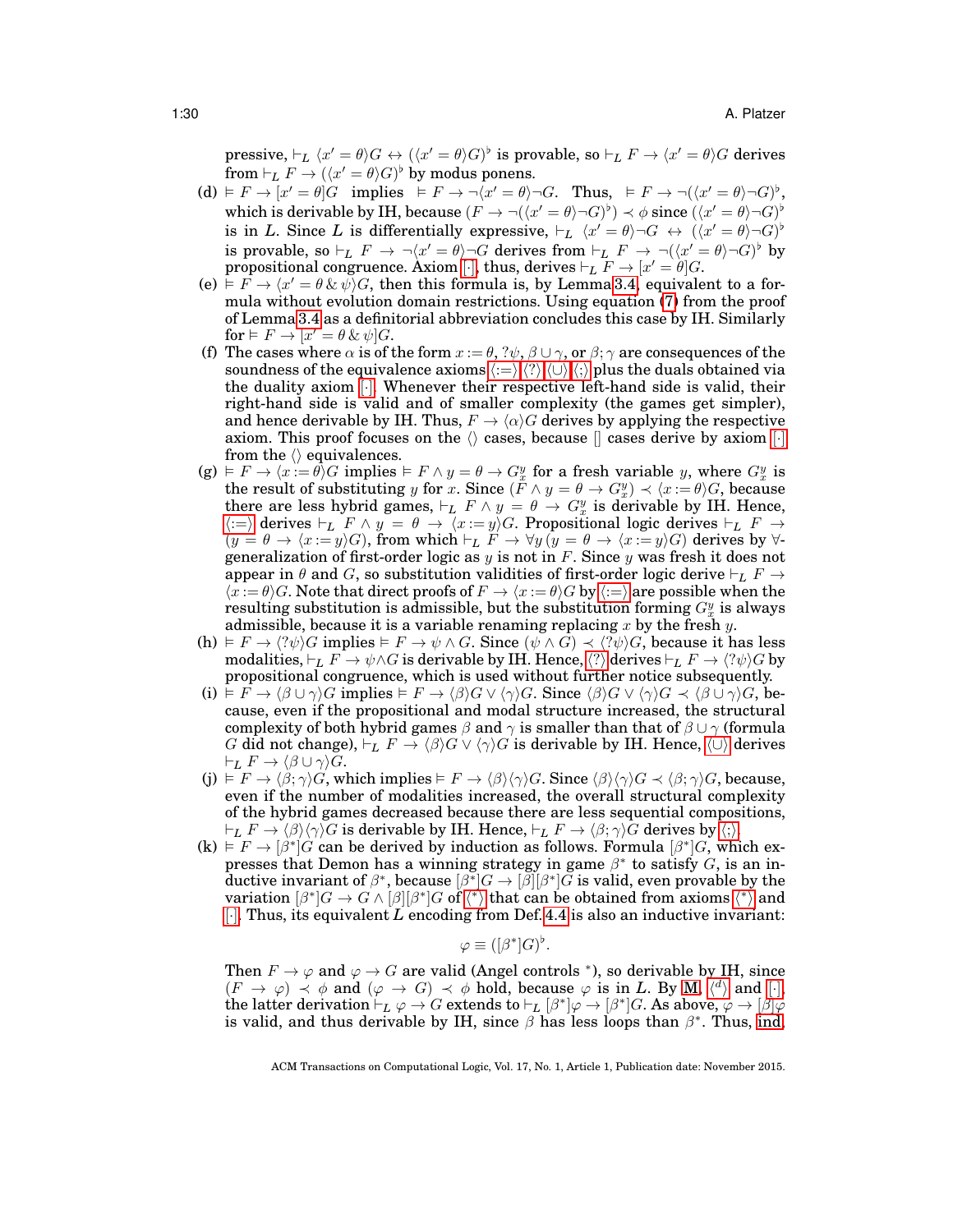pressive, $\vdash_L \langle x' = \theta \rangle G \leftrightarrow (\langle x' = \theta \rangle G)^\flat$ is provable, so $\vdash_L F \to \langle x' = \theta \rangle G$ derives from $\vdash_L F \to (\langle x' = \theta \rangle G)^\flat$ by modus ponens.

(d) $\vDash F \to [x' = \theta]G$ implies $\vDash F \to \neg \langle x' = \theta \rangle \neg G$. Thus, $\vDash F \to \neg(\langle x' = \theta \rangle \neg G)^\flat$, which is derivable by IH, because $(F \to \neg(\langle x' = \theta \rangle \neg G)^\flat) \prec \phi$ since $(\langle x' = \theta \rangle \neg G)^\flat$ is in $L$. Since $L$ is differentially expressive, $\vdash_L \langle x' = \theta \rangle \neg G \leftrightarrow (\langle x' = \theta \rangle \neg G)^\flat$ is provable, so $\vdash_L F \to \neg \langle x' = \theta \rangle \neg G$ derives from $\vdash_L F \to \neg(\langle x' = \theta \rangle \neg G)^\flat$ by propositional congruence. Axiom $[\cdot]$, thus, derives $\vdash_L F \to [x' = \theta]G$.

(e) $\vDash F \to \langle x' = \theta \,\&\, \psi \rangle G$, then this formula is, by Lemma 3.4, equivalent to a formula without evolution domain restrictions. Using equation (7) from the proof of Lemma 3.4 as a definitorial abbreviation concludes this case by IH. Similarly for $\vDash F \to [x' = \theta \,\&\, \psi]G$.

(f) The cases where $\alpha$ is of the form $x := \theta$, $?\psi$, $\beta \cup \gamma$, or $\beta;\gamma$ are consequences of the soundness of the equivalence axioms $\langle := \rangle$, $\langle ? \rangle$, $\langle \cup \rangle$, $\langle ; \rangle$ plus the duals obtained via the duality axiom $[\cdot]$. Whenever their respective left-hand side is valid, their right-hand side is valid and of smaller complexity (the games get simpler), and hence derivable by IH. Thus, $F \to \langle \alpha \rangle G$ derives by applying the respective axiom. This proof focuses on the $\langle\rangle$ cases, because $[]$ cases derive by axiom $[\cdot]$ from the $\langle\rangle$ equivalences.

(g) $\vDash F \to \langle x := \theta \rangle G$ implies $\vDash F \wedge y = \theta \to G_x^y$ for a fresh variable $y$, where $G_x^y$ is the result of substituting $y$ for $x$. Since $(F \wedge y = \theta \to G_x^y) \prec \langle x := \theta \rangle G$, because there are less hybrid games, $\vdash_L F \wedge y = \theta \to G_x^y$ is derivable by IH. Hence, $\langle := \rangle$ derives $\vdash_L F \wedge y = \theta \to \langle x := y \rangle G$. Propositional logic derives $\vdash_L F \to (y = \theta \to \langle x := y \rangle G)$, from which $\vdash_L F \to \forall y \, (y = \theta \to \langle x := y \rangle G)$ derives by $\forall$-generalization of first-order logic as $y$ is not in $F$. Since $y$ was fresh it does not appear in $\theta$ and $G$, so substitution validities of first-order logic derive $\vdash_L F \to \langle x := \theta \rangle G$. Note that direct proofs of $F \to \langle x := \theta \rangle G$ by $\langle := \rangle$ are possible when the resulting substitution is admissible, but the substitution forming $G_x^y$ is always admissible, because it is a variable renaming replacing $x$ by the fresh $y$.

(h) $\vDash F \to \langle ?\psi \rangle G$ implies $\vDash F \to \psi \wedge G$. Since $(\psi \wedge G) \prec \langle ?\psi \rangle G$, because it has less modalities, $\vdash_L F \to \psi \wedge G$ is derivable by IH. Hence, $\langle ? \rangle$ derives $\vdash_L F \to \langle ?\psi \rangle G$ by propositional congruence, which is used without further notice subsequently.

(i) $\vDash F \to \langle \beta \cup \gamma \rangle G$ implies $\vDash F \to \langle \beta \rangle G \vee \langle \gamma \rangle G$. Since $\langle \beta \rangle G \vee \langle \gamma \rangle G \prec \langle \beta \cup \gamma \rangle G$, because, even if the propositional and modal structure increased, the structural complexity of both hybrid games $\beta$ and $\gamma$ is smaller than that of $\beta \cup \gamma$ (formula $G$ did not change), $\vdash_L F \to \langle \beta \rangle G \vee \langle \gamma \rangle G$ is derivable by IH. Hence, $\langle \cup \rangle$ derives $\vdash_L F \to \langle \beta \cup \gamma \rangle G$.

(j) $\vDash F \to \langle \beta; \gamma \rangle G$, which implies $\vDash F \to \langle \beta \rangle \langle \gamma \rangle G$. Since $\langle \beta \rangle \langle \gamma \rangle G \prec \langle \beta; \gamma \rangle G$, because, even if the number of modalities increased, the overall structural complexity of the hybrid games decreased because there are less sequential compositions, $\vdash_L F \to \langle \beta \rangle \langle \gamma \rangle G$ is derivable by IH. Hence, $\vdash_L F \to \langle \beta; \gamma \rangle G$ derives by $\langle ; \rangle$.

(k) $\vDash F \to [\beta^*]G$ can be derived by induction as follows. Formula $[\beta^*]G$, which expresses that Demon has a winning strategy in game $\beta^*$ to satisfy $G$, is an inductive invariant of $\beta^*$, because $[\beta^*]G \to [\beta][\beta^*]G$ is valid, even provable by the variation $[\beta^*]G \to G \wedge [\beta][\beta^*]G$ of $\langle * \rangle$ that can be obtained from axioms $\langle * \rangle$ and $[\cdot]$. Thus, its equivalent $L$ encoding from Def. 4.4 is also an inductive invariant:

$$\varphi \equiv ([\beta^*]G)^\flat.$$

Then $F \to \varphi$ and $\varphi \to G$ are valid (Angel controls $^*$), so derivable by IH, since $(F \to \varphi) \prec \phi$ and $(\varphi \to G) \prec \phi$ hold, because $\varphi$ is in $L$. By M, $\langle^d\rangle$ and $[\cdot]$, the latter derivation $\vdash_L \varphi \to G$ extends to $\vdash_L [\beta^*]\varphi \to [\beta^*]G$. As above, $\varphi \to [\beta]\varphi$ is valid, and thus derivable by IH, since $\beta$ has less loops than $\beta^*$. Thus, ind,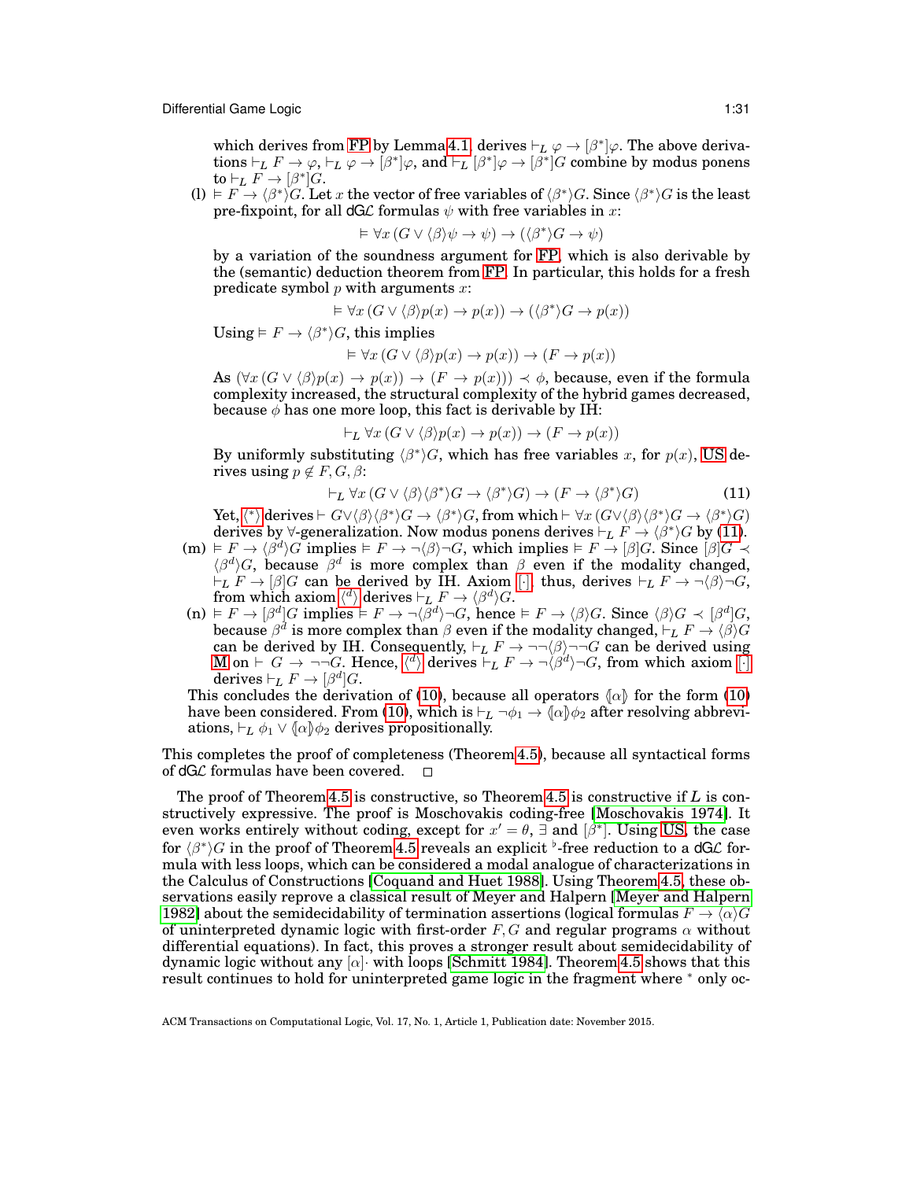which derives from FP by Lemma 4.1, derives $\vdash_L \varphi \to [\beta^*]\varphi$. The above derivations $\vdash_L F \to \varphi$, $\vdash_L \varphi \to [\beta^*]\varphi$, and $\vdash_L [\beta^*]\varphi \to [\beta^*]G$ combine by modus ponens to $\vdash_L F \to [\beta^*]G$.

(l) $\vDash F \to \langle\beta^*\rangle G$. Let $x$ the vector of free variables of $\langle\beta^*\rangle G$. Since $\langle\beta^*\rangle G$ is the least pre-fixpoint, for all dG$\mathcal{L}$ formulas $\psi$ with free variables in $x$:

$$\vDash \forall x\,(G \vee \langle\beta\rangle\psi \to \psi) \to (\langle\beta^*\rangle G \to \psi)$$

by a variation of the soundness argument for FP, which is also derivable by the (semantic) deduction theorem from FP. In particular, this holds for a fresh predicate symbol $p$ with arguments $x$:

$$\vDash \forall x\,(G \vee \langle\beta\rangle p(x) \to p(x)) \to (\langle\beta^*\rangle G \to p(x))$$

Using $\vDash F \to \langle\beta^*\rangle G$, this implies

$$\vDash \forall x\,(G \vee \langle\beta\rangle p(x) \to p(x)) \to (F \to p(x))$$

As $(\forall x\,(G \vee \langle\beta\rangle p(x) \to p(x)) \to (F \to p(x))) \prec \phi$, because, even if the formula complexity increased, the structural complexity of the hybrid games decreased, because $\phi$ has one more loop, this fact is derivable by IH:

$$\vdash_L \forall x\,(G \vee \langle\beta\rangle p(x) \to p(x)) \to (F \to p(x))$$

By uniformly substituting $\langle\beta^*\rangle G$, which has free variables $x$, for $p(x)$, US derives using $p \notin F, G, \beta$:

$$\vdash_L \forall x\,(G \vee \langle\beta\rangle\langle\beta^*\rangle G \to \langle\beta^*\rangle G) \to (F \to \langle\beta^*\rangle G) \tag{11}$$

Yet, $\langle^*\rangle$ derives $\vdash G \vee \langle\beta\rangle\langle\beta^*\rangle G \to \langle\beta^*\rangle G$, from which $\vdash \forall x\,(G \vee \langle\beta\rangle\langle\beta^*\rangle G \to \langle\beta^*\rangle G)$ derives by $\forall$-generalization. Now modus ponens derives $\vdash_L F \to \langle\beta^*\rangle G$ by (11).

(m) $\vDash F \to \langle\beta^d\rangle G$ implies $\vDash F \to \neg\langle\beta\rangle\neg G$, which implies $\vDash F \to [\beta]G$. Since $[\beta]G \prec \langle\beta^d\rangle G$, because $\beta^d$ is more complex than $\beta$ even if the modality changed, $\vdash_L F \to [\beta]G$ can be derived by IH. Axiom $[\cdot]$, thus, derives $\vdash_L F \to \neg\langle\beta\rangle\neg G$, from which axiom $\langle^d\rangle$ derives $\vdash_L F \to \langle\beta^d\rangle G$.

(n) $\vDash F \to [\beta^d]G$ implies $\vDash F \to \neg\langle\beta^d\rangle\neg G$, hence $\vDash F \to \langle\beta\rangle G$. Since $\langle\beta\rangle G \prec [\beta^d]G$, because $\beta^d$ is more complex than $\beta$ even if the modality changed, $\vdash_L F \to \langle\beta\rangle G$ can be derived by IH. Consequently, $\vdash_L F \to \neg\neg\langle\beta\rangle\neg\neg G$ can be derived using M on $\vdash G \to \neg\neg G$. Hence, $\langle^d\rangle$ derives $\vdash_L F \to \neg\langle\beta^d\rangle\neg G$, from which axiom $[\cdot]$ derives $\vdash_L F \to [\beta^d]G$.

This concludes the derivation of (10), because all operators $\langle\!\langle\alpha\rangle\!\rangle$ for the form (10) have been considered. From (10), which is $\vdash_L \neg\phi_1 \to \langle\!\langle\alpha\rangle\!\rangle\phi_2$ after resolving abbreviations, $\vdash_L \phi_1 \vee \langle\!\langle\alpha\rangle\!\rangle\phi_2$ derives propositionally.

This completes the proof of completeness (Theorem 4.5), because all syntactical forms of dG$\mathcal{L}$ formulas have been covered. $\square$

The proof of Theorem 4.5 is constructive, so Theorem 4.5 is constructive if $L$ is constructively expressive. The proof is Moschovakis coding-free [Moschovakis 1974]. It even works entirely without coding, except for $x' = \theta$, $\exists$ and $[\beta^*]$. Using US, the case for $\langle\beta^*\rangle G$ in the proof of Theorem 4.5 reveals an explicit $^\flat$-free reduction to a dG$\mathcal{L}$ formula with less loops, which can be considered a modal analogue of characterizations in the Calculus of Constructions [Coquand and Huet 1988]. Using Theorem 4.5, these observations easily reprove a classical result of Meyer and Halpern [Meyer and Halpern 1982] about the semidecidability of termination assertions (logical formulas $F \to \langle\alpha\rangle G$ of uninterpreted dynamic logic with first-order $F, G$ and regular programs $\alpha$ without differential equations). In fact, this proves a stronger result about semidecidability of dynamic logic without any $[\alpha]\cdot$ with loops [Schmitt 1984]. Theorem 4.5 shows that this result continues to hold for uninterpreted game logic in the fragment where $^*$ only oc-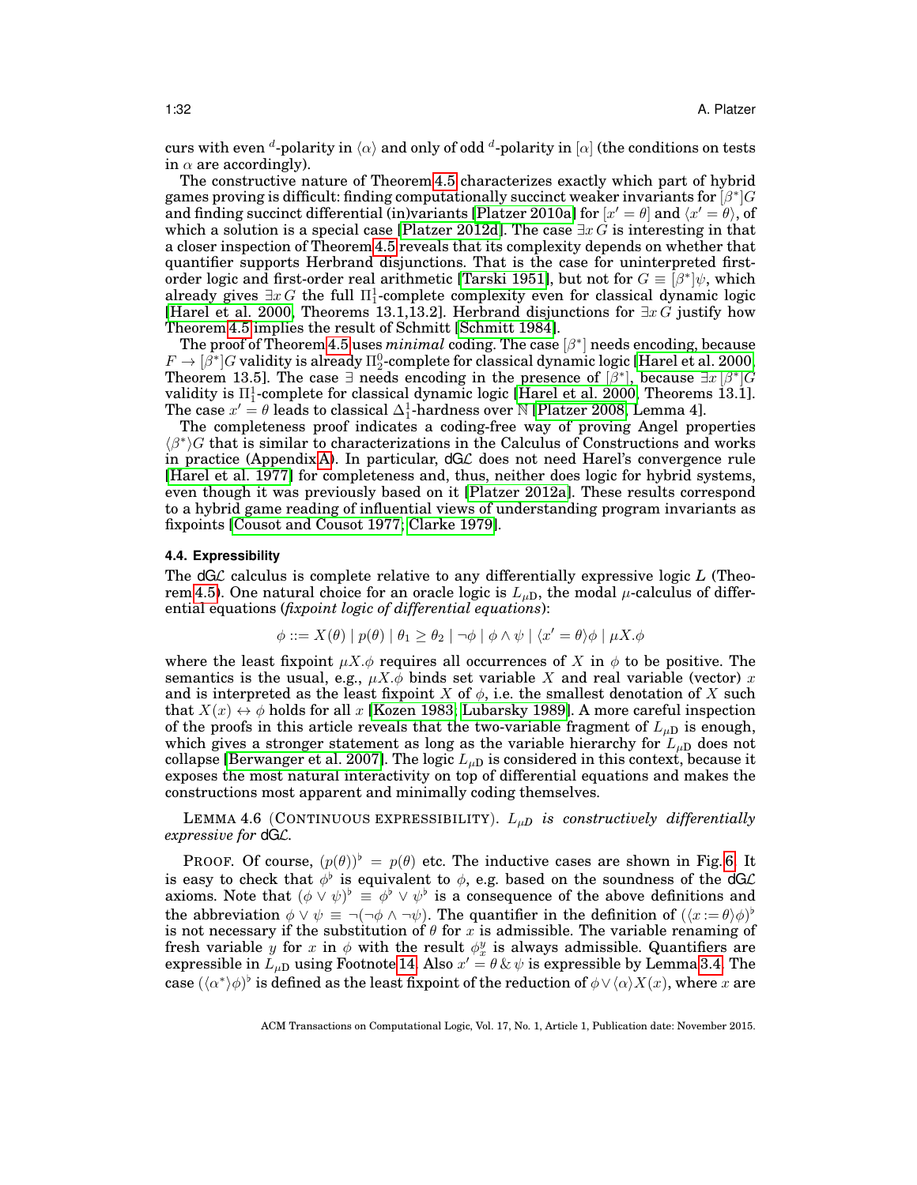curs with even $^d$-polarity in $\langle\alpha\rangle$ and only of odd $^d$-polarity in $[\alpha]$ (the conditions on tests in $\alpha$ are accordingly).

The constructive nature of Theorem 4.5 characterizes exactly which part of hybrid games proving is difficult: finding computationally succinct weaker invariants for $[\beta^*]G$ and finding succinct differential (in)variants [Platzer 2010a] for $[x' = \theta]$ and $\langle x' = \theta\rangle$, of which a solution is a special case [Platzer 2012d]. The case $\exists x\, G$ is interesting in that a closer inspection of Theorem 4.5 reveals that its complexity depends on whether that quantifier supports Herbrand disjunctions. That is the case for uninterpreted first-order logic and first-order real arithmetic [Tarski 1951], but not for $G \equiv [\beta^*]\psi$, which already gives $\exists x\, G$ the full $\Pi^1_1$-complete complexity even for classical dynamic logic [Harel et al. 2000, Theorems 13.1,13.2]. Herbrand disjunctions for $\exists x\, G$ justify how Theorem 4.5 implies the result of Schmitt [Schmitt 1984].

The proof of Theorem 4.5 uses *minimal* coding. The case $[\beta^*]$ needs encoding, because $F \to [\beta^*]G$ validity is already $\Pi^0_2$-complete for classical dynamic logic [Harel et al. 2000, Theorem 13.5]. The case $\exists$ needs encoding in the presence of $[\beta^*]$, because $\exists x\, [\beta^*]G$ validity is $\Pi^1_1$-complete for classical dynamic logic [Harel et al. 2000, Theorems 13.1]. The case $x' = \theta$ leads to classical $\Delta^1_1$-hardness over $\mathbb{N}$ [Platzer 2008, Lemma 4].

The completeness proof indicates a coding-free way of proving Angel properties $\langle\beta^*\rangle G$ that is similar to characterizations in the Calculus of Constructions and works in practice (Appendix A). In particular, dG$\mathcal{L}$ does not need Harel's convergence rule [Harel et al. 1977] for completeness and, thus, neither does logic for hybrid systems, even though it was previously based on it [Platzer 2012a]. These results correspond to a hybrid game reading of influential views of understanding program invariants as fixpoints [Cousot and Cousot 1977; Clarke 1979].

### 4.4. Expressibility

The dG$\mathcal{L}$ calculus is complete relative to any differentially expressive logic $L$ (Theorem 4.5). One natural choice for an oracle logic is $L_{\mu\mathrm{D}}$, the modal $\mu$-calculus of differential equations (*fixpoint logic of differential equations*):

$$\phi ::= X(\theta) \mid p(\theta) \mid \theta_1 \geq \theta_2 \mid \neg\phi \mid \phi \wedge \psi \mid \langle x' = \theta\rangle\phi \mid \mu X.\phi$$

where the least fixpoint $\mu X.\phi$ requires all occurrences of $X$ in $\phi$ to be positive. The semantics is the usual, e.g., $\mu X.\phi$ binds set variable $X$ and real variable (vector) $x$ and is interpreted as the least fixpoint $X$ of $\phi$, i.e. the smallest denotation of $X$ such that $X(x) \leftrightarrow \phi$ holds for all $x$ [Kozen 1983; Lubarsky 1989]. A more careful inspection of the proofs in this article reveals that the two-variable fragment of $L_{\mu\mathrm{D}}$ is enough, which gives a stronger statement as long as the variable hierarchy for $L_{\mu\mathrm{D}}$ does not collapse [Berwanger et al. 2007]. The logic $L_{\mu\mathrm{D}}$ is considered in this context, because it exposes the most natural interactivity on top of differential equations and makes the constructions most apparent and minimally coding themselves.

LEMMA 4.6 (CONTINUOUS EXPRESSIBILITY). *$L_{\mu D}$ is constructively differentially expressive for* dG$\mathcal{L}$.

PROOF. Of course, $(p(\theta))^\flat = p(\theta)$ etc. The inductive cases are shown in Fig. 6. It is easy to check that $\phi^\flat$ is equivalent to $\phi$, e.g. based on the soundness of the dG$\mathcal{L}$ axioms. Note that $(\phi \vee \psi)^\flat \equiv \phi^\flat \vee \psi^\flat$ is a consequence of the above definitions and the abbreviation $\phi \vee \psi \equiv \neg(\neg\phi \wedge \neg\psi)$. The quantifier in the definition of $(\langle x := \theta\rangle\phi)^\flat$ is not necessary if the substitution of $\theta$ for $x$ is admissible. The variable renaming of fresh variable $y$ for $x$ in $\phi$ with the result $\phi^y_x$ is always admissible. Quantifiers are expressible in $L_{\mu\mathrm{D}}$ using Footnote 14. Also $x' = \theta \,\&\, \psi$ is expressible by Lemma 3.4. The case $(\langle\alpha^*\rangle\phi)^\flat$ is defined as the least fixpoint of the reduction of $\phi \vee \langle\alpha\rangle X(x)$, where $x$ are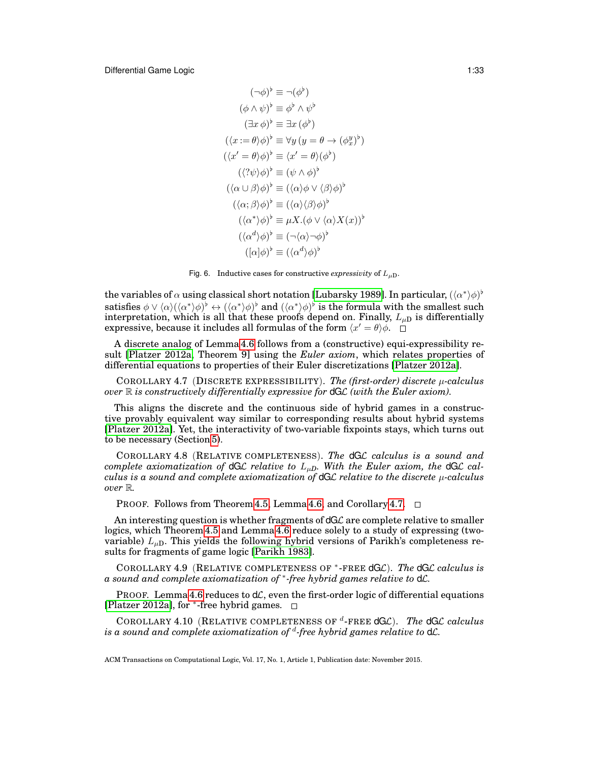$$
\begin{aligned}
(\neg\phi)^\flat &\equiv \neg(\phi^\flat)\\
(\phi \wedge \psi)^\flat &\equiv \phi^\flat \wedge \psi^\flat\\
(\exists x\, \phi)^\flat &\equiv \exists x\, (\phi^\flat)\\
(\langle x := \theta\rangle\phi)^\flat &\equiv \forall y\, (y = \theta \rightarrow (\phi_x^y)^\flat)\\
(\langle x' = \theta\rangle\phi)^\flat &\equiv \langle x' = \theta\rangle(\phi^\flat)\\
(\langle ?\psi\rangle\phi)^\flat &\equiv (\psi \wedge \phi)^\flat\\
(\langle \alpha \cup \beta\rangle\phi)^\flat &\equiv (\langle\alpha\rangle\phi \vee \langle\beta\rangle\phi)^\flat\\
(\langle \alpha ; \beta\rangle\phi)^\flat &\equiv (\langle\alpha\rangle\langle\beta\rangle\phi)^\flat\\
(\langle \alpha^*\rangle\phi)^\flat &\equiv \mu X.(\phi \vee \langle\alpha\rangle X(x))^\flat\\
(\langle \alpha^d\rangle\phi)^\flat &\equiv (\neg\langle\alpha\rangle\neg\phi)^\flat\\
([\alpha]\phi)^\flat &\equiv (\langle\alpha^d\rangle\phi)^\flat
\end{aligned}
$$

Fig. 6. Inductive cases for constructive *expressivity* of $L_{\mu D}$.

the variables of $\alpha$ using classical short notation [Lubarsky 1989]. In particular, $(\langle\alpha^*\rangle\phi)^\flat$ satisfies $\phi \vee \langle\alpha\rangle(\langle\alpha^*\rangle\phi)^\flat \leftrightarrow (\langle\alpha^*\rangle\phi)^\flat$ and $(\langle\alpha^*\rangle\phi)^\flat$ is the formula with the smallest such interpretation, which is all that these proofs depend on. Finally, $L_{\mu D}$ is differentially expressive, because it includes all formulas of the form $\langle x' = \theta\rangle\phi$. □

A discrete analog of Lemma 4.6 follows from a (constructive) equi-expressibility result [Platzer 2012a, Theorem 9] using the *Euler axiom*, which relates properties of differential equations to properties of their Euler discretizations [Platzer 2012a].

COROLLARY 4.7 (DISCRETE EXPRESSIBILITY). *The (first-order) discrete $\mu$-calculus over $\mathbb{R}$ is constructively differentially expressive for* dG$\mathcal{L}$ *(with the Euler axiom).*

This aligns the discrete and the continuous side of hybrid games in a constructive provably equivalent way similar to corresponding results about hybrid systems [Platzer 2012a]. Yet, the interactivity of two-variable fixpoints stays, which turns out to be necessary (Section 5).

COROLLARY 4.8 (RELATIVE COMPLETENESS). *The* dG$\mathcal{L}$ *calculus is a sound and complete axiomatization of* dG$\mathcal{L}$ *relative to $L_{\mu D}$. With the Euler axiom, the* dG$\mathcal{L}$ *calculus is a sound and complete axiomatization of* dG$\mathcal{L}$ *relative to the discrete $\mu$-calculus over $\mathbb{R}$.*

PROOF. Follows from Theorem 4.5, Lemma 4.6, and Corollary 4.7. □

An interesting question is whether fragments of dG$\mathcal{L}$ are complete relative to smaller logics, which Theorem 4.5 and Lemma 4.6 reduce solely to a study of expressing (two-variable) $L_{\mu D}$. This yields the following hybrid versions of Parikh's completeness results for fragments of game logic [Parikh 1983].

COROLLARY 4.9 (RELATIVE COMPLETENESS OF $^*$-FREE dG$\mathcal{L}$). *The* dG$\mathcal{L}$ *calculus is a sound and complete axiomatization of $^*$-free hybrid games relative to* d$\mathcal{L}$.

PROOF. Lemma 4.6 reduces to d$\mathcal{L}$, even the first-order logic of differential equations [Platzer 2012a], for $^*$-free hybrid games. □

COROLLARY 4.10 (RELATIVE COMPLETENESS OF $^d$-FREE dG$\mathcal{L}$). *The* dG$\mathcal{L}$ *calculus is a sound and complete axiomatization of $^d$-free hybrid games relative to* d$\mathcal{L}$.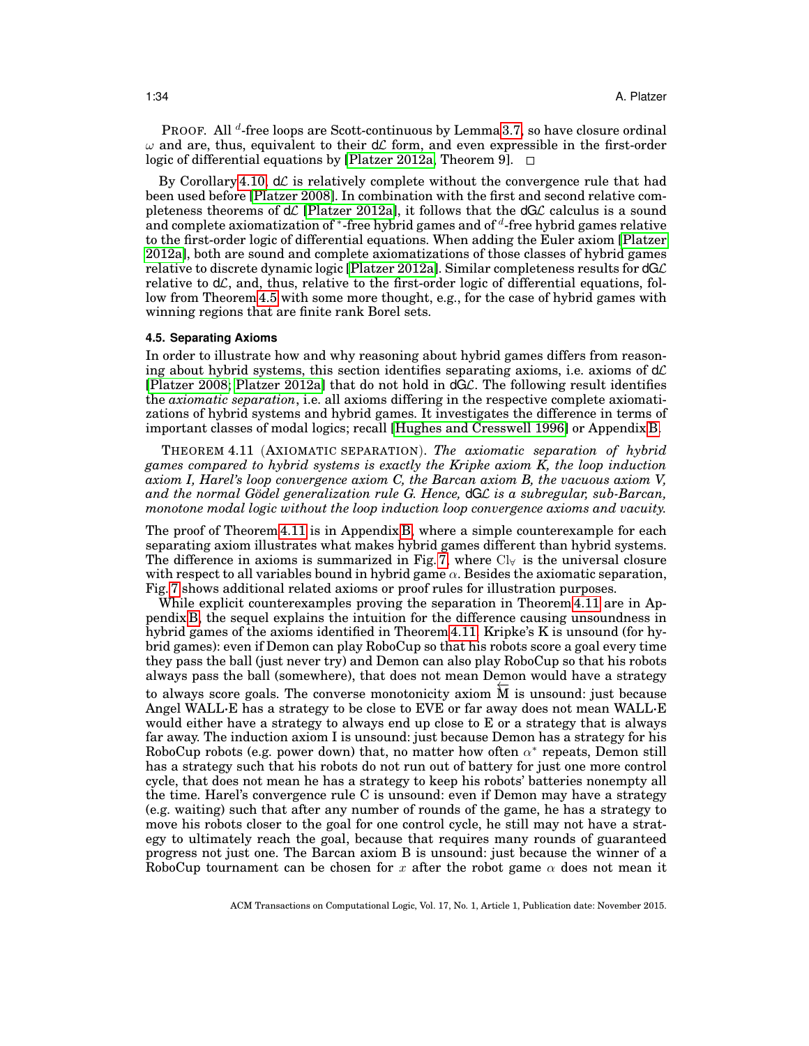PROOF. All $^d$-free loops are Scott-continuous by Lemma 3.7, so have closure ordinal $\omega$ and are, thus, equivalent to their d$\mathcal{L}$ form, and even expressible in the first-order logic of differential equations by [Platzer 2012a, Theorem 9]. $\square$

By Corollary 4.10, d$\mathcal{L}$ is relatively complete without the convergence rule that had been used before [Platzer 2008]. In combination with the first and second relative completeness theorems of d$\mathcal{L}$ [Platzer 2012a], it follows that the dG$\mathcal{L}$ calculus is a sound and complete axiomatization of $^*$-free hybrid games and of $^d$-free hybrid games relative to the first-order logic of differential equations. When adding the Euler axiom [Platzer 2012a], both are sound and complete axiomatizations of those classes of hybrid games relative to discrete dynamic logic [Platzer 2012a]. Similar completeness results for dG$\mathcal{L}$ relative to d$\mathcal{L}$, and, thus, relative to the first-order logic of differential equations, follow from Theorem 4.5 with some more thought, e.g., for the case of hybrid games with winning regions that are finite rank Borel sets.

### 4.5. Separating Axioms

In order to illustrate how and why reasoning about hybrid games differs from reasoning about hybrid systems, this section identifies separating axioms, i.e. axioms of d$\mathcal{L}$ [Platzer 2008; Platzer 2012a] that do not hold in dG$\mathcal{L}$. The following result identifies the *axiomatic separation*, i.e. all axioms differing in the respective complete axiomatizations of hybrid systems and hybrid games. It investigates the difference in terms of important classes of modal logics; recall [Hughes and Cresswell 1996] or Appendix B.

THEOREM 4.11 (AXIOMATIC SEPARATION). *The axiomatic separation of hybrid games compared to hybrid systems is exactly the Kripke axiom K, the loop induction axiom I, Harel's loop convergence axiom C, the Barcan axiom B, the vacuous axiom V, and the normal Gödel generalization rule G. Hence,* dG$\mathcal{L}$ *is a subregular, sub-Barcan, monotone modal logic without the loop induction loop convergence axioms and vacuity.*

The proof of Theorem 4.11 is in Appendix B, where a simple counterexample for each separating axiom illustrates what makes hybrid games different than hybrid systems. The difference in axioms is summarized in Fig. 7, where $\mathrm{Cl}_\forall$ is the universal closure with respect to all variables bound in hybrid game $\alpha$. Besides the axiomatic separation, Fig. 7 shows additional related axioms or proof rules for illustration purposes.

While explicit counterexamples proving the separation in Theorem 4.11 are in Appendix B, the sequel explains the intuition for the difference causing unsoundness in hybrid games of the axioms identified in Theorem 4.11. Kripke's K is unsound (for hybrid games): even if Demon can play RoboCup so that his robots score a goal every time they pass the ball (just never try) and Demon can also play RoboCup so that his robots always pass the ball (somewhere), that does not mean Demon would have a strategy to always score goals. The converse monotonicity axiom $\overleftarrow{\mathrm{M}}$ is unsound: just because Angel WALL·E has a strategy to be close to EVE or far away does not mean WALL·E would either have a strategy to always end up close to E or a strategy that is always far away. The induction axiom I is unsound: just because Demon has a strategy for his RoboCup robots (e.g. power down) that, no matter how often $\alpha^*$ repeats, Demon still has a strategy such that his robots do not run out of battery for just one more control cycle, that does not mean he has a strategy to keep his robots' batteries nonempty all the time. Harel's convergence rule C is unsound: even if Demon may have a strategy (e.g. waiting) such that after any number of rounds of the game, he has a strategy to move his robots closer to the goal for one control cycle, he still may not have a strategy to ultimately reach the goal, because that requires many rounds of guaranteed progress not just one. The Barcan axiom B is unsound: just because the winner of a RoboCup tournament can be chosen for $x$ after the robot game $\alpha$ does not mean it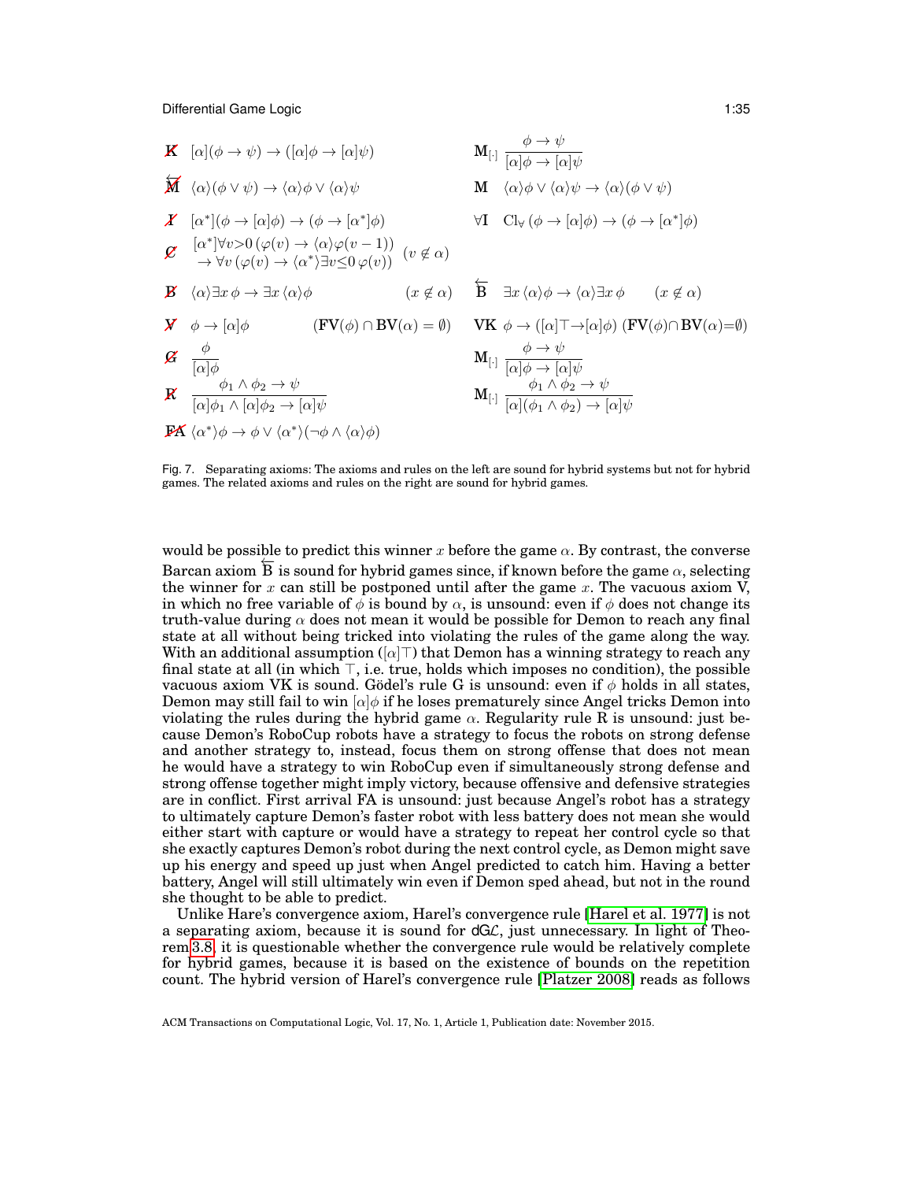| | | | |
|---|---|---|---|
| ~~K~~ | $[\alpha](\phi \to \psi) \to ([\alpha]\phi \to [\alpha]\psi)$ | $\mathrm{M}_{[\cdot]}$ | $\dfrac{\phi \to \psi}{[\alpha]\phi \to [\alpha]\psi}$ |
| ~~$\overleftarrow{\mathrm{M}}$~~ | $\langle\alpha\rangle(\phi \lor \psi) \to \langle\alpha\rangle\phi \lor \langle\alpha\rangle\psi$ | M | $\langle\alpha\rangle\phi \lor \langle\alpha\rangle\psi \to \langle\alpha\rangle(\phi \lor \psi)$ |
| ~~I~~ | $[\alpha^*](\phi \to [\alpha]\phi) \to (\phi \to [\alpha^*]\phi)$ | $\forall$I | $\mathrm{Cl}_\forall\,(\phi \to [\alpha]\phi) \to (\phi \to [\alpha^*]\phi)$ |
| ~~C~~ | $[\alpha^*]\forall v{>}0\,(\varphi(v) \to \langle\alpha\rangle\varphi(v-1)) \to \forall v\,(\varphi(v) \to \langle\alpha^*\rangle\exists v{\le}0\,\varphi(v))$ $\quad (v \notin \alpha)$ | | |
| ~~B~~ | $\langle\alpha\rangle\exists x\,\phi \to \exists x\,\langle\alpha\rangle\phi \qquad (x \notin \alpha)$ | $\overleftarrow{\mathrm{B}}$ | $\exists x\,\langle\alpha\rangle\phi \to \langle\alpha\rangle\exists x\,\phi \qquad (x \notin \alpha)$ |
| ~~V~~ | $\phi \to [\alpha]\phi \qquad (\mathrm{FV}(\phi) \cap \mathrm{BV}(\alpha) = \emptyset)$ | VK | $\phi \to ([\alpha]\top \to [\alpha]\phi)\ (\mathrm{FV}(\phi) \cap \mathrm{BV}(\alpha) = \emptyset)$ |
| ~~G~~ | $\dfrac{\phi}{[\alpha]\phi}$ | $\mathrm{M}_{[\cdot]}$ | $\dfrac{\phi \to \psi}{[\alpha]\phi \to [\alpha]\psi}$ |
| ~~R~~ | $\dfrac{\phi_1 \land \phi_2 \to \psi}{[\alpha]\phi_1 \land [\alpha]\phi_2 \to [\alpha]\psi}$ | $\mathrm{M}_{[\cdot]}$ | $\dfrac{\phi_1 \land \phi_2 \to \psi}{[\alpha](\phi_1 \land \phi_2) \to [\alpha]\psi}$ |
| ~~FA~~ | $\langle\alpha^*\rangle\phi \to \phi \lor \langle\alpha^*\rangle(\neg\phi \land \langle\alpha\rangle\phi)$ | | |

Fig. 7. Separating axioms: The axioms and rules on the left are sound for hybrid systems but not for hybrid games. The related axioms and rules on the right are sound for hybrid games.

would be possible to predict this winner $x$ before the game $\alpha$. By contrast, the converse Barcan axiom $\overleftarrow{\mathrm{B}}$ is sound for hybrid games since, if known before the game $\alpha$, selecting the winner for $x$ can still be postponed until after the game $x$. The vacuous axiom V, in which no free variable of $\phi$ is bound by $\alpha$, is unsound: even if $\phi$ does not change its truth-value during $\alpha$ does not mean it would be possible for Demon to reach any final state at all without being tricked into violating the rules of the game along the way. With an additional assumption ($[\alpha]\top$) that Demon has a winning strategy to reach any final state at all (in which $\top$, i.e. true, holds which imposes no condition), the possible vacuous axiom VK is sound. Gödel's rule G is unsound: even if $\phi$ holds in all states, Demon may still fail to win $[\alpha]\phi$ if he loses prematurely since Angel tricks Demon into violating the rules during the hybrid game $\alpha$. Regularity rule R is unsound: just because Demon's RoboCup robots have a strategy to focus the robots on strong defense and another strategy to, instead, focus them on strong offense that does not mean he would have a strategy to win RoboCup even if simultaneously strong defense and strong offense together might imply victory, because offensive and defensive strategies are in conflict. First arrival FA is unsound: just because Angel's robot has a strategy to ultimately capture Demon's faster robot with less battery does not mean she would either start with capture or would have a strategy to repeat her control cycle so that she exactly captures Demon's robot during the next control cycle, as Demon might save up his energy and speed up just when Angel predicted to catch him. Having a better battery, Angel will still ultimately win even if Demon sped ahead, but not in the round she thought to be able to predict.

Unlike Hare's convergence axiom, Harel's convergence rule [Harel et al. 1977] is not a separating axiom, because it is sound for dG$\mathcal{L}$, just unnecessary. In light of Theorem 3.8, it is questionable whether the convergence rule would be relatively complete for hybrid games, because it is based on the existence of bounds on the repetition count. The hybrid version of Harel's convergence rule [Platzer 2008] reads as follows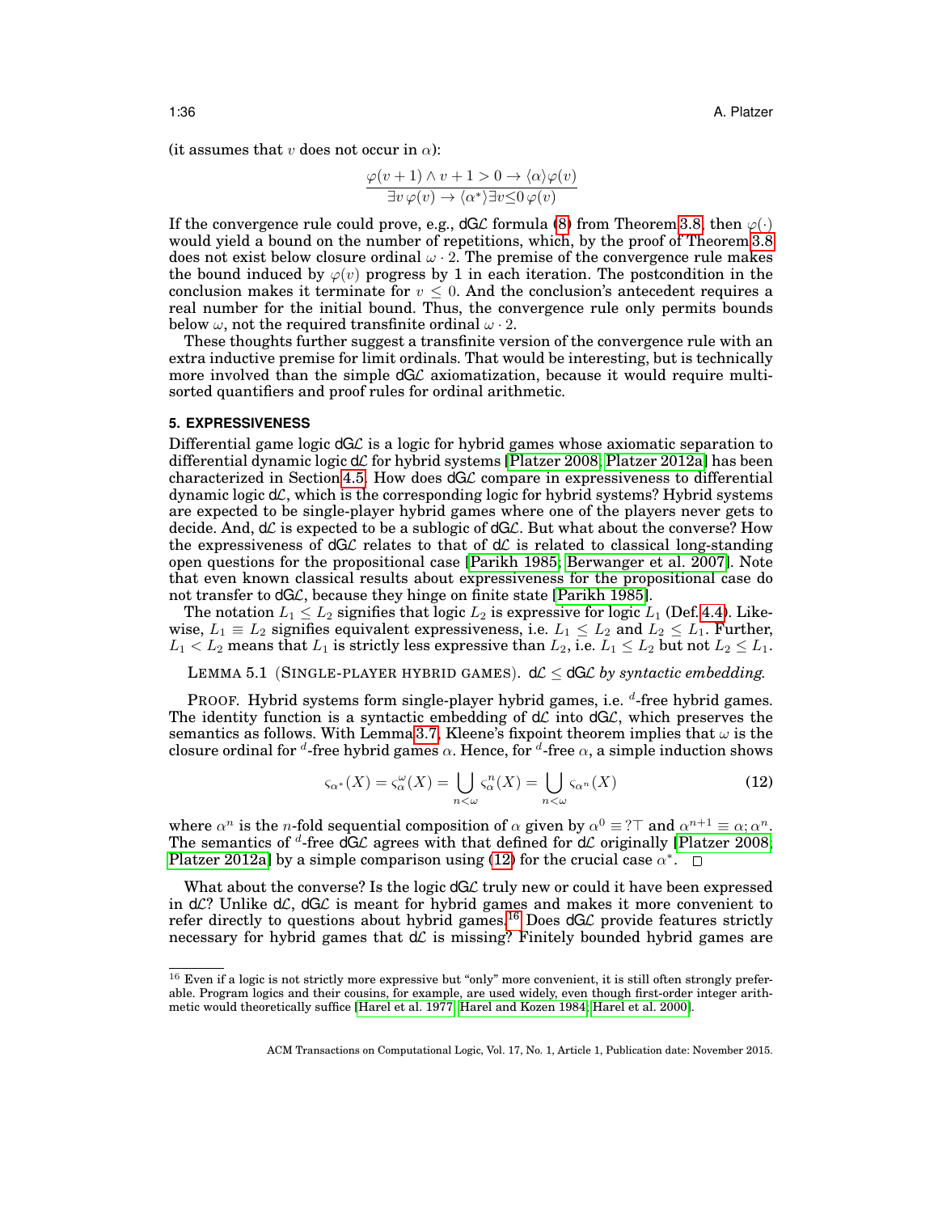(it assumes that $v$ does not occur in $\alpha$):

$$\frac{\varphi(v+1) \land v+1 > 0 \to \langle\alpha\rangle\varphi(v)}{\exists v\, \varphi(v) \to \langle\alpha^*\rangle\exists v{\le}0\, \varphi(v)}$$

If the convergence rule could prove, e.g., dG$\mathcal{L}$ formula (8) from Theorem 3.8, then $\varphi(\cdot)$ would yield a bound on the number of repetitions, which, by the proof of Theorem 3.8 does not exist below closure ordinal $\omega \cdot 2$. The premise of the convergence rule makes the bound induced by $\varphi(v)$ progress by 1 in each iteration. The postcondition in the conclusion makes it terminate for $v \le 0$. And the conclusion's antecedent requires a real number for the initial bound. Thus, the convergence rule only permits bounds below $\omega$, not the required transfinite ordinal $\omega \cdot 2$.

These thoughts further suggest a transfinite version of the convergence rule with an extra inductive premise for limit ordinals. That would be interesting, but is technically more involved than the simple dG$\mathcal{L}$ axiomatization, because it would require multi-sorted quantifiers and proof rules for ordinal arithmetic.

## 5. EXPRESSIVENESS

Differential game logic dG$\mathcal{L}$ is a logic for hybrid games whose axiomatic separation to differential dynamic logic d$\mathcal{L}$ for hybrid systems [Platzer 2008; Platzer 2012a] has been characterized in Section 4.5. How does dG$\mathcal{L}$ compare in expressiveness to differential dynamic logic d$\mathcal{L}$, which is the corresponding logic for hybrid systems? Hybrid systems are expected to be single-player hybrid games where one of the players never gets to decide. And, d$\mathcal{L}$ is expected to be a sublogic of dG$\mathcal{L}$. But what about the converse? How the expressiveness of dG$\mathcal{L}$ relates to that of d$\mathcal{L}$ is related to classical long-standing open questions for the propositional case [Parikh 1985; Berwanger et al. 2007]. Note that even known classical results about expressiveness for the propositional case do not transfer to dG$\mathcal{L}$, because they hinge on finite state [Parikh 1985].

The notation $L_1 \le L_2$ signifies that logic $L_2$ is expressive for logic $L_1$ (Def. 4.4). Likewise, $L_1 \equiv L_2$ signifies equivalent expressiveness, i.e. $L_1 \le L_2$ and $L_2 \le L_1$. Further, $L_1 < L_2$ means that $L_1$ is strictly less expressive than $L_2$, i.e. $L_1 \le L_2$ but not $L_2 \le L_1$.

LEMMA 5.1 (SINGLE-PLAYER HYBRID GAMES). *d$\mathcal{L}$ $\le$ dG$\mathcal{L}$ by syntactic embedding.*

PROOF. Hybrid systems form single-player hybrid games, i.e. $^d$-free hybrid games. The identity function is a syntactic embedding of d$\mathcal{L}$ into dG$\mathcal{L}$, which preserves the semantics as follows. With Lemma 3.7, Kleene's fixpoint theorem implies that $\omega$ is the closure ordinal for $^d$-free hybrid games $\alpha$. Hence, for $^d$-free $\alpha$, a simple induction shows

$$\varsigma_{\alpha^*}(X) = \varsigma_\alpha^\omega(X) = \bigcup_{n<\omega} \varsigma_\alpha^n(X) = \bigcup_{n<\omega} \varsigma_{\alpha^n}(X) \tag{12}$$

where $\alpha^n$ is the $n$-fold sequential composition of $\alpha$ given by $\alpha^0 \equiv ?\top$ and $\alpha^{n+1} \equiv \alpha; \alpha^n$. The semantics of $^d$-free dG$\mathcal{L}$ agrees with that defined for d$\mathcal{L}$ originally [Platzer 2008; Platzer 2012a] by a simple comparison using (12) for the crucial case $\alpha^*$. $\Box$

What about the converse? Is the logic dG$\mathcal{L}$ truly new or could it have been expressed in d$\mathcal{L}$? Unlike d$\mathcal{L}$, dG$\mathcal{L}$ is meant for hybrid games and makes it more convenient to refer directly to questions about hybrid games.[16] Does dG$\mathcal{L}$ provide features strictly necessary for hybrid games that d$\mathcal{L}$ is missing? Finitely bounded hybrid games are

[16] Even if a logic is not strictly more expressive but "only" more convenient, it is still often strongly preferable. Program logics and their cousins, for example, are used widely, even though first-order integer arithmetic would theoretically suffice [Harel et al. 1977; Harel and Kozen 1984; Harel et al. 2000].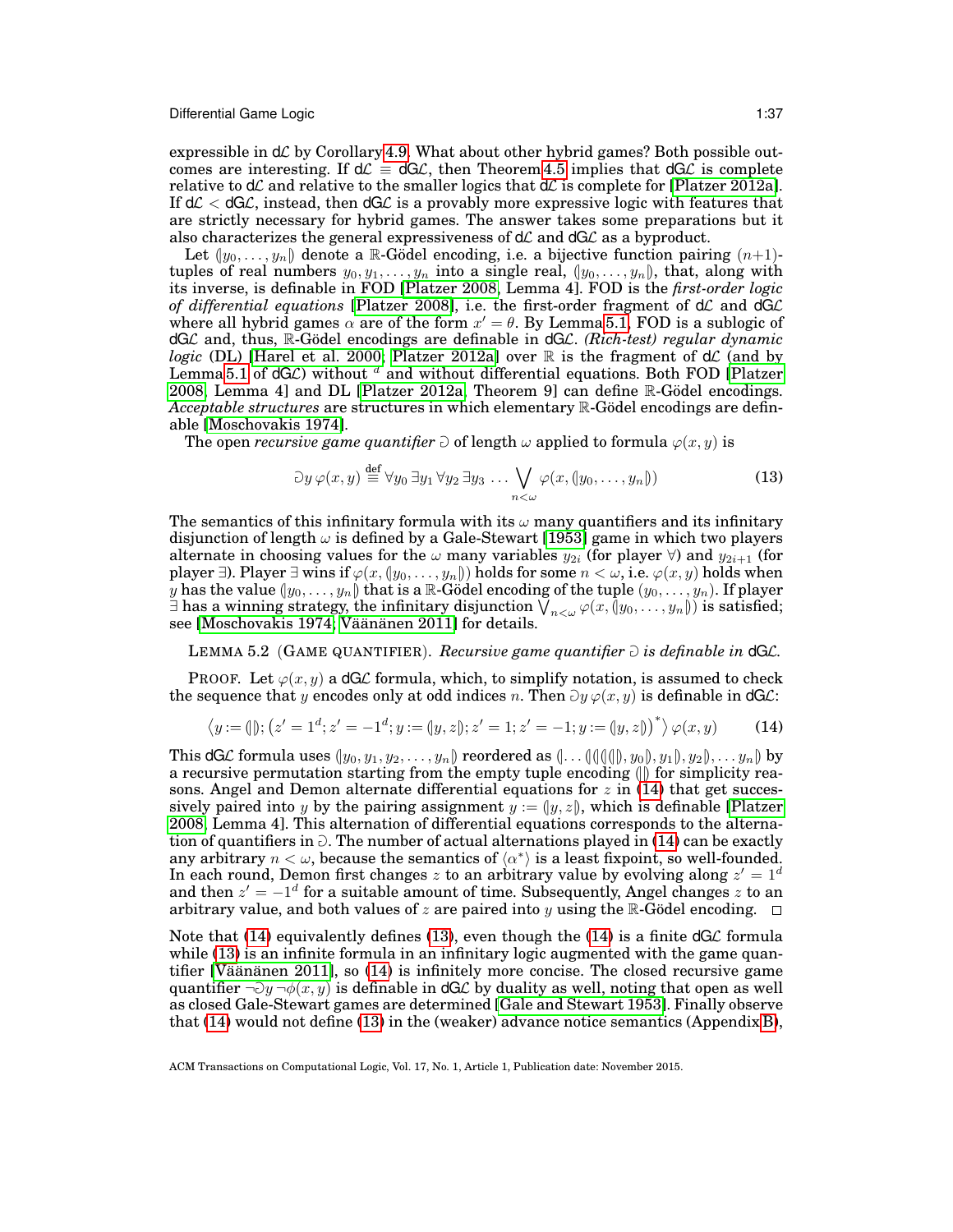expressible in dL by Corollary 4.9. What about other hybrid games? Both possible outcomes are interesting. If $\mathsf{d}\mathcal{L} \equiv \mathsf{dG}\mathcal{L}$, then Theorem 4.5 implies that dGL is complete relative to dL and relative to the smaller logics that dL is complete for [Platzer 2012a]. If $\mathsf{d}\mathcal{L} < \mathsf{dG}\mathcal{L}$, instead, then dGL is a provably more expressive logic with features that are strictly necessary for hybrid games. The answer takes some preparations but it also characterizes the general expressiveness of dL and dGL as a byproduct.

Let $(\!|y_0,\dots,y_n|\!)$ denote a $\mathbb{R}$-Gödel encoding, i.e. a bijective function pairing $(n+1)$-tuples of real numbers $y_0, y_1, \dots, y_n$ into a single real, $(\!|y_0,\dots,y_n|\!)$, that, along with its inverse, is definable in FOD [Platzer 2008, Lemma 4]. FOD is the *first-order logic of differential equations* [Platzer 2008], i.e. the first-order fragment of dL and dGL where all hybrid games $\alpha$ are of the form $x' = \theta$. By Lemma 5.1, FOD is a sublogic of dGL and, thus, $\mathbb{R}$-Gödel encodings are definable in dGL. *(Rich-test) regular dynamic logic* (DL) [Harel et al. 2000; Platzer 2012a] over $\mathbb{R}$ is the fragment of dL (and by Lemma 5.1 of dGL) without $^d$ and without differential equations. Both FOD [Platzer 2008, Lemma 4] and DL [Platzer 2012a, Theorem 9] can define $\mathbb{R}$-Gödel encodings. *Acceptable structures* are structures in which elementary $\mathbb{R}$-Gödel encodings are definable [Moschovakis 1974].

The open *recursive game quantifier* $\supset$ of length $\omega$ applied to formula $\varphi(x, y)$ is

$$\supset y\, \varphi(x,y) \stackrel{\text{def}}{\equiv} \forall y_0\, \exists y_1\, \forall y_2\, \exists y_3\, \dots \bigvee_{n<\omega} \varphi(x, (\!|y_0,\dots,y_n|\!)) \tag{13}$$

The semantics of this infinitary formula with its $\omega$ many quantifiers and its infinitary disjunction of length $\omega$ is defined by a Gale-Stewart [1953] game in which two players alternate in choosing values for the $\omega$ many variables $y_{2i}$ (for player $\forall$) and $y_{2i+1}$ (for player $\exists$). Player $\exists$ wins if $\varphi(x, (\!|y_0,\dots,y_n|\!))$ holds for some $n < \omega$, i.e. $\varphi(x, y)$ holds when $y$ has the value $(\!|y_0,\dots,y_n|\!)$ that is a $\mathbb{R}$-Gödel encoding of the tuple $(y_0,\dots,y_n)$. If player $\exists$ has a winning strategy, the infinitary disjunction $\bigvee_{n<\omega} \varphi(x, (\!|y_0,\dots,y_n|\!))$ is satisfied; see [Moschovakis 1974; Väänänen 2011] for details.

LEMMA 5.2 (GAME QUANTIFIER). *Recursive game quantifier $\supset$ is definable in dGL.*

PROOF. Let $\varphi(x, y)$ a dGL formula, which, to simplify notation, is assumed to check the sequence that $y$ encodes only at odd indices $n$. Then $\supset y\, \varphi(x, y)$ is definable in dGL:

$$\langle y := (\!|\,|\!); \big(z' = 1^d; z' = -1^d; y := (\!|y, z|\!); z' = 1; z' = -1; y := (\!|y, z|\!)\big)^*\rangle\, \varphi(x, y) \tag{14}$$

This dGL formula uses $(\!|y_0, y_1, y_2, \dots, y_n|\!)$ reordered as $(\!|\dots(\!|(\!|(\!|(\!|\,|\!), y_0|\!), y_1|\!), y_2|\!), \dots y_n|\!)$ by a recursive permutation starting from the empty tuple encoding $(\!|\,|\!)$ for simplicity reasons. Angel and Demon alternate differential equations for $z$ in (14) that get successively paired into $y$ by the pairing assignment $y := (\!|y, z|\!)$, which is definable [Platzer 2008, Lemma 4]. This alternation of differential equations corresponds to the alternation of quantifiers in $\supset$. The number of actual alternations played in (14) can be exactly any arbitrary $n < \omega$, because the semantics of $\langle\alpha^*\rangle$ is a least fixpoint, so well-founded. In each round, Demon first changes $z$ to an arbitrary value by evolving along $z' = 1^d$ and then $z' = -1^d$ for a suitable amount of time. Subsequently, Angel changes $z$ to an arbitrary value, and both values of $z$ are paired into $y$ using the $\mathbb{R}$-Gödel encoding. $\square$

Note that (14) equivalently defines (13), even though the (14) is a finite dGL formula while (13) is an infinite formula in an infinitary logic augmented with the game quantifier [Väänänen 2011], so (14) is infinitely more concise. The closed recursive game quantifier $\neg\supset y\, \neg\phi(x, y)$ is definable in dGL by duality as well, noting that open as well as closed Gale-Stewart games are determined [Gale and Stewart 1953]. Finally observe that (14) would not define (13) in the (weaker) advance notice semantics (Appendix B),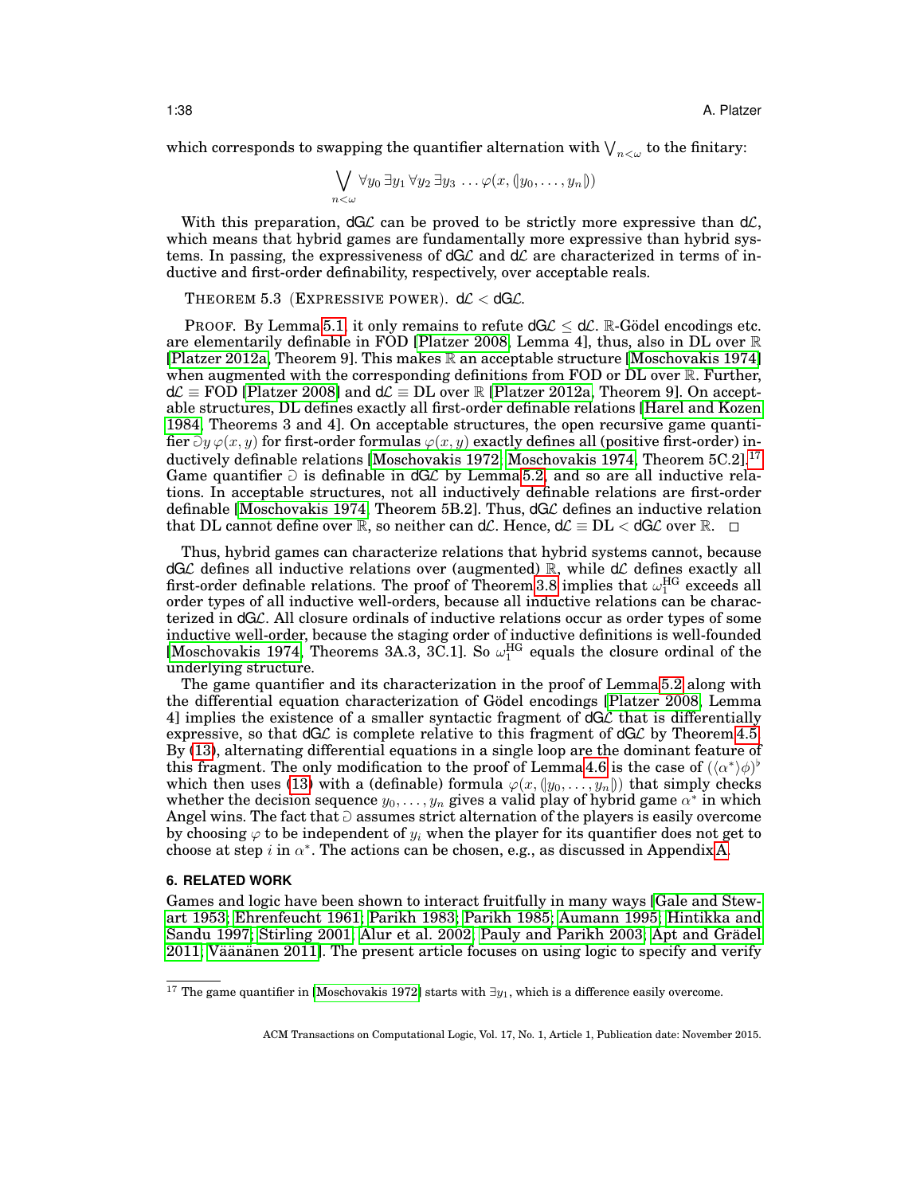which corresponds to swapping the quantifier alternation with $\bigvee_{n<\omega}$ to the finitary:

$$\bigvee_{n<\omega} \forall y_0 \, \exists y_1 \, \forall y_2 \, \exists y_3 \, \ldots \varphi(x, (\!|y_0, \ldots, y_n|\!))$$

With this preparation, d$\mathcal{GL}$ can be proved to be strictly more expressive than d$\mathcal{L}$, which means that hybrid games are fundamentally more expressive than hybrid systems. In passing, the expressiveness of d$\mathcal{GL}$ and d$\mathcal{L}$ are characterized in terms of inductive and first-order definability, respectively, over acceptable reals.

THEOREM 5.3 (EXPRESSIVE POWER). d$\mathcal{L}$ < d$\mathcal{GL}$.

PROOF. By Lemma 5.1, it only remains to refute d$\mathcal{GL}$ ≤ d$\mathcal{L}$. $\mathbb{R}$-Gödel encodings etc. are elementarily definable in FOD [Platzer 2008, Lemma 4], thus, also in DL over $\mathbb{R}$ [Platzer 2012a, Theorem 9]. This makes $\mathbb{R}$ an acceptable structure [Moschovakis 1974] when augmented with the corresponding definitions from FOD or DL over $\mathbb{R}$. Further, d$\mathcal{L}$ ≡ FOD [Platzer 2008] and d$\mathcal{L}$ ≡ DL over $\mathbb{R}$ [Platzer 2012a, Theorem 9]. On acceptable structures, DL defines exactly all first-order definable relations [Harel and Kozen 1984, Theorems 3 and 4]. On acceptable structures, the open recursive game quantifier $\supset\!y\, \varphi(x, y)$ for first-order formulas $\varphi(x, y)$ exactly defines all (positive first-order) inductively definable relations [Moschovakis 1972; Moschovakis 1974, Theorem 5C.2].[17] Game quantifier $\supset$ is definable in d$\mathcal{GL}$ by Lemma 5.2, and so are all inductive relations. In acceptable structures, not all inductively definable relations are first-order definable [Moschovakis 1974, Theorem 5B.2]. Thus, d$\mathcal{GL}$ defines an inductive relation that DL cannot define over $\mathbb{R}$, so neither can d$\mathcal{L}$. Hence, d$\mathcal{L}$ ≡ DL < d$\mathcal{GL}$ over $\mathbb{R}$. □

Thus, hybrid games can characterize relations that hybrid systems cannot, because d$\mathcal{GL}$ defines all inductive relations over (augmented) $\mathbb{R}$, while d$\mathcal{L}$ defines exactly all first-order definable relations. The proof of Theorem 3.8 implies that $\omega_1^{\mathrm{HG}}$ exceeds all order types of all inductive well-orders, because all inductive relations can be characterized in d$\mathcal{GL}$. All closure ordinals of inductive relations occur as order types of some inductive well-order, because the staging order of inductive definitions is well-founded [Moschovakis 1974, Theorems 3A.3, 3C.1]. So $\omega_1^{\mathrm{HG}}$ equals the closure ordinal of the underlying structure.

The game quantifier and its characterization in the proof of Lemma 5.2 along with the differential equation characterization of Gödel encodings [Platzer 2008, Lemma 4] implies the existence of a smaller syntactic fragment of d$\mathcal{GL}$ that is differentially expressive, so that d$\mathcal{GL}$ is complete relative to this fragment of d$\mathcal{GL}$ by Theorem 4.5. By (13), alternating differential equations in a single loop are the dominant feature of this fragment. The only modification to the proof of Lemma 4.6 is the case of $(\langle\alpha^*\rangle\phi)^\flat$ which then uses (13) with a (definable) formula $\varphi(x, (\!|y_0, \ldots, y_n|\!))$ that simply checks whether the decision sequence $y_0, \ldots, y_n$ gives a valid play of hybrid game $\alpha^*$ in which Angel wins. The fact that $\supset$ assumes strict alternation of the players is easily overcome by choosing $\varphi$ to be independent of $y_i$ when the player for its quantifier does not get to choose at step $i$ in $\alpha^*$. The actions can be chosen, e.g., as discussed in Appendix A.

## 6. RELATED WORK

Games and logic have been shown to interact fruitfully in many ways [Gale and Stewart 1953; Ehrenfeucht 1961; Parikh 1983; Parikh 1985; Aumann 1995; Hintikka and Sandu 1997; Stirling 2001; Alur et al. 2002; Pauly and Parikh 2003; Apt and Grädel 2011; Väänänen 2011]. The present article focuses on using logic to specify and verify

[17] The game quantifier in [Moschovakis 1972] starts with $\exists y_1$, which is a difference easily overcome.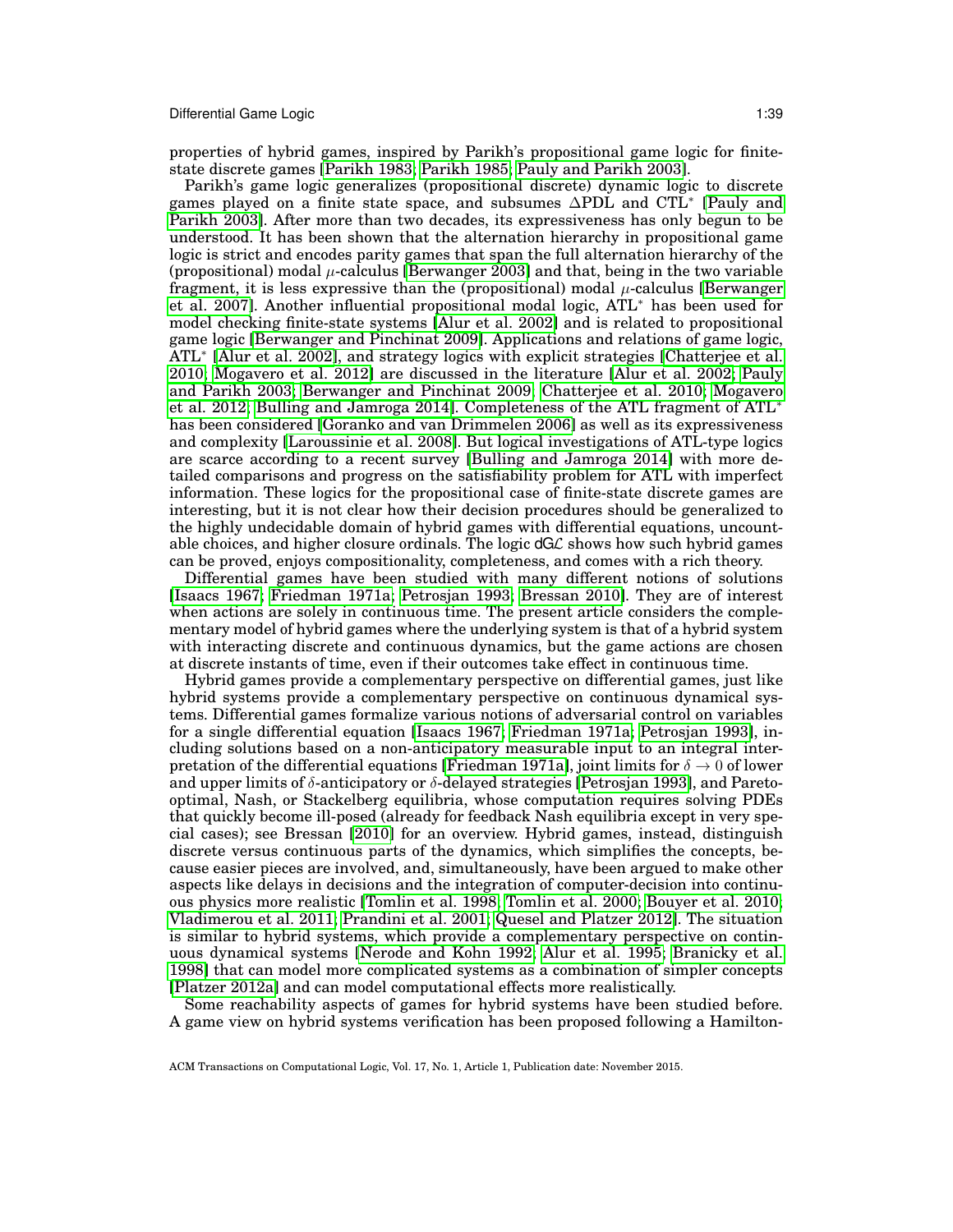properties of hybrid games, inspired by Parikh's propositional game logic for finite-state discrete games [Parikh 1983; Parikh 1985; Pauly and Parikh 2003].

Parikh's game logic generalizes (propositional discrete) dynamic logic to discrete games played on a finite state space, and subsumes $\Delta$PDL and CTL$^*$ [Pauly and Parikh 2003]. After more than two decades, its expressiveness has only begun to be understood. It has been shown that the alternation hierarchy in propositional game logic is strict and encodes parity games that span the full alternation hierarchy of the (propositional) modal $\mu$-calculus [Berwanger 2003] and that, being in the two variable fragment, it is less expressive than the (propositional) modal $\mu$-calculus [Berwanger et al. 2007]. Another influential propositional modal logic, ATL$^*$ has been used for model checking finite-state systems [Alur et al. 2002] and is related to propositional game logic [Berwanger and Pinchinat 2009]. Applications and relations of game logic, ATL$^*$ [Alur et al. 2002], and strategy logics with explicit strategies [Chatterjee et al. 2010; Mogavero et al. 2012] are discussed in the literature [Alur et al. 2002; Pauly and Parikh 2003; Berwanger and Pinchinat 2009; Chatterjee et al. 2010; Mogavero et al. 2012; Bulling and Jamroga 2014]. Completeness of the ATL fragment of ATL$^*$ has been considered [Goranko and van Drimmelen 2006] as well as its expressiveness and complexity [Laroussinie et al. 2008]. But logical investigations of ATL-type logics are scarce according to a recent survey [Bulling and Jamroga 2014] with more detailed comparisons and progress on the satisfiability problem for ATL with imperfect information. These logics for the propositional case of finite-state discrete games are interesting, but it is not clear how their decision procedures should be generalized to the highly undecidable domain of hybrid games with differential equations, uncountable choices, and higher closure ordinals. The logic dGL shows how such hybrid games can be proved, enjoys compositionality, completeness, and comes with a rich theory.

Differential games have been studied with many different notions of solutions [Isaacs 1967; Friedman 1971a; Petrosjan 1993; Bressan 2010]. They are of interest when actions are solely in continuous time. The present article considers the complementary model of hybrid games where the underlying system is that of a hybrid system with interacting discrete and continuous dynamics, but the game actions are chosen at discrete instants of time, even if their outcomes take effect in continuous time.

Hybrid games provide a complementary perspective on differential games, just like hybrid systems provide a complementary perspective on continuous dynamical systems. Differential games formalize various notions of adversarial control on variables for a single differential equation [Isaacs 1967; Friedman 1971a; Petrosjan 1993], including solutions based on a non-anticipatory measurable input to an integral interpretation of the differential equations [Friedman 1971a], joint limits for $\delta \to 0$ of lower and upper limits of $\delta$-anticipatory or $\delta$-delayed strategies [Petrosjan 1993], and Pareto-optimal, Nash, or Stackelberg equilibria, whose computation requires solving PDEs that quickly become ill-posed (already for feedback Nash equilibria except in very special cases); see Bressan [2010] for an overview. Hybrid games, instead, distinguish discrete versus continuous parts of the dynamics, which simplifies the concepts, because easier pieces are involved, and, simultaneously, have been argued to make other aspects like delays in decisions and the integration of computer-decision into continuous physics more realistic [Tomlin et al. 1998; Tomlin et al. 2000; Bouyer et al. 2010; Vladimerou et al. 2011; Prandini et al. 2001; Quesel and Platzer 2012]. The situation is similar to hybrid systems, which provide a complementary perspective on continuous dynamical systems [Nerode and Kohn 1992; Alur et al. 1995; Branicky et al. 1998] that can model more complicated systems as a combination of simpler concepts [Platzer 2012a] and can model computational effects more realistically.

Some reachability aspects of games for hybrid systems have been studied before. A game view on hybrid systems verification has been proposed following a Hamilton-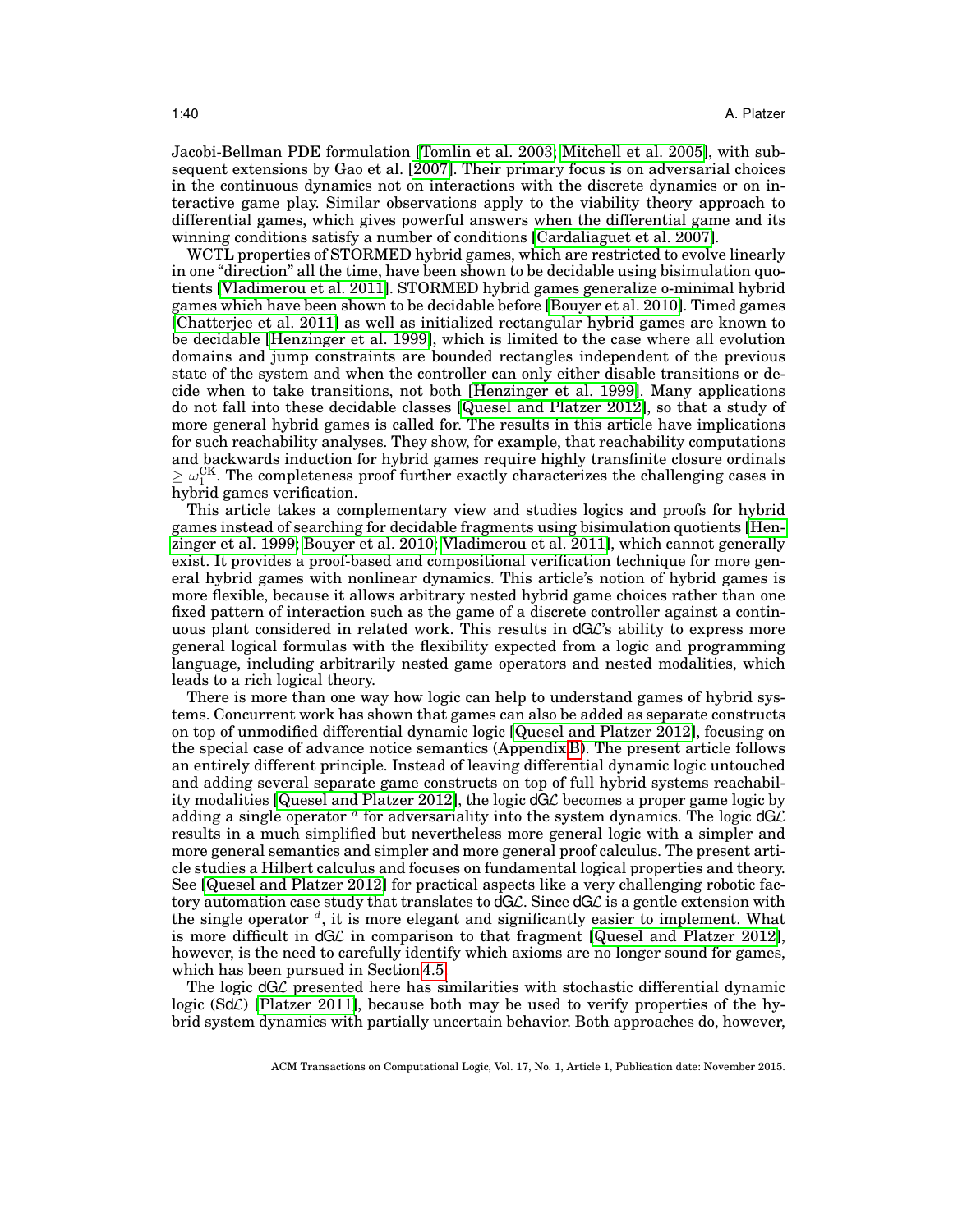Jacobi-Bellman PDE formulation [Tomlin et al. 2003; Mitchell et al. 2005], with subsequent extensions by Gao et al. [2007]. Their primary focus is on adversarial choices in the continuous dynamics not on interactions with the discrete dynamics or on interactive game play. Similar observations apply to the viability theory approach to differential games, which gives powerful answers when the differential game and its winning conditions satisfy a number of conditions [Cardaliaguet et al. 2007].

WCTL properties of STORMED hybrid games, which are restricted to evolve linearly in one "direction" all the time, have been shown to be decidable using bisimulation quotients [Vladimerou et al. 2011]. STORMED hybrid games generalize o-minimal hybrid games which have been shown to be decidable before [Bouyer et al. 2010]. Timed games [Chatterjee et al. 2011] as well as initialized rectangular hybrid games are known to be decidable [Henzinger et al. 1999], which is limited to the case where all evolution domains and jump constraints are bounded rectangles independent of the previous state of the system and when the controller can only either disable transitions or decide when to take transitions, not both [Henzinger et al. 1999]. Many applications do not fall into these decidable classes [Quesel and Platzer 2012], so that a study of more general hybrid games is called for. The results in this article have implications for such reachability analyses. They show, for example, that reachability computations and backwards induction for hybrid games require highly transfinite closure ordinals $\geq \omega_1^{\text{CK}}$. The completeness proof further exactly characterizes the challenging cases in hybrid games verification.

This article takes a complementary view and studies logics and proofs for hybrid games instead of searching for decidable fragments using bisimulation quotients [Henzinger et al. 1999; Bouyer et al. 2010; Vladimerou et al. 2011], which cannot generally exist. It provides a proof-based and compositional verification technique for more general hybrid games with nonlinear dynamics. This article's notion of hybrid games is more flexible, because it allows arbitrary nested hybrid game choices rather than one fixed pattern of interaction such as the game of a discrete controller against a continuous plant considered in related work. This results in dG$\mathcal{L}$'s ability to express more general logical formulas with the flexibility expected from a logic and programming language, including arbitrarily nested game operators and nested modalities, which leads to a rich logical theory.

There is more than one way how logic can help to understand games of hybrid systems. Concurrent work has shown that games can also be added as separate constructs on top of unmodified differential dynamic logic [Quesel and Platzer 2012], focusing on the special case of advance notice semantics (Appendix B). The present article follows an entirely different principle. Instead of leaving differential dynamic logic untouched and adding several separate game constructs on top of full hybrid systems reachability modalities [Quesel and Platzer 2012], the logic dG$\mathcal{L}$ becomes a proper game logic by adding a single operator $^d$ for adversariality into the system dynamics. The logic dG$\mathcal{L}$ results in a much simplified but nevertheless more general logic with a simpler and more general semantics and simpler and more general proof calculus. The present article studies a Hilbert calculus and focuses on fundamental logical properties and theory. See [Quesel and Platzer 2012] for practical aspects like a very challenging robotic factory automation case study that translates to dG$\mathcal{L}$. Since dG$\mathcal{L}$ is a gentle extension with the single operator $^d$, it is more elegant and significantly easier to implement. What is more difficult in dG$\mathcal{L}$ in comparison to that fragment [Quesel and Platzer 2012], however, is the need to carefully identify which axioms are no longer sound for games, which has been pursued in Section 4.5.

The logic dG$\mathcal{L}$ presented here has similarities with stochastic differential dynamic logic (Sd$\mathcal{L}$) [Platzer 2011], because both may be used to verify properties of the hybrid system dynamics with partially uncertain behavior. Both approaches do, however,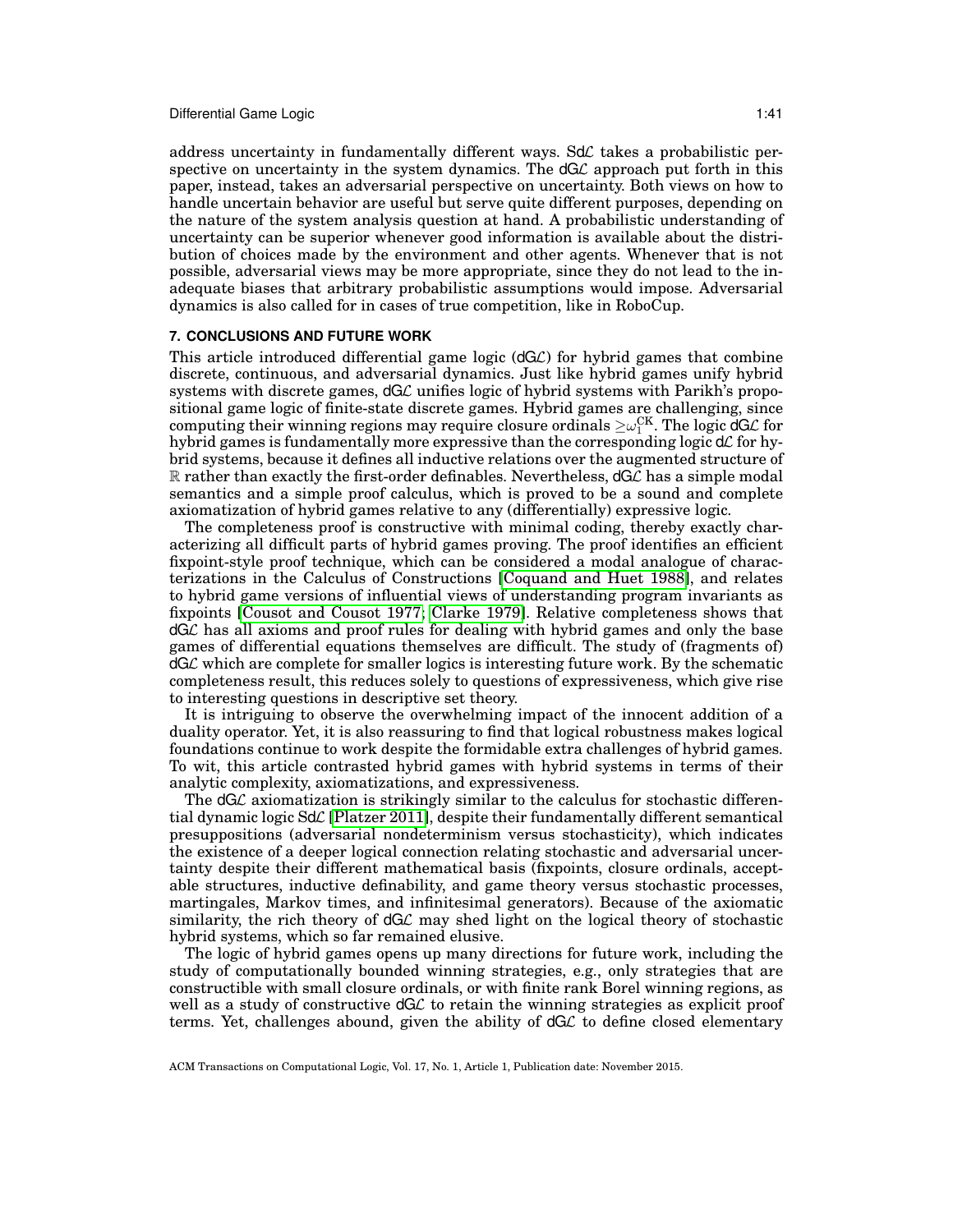address uncertainty in fundamentally different ways. Sd$\mathcal{L}$ takes a probabilistic perspective on uncertainty in the system dynamics. The dG$\mathcal{L}$ approach put forth in this paper, instead, takes an adversarial perspective on uncertainty. Both views on how to handle uncertain behavior are useful but serve quite different purposes, depending on the nature of the system analysis question at hand. A probabilistic understanding of uncertainty can be superior whenever good information is available about the distribution of choices made by the environment and other agents. Whenever that is not possible, adversarial views may be more appropriate, since they do not lead to the inadequate biases that arbitrary probabilistic assumptions would impose. Adversarial dynamics is also called for in cases of true competition, like in RoboCup.

## 7. CONCLUSIONS AND FUTURE WORK

This article introduced differential game logic (dG$\mathcal{L}$) for hybrid games that combine discrete, continuous, and adversarial dynamics. Just like hybrid games unify hybrid systems with discrete games, dG$\mathcal{L}$ unifies logic of hybrid systems with Parikh's propositional game logic of finite-state discrete games. Hybrid games are challenging, since computing their winning regions may require closure ordinals $\geq\omega_1^{\text{CK}}$. The logic dG$\mathcal{L}$ for hybrid games is fundamentally more expressive than the corresponding logic d$\mathcal{L}$ for hybrid systems, because it defines all inductive relations over the augmented structure of $\mathbb{R}$ rather than exactly the first-order definables. Nevertheless, dG$\mathcal{L}$ has a simple modal semantics and a simple proof calculus, which is proved to be a sound and complete axiomatization of hybrid games relative to any (differentially) expressive logic.

The completeness proof is constructive with minimal coding, thereby exactly characterizing all difficult parts of hybrid games proving. The proof identifies an efficient fixpoint-style proof technique, which can be considered a modal analogue of characterizations in the Calculus of Constructions [Coquand and Huet 1988], and relates to hybrid game versions of influential views of understanding program invariants as fixpoints [Cousot and Cousot 1977; Clarke 1979]. Relative completeness shows that dG$\mathcal{L}$ has all axioms and proof rules for dealing with hybrid games and only the base games of differential equations themselves are difficult. The study of (fragments of) dG$\mathcal{L}$ which are complete for smaller logics is interesting future work. By the schematic completeness result, this reduces solely to questions of expressiveness, which give rise to interesting questions in descriptive set theory.

It is intriguing to observe the overwhelming impact of the innocent addition of a duality operator. Yet, it is also reassuring to find that logical robustness makes logical foundations continue to work despite the formidable extra challenges of hybrid games. To wit, this article contrasted hybrid games with hybrid systems in terms of their analytic complexity, axiomatizations, and expressiveness.

The dG$\mathcal{L}$ axiomatization is strikingly similar to the calculus for stochastic differential dynamic logic Sd$\mathcal{L}$ [Platzer 2011], despite their fundamentally different semantical presuppositions (adversarial nondeterminism versus stochasticity), which indicates the existence of a deeper logical connection relating stochastic and adversarial uncertainty despite their different mathematical basis (fixpoints, closure ordinals, acceptable structures, inductive definability, and game theory versus stochastic processes, martingales, Markov times, and infinitesimal generators). Because of the axiomatic similarity, the rich theory of dG$\mathcal{L}$ may shed light on the logical theory of stochastic hybrid systems, which so far remained elusive.

The logic of hybrid games opens up many directions for future work, including the study of computationally bounded winning strategies, e.g., only strategies that are constructible with small closure ordinals, or with finite rank Borel winning regions, as well as a study of constructive dG$\mathcal{L}$ to retain the winning strategies as explicit proof terms. Yet, challenges abound, given the ability of dG$\mathcal{L}$ to define closed elementary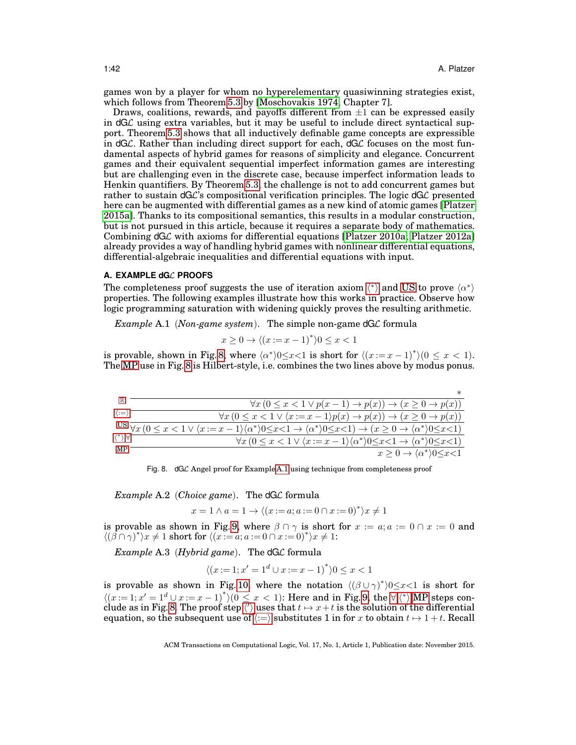games won by a player for whom no hyperelementary quasiwinning strategies exist, which follows from Theorem 5.3 by [Moschovakis 1974, Chapter 7].

Draws, coalitions, rewards, and payoffs different from $\pm 1$ can be expressed easily in dG$\mathcal{L}$ using extra variables, but it may be useful to include direct syntactical support. Theorem 5.3 shows that all inductively definable game concepts are expressible in dG$\mathcal{L}$. Rather than including direct support for each, dG$\mathcal{L}$ focuses on the most fundamental aspects of hybrid games for reasons of simplicity and elegance. Concurrent games and their equivalent sequential imperfect information games are interesting but are challenging even in the discrete case, because imperfect information leads to Henkin quantifiers. By Theorem 5.3, the challenge is not to add concurrent games but rather to sustain dG$\mathcal{L}$'s compositional verification principles. The logic dG$\mathcal{L}$ presented here can be augmented with differential games as a new kind of atomic games [Platzer 2015a]. Thanks to its compositional semantics, this results in a modular construction, but is not pursued in this article, because it requires a separate body of mathematics. Combining dG$\mathcal{L}$ with axioms for differential equations [Platzer 2010a; Platzer 2012a] already provides a way of handling hybrid games with nonlinear differential equations, differential-algebraic inequalities and differential equations with input.

## A. EXAMPLE dG$\mathcal{L}$ PROOFS

The completeness proof suggests the use of iteration axiom $\langle^*\rangle$ and US to prove $\langle\alpha^*\rangle$ properties. The following examples illustrate how this works in practice. Observe how logic programming saturation with widening quickly proves the resulting arithmetic.

*Example* A.1 (*Non-game system*). The simple non-game dG$\mathcal{L}$ formula

$$x \geq 0 \rightarrow \langle(x := x-1)^*\rangle 0 \leq x < 1$$

is provable, shown in Fig. 8, where $\langle\alpha^*\rangle 0{\leq}x{<}1$ is short for $\langle(x := x-1)^*\rangle(0 \leq x < 1)$. The MP use in Fig. 8 is Hilbert-style, i.e. combines the two lines above by modus ponus.

$$
\dfrac{
\dfrac{
\dfrac{
\dfrac{
\dfrac{*}{\forall x\,(0 \leq x < 1 \vee p(x-1) \rightarrow p(x)) \rightarrow (x \geq 0 \rightarrow p(x))}\;\mathbb{R}
}{\forall x\,(0 \leq x < 1 \vee \langle x := x-1\rangle p(x) \rightarrow p(x)) \rightarrow (x \geq 0 \rightarrow p(x))}\;\langle:=\rangle
}{\forall x\,(0 \leq x < 1 \vee \langle x := x-1\rangle\langle\alpha^*\rangle 0{\leq}x{<}1 \rightarrow \langle\alpha^*\rangle 0{\leq}x{<}1) \rightarrow (x \geq 0 \rightarrow \langle\alpha^*\rangle 0{\leq}x{<}1)}\;\text{US}
\qquad
\forall x\,(0 \leq x < 1 \vee \langle x := x-1\rangle\langle\alpha^*\rangle 0{\leq}x{<}1 \rightarrow \langle\alpha^*\rangle 0{\leq}x{<}1)\;\langle^*\rangle\forall
}{x \geq 0 \rightarrow \langle\alpha^*\rangle 0{\leq}x{<}1}\;\text{MP}
}{}
$$

Fig. 8. dG$\mathcal{L}$ Angel proof for Example A.1 using technique from completeness proof

*Example* A.2 (*Choice game*). The dG$\mathcal{L}$ formula

$$x = 1 \wedge a = 1 \rightarrow \langle(x := a; a := 0 \cap x := 0)^*\rangle x \neq 1$$

is provable as shown in Fig. 9, where $\beta \cap \gamma$ is short for $x := a; a := 0 \cap x := 0$ and $\langle(\beta \cap \gamma)^*\rangle x \neq 1$ short for $\langle(x := a; a := 0 \cap x := 0)^*\rangle x \neq 1$:

*Example* A.3 (*Hybrid game*). The dG$\mathcal{L}$ formula

$$\langle(x := 1; x' = 1^d \cup x := x-1)^*\rangle 0 \leq x < 1$$

is provable as shown in Fig. 10, where the notation $\langle(\beta \cup \gamma)^*\rangle 0{\leq}x{<}1$ is short for $\langle(x := 1; x' = 1^d \cup x := x-1)^*\rangle(0 \leq x < 1)$: Here and in Fig. 9, the $\forall$,$\langle^*\rangle$,MP steps conclude as in Fig. 8. The proof step $\langle'\rangle$ uses that $t \mapsto x + t$ is the solution of the differential equation, so the subsequent use of $\langle:=\rangle$ substitutes 1 in for $x$ to obtain $t \mapsto 1 + t$. Recall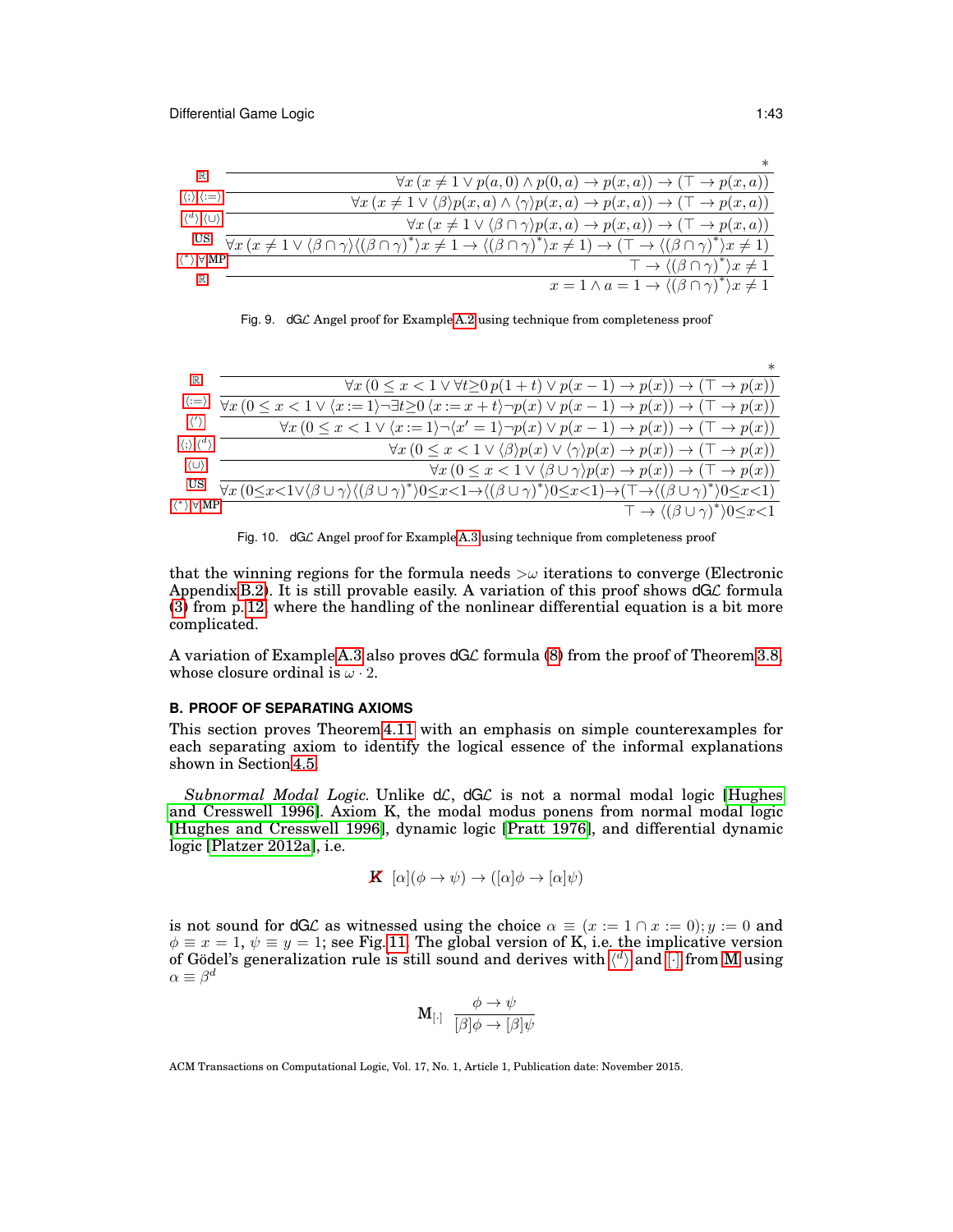$$
\begin{array}{ll}
 & * \\
\hline
\mathbb{R} & \forall x\,(x \neq 1 \lor p(a,0) \land p(0,a) \to p(x,a)) \to (\top \to p(x,a)) \\
\hline
\langle;\rangle\langle:=\rangle & \forall x\,(x \neq 1 \lor \langle\beta\rangle p(x,a) \land \langle\gamma\rangle p(x,a) \to p(x,a)) \to (\top \to p(x,a)) \\
\hline
\langle^d\rangle\langle\cup\rangle & \forall x\,(x \neq 1 \lor \langle\beta\cap\gamma\rangle p(x,a) \to p(x,a)) \to (\top \to p(x,a)) \\
\hline
\text{US} & \forall x\,(x \neq 1 \lor \langle\beta\cap\gamma\rangle\langle(\beta\cap\gamma)^*\rangle x \neq 1 \to \langle(\beta\cap\gamma)^*\rangle x \neq 1) \to (\top \to \langle(\beta\cap\gamma)^*\rangle x \neq 1) \\
\hline
\langle^*\rangle\forall\text{MP} & \top \to \langle(\beta\cap\gamma)^*\rangle x \neq 1 \\
\hline
\mathbb{R} & x = 1 \land a = 1 \to \langle(\beta\cap\gamma)^*\rangle x \neq 1
\end{array}
$$

Fig. 9. dGL Angel proof for Example A.2 using technique from completeness proof

$$
\begin{array}{ll}
 & * \\
\hline
\mathbb{R} & \forall x\,(0 \leq x < 1 \lor \forall t{\geq}0\, p(1+t) \lor p(x-1) \to p(x)) \to (\top \to p(x)) \\
\hline
\langle:=\rangle & \forall x\,(0 \leq x < 1 \lor \langle x:=1\rangle\neg\exists t{\geq}0\,\langle x:=x+t\rangle\neg p(x) \lor p(x-1) \to p(x)) \to (\top \to p(x)) \\
\hline
\langle'\rangle & \forall x\,(0 \leq x < 1 \lor \langle x:=1\rangle\neg\langle x'=1\rangle\neg p(x) \lor p(x-1) \to p(x)) \to (\top \to p(x)) \\
\hline
\langle;\rangle\langle^d\rangle & \forall x\,(0 \leq x < 1 \lor \langle\beta\rangle p(x) \lor \langle\gamma\rangle p(x) \to p(x)) \to (\top \to p(x)) \\
\hline
\langle\cup\rangle & \forall x\,(0 \leq x < 1 \lor \langle\beta\cup\gamma\rangle p(x) \to p(x)) \to (\top \to p(x)) \\
\hline
\text{US} & \forall x\,(0{\leq}x{<}1 \lor \langle\beta\cup\gamma\rangle\langle(\beta\cup\gamma)^*\rangle 0{\leq}x{<}1 \to \langle(\beta\cup\gamma)^*\rangle 0{\leq}x{<}1) \to (\top \to \langle(\beta\cup\gamma)^*\rangle 0{\leq}x{<}1) \\
\hline
\langle^*\rangle\forall\text{MP} & \top \to \langle(\beta\cup\gamma)^*\rangle 0{\leq}x{<}1
\end{array}
$$

Fig. 10. dGL Angel proof for Example A.3 using technique from completeness proof

that the winning regions for the formula needs $>\omega$ iterations to converge (Electronic Appendix B.2). It is still provable easily. A variation of this proof shows dGL formula (3) from p. 12, where the handling of the nonlinear differential equation is a bit more complicated.

A variation of Example A.3 also proves dGL formula (8) from the proof of Theorem 3.8, whose closure ordinal is $\omega \cdot 2$.

## B. PROOF OF SEPARATING AXIOMS

This section proves Theorem 4.11 with an emphasis on simple counterexamples for each separating axiom to identify the logical essence of the informal explanations shown in Section 4.5.

*Subnormal Modal Logic.* Unlike dL, dGL is not a normal modal logic [Hughes and Cresswell 1996]. Axiom K, the modal modus ponens from normal modal logic [Hughes and Cresswell 1996], dynamic logic [Pratt 1976], and differential dynamic logic [Platzer 2012a], i.e.

$$\text{K}\quad [\alpha](\phi \to \psi) \to ([\alpha]\phi \to [\alpha]\psi)$$

is not sound for dGL as witnessed using the choice $\alpha \equiv (x := 1 \cap x := 0); y := 0$ and $\phi \equiv x = 1$, $\psi \equiv y = 1$; see Fig. 11. The global version of K, i.e. the implicative version of Gödel's generalization rule is still sound and derives with $\langle^d\rangle$ and $[\cdot]$ from M using $\alpha \equiv \beta^d$

$$\text{M}_{[\cdot]}\quad \frac{\phi \to \psi}{[\beta]\phi \to [\beta]\psi}$$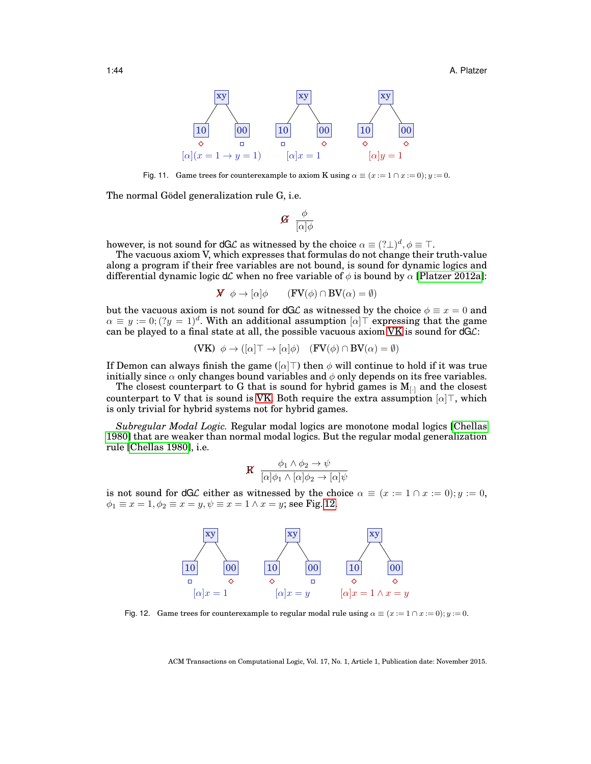Fig. 11. Game trees for counterexample to axiom K using $\alpha \equiv (x := 1 \cap x := 0); y := 0$.

The normal Gödel generalization rule G, i.e.

$$\not{G} \quad \frac{\phi}{[\alpha]\phi}$$

however, is not sound for dG$\mathcal{L}$ as witnessed by the choice $\alpha \equiv (?\bot)^d, \phi \equiv \top$.

The vacuous axiom V, which expresses that formulas do not change their truth-value along a program if their free variables are not bound, is sound for dynamic logics and differential dynamic logic d$\mathcal{L}$ when no free variable of $\phi$ is bound by $\alpha$ [Platzer 2012a]:

$$\not{V} \quad \phi \to [\alpha]\phi \qquad (\mathbf{FV}(\phi) \cap \mathbf{BV}(\alpha) = \emptyset)$$

but the vacuous axiom is not sound for dG$\mathcal{L}$ as witnessed by the choice $\phi \equiv x = 0$ and $\alpha \equiv y := 0; (?y = 1)^d$. With an additional assumption $[\alpha]\top$ expressing that the game can be played to a final state at all, the possible vacuous axiom VK is sound for dG$\mathcal{L}$:

$$\textbf{(VK)} \quad \phi \to ([\alpha]\top \to [\alpha]\phi) \quad (\mathbf{FV}(\phi) \cap \mathbf{BV}(\alpha) = \emptyset)$$

If Demon can always finish the game ($[\alpha]\top$) then $\phi$ will continue to hold if it was true initially since $\alpha$ only changes bound variables and $\phi$ only depends on its free variables.

The closest counterpart to G that is sound for hybrid games is $M_{[\cdot]}$ and the closest counterpart to V that is sound is VK. Both require the extra assumption $[\alpha]\top$, which is only trivial for hybrid systems not for hybrid games.

*Subregular Modal Logic.* Regular modal logics are monotone modal logics [Chellas 1980] that are weaker than normal modal logics. But the regular modal generalization rule [Chellas 1980], i.e.

$$\not{R} \quad \frac{\phi_1 \wedge \phi_2 \to \psi}{[\alpha]\phi_1 \wedge [\alpha]\phi_2 \to [\alpha]\psi}$$

is not sound for dG$\mathcal{L}$ either as witnessed by the choice $\alpha \equiv (x := 1 \cap x := 0); y := 0$, $\phi_1 \equiv x = 1, \phi_2 \equiv x = y, \psi \equiv x = 1 \wedge x = y$; see Fig. 12.

Fig. 12. Game trees for counterexample to regular modal rule using $\alpha \equiv (x := 1 \cap x := 0); y := 0$.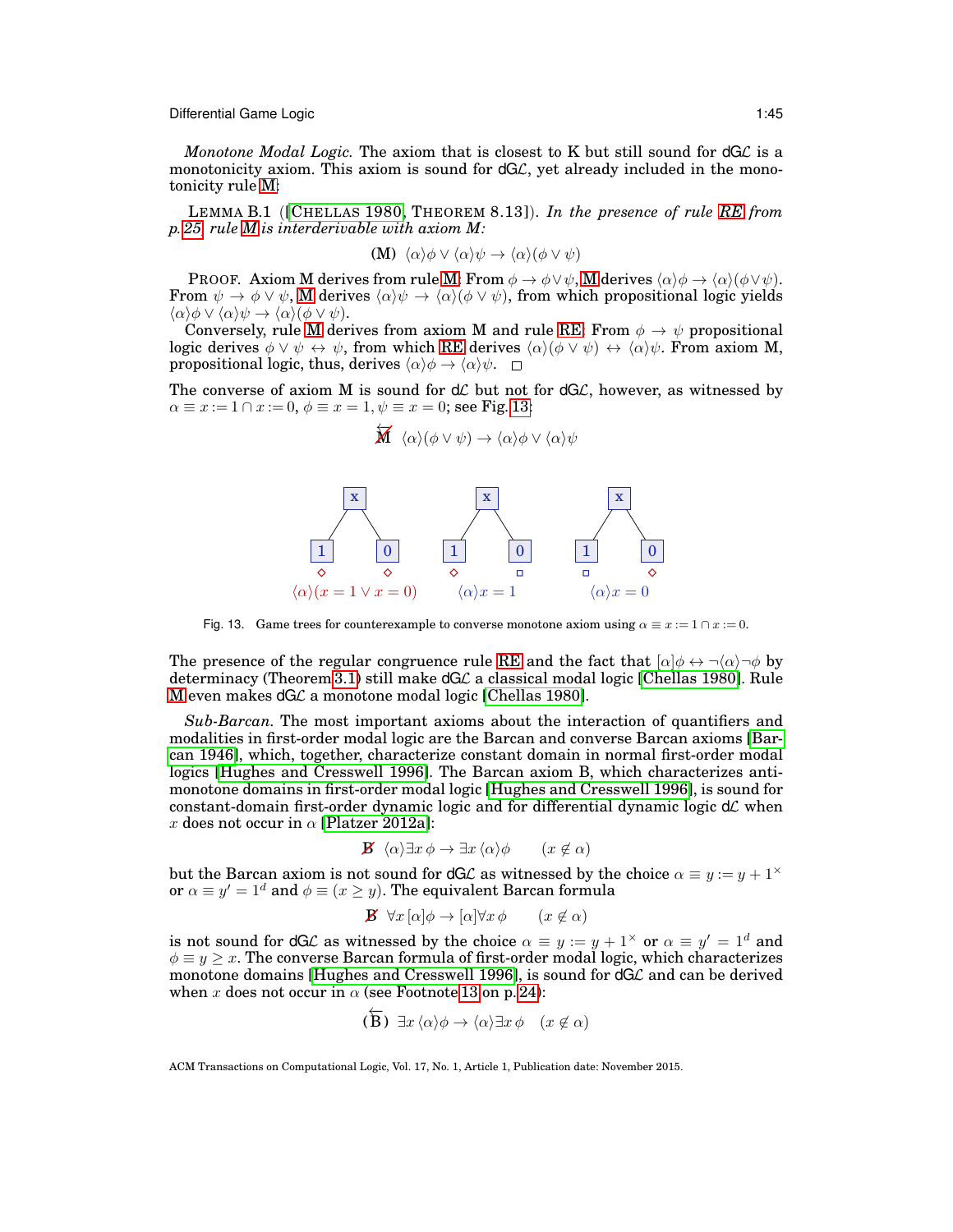*Monotone Modal Logic.* The axiom that is closest to K but still sound for dGL is a monotonicity axiom. This axiom is sound for dGL, yet already included in the monotonicity rule M:

LEMMA B.1 ([CHELLAS 1980, THEOREM 8.13]). *In the presence of rule RE from p.25, rule M is interderivable with axiom M:*

$$\text{(M)}\ \ \langle\alpha\rangle\phi \lor \langle\alpha\rangle\psi \to \langle\alpha\rangle(\phi \lor \psi)$$

PROOF. Axiom M derives from rule M: From $\phi \to \phi \lor \psi$, M derives $\langle\alpha\rangle\phi \to \langle\alpha\rangle(\phi\lor\psi)$. From $\psi \to \phi \lor \psi$, M derives $\langle\alpha\rangle\psi \to \langle\alpha\rangle(\phi \lor \psi)$, from which propositional logic yields $\langle\alpha\rangle\phi \lor \langle\alpha\rangle\psi \to \langle\alpha\rangle(\phi \lor \psi)$.

Conversely, rule M derives from axiom M and rule RE: From $\phi \to \psi$ propositional logic derives $\phi \lor \psi \leftrightarrow \psi$, from which RE derives $\langle\alpha\rangle(\phi \lor \psi) \leftrightarrow \langle\alpha\rangle\psi$. From axiom M, propositional logic, thus, derives $\langle\alpha\rangle\phi \to \langle\alpha\rangle\psi$. □

The converse of axiom M is sound for dL but not for dGL, however, as witnessed by $\alpha \equiv x := 1 \cap x := 0$, $\phi \equiv x = 1$, $\psi \equiv x = 0$; see Fig. 13:

$$\not{\overleftarrow{\text{M}}}\ \ \langle\alpha\rangle(\phi \lor \psi) \to \langle\alpha\rangle\phi \lor \langle\alpha\rangle\psi$$

Fig. 13. Game trees for counterexample to converse monotone axiom using $\alpha \equiv x := 1 \cap x := 0$.

The presence of the regular congruence rule RE and the fact that $[\alpha]\phi \leftrightarrow \neg\langle\alpha\rangle\neg\phi$ by determinacy (Theorem 3.1) still make dGL a classical modal logic [Chellas 1980]. Rule M even makes dGL a monotone modal logic [Chellas 1980].

*Sub-Barcan.* The most important axioms about the interaction of quantifiers and modalities in first-order modal logic are the Barcan and converse Barcan axioms [Barcan 1946], which, together, characterize constant domain in normal first-order modal logics [Hughes and Cresswell 1996]. The Barcan axiom B, which characterizes anti-monotone domains in first-order modal logic [Hughes and Cresswell 1996], is sound for constant-domain first-order dynamic logic and for differential dynamic logic dL when $x$ does not occur in $\alpha$ [Platzer 2012a]:

$$\not{\text{B}}\ \ \langle\alpha\rangle\exists x\, \phi \to \exists x\, \langle\alpha\rangle\phi \qquad (x \notin \alpha)$$

but the Barcan axiom is not sound for dGL as witnessed by the choice $\alpha \equiv y := y + 1^{\times}$ or $\alpha \equiv y' = 1^d$ and $\phi \equiv (x \geq y)$. The equivalent Barcan formula

$$\not{\text{B}}\ \ \forall x\, [\alpha]\phi \to [\alpha]\forall x\, \phi \qquad (x \notin \alpha)$$

is not sound for dGL as witnessed by the choice $\alpha \equiv y := y + 1^{\times}$ or $\alpha \equiv y' = 1^d$ and $\phi \equiv y \geq x$. The converse Barcan formula of first-order modal logic, which characterizes monotone domains [Hughes and Cresswell 1996], is sound for dGL and can be derived when $x$ does not occur in $\alpha$ (see Footnote 13 on p. 24):

$$(\overleftarrow{\text{B}})\ \ \exists x\, \langle\alpha\rangle\phi \to \langle\alpha\rangle\exists x\, \phi \quad (x \notin \alpha)$$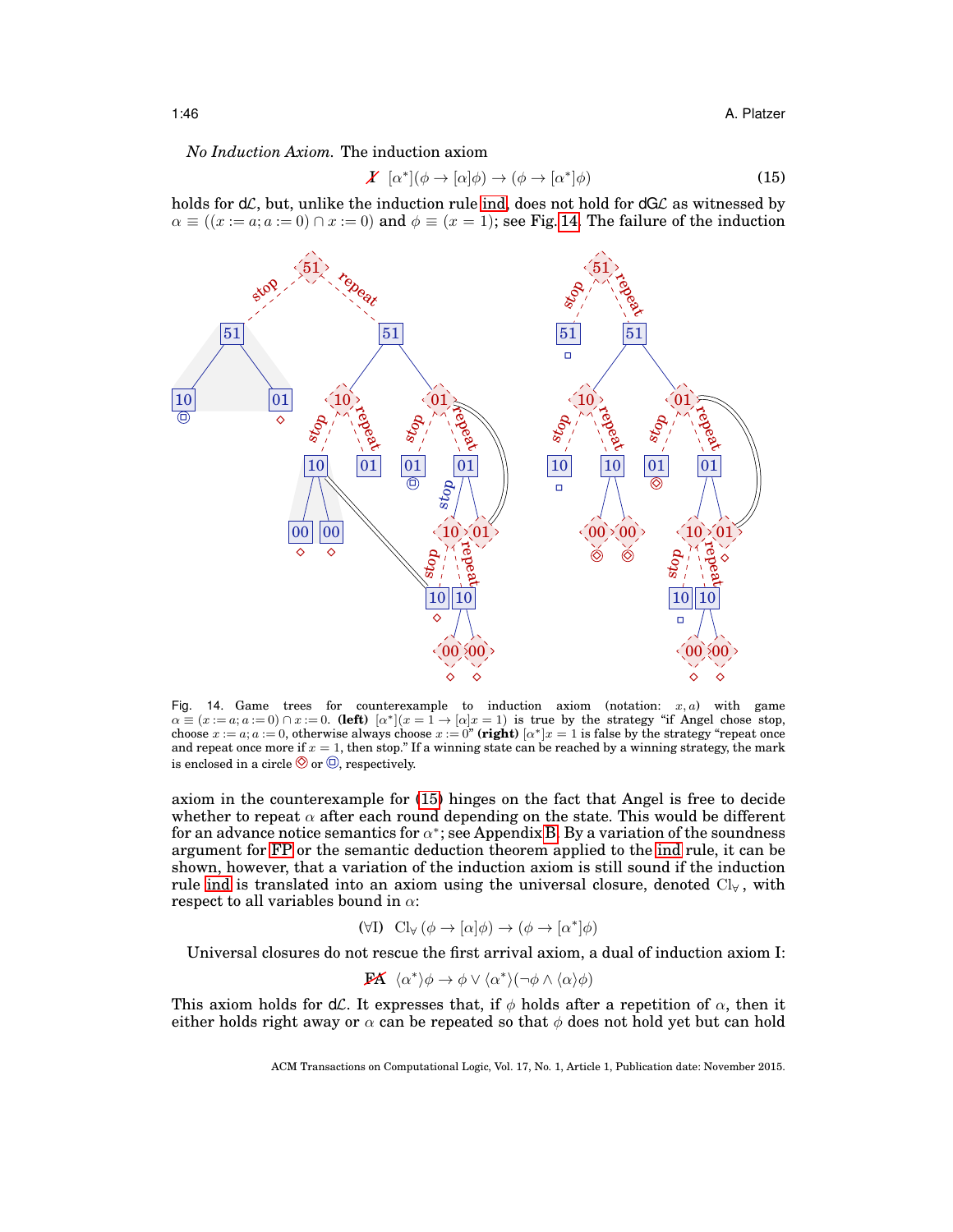*No Induction Axiom.* The induction axiom

$$\not{I} \quad [\alpha^*](\phi \to [\alpha]\phi) \to (\phi \to [\alpha^*]\phi) \tag{15}$$

holds for dℒ, but, unlike the induction rule ind, does not hold for dGℒ as witnessed by $\alpha \equiv ((x := a; a := 0) \cap x := 0)$ and $\phi \equiv (x = 1)$; see Fig. 14. The failure of the induction

Fig. 14. Game trees for counterexample to induction axiom (notation: $x, a$) with game $\alpha \equiv (x := a; a := 0) \cap x := 0$. **(left)** $[\alpha^*](x = 1 \to [\alpha]x = 1)$ is true by the strategy "if Angel chose stop, choose $x := a; a := 0$, otherwise always choose $x := 0$" **(right)** $[\alpha^*]x = 1$ is false by the strategy "repeat once and repeat once more if $x = 1$, then stop." If a winning state can be reached by a winning strategy, the mark is enclosed in a circle ⊗ or ⊡, respectively.

axiom in the counterexample for (15) hinges on the fact that Angel is free to decide whether to repeat $\alpha$ after each round depending on the state. This would be different for an advance notice semantics for $\alpha^*$; see Appendix B. By a variation of the soundness argument for FP or the semantic deduction theorem applied to the ind rule, it can be shown, however, that a variation of the induction axiom is still sound if the induction rule ind is translated into an axiom using the universal closure, denoted $\mathrm{Cl}_\forall$, with respect to all variables bound in $\alpha$:

$$(\forall I) \quad \mathrm{Cl}_\forall\,(\phi \to [\alpha]\phi) \to (\phi \to [\alpha^*]\phi)$$

Universal closures do not rescue the first arrival axiom, a dual of induction axiom I:

$$\not{FA} \quad \langle\alpha^*\rangle\phi \to \phi \lor \langle\alpha^*\rangle(\neg\phi \land \langle\alpha\rangle\phi)$$

This axiom holds for dℒ. It expresses that, if $\phi$ holds after a repetition of $\alpha$, then it either holds right away or $\alpha$ can be repeated so that $\phi$ does not hold yet but can hold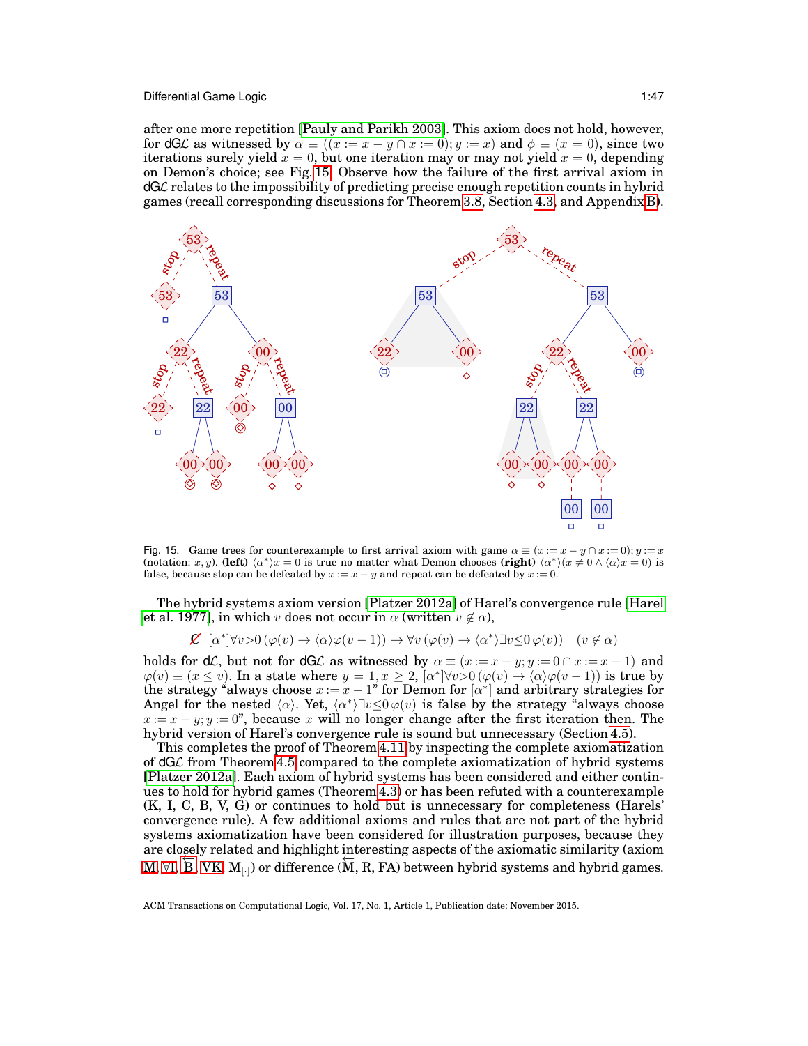after one more repetition [Pauly and Parikh 2003]. This axiom does not hold, however, for dG$\mathcal{L}$ as witnessed by $\alpha \equiv ((x := x - y \cap x := 0); y := x)$ and $\phi \equiv (x = 0)$, since two iterations surely yield $x = 0$, but one iteration may or may not yield $x = 0$, depending on Demon's choice; see Fig. 15. Observe how the failure of the first arrival axiom in dG$\mathcal{L}$ relates to the impossibility of predicting precise enough repetition counts in hybrid games (recall corresponding discussions for Theorem 3.8, Section 4.3, and Appendix B).

Fig. 15. Game trees for counterexample to first arrival axiom with game $\alpha \equiv (x := x - y \cap x := 0); y := x$ (notation: $x, y$). **(left)** $\langle\alpha^*\rangle x = 0$ is true no matter what Demon chooses **(right)** $\langle\alpha^*\rangle(x \neq 0 \wedge \langle\alpha\rangle x = 0)$ is false, because stop can be defeated by $x := x - y$ and repeat can be defeated by $x := 0$.

The hybrid systems axiom version [Platzer 2012a] of Harel's convergence rule [Harel et al. 1977], in which $v$ does not occur in $\alpha$ (written $v \notin \alpha$),

$$\not{C} \quad [\alpha^*]\forall v{>}0\,(\varphi(v) \rightarrow \langle\alpha\rangle\varphi(v-1)) \rightarrow \forall v\,(\varphi(v) \rightarrow \langle\alpha^*\rangle\exists v{\leq}0\,\varphi(v)) \quad (v \notin \alpha)$$

holds for d$\mathcal{L}$, but not for dG$\mathcal{L}$ as witnessed by $\alpha \equiv (x := x - y; y := 0 \cap x := x - 1)$ and $\varphi(v) \equiv (x \leq v)$. In a state where $y = 1, x \geq 2$, $[\alpha^*]\forall v{>}0\,(\varphi(v) \rightarrow \langle\alpha\rangle\varphi(v-1))$ is true by the strategy "always choose $x := x - 1$" for Demon for $[\alpha^*]$ and arbitrary strategies for Angel for the nested $\langle\alpha\rangle$. Yet, $\langle\alpha^*\rangle\exists v{\leq}0\,\varphi(v)$ is false by the strategy "always choose $x := x - y; y := 0$", because $x$ will no longer change after the first iteration then. The hybrid version of Harel's convergence rule is sound but unnecessary (Section 4.5).

This completes the proof of Theorem 4.11 by inspecting the complete axiomatization of dG$\mathcal{L}$ from Theorem 4.5 compared to the complete axiomatization of hybrid systems [Platzer 2012a]. Each axiom of hybrid systems has been considered and either continues to hold for hybrid games (Theorem 4.3) or has been refuted with a counterexample (K, I, C, B, V, G) or continues to hold but is unnecessary for completeness (Harels' convergence rule). A few additional axioms and rules that are not part of the hybrid systems axiomatization have been considered for illustration purposes, because they are closely related and highlight interesting aspects of the axiomatic similarity (axiom M, $\forall$I, $\overleftarrow{\text{B}}$, VK, $\text{M}_{[\cdot]}$) or difference ($\overleftarrow{\text{M}}$, R, FA) between hybrid systems and hybrid games.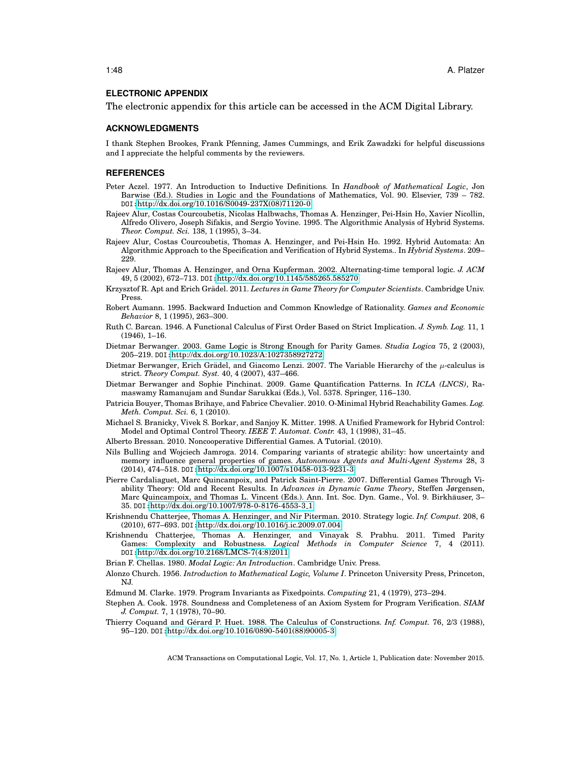## ELECTRONIC APPENDIX

The electronic appendix for this article can be accessed in the ACM Digital Library.

## ACKNOWLEDGMENTS

I thank Stephen Brookes, Frank Pfenning, James Cummings, and Erik Zawadzki for helpful discussions and I appreciate the helpful comments by the reviewers.

## REFERENCES

Peter Aczel. 1977. An Introduction to Inductive Definitions. In *Handbook of Mathematical Logic*, Jon Barwise (Ed.). Studies in Logic and the Foundations of Mathematics, Vol. 90. Elsevier, 739 – 782. DOI: http://dx.doi.org/10.1016/S0049-237X(08)71120-0

Rajeev Alur, Costas Courcoubetis, Nicolas Halbwachs, Thomas A. Henzinger, Pei-Hsin Ho, Xavier Nicollin, Alfredo Olivero, Joseph Sifakis, and Sergio Yovine. 1995. The Algorithmic Analysis of Hybrid Systems. *Theor. Comput. Sci.* 138, 1 (1995), 3–34.

Rajeev Alur, Costas Courcoubetis, Thomas A. Henzinger, and Pei-Hsin Ho. 1992. Hybrid Automata: An Algorithmic Approach to the Specification and Verification of Hybrid Systems.. In *Hybrid Systems*. 209–229.

Rajeev Alur, Thomas A. Henzinger, and Orna Kupferman. 2002. Alternating-time temporal logic. *J. ACM* 49, 5 (2002), 672–713. DOI: http://dx.doi.org/10.1145/585265.585270

Krzysztof R. Apt and Erich Grädel. 2011. *Lectures in Game Theory for Computer Scientists*. Cambridge Univ. Press.

Robert Aumann. 1995. Backward Induction and Common Knowledge of Rationality. *Games and Economic Behavior* 8, 1 (1995), 263–300.

Ruth C. Barcan. 1946. A Functional Calculus of First Order Based on Strict Implication. *J. Symb. Log.* 11, 1 (1946), 1–16.

Dietmar Berwanger. 2003. Game Logic is Strong Enough for Parity Games. *Studia Logica* 75, 2 (2003), 205–219. DOI: http://dx.doi.org/10.1023/A:1027358927272

Dietmar Berwanger, Erich Grädel, and Giacomo Lenzi. 2007. The Variable Hierarchy of the $\mu$-calculus is strict. *Theory Comput. Syst.* 40, 4 (2007), 437–466.

Dietmar Berwanger and Sophie Pinchinat. 2009. Game Quantification Patterns. In *ICLA (LNCS)*, Ramaswamy Ramanujam and Sundar Sarukkai (Eds.), Vol. 5378. Springer, 116–130.

Patricia Bouyer, Thomas Brihaye, and Fabrice Chevalier. 2010. O-Minimal Hybrid Reachability Games. *Log. Meth. Comput. Sci.* 6, 1 (2010).

Michael S. Branicky, Vivek S. Borkar, and Sanjoy K. Mitter. 1998. A Unified Framework for Hybrid Control: Model and Optimal Control Theory. *IEEE T. Automat. Contr.* 43, 1 (1998), 31–45.

Alberto Bressan. 2010. Noncooperative Differential Games. A Tutorial. (2010).

Nils Bulling and Wojciech Jamroga. 2014. Comparing variants of strategic ability: how uncertainty and memory influence general properties of games. *Autonomous Agents and Multi-Agent Systems* 28, 3 (2014), 474–518. DOI: http://dx.doi.org/10.1007/s10458-013-9231-3

Pierre Cardaliaguet, Marc Quincampoix, and Patrick Saint-Pierre. 2007. Differential Games Through Viability Theory: Old and Recent Results. In *Advances in Dynamic Game Theory*, Steffen Jørgensen, Marc Quincampoix, and Thomas L. Vincent (Eds.). Ann. Int. Soc. Dyn. Game., Vol. 9. Birkhäuser, 3–35. DOI: http://dx.doi.org/10.1007/978-0-8176-4553-3_1

Krishnendu Chatterjee, Thomas A. Henzinger, and Nir Piterman. 2010. Strategy logic. *Inf. Comput.* 208, 6 (2010), 677–693. DOI: http://dx.doi.org/10.1016/j.ic.2009.07.004

Krishnendu Chatterjee, Thomas A. Henzinger, and Vinayak S. Prabhu. 2011. Timed Parity Games: Complexity and Robustness. *Logical Methods in Computer Science* 7, 4 (2011). DOI: http://dx.doi.org/10.2168/LMCS-7(4:8)2011

Brian F. Chellas. 1980. *Modal Logic: An Introduction*. Cambridge Univ. Press.

Alonzo Church. 1956. *Introduction to Mathematical Logic, Volume I*. Princeton University Press, Princeton, NJ.

Edmund M. Clarke. 1979. Program Invariants as Fixedpoints. *Computing* 21, 4 (1979), 273–294.

Stephen A. Cook. 1978. Soundness and Completeness of an Axiom System for Program Verification. *SIAM J. Comput.* 7, 1 (1978), 70–90.

Thierry Coquand and Gérard P. Huet. 1988. The Calculus of Constructions. *Inf. Comput.* 76, 2/3 (1988), 95–120. DOI: http://dx.doi.org/10.1016/0890-5401(88)90005-3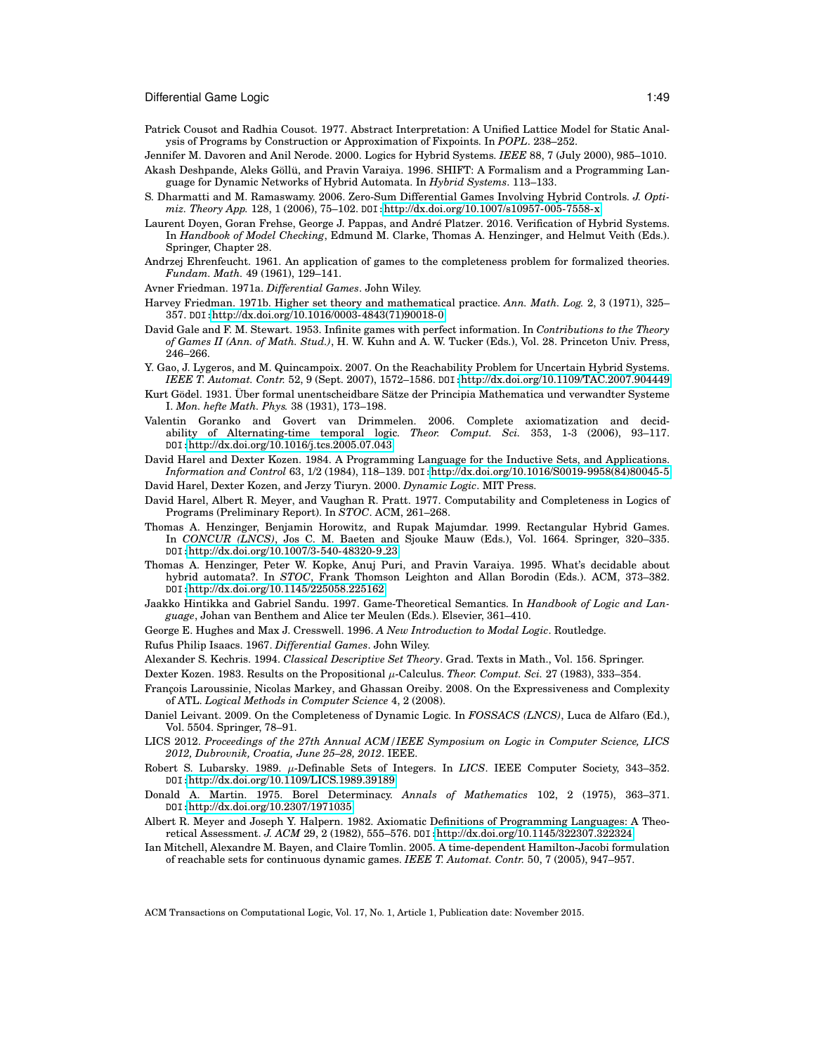Patrick Cousot and Radhia Cousot. 1977. Abstract Interpretation: A Unified Lattice Model for Static Analysis of Programs by Construction or Approximation of Fixpoints. In *POPL*. 238–252.

Jennifer M. Davoren and Anil Nerode. 2000. Logics for Hybrid Systems. *IEEE* 88, 7 (July 2000), 985–1010.

Akash Deshpande, Aleks Göllü, and Pravin Varaiya. 1996. SHIFT: A Formalism and a Programming Language for Dynamic Networks of Hybrid Automata. In *Hybrid Systems*. 113–133.

S. Dharmatti and M. Ramaswamy. 2006. Zero-Sum Differential Games Involving Hybrid Controls. *J. Optimiz. Theory App.* 128, 1 (2006), 75–102. DOI: http://dx.doi.org/10.1007/s10957-005-7558-x

Laurent Doyen, Goran Frehse, George J. Pappas, and André Platzer. 2016. Verification of Hybrid Systems. In *Handbook of Model Checking*, Edmund M. Clarke, Thomas A. Henzinger, and Helmut Veith (Eds.). Springer, Chapter 28.

Andrzej Ehrenfeucht. 1961. An application of games to the completeness problem for formalized theories. *Fundam. Math.* 49 (1961), 129–141.

Avner Friedman. 1971a. *Differential Games*. John Wiley.

Harvey Friedman. 1971b. Higher set theory and mathematical practice. *Ann. Math. Log.* 2, 3 (1971), 325–357. DOI: http://dx.doi.org/10.1016/0003-4843(71)90018-0

David Gale and F. M. Stewart. 1953. Infinite games with perfect information. In *Contributions to the Theory of Games II (Ann. of Math. Stud.)*, H. W. Kuhn and A. W. Tucker (Eds.), Vol. 28. Princeton Univ. Press, 246–266.

Y. Gao, J. Lygeros, and M. Quincampoix. 2007. On the Reachability Problem for Uncertain Hybrid Systems. *IEEE T. Automat. Contr.* 52, 9 (Sept. 2007), 1572–1586. DOI: http://dx.doi.org/10.1109/TAC.2007.904449

Kurt Gödel. 1931. Über formal unentscheidbare Sätze der Principia Mathematica und verwandter Systeme I. *Mon. hefte Math. Phys.* 38 (1931), 173–198.

Valentin Goranko and Govert van Drimmelen. 2006. Complete axiomatization and decidability of Alternating-time temporal logic. *Theor. Comput. Sci.* 353, 1-3 (2006), 93–117. DOI: http://dx.doi.org/10.1016/j.tcs.2005.07.043

David Harel and Dexter Kozen. 1984. A Programming Language for the Inductive Sets, and Applications. *Information and Control* 63, 1/2 (1984), 118–139. DOI: http://dx.doi.org/10.1016/S0019-9958(84)80045-5

David Harel, Dexter Kozen, and Jerzy Tiuryn. 2000. *Dynamic Logic*. MIT Press.

David Harel, Albert R. Meyer, and Vaughan R. Pratt. 1977. Computability and Completeness in Logics of Programs (Preliminary Report). In *STOC*. ACM, 261–268.

Thomas A. Henzinger, Benjamin Horowitz, and Rupak Majumdar. 1999. Rectangular Hybrid Games. In *CONCUR (LNCS)*, Jos C. M. Baeten and Sjouke Mauw (Eds.), Vol. 1664. Springer, 320–335. DOI: http://dx.doi.org/10.1007/3-540-48320-9_23

Thomas A. Henzinger, Peter W. Kopke, Anuj Puri, and Pravin Varaiya. 1995. What's decidable about hybrid automata?. In *STOC*, Frank Thomson Leighton and Allan Borodin (Eds.). ACM, 373–382. DOI: http://dx.doi.org/10.1145/225058.225162

Jaakko Hintikka and Gabriel Sandu. 1997. Game-Theoretical Semantics. In *Handbook of Logic and Language*, Johan van Benthem and Alice ter Meulen (Eds.). Elsevier, 361–410.

George E. Hughes and Max J. Cresswell. 1996. *A New Introduction to Modal Logic*. Routledge.

Rufus Philip Isaacs. 1967. *Differential Games*. John Wiley.

Alexander S. Kechris. 1994. *Classical Descriptive Set Theory*. Grad. Texts in Math., Vol. 156. Springer.

Dexter Kozen. 1983. Results on the Propositional $\mu$-Calculus. *Theor. Comput. Sci.* 27 (1983), 333–354.

François Laroussinie, Nicolas Markey, and Ghassan Oreiby. 2008. On the Expressiveness and Complexity of ATL. *Logical Methods in Computer Science* 4, 2 (2008).

Daniel Leivant. 2009. On the Completeness of Dynamic Logic. In *FOSSACS (LNCS)*, Luca de Alfaro (Ed.), Vol. 5504. Springer, 78–91.

LICS 2012. *Proceedings of the 27th Annual ACM/IEEE Symposium on Logic in Computer Science, LICS 2012, Dubrovnik, Croatia, June 25–28, 2012*. IEEE.

Robert S. Lubarsky. 1989. $\mu$-Definable Sets of Integers. In *LICS*. IEEE Computer Society, 343–352. DOI: http://dx.doi.org/10.1109/LICS.1989.39189

Donald A. Martin. 1975. Borel Determinacy. *Annals of Mathematics* 102, 2 (1975), 363–371. DOI: http://dx.doi.org/10.2307/1971035

Albert R. Meyer and Joseph Y. Halpern. 1982. Axiomatic Definitions of Programming Languages: A Theoretical Assessment. *J. ACM* 29, 2 (1982), 555–576. DOI: http://dx.doi.org/10.1145/322307.322324

Ian Mitchell, Alexandre M. Bayen, and Claire Tomlin. 2005. A time-dependent Hamilton-Jacobi formulation of reachable sets for continuous dynamic games. *IEEE T. Automat. Contr.* 50, 7 (2005), 947–957.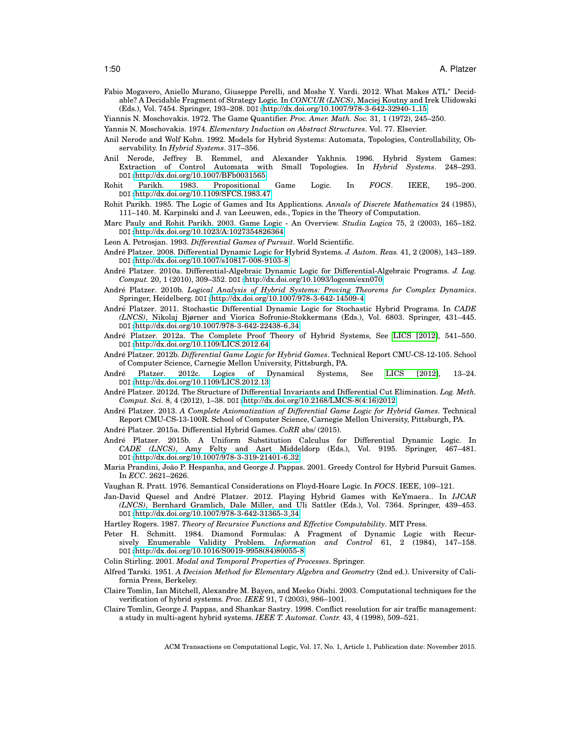Fabio Mogavero, Aniello Murano, Giuseppe Perelli, and Moshe Y. Vardi. 2012. What Makes ATL* Decidable? A Decidable Fragment of Strategy Logic. In *CONCUR (LNCS)*, Maciej Koutny and Irek Ulidowski (Eds.), Vol. 7454. Springer, 193–208. DOI: http://dx.doi.org/10.1007/978-3-642-32940-1_15

Yiannis N. Moschovakis. 1972. The Game Quantifier. *Proc. Amer. Math. Soc.* 31, 1 (1972), 245–250.

Yannis N. Moschovakis. 1974. *Elementary Induction on Abstract Structures*. Vol. 77. Elsevier.

Anil Nerode and Wolf Kohn. 1992. Models for Hybrid Systems: Automata, Topologies, Controllability, Observability. In *Hybrid Systems*. 317–356.

Anil Nerode, Jeffrey B. Remmel, and Alexander Yakhnis. 1996. Hybrid System Games: Extraction of Control Automata with Small Topologies. In *Hybrid Systems*. 248–293. DOI: http://dx.doi.org/10.1007/BFb0031565

Rohit Parikh. 1983. Propositional Game Logic. In *FOCS*. IEEE, 195–200. DOI: http://dx.doi.org/10.1109/SFCS.1983.47

Rohit Parikh. 1985. The Logic of Games and Its Applications. *Annals of Discrete Mathematics* 24 (1985), 111–140. M. Karpinski and J. van Leeuwen, eds., Topics in the Theory of Computation.

Marc Pauly and Rohit Parikh. 2003. Game Logic - An Overview. *Studia Logica* 75, 2 (2003), 165–182. DOI: http://dx.doi.org/10.1023/A:1027354826364

Leon A. Petrosjan. 1993. *Differential Games of Pursuit*. World Scientific.

André Platzer. 2008. Differential Dynamic Logic for Hybrid Systems. *J. Autom. Reas.* 41, 2 (2008), 143–189. DOI: http://dx.doi.org/10.1007/s10817-008-9103-8

André Platzer. 2010a. Differential-Algebraic Dynamic Logic for Differential-Algebraic Programs. *J. Log. Comput.* 20, 1 (2010), 309–352. DOI: http://dx.doi.org/10.1093/logcom/exn070

André Platzer. 2010b. *Logical Analysis of Hybrid Systems: Proving Theorems for Complex Dynamics*. Springer, Heidelberg. DOI: http://dx.doi.org/10.1007/978-3-642-14509-4

André Platzer. 2011. Stochastic Differential Dynamic Logic for Stochastic Hybrid Programs. In *CADE (LNCS)*, Nikolaj Bjørner and Viorica Sofronie-Stokkermans (Eds.), Vol. 6803. Springer, 431–445. DOI: http://dx.doi.org/10.1007/978-3-642-22438-6_34

André Platzer. 2012a. The Complete Proof Theory of Hybrid Systems, See [LICS 2012], 541–550. DOI: http://dx.doi.org/10.1109/LICS.2012.64

André Platzer. 2012b. *Differential Game Logic for Hybrid Games*. Technical Report CMU-CS-12-105. School of Computer Science, Carnegie Mellon University, Pittsburgh, PA.

André Platzer. 2012c. Logics of Dynamical Systems, See [LICS 2012], 13–24. DOI: http://dx.doi.org/10.1109/LICS.2012.13

André Platzer. 2012d. The Structure of Differential Invariants and Differential Cut Elimination. *Log. Meth. Comput. Sci.* 8, 4 (2012), 1–38. DOI: http://dx.doi.org/10.2168/LMCS-8(4:16)2012

André Platzer. 2013. *A Complete Axiomatization of Differential Game Logic for Hybrid Games*. Technical Report CMU-CS-13-100R. School of Computer Science, Carnegie Mellon University, Pittsburgh, PA.

André Platzer. 2015a. Differential Hybrid Games. *CoRR* abs/ (2015).

André Platzer. 2015b. A Uniform Substitution Calculus for Differential Dynamic Logic. In *CADE (LNCS)*, Amy Felty and Aart Middeldorp (Eds.), Vol. 9195. Springer, 467–481. DOI: http://dx.doi.org/10.1007/978-3-319-21401-6_32

Maria Prandini, João P. Hespanha, and George J. Pappas. 2001. Greedy Control for Hybrid Pursuit Games. In *ECC*. 2621–2626.

Vaughan R. Pratt. 1976. Semantical Considerations on Floyd-Hoare Logic. In *FOCS*. IEEE, 109–121.

Jan-David Quesel and André Platzer. 2012. Playing Hybrid Games with KeYmaera.. In *IJCAR (LNCS)*, Bernhard Gramlich, Dale Miller, and Uli Sattler (Eds.), Vol. 7364. Springer, 439–453. DOI: http://dx.doi.org/10.1007/978-3-642-31365-3_34

Hartley Rogers. 1987. *Theory of Recursive Functions and Effective Computability*. MIT Press.

Peter H. Schmitt. 1984. Diamond Formulas: A Fragment of Dynamic Logic with Recursively Enumerable Validity Problem. *Information and Control* 61, 2 (1984), 147–158. DOI: http://dx.doi.org/10.1016/S0019-9958(84)80055-8

Colin Stirling. 2001. *Modal and Temporal Properties of Processes*. Springer.

Alfred Tarski. 1951. *A Decision Method for Elementary Algebra and Geometry* (2nd ed.). University of California Press, Berkeley.

Claire Tomlin, Ian Mitchell, Alexandre M. Bayen, and Meeko Oishi. 2003. Computational techniques for the verification of hybrid systems. *Proc. IEEE* 91, 7 (2003), 986–1001.

Claire Tomlin, George J. Pappas, and Shankar Sastry. 1998. Conflict resolution for air traffic management: a study in multi-agent hybrid systems. *IEEE T. Automat. Contr.* 43, 4 (1998), 509–521.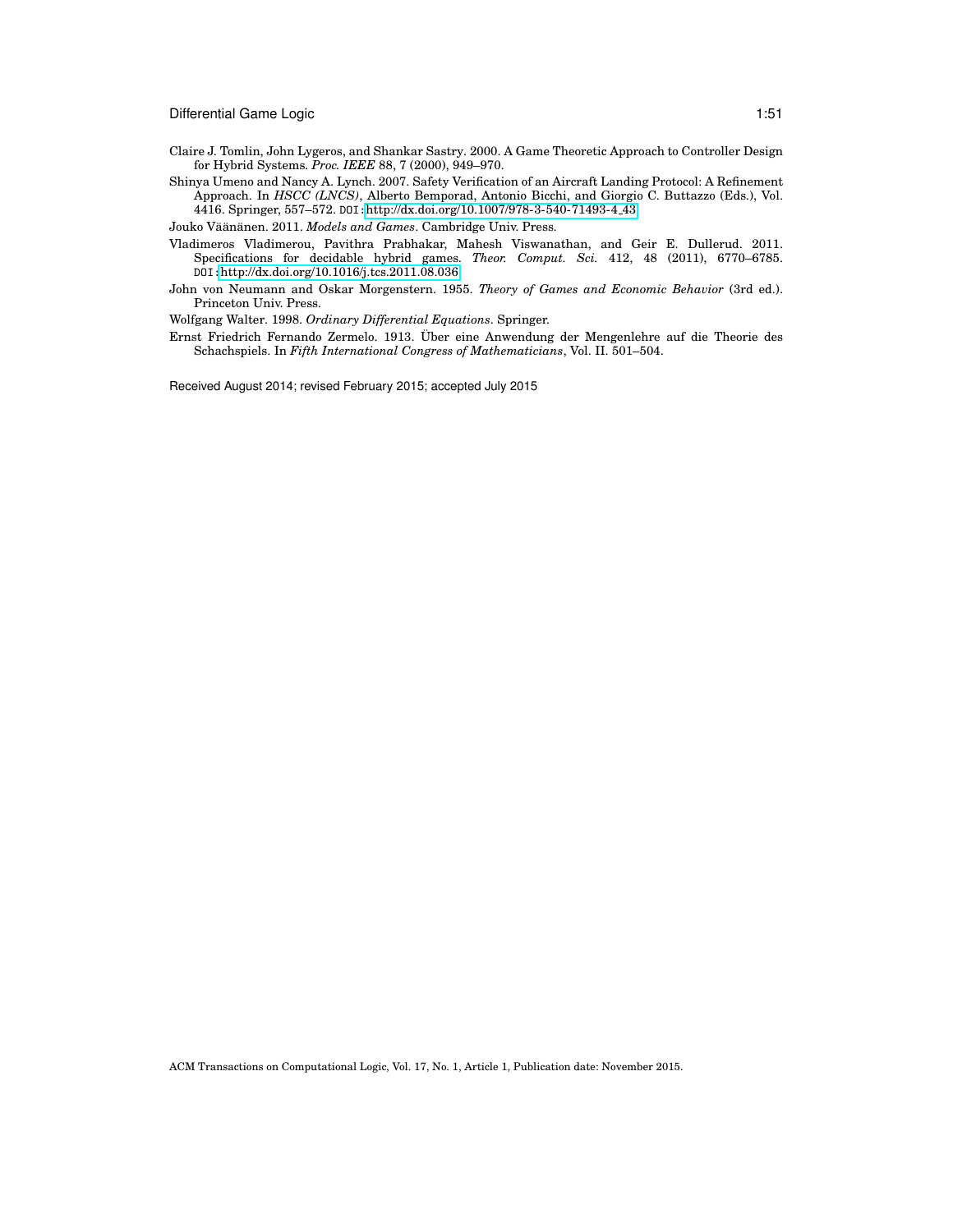Claire J. Tomlin, John Lygeros, and Shankar Sastry. 2000. A Game Theoretic Approach to Controller Design for Hybrid Systems. *Proc. IEEE* 88, 7 (2000), 949–970.

Shinya Umeno and Nancy A. Lynch. 2007. Safety Verification of an Aircraft Landing Protocol: A Refinement Approach. In *HSCC (LNCS)*, Alberto Bemporad, Antonio Bicchi, and Giorgio C. Buttazzo (Eds.), Vol. 4416. Springer, 557–572. DOI: http://dx.doi.org/10.1007/978-3-540-71493-4_43

Jouko Väänänen. 2011. *Models and Games*. Cambridge Univ. Press.

Vladimeros Vladimerou, Pavithra Prabhakar, Mahesh Viswanathan, and Geir E. Dullerud. 2011. Specifications for decidable hybrid games. *Theor. Comput. Sci.* 412, 48 (2011), 6770–6785. DOI: http://dx.doi.org/10.1016/j.tcs.2011.08.036

John von Neumann and Oskar Morgenstern. 1955. *Theory of Games and Economic Behavior* (3rd ed.). Princeton Univ. Press.

Wolfgang Walter. 1998. *Ordinary Differential Equations*. Springer.

Ernst Friedrich Fernando Zermelo. 1913. Über eine Anwendung der Mengenlehre auf die Theorie des Schachspiels. In *Fifth International Congress of Mathematicians*, Vol. II. 501–504.

Received August 2014; revised February 2015; accepted July 2015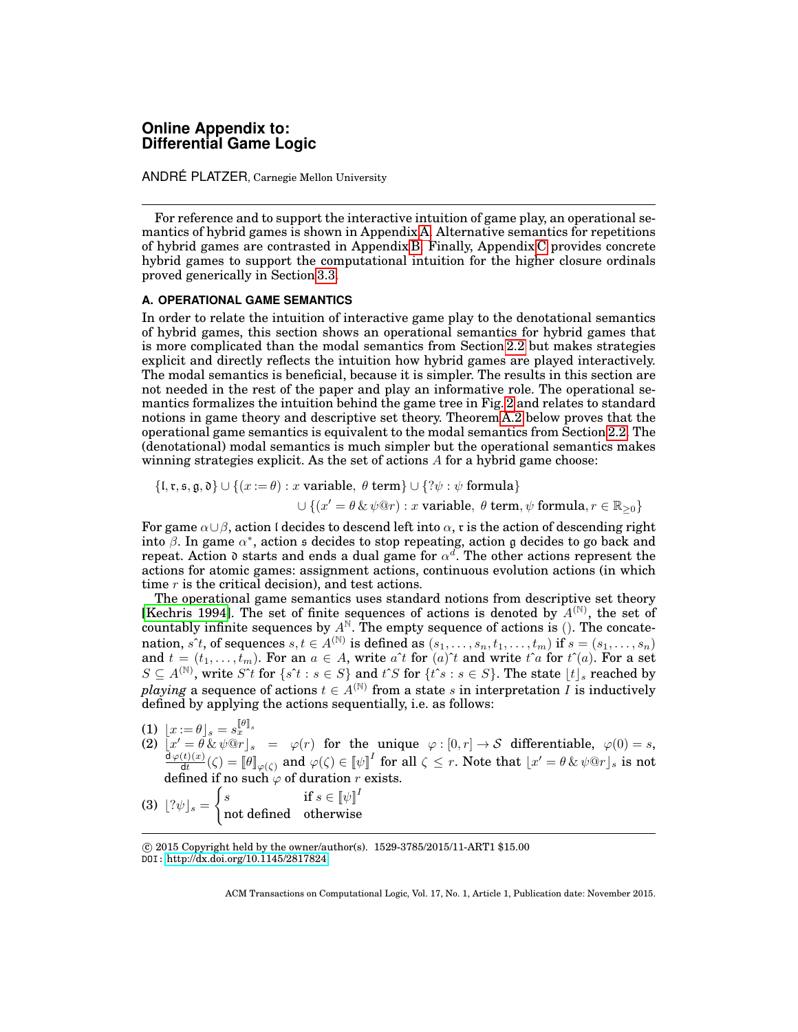# Online Appendix to: Differential Game Logic

ANDRÉ PLATZER, Carnegie Mellon University

For reference and to support the interactive intuition of game play, an operational semantics of hybrid games is shown in Appendix A. Alternative semantics for repetitions of hybrid games are contrasted in Appendix B. Finally, Appendix C provides concrete hybrid games to support the computational intuition for the higher closure ordinals proved generically in Section 3.3.

## A. OPERATIONAL GAME SEMANTICS

In order to relate the intuition of interactive game play to the denotational semantics of hybrid games, this section shows an operational semantics for hybrid games that is more complicated than the modal semantics from Section 2.2 but makes strategies explicit and directly reflects the intuition how hybrid games are played interactively. The modal semantics is beneficial, because it is simpler. The results in this section are not needed in the rest of the paper and play an informative role. The operational semantics formalizes the intuition behind the game tree in Fig. 2 and relates to standard notions in game theory and descriptive set theory. Theorem A.2 below proves that the operational game semantics is equivalent to the modal semantics from Section 2.2. The (denotational) modal semantics is much simpler but the operational semantics makes winning strategies explicit. As the set of actions $A$ for a hybrid game choose:

$$\{\mathfrak{l}, \mathfrak{r}, \mathfrak{s}, \mathfrak{g}, \mathfrak{d}\} \cup \{(x := \theta) : x \text{ variable}, \ \theta \text{ term}\} \cup \{?\psi : \psi \text{ formula}\}$$
$$\cup \{(x' = \theta \,\&\, \psi @ r) : x \text{ variable}, \ \theta \text{ term}, \psi \text{ formula}, r \in \mathbb{R}_{\geq 0}\}$$

For game $\alpha \cup \beta$, action $\mathfrak{l}$ decides to descend left into $\alpha$, $\mathfrak{r}$ is the action of descending right into $\beta$. In game $\alpha^*$, action $\mathfrak{s}$ decides to stop repeating, action $\mathfrak{g}$ decides to go back and repeat. Action $\mathfrak{d}$ starts and ends a dual game for $\alpha^d$. The other actions represent the actions for atomic games: assignment actions, continuous evolution actions (in which time $r$ is the critical decision), and test actions.

The operational game semantics uses standard notions from descriptive set theory [Kechris 1994]. The set of finite sequences of actions is denoted by $A^{(\mathbb{N})}$, the set of countably infinite sequences by $A^{\mathbb{N}}$. The empty sequence of actions is $()$. The concatenation, $s\hat{\ }t$, of sequences $s, t \in A^{(\mathbb{N})}$ is defined as $(s_1, \dots, s_n, t_1, \dots, t_m)$ if $s = (s_1, \dots, s_n)$ and $t = (t_1, \dots, t_m)$. For an $a \in A$, write $a\hat{\ }t$ for $(a)\hat{\ }t$ and write $t\hat{\ }a$ for $t\hat{\ }(a)$. For a set $S \subseteq A^{(\mathbb{N})}$, write $S\hat{\ }t$ for $\{s\hat{\ }t : s \in S\}$ and $t\hat{\ }S$ for $\{t\hat{\ }s : s \in S\}$. The state $\lfloor t \rfloor_s$ reached by *playing* a sequence of actions $t \in A^{(\mathbb{N})}$ from a state $s$ in interpretation $I$ is inductively defined by applying the actions sequentially, i.e. as follows:

(1) $\lfloor x := \theta \rfloor_s = s_x^{[\![\theta]\!]_s}$

(2) $\lfloor x' = \theta \,\&\, \psi @ r \rfloor_s = \varphi(r)$ for the unique $\varphi : [0, r] \to \mathcal{S}$ differentiable, $\varphi(0) = s$, $\frac{\mathrm{d}\,\varphi(t)(x)}{\mathrm{d}t}(\zeta) = [\![\theta]\!]_{\varphi(\zeta)}$ and $\varphi(\zeta) \in [\![\psi]\!]^I$ for all $\zeta \leq r$. Note that $\lfloor x' = \theta \,\&\, \psi @ r \rfloor_s$ is not defined if no such $\varphi$ of duration $r$ exists.

(3) $\lfloor ?\psi \rfloor_s = \begin{cases} s & \text{if } s \in [\![\psi]\!]^I \\ \text{not defined} & \text{otherwise} \end{cases}$

© 2015 Copyright held by the owner/author(s). 1529-3785/2015/11-ART1 \$15.00
DOI: http://dx.doi.org/10.1145/2817824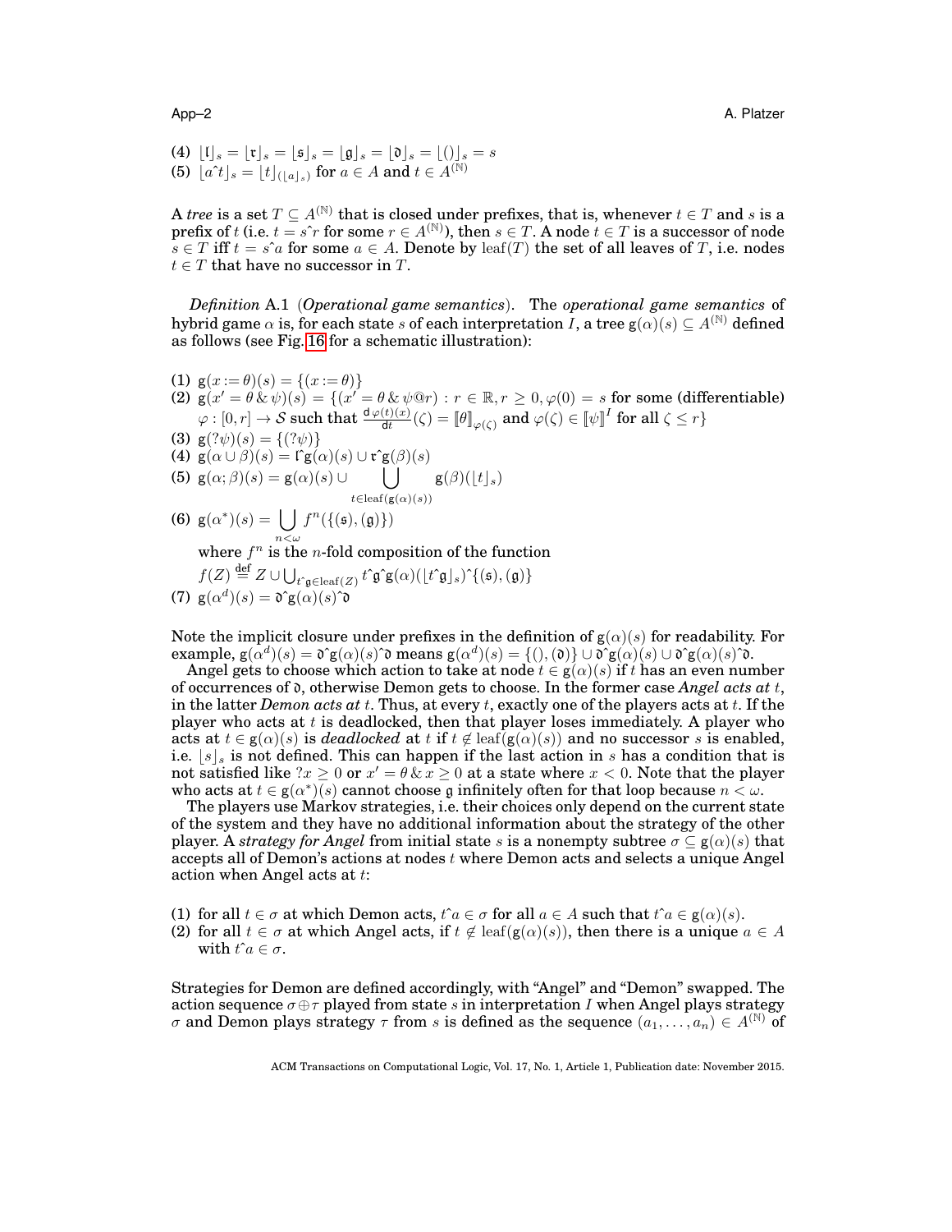(4) $\lfloor \mathfrak{l} \rfloor_s = \lfloor \mathfrak{r} \rfloor_s = \lfloor \mathfrak{s} \rfloor_s = \lfloor \mathfrak{g} \rfloor_s = \lfloor \mathfrak{d} \rfloor_s = \lfloor () \rfloor_s = s$
(5) $\lfloor a\hat{\ }t \rfloor_s = \lfloor t \rfloor_{(\lfloor a \rfloor_s)}$ for $a \in A$ and $t \in A^{(\mathbb{N})}$

A *tree* is a set $T \subseteq A^{(\mathbb{N})}$ that is closed under prefixes, that is, whenever $t \in T$ and $s$ is a prefix of $t$ (i.e. $t = s\hat{\ }r$ for some $r \in A^{(\mathbb{N})}$), then $s \in T$. A node $t \in T$ is a successor of node $s \in T$ iff $t = s\hat{\ }a$ for some $a \in A$. Denote by $\mathrm{leaf}(T)$ the set of all leaves of $T$, i.e. nodes $t \in T$ that have no successor in $T$.

*Definition* A.1 (*Operational game semantics*). The *operational game semantics* of hybrid game $\alpha$ is, for each state $s$ of each interpretation $I$, a tree $\mathsf{g}(\alpha)(s) \subseteq A^{(\mathbb{N})}$ defined as follows (see Fig. 16 for a schematic illustration):

(1) $\mathsf{g}(x := \theta)(s) = \{(x := \theta)\}$
(2) $\mathsf{g}(x' = \theta \,\&\, \psi)(s) = \{(x' = \theta \,\&\, \psi @ r) : r \in \mathbb{R}, r \geq 0, \varphi(0) = s$ for some (differentiable) $\varphi : [0, r] \to \mathcal{S}$ such that $\frac{\mathrm{d}\,\varphi(t)(x)}{\mathrm{d}t}(\zeta) = [\![\theta]\!]_{\varphi(\zeta)}$ and $\varphi(\zeta) \in [\![\psi]\!]^I$ for all $\zeta \leq r\}$
(3) $\mathsf{g}(?\psi)(s) = \{(?\psi)\}$
(4) $\mathsf{g}(\alpha \cup \beta)(s) = \mathfrak{l}\hat{\ }\mathsf{g}(\alpha)(s) \cup \mathfrak{r}\hat{\ }\mathsf{g}(\beta)(s)$
(5) $\mathsf{g}(\alpha;\beta)(s) = \mathsf{g}(\alpha)(s) \cup \bigcup_{t \in \mathrm{leaf}(\mathsf{g}(\alpha)(s))} \mathsf{g}(\beta)(\lfloor t \rfloor_s)$
(6) $\mathsf{g}(\alpha^*)(s) = \bigcup_{n < \omega} f^n(\{(\mathfrak{s}), (\mathfrak{g})\})$
where $f^n$ is the $n$-fold composition of the function
$f(Z) \stackrel{\mathrm{def}}{=} Z \cup \bigcup_{t\hat{\ }\mathfrak{g} \in \mathrm{leaf}(Z)} t\hat{\ }\mathfrak{g}\hat{\ }\mathsf{g}(\alpha)(\lfloor t\hat{\ }\mathfrak{g} \rfloor_s)\hat{\ }\{(\mathfrak{s}), (\mathfrak{g})\}$
(7) $\mathsf{g}(\alpha^d)(s) = \mathfrak{d}\hat{\ }\mathsf{g}(\alpha)(s)\hat{\ }\mathfrak{d}$

Note the implicit closure under prefixes in the definition of $\mathsf{g}(\alpha)(s)$ for readability. For example, $\mathsf{g}(\alpha^d)(s) = \mathfrak{d}\hat{\ }\mathsf{g}(\alpha)(s)\hat{\ }\mathfrak{d}$ means $\mathsf{g}(\alpha^d)(s) = \{(), (\mathfrak{d})\} \cup \mathfrak{d}\hat{\ }\mathsf{g}(\alpha)(s) \cup \mathfrak{d}\hat{\ }\mathsf{g}(\alpha)(s)\hat{\ }\mathfrak{d}$.

Angel gets to choose which action to take at node $t \in \mathsf{g}(\alpha)(s)$ if $t$ has an even number of occurrences of $\mathfrak{d}$, otherwise Demon gets to choose. In the former case *Angel acts at* $t$, in the latter *Demon acts at* $t$. Thus, at every $t$, exactly one of the players acts at $t$. If the player who acts at $t$ is deadlocked, then that player loses immediately. A player who acts at $t \in \mathsf{g}(\alpha)(s)$ is *deadlocked* at $t$ if $t \notin \mathrm{leaf}(\mathsf{g}(\alpha)(s))$ and no successor $s$ is enabled, i.e. $\lfloor s \rfloor_s$ is not defined. This can happen if the last action in $s$ has a condition that is not satisfied like $?x \geq 0$ or $x' = \theta \,\&\, x \geq 0$ at a state where $x < 0$. Note that the player who acts at $t \in \mathsf{g}(\alpha^*)(s)$ cannot choose $\mathfrak{g}$ infinitely often for that loop because $n < \omega$.

The players use Markov strategies, i.e. their choices only depend on the current state of the system and they have no additional information about the strategy of the other player. A *strategy for Angel* from initial state $s$ is a nonempty subtree $\sigma \subseteq \mathsf{g}(\alpha)(s)$ that accepts all of Demon's actions at nodes $t$ where Demon acts and selects a unique Angel action when Angel acts at $t$:

(1) for all $t \in \sigma$ at which Demon acts, $t\hat{\ }a \in \sigma$ for all $a \in A$ such that $t\hat{\ }a \in \mathsf{g}(\alpha)(s)$.
(2) for all $t \in \sigma$ at which Angel acts, if $t \notin \mathrm{leaf}(\mathsf{g}(\alpha)(s))$, then there is a unique $a \in A$ with $t\hat{\ }a \in \sigma$.

Strategies for Demon are defined accordingly, with "Angel" and "Demon" swapped. The action sequence $\sigma \oplus \tau$ played from state $s$ in interpretation $I$ when Angel plays strategy $\sigma$ and Demon plays strategy $\tau$ from $s$ is defined as the sequence $(a_1, \ldots, a_n) \in A^{(\mathbb{N})}$ of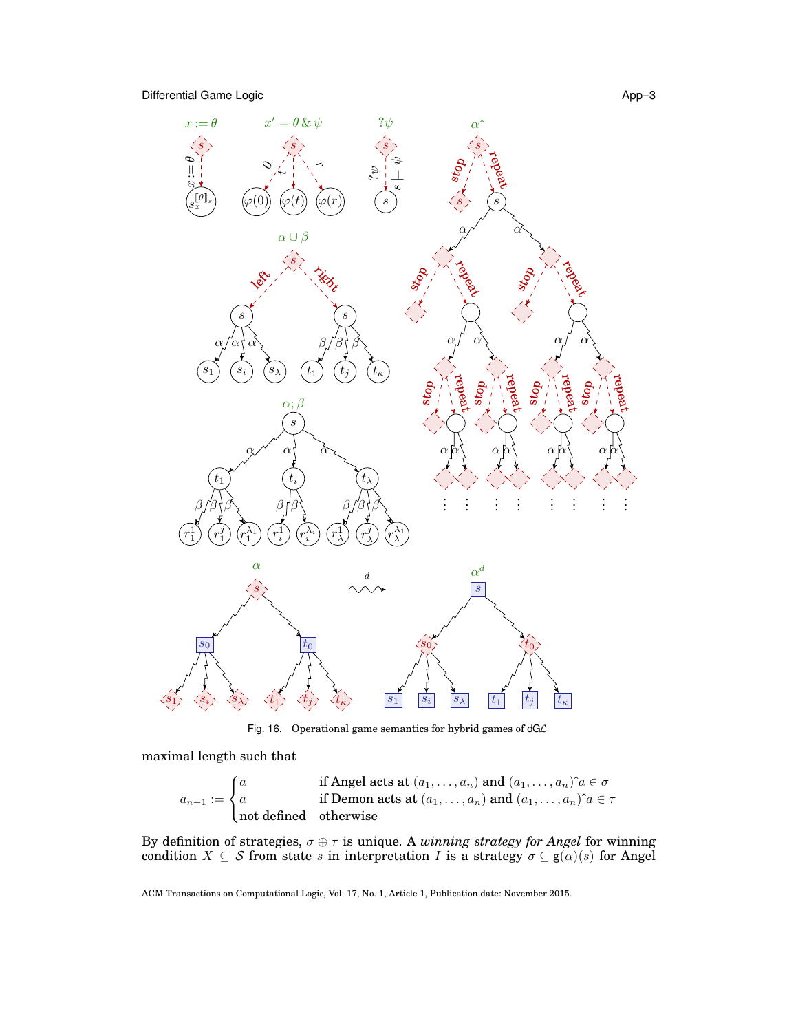Fig. 16. Operational game semantics for hybrid games of dG$\mathcal{L}$

maximal length such that

$$a_{n+1} := \begin{cases} a & \text{if Angel acts at } (a_1, \dots, a_n) \text{ and } (a_1, \dots, a_n)\hat{\ } a \in \sigma \\ a & \text{if Demon acts at } (a_1, \dots, a_n) \text{ and } (a_1, \dots, a_n)\hat{\ } a \in \tau \\ \text{not defined} & \text{otherwise} \end{cases}$$

By definition of strategies, $\sigma \oplus \tau$ is unique. A *winning strategy for Angel* for winning condition $X \subseteq \mathcal{S}$ from state $s$ in interpretation $I$ is a strategy $\sigma \subseteq \mathrm{g}(\alpha)(s)$ for Angel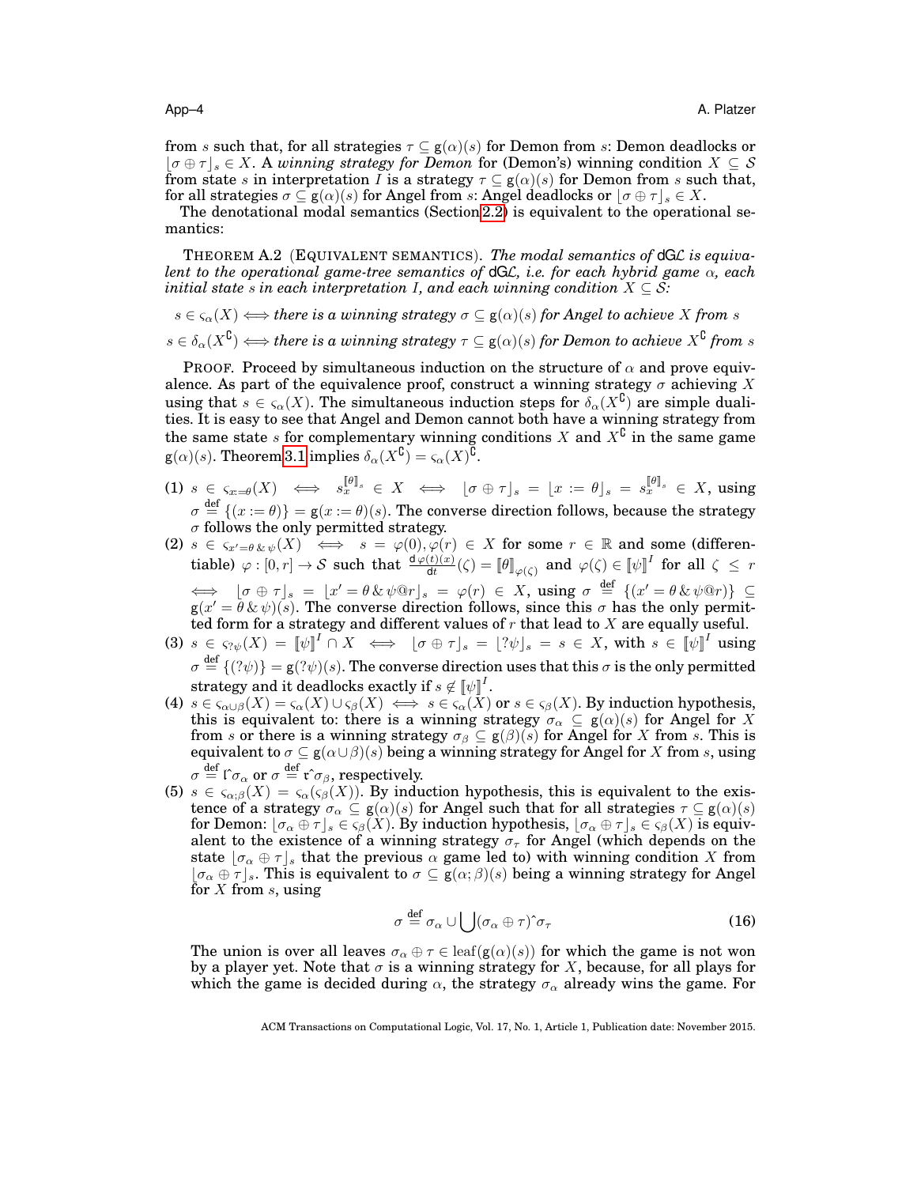from $s$ such that, for all strategies $\tau \subseteq g(\alpha)(s)$ for Demon from $s$: Demon deadlocks or $\lfloor \sigma \oplus \tau \rfloor_s \in X$. A *winning strategy for Demon* for (Demon's) winning condition $X \subseteq \mathcal{S}$ from state $s$ in interpretation $I$ is a strategy $\tau \subseteq g(\alpha)(s)$ for Demon from $s$ such that, for all strategies $\sigma \subseteq g(\alpha)(s)$ for Angel from $s$: Angel deadlocks or $\lfloor \sigma \oplus \tau \rfloor_s \in X$.

The denotational modal semantics (Section 2.2) is equivalent to the operational semantics:

THEOREM A.2 (EQUIVALENT SEMANTICS). *The modal semantics of* dGL *is equivalent to the operational game-tree semantics of* dGL*, i.e. for each hybrid game $\alpha$, each initial state $s$ in each interpretation $I$, and each winning condition $X \subseteq \mathcal{S}$:*

$s \in \varsigma_\alpha(X) \iff$ *there is a winning strategy $\sigma \subseteq g(\alpha)(s)$ for Angel to achieve $X$ from $s$*

$s \in \delta_\alpha(X^\complement) \iff$ *there is a winning strategy $\tau \subseteq g(\alpha)(s)$ for Demon to achieve $X^\complement$ from $s$*

PROOF. Proceed by simultaneous induction on the structure of $\alpha$ and prove equivalence. As part of the equivalence proof, construct a winning strategy $\sigma$ achieving $X$ using that $s \in \varsigma_\alpha(X)$. The simultaneous induction steps for $\delta_\alpha(X^\complement)$ are simple dualities. It is easy to see that Angel and Demon cannot both have a winning strategy from the same state $s$ for complementary winning conditions $X$ and $X^\complement$ in the same game $g(\alpha)(s)$. Theorem 3.1 implies $\delta_\alpha(X^\complement) = \varsigma_\alpha(X)^\complement$.

(1) $s \in \varsigma_{x:=\theta}(X) \iff s_x^{[\![\theta]\!]_s} \in X \iff \lfloor \sigma \oplus \tau \rfloor_s = \lfloor x := \theta \rfloor_s = s_x^{[\![\theta]\!]_s} \in X$, using $\sigma \overset{\text{def}}{=} \{(x := \theta)\} = g(x := \theta)(s)$. The converse direction follows, because the strategy $\sigma$ follows the only permitted strategy.

(2) $s \in \varsigma_{x'=\theta\,\&\,\psi}(X) \iff s = \varphi(0), \varphi(r) \in X$ for some $r \in \mathbb{R}$ and some (differentiable) $\varphi : [0, r] \to \mathcal{S}$ such that $\frac{\mathrm{d}\,\varphi(t)(x)}{\mathrm{d}t}(\zeta) = [\![\theta]\!]_{\varphi(\zeta)}$ and $\varphi(\zeta) \in [\![\psi]\!]^I$ for all $\zeta \leq r$ $\iff \lfloor \sigma \oplus \tau \rfloor_s = \lfloor x' = \theta\,\&\,\psi @ r \rfloor_s = \varphi(r) \in X$, using $\sigma \overset{\text{def}}{=} \{(x' = \theta\,\&\,\psi @ r)\} \subseteq g(x' = \theta\,\&\,\psi)(s)$. The converse direction follows, since this $\sigma$ has the only permitted form for a strategy and different values of $r$ that lead to $X$ are equally useful.

(3) $s \in \varsigma_{?\psi}(X) = [\![\psi]\!]^I \cap X \iff \lfloor \sigma \oplus \tau \rfloor_s = \lfloor ?\psi \rfloor_s = s \in X$, with $s \in [\![\psi]\!]^I$ using $\sigma \overset{\text{def}}{=} \{(?\psi)\} = g(?\psi)(s)$. The converse direction uses that this $\sigma$ is the only permitted strategy and it deadlocks exactly if $s \notin [\![\psi]\!]^I$.

(4) $s \in \varsigma_{\alpha\cup\beta}(X) = \varsigma_\alpha(X) \cup \varsigma_\beta(X) \iff s \in \varsigma_\alpha(X)$ or $s \in \varsigma_\beta(X)$. By induction hypothesis, this is equivalent to: there is a winning strategy $\sigma_\alpha \subseteq g(\alpha)(s)$ for Angel for $X$ from $s$ or there is a winning strategy $\sigma_\beta \subseteq g(\beta)(s)$ for Angel for $X$ from $s$. This is equivalent to $\sigma \subseteq g(\alpha \cup \beta)(s)$ being a winning strategy for Angel for $X$ from $s$, using $\sigma \overset{\text{def}}{=} \mathfrak{l}\hat{}\sigma_\alpha$ or $\sigma \overset{\text{def}}{=} \mathfrak{r}\hat{}\sigma_\beta$, respectively.

(5) $s \in \varsigma_{\alpha;\beta}(X) = \varsigma_\alpha(\varsigma_\beta(X))$. By induction hypothesis, this is equivalent to the existence of a strategy $\sigma_\alpha \subseteq g(\alpha)(s)$ for Angel such that for all strategies $\tau \subseteq g(\alpha)(s)$ for Demon: $\lfloor \sigma_\alpha \oplus \tau \rfloor_s \in \varsigma_\beta(X)$. By induction hypothesis, $\lfloor \sigma_\alpha \oplus \tau \rfloor_s \in \varsigma_\beta(X)$ is equivalent to the existence of a winning strategy $\sigma_\tau$ for Angel (which depends on the state $\lfloor \sigma_\alpha \oplus \tau \rfloor_s$ that the previous $\alpha$ game led to) with winning condition $X$ from $\lfloor \sigma_\alpha \oplus \tau \rfloor_s$. This is equivalent to $\sigma \subseteq g(\alpha; \beta)(s)$ being a winning strategy for Angel for $X$ from $s$, using

$$\sigma \overset{\text{def}}{=} \sigma_\alpha \cup \bigcup (\sigma_\alpha \oplus \tau)\hat{}\sigma_\tau \tag{16}$$

The union is over all leaves $\sigma_\alpha \oplus \tau \in \text{leaf}(g(\alpha)(s))$ for which the game is not won by a player yet. Note that $\sigma$ is a winning strategy for $X$, because, for all plays for which the game is decided during $\alpha$, the strategy $\sigma_\alpha$ already wins the game. For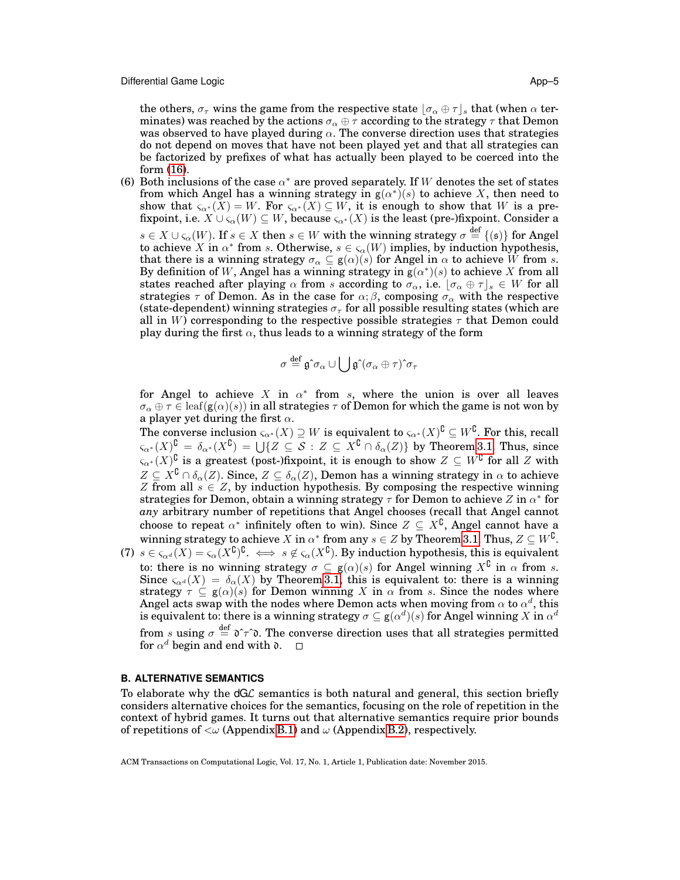the others, $\sigma_\tau$ wins the game from the respective state $\lfloor \sigma_\alpha \oplus \tau \rfloor_s$ that (when $\alpha$ terminates) was reached by the actions $\sigma_\alpha \oplus \tau$ according to the strategy $\tau$ that Demon was observed to have played during $\alpha$. The converse direction uses that strategies do not depend on moves that have not been played yet and that all strategies can be factorized by prefixes of what has actually been played to be coerced into the form (16).

(6) Both inclusions of the case $\alpha^*$ are proved separately. If $W$ denotes the set of states from which Angel has a winning strategy in $\mathrm{g}(\alpha^*)(s)$ to achieve $X$, then need to show that $\varsigma_{\alpha^*}(X) = W$. For $\varsigma_{\alpha^*}(X) \subseteq W$, it is enough to show that $W$ is a pre-fixpoint, i.e. $X \cup \varsigma_\alpha(W) \subseteq W$, because $\varsigma_{\alpha^*}(X)$ is the least (pre-)fixpoint. Consider a $s \in X \cup \varsigma_\alpha(W)$. If $s \in X$ then $s \in W$ with the winning strategy $\sigma \overset{\text{def}}{=} \{(\mathfrak{s})\}$ for Angel to achieve $X$ in $\alpha^*$ from $s$. Otherwise, $s \in \varsigma_\alpha(W)$ implies, by induction hypothesis, that there is a winning strategy $\sigma_\alpha \subseteq \mathrm{g}(\alpha)(s)$ for Angel in $\alpha$ to achieve $W$ from $s$. By definition of $W$, Angel has a winning strategy in $\mathrm{g}(\alpha^*)(s)$ to achieve $X$ from all states reached after playing $\alpha$ from $s$ according to $\sigma_\alpha$, i.e. $\lfloor \sigma_\alpha \oplus \tau \rfloor_s \in W$ for all strategies $\tau$ of Demon. As in the case for $\alpha;\beta$, composing $\sigma_\alpha$ with the respective (state-dependent) winning strategies $\sigma_\tau$ for all possible resulting states (which are all in $W$) corresponding to the respective possible strategies $\tau$ that Demon could play during the first $\alpha$, thus leads to a winning strategy of the form

$$\sigma \overset{\text{def}}{=} \mathfrak{g}\hat{}\sigma_\alpha \cup \bigcup \mathfrak{g}\hat{}(\sigma_\alpha \oplus \tau)\hat{}\sigma_\tau$$

for Angel to achieve $X$ in $\alpha^*$ from $s$, where the union is over all leaves $\sigma_\alpha \oplus \tau \in \mathrm{leaf}(\mathrm{g}(\alpha)(s))$ in all strategies $\tau$ of Demon for which the game is not won by a player yet during the first $\alpha$.

The converse inclusion $\varsigma_{\alpha^*}(X) \supseteq W$ is equivalent to $\varsigma_{\alpha^*}(X)^\complement \subseteq W^\complement$. For this, recall $\varsigma_{\alpha^*}(X)^\complement = \delta_{\alpha^*}(X^\complement) = \bigcup\{Z \subseteq \mathcal{S} : Z \subseteq X^\complement \cap \delta_\alpha(Z)\}$ by Theorem 3.1. Thus, since $\varsigma_{\alpha^*}(X)^\complement$ is a greatest (post-)fixpoint, it is enough to show $Z \subseteq W^\complement$ for all $Z$ with $Z \subseteq X^\complement \cap \delta_\alpha(Z)$. Since, $Z \subseteq \delta_\alpha(Z)$, Demon has a winning strategy in $\alpha$ to achieve $Z$ from all $s \in Z$, by induction hypothesis. By composing the respective winning strategies for Demon, obtain a winning strategy $\tau$ for Demon to achieve $Z$ in $\alpha^*$ for *any* arbitrary number of repetitions that Angel chooses (recall that Angel cannot choose to repeat $\alpha^*$ infinitely often to win). Since $Z \subseteq X^\complement$, Angel cannot have a winning strategy to achieve $X$ in $\alpha^*$ from any $s \in Z$ by Theorem 3.1. Thus, $Z \subseteq W^\complement$.

(7) $s \in \varsigma_{\alpha^d}(X) = \varsigma_\alpha(X^\complement)^\complement$. $\iff$ $s \notin \varsigma_\alpha(X^\complement)$. By induction hypothesis, this is equivalent to: there is no winning strategy $\sigma \subseteq \mathrm{g}(\alpha)(s)$ for Angel winning $X^\complement$ in $\alpha$ from $s$. Since $\varsigma_{\alpha^d}(X) = \delta_\alpha(X)$ by Theorem 3.1, this is equivalent to: there is a winning strategy $\tau \subseteq \mathrm{g}(\alpha)(s)$ for Demon winning $X$ in $\alpha$ from $s$. Since the nodes where Angel acts swap with the nodes where Demon acts when moving from $\alpha$ to $\alpha^d$, this is equivalent to: there is a winning strategy $\sigma \subseteq \mathrm{g}(\alpha^d)(s)$ for Angel winning $X$ in $\alpha^d$ from $s$ using $\sigma \overset{\text{def}}{=} \mathfrak{d}\hat{}\tau\hat{}\mathfrak{d}$. The converse direction uses that all strategies permitted for $\alpha^d$ begin and end with $\mathfrak{d}$. $\square$

## B. ALTERNATIVE SEMANTICS

To elaborate why the dG$\mathcal{L}$ semantics is both natural and general, this section briefly considers alternative choices for the semantics, focusing on the role of repetition in the context of hybrid games. It turns out that alternative semantics require prior bounds of repetitions of $<\omega$ (Appendix B.1) and $\omega$ (Appendix B.2), respectively.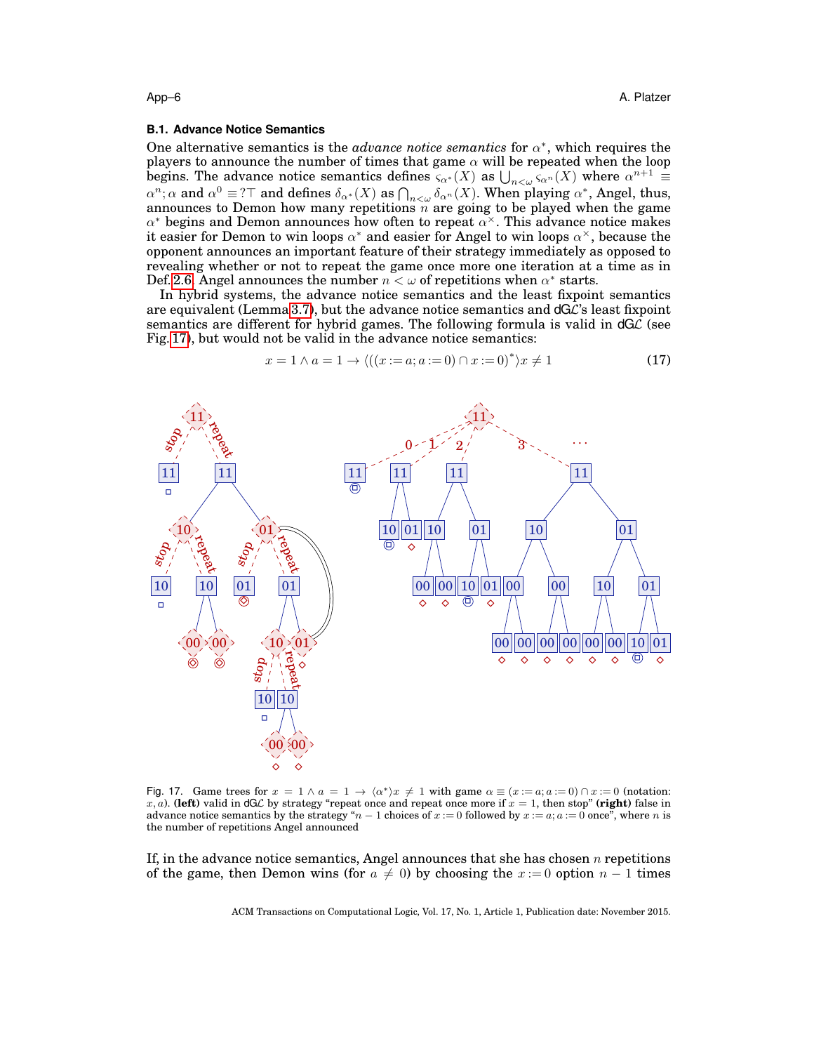### B.1. Advance Notice Semantics

One alternative semantics is the *advance notice semantics* for $\alpha^*$, which requires the players to announce the number of times that game $\alpha$ will be repeated when the loop begins. The advance notice semantics defines $\varsigma_{\alpha^*}(X)$ as $\bigcup_{n<\omega} \varsigma_{\alpha^n}(X)$ where $\alpha^{n+1} \equiv \alpha^n; \alpha$ and $\alpha^0 \equiv ?\top$ and defines $\delta_{\alpha^*}(X)$ as $\bigcap_{n<\omega} \delta_{\alpha^n}(X)$. When playing $\alpha^*$, Angel, thus, announces to Demon how many repetitions $n$ are going to be played when the game $\alpha^*$ begins and Demon announces how often to repeat $\alpha^\times$. This advance notice makes it easier for Demon to win loops $\alpha^*$ and easier for Angel to win loops $\alpha^\times$, because the opponent announces an important feature of their strategy immediately as opposed to revealing whether or not to repeat the game once more one iteration at a time as in Def. 2.6. Angel announces the number $n < \omega$ of repetitions when $\alpha^*$ starts.

In hybrid systems, the advance notice semantics and the least fixpoint semantics are equivalent (Lemma 3.7), but the advance notice semantics and dGL's least fixpoint semantics are different for hybrid games. The following formula is valid in dGL (see Fig. 17), but would not be valid in the advance notice semantics:

$$x = 1 \wedge a = 1 \rightarrow \langle ((x := a; a := 0) \cap x := 0)^* \rangle x \neq 1 \tag{17}$$

Fig. 17. Game trees for $x = 1 \wedge a = 1 \rightarrow \langle \alpha^* \rangle x \neq 1$ with game $\alpha \equiv (x := a; a := 0) \cap x := 0$ (notation: $x, a$). **(left)** valid in dGL by strategy "repeat once and repeat once more if $x = 1$, then stop" **(right)** false in advance notice semantics by the strategy "$n - 1$ choices of $x := 0$ followed by $x := a; a := 0$ once", where $n$ is the number of repetitions Angel announced

If, in the advance notice semantics, Angel announces that she has chosen $n$ repetitions of the game, then Demon wins (for $a \neq 0$) by choosing the $x := 0$ option $n - 1$ times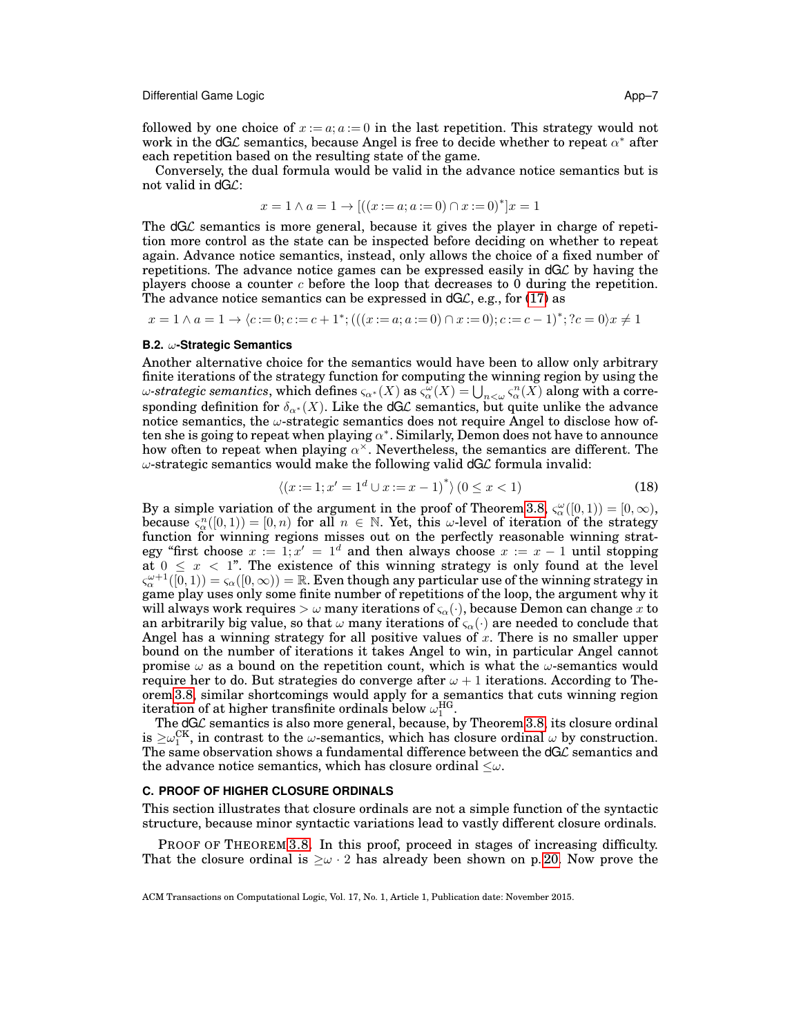followed by one choice of $x := a; a := 0$ in the last repetition. This strategy would not work in the dG$\mathcal{L}$ semantics, because Angel is free to decide whether to repeat $\alpha^*$ after each repetition based on the resulting state of the game.

Conversely, the dual formula would be valid in the advance notice semantics but is not valid in dG$\mathcal{L}$:

$$x = 1 \land a = 1 \to [((x := a; a := 0) \cap x := 0)^*]x = 1$$

The dG$\mathcal{L}$ semantics is more general, because it gives the player in charge of repetition more control as the state can be inspected before deciding on whether to repeat again. Advance notice semantics, instead, only allows the choice of a fixed number of repetitions. The advance notice games can be expressed easily in dG$\mathcal{L}$ by having the players choose a counter $c$ before the loop that decreases to 0 during the repetition. The advance notice semantics can be expressed in dG$\mathcal{L}$, e.g., for (17) as

$$x = 1 \land a = 1 \to \langle c := 0; c := c + 1^*; (((x := a; a := 0) \cap x := 0); c := c - 1)^*; ?c = 0\rangle x \neq 1$$

### B.2. $\omega$-Strategic Semantics

Another alternative choice for the semantics would have been to allow only arbitrary finite iterations of the strategy function for computing the winning region by using the *$\omega$-strategic semantics*, which defines $\varsigma_{\alpha^*}(X)$ as $\varsigma^{\omega}_{\alpha}(X) = \bigcup_{n<\omega} \varsigma^{n}_{\alpha}(X)$ along with a corresponding definition for $\delta_{\alpha^*}(X)$. Like the dG$\mathcal{L}$ semantics, but quite unlike the advance notice semantics, the $\omega$-strategic semantics does not require Angel to disclose how often she is going to repeat when playing $\alpha^*$. Similarly, Demon does not have to announce how often to repeat when playing $\alpha^\times$. Nevertheless, the semantics are different. The $\omega$-strategic semantics would make the following valid dG$\mathcal{L}$ formula invalid:

$$\langle (x := 1; x' = 1^d \cup x := x - 1)^* \rangle\, (0 \le x < 1) \tag{18}$$

By a simple variation of the argument in the proof of Theorem 3.8, $\varsigma^{\omega}_{\alpha}([0, 1)) = [0, \infty)$, because $\varsigma^{n}_{\alpha}([0, 1)) = [0, n)$ for all $n \in \mathbb{N}$. Yet, this $\omega$-level of iteration of the strategy function for winning regions misses out on the perfectly reasonable winning strategy "first choose $x := 1; x' = 1^d$ and then always choose $x := x - 1$ until stopping at $0 \le x < 1$". The existence of this winning strategy is only found at the level $\varsigma^{\omega+1}_{\alpha}([0, 1)) = \varsigma_{\alpha}([0, \infty)) = \mathbb{R}$. Even though any particular use of the winning strategy in game play uses only some finite number of repetitions of the loop, the argument why it will always work requires $> \omega$ many iterations of $\varsigma_{\alpha}(\cdot)$, because Demon can change $x$ to an arbitrarily big value, so that $\omega$ many iterations of $\varsigma_{\alpha}(\cdot)$ are needed to conclude that Angel has a winning strategy for all positive values of $x$. There is no smaller upper bound on the number of iterations it takes Angel to win, in particular Angel cannot promise $\omega$ as a bound on the repetition count, which is what the $\omega$-semantics would require her to do. But strategies do converge after $\omega + 1$ iterations. According to Theorem 3.8, similar shortcomings would apply for a semantics that cuts winning region iteration of at higher transfinite ordinals below $\omega_1^{\text{HG}}$.

The dG$\mathcal{L}$ semantics is also more general, because, by Theorem 3.8, its closure ordinal is $\ge \omega_1^{\text{CK}}$, in contrast to the $\omega$-semantics, which has closure ordinal $\omega$ by construction. The same observation shows a fundamental difference between the dG$\mathcal{L}$ semantics and the advance notice semantics, which has closure ordinal $\le \omega$.

## C. PROOF OF HIGHER CLOSURE ORDINALS

This section illustrates that closure ordinals are not a simple function of the syntactic structure, because minor syntactic variations lead to vastly different closure ordinals.

PROOF OF THEOREM 3.8. In this proof, proceed in stages of increasing difficulty. That the closure ordinal is $\ge \omega \cdot 2$ has already been shown on p. 20. Now prove the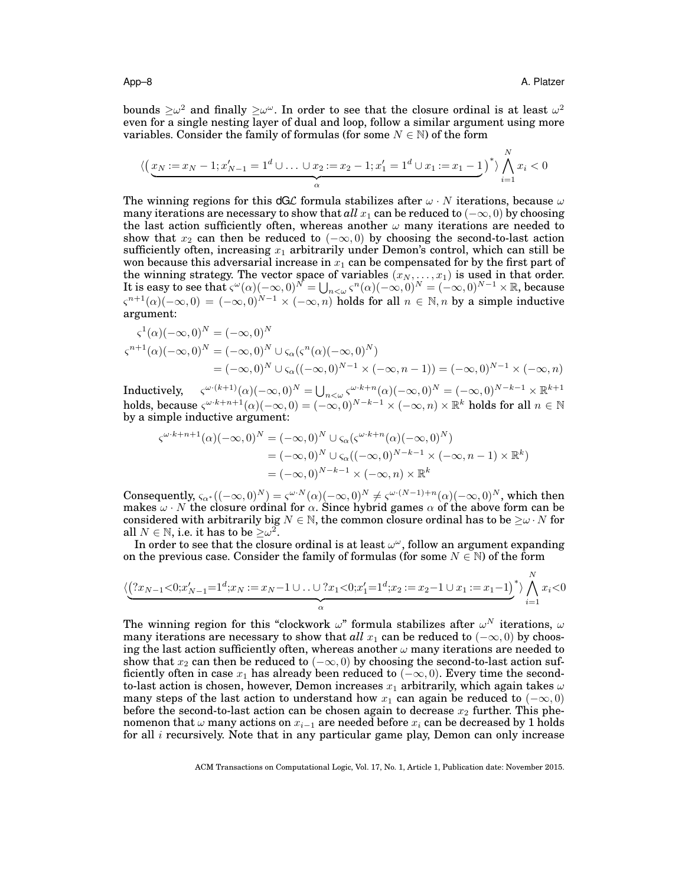bounds $\geq\omega^2$ and finally $\geq\omega^\omega$. In order to see that the closure ordinal is at least $\omega^2$ even for a single nesting layer of dual and loop, follow a similar argument using more variables. Consider the family of formulas (for some $N \in \mathbb{N}$) of the form

$$\langle(\underbrace{x_N := x_N - 1; x'_{N-1} = 1^d \cup \ldots \cup x_2 := x_2 - 1; x'_1 = 1^d \cup x_1 := x_1 - 1}_{\alpha})^*\rangle \bigwedge_{i=1}^{N} x_i < 0$$

The winning regions for this dG$\mathcal{L}$ formula stabilizes after $\omega \cdot N$ iterations, because $\omega$ many iterations are necessary to show that *all* $x_1$ can be reduced to $(-\infty, 0)$ by choosing the last action sufficiently often, whereas another $\omega$ many iterations are needed to show that $x_2$ can then be reduced to $(-\infty, 0)$ by choosing the second-to-last action sufficiently often, increasing $x_1$ arbitrarily under Demon's control, which can still be won because this adversarial increase in $x_1$ can be compensated for by the first part of the winning strategy. The vector space of variables $(x_N, \ldots, x_1)$ is used in that order. It is easy to see that $\varsigma^\omega(\alpha)(-\infty,0)^N = \bigcup_{n<\omega} \varsigma^n(\alpha)(-\infty,0)^N = (-\infty,0)^{N-1} \times \mathbb{R}$, because $\varsigma^{n+1}(\alpha)(-\infty,0) = (-\infty,0)^{N-1} \times (-\infty, n)$ holds for all $n \in \mathbb{N}, n$ by a simple inductive argument:

$$\begin{aligned}
\varsigma^1(\alpha)(-\infty,0)^N &= (-\infty,0)^N \\
\varsigma^{n+1}(\alpha)(-\infty,0)^N &= (-\infty,0)^N \cup \varsigma_\alpha(\varsigma^n(\alpha)(-\infty,0)^N) \\
&= (-\infty,0)^N \cup \varsigma_\alpha((-\infty,0)^{N-1} \times (-\infty, n-1)) = (-\infty,0)^{N-1} \times (-\infty, n)
\end{aligned}$$

Inductively, $\varsigma^{\omega\cdot(k+1)}(\alpha)(-\infty,0)^N = \bigcup_{n<\omega} \varsigma^{\omega\cdot k+n}(\alpha)(-\infty,0)^N = (-\infty,0)^{N-k-1} \times \mathbb{R}^{k+1}$ holds, because $\varsigma^{\omega\cdot k+n+1}(\alpha)(-\infty,0) = (-\infty,0)^{N-k-1} \times (-\infty, n) \times \mathbb{R}^k$ holds for all $n \in \mathbb{N}$ by a simple inductive argument:

$$\begin{aligned}
\varsigma^{\omega\cdot k+n+1}(\alpha)(-\infty,0)^N &= (-\infty,0)^N \cup \varsigma_\alpha(\varsigma^{\omega\cdot k+n}(\alpha)(-\infty,0)^N) \\
&= (-\infty,0)^N \cup \varsigma_\alpha((-\infty,0)^{N-k-1} \times (-\infty, n-1) \times \mathbb{R}^k) \\
&= (-\infty,0)^{N-k-1} \times (-\infty, n) \times \mathbb{R}^k
\end{aligned}$$

Consequently, $\varsigma_{\alpha^*}((-\infty,0)^N) = \varsigma^{\omega\cdot N}(\alpha)(-\infty,0)^N \neq \varsigma^{\omega\cdot(N-1)+n}(\alpha)(-\infty,0)^N$, which then makes $\omega \cdot N$ the closure ordinal for $\alpha$. Since hybrid games $\alpha$ of the above form can be considered with arbitrarily big $N \in \mathbb{N}$, the common closure ordinal has to be $\geq\omega \cdot N$ for all $N \in \mathbb{N}$, i.e. it has to be $\geq\omega^2$.

In order to see that the closure ordinal is at least $\omega^\omega$, follow an argument expanding on the previous case. Consider the family of formulas (for some $N \in \mathbb{N}$) of the form

$$\langle(\underbrace{?x_{N-1}<0; x'_{N-1}=1^d; x_N := x_N-1 \cup \ldots \cup ?x_1<0; x'_1=1^d; x_2 := x_2-1 \cup x_1 := x_1-1}_{\alpha})^*\rangle \bigwedge_{i=1}^{N} x_i<0$$

The winning region for this "clockwork $\omega$" formula stabilizes after $\omega^N$ iterations, $\omega$ many iterations are necessary to show that *all* $x_1$ can be reduced to $(-\infty, 0)$ by choosing the last action sufficiently often, whereas another $\omega$ many iterations are needed to show that $x_2$ can then be reduced to $(-\infty, 0)$ by choosing the second-to-last action sufficiently often in case $x_1$ has already been reduced to $(-\infty, 0)$. Every time the second-to-last action is chosen, however, Demon increases $x_1$ arbitrarily, which again takes $\omega$ many steps of the last action to understand how $x_1$ can again be reduced to $(-\infty, 0)$ before the second-to-last action can be chosen again to decrease $x_2$ further. This phenomenon that $\omega$ many actions on $x_{i-1}$ are needed before $x_i$ can be decreased by 1 holds for all $i$ recursively. Note that in any particular game play, Demon can only increase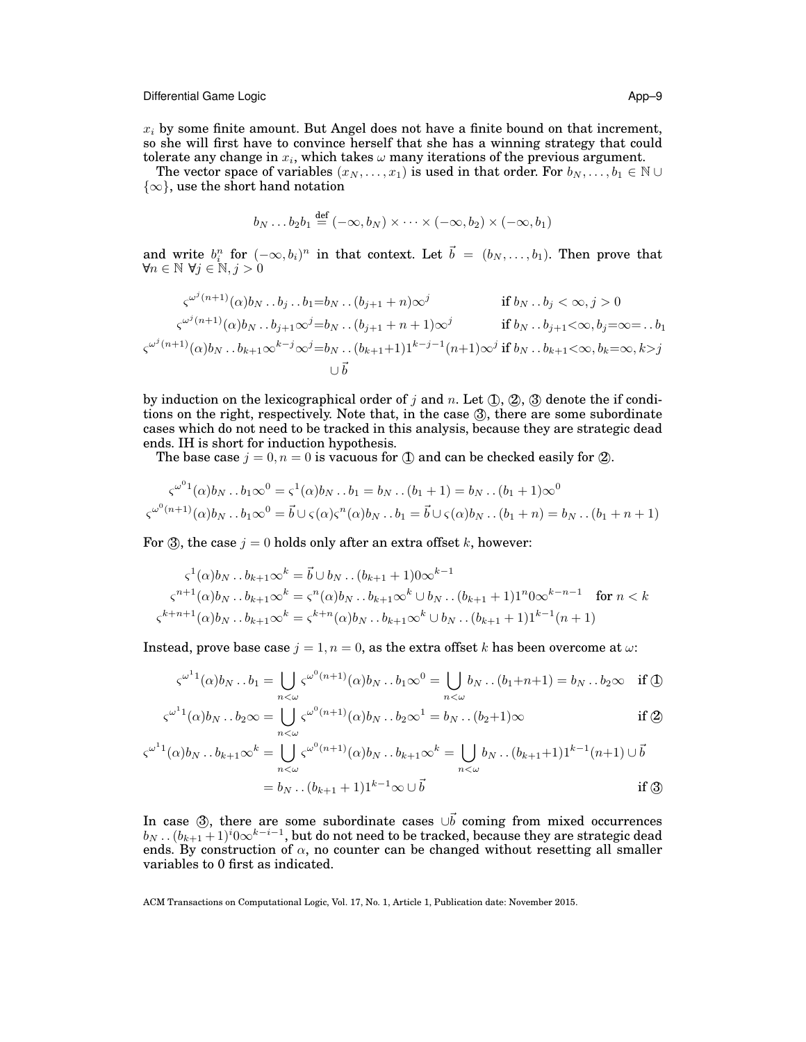$x_i$ by some finite amount. But Angel does not have a finite bound on that increment, so she will first have to convince herself that she has a winning strategy that could tolerate any change in $x_i$, which takes $\omega$ many iterations of the previous argument.

The vector space of variables $(x_N, \dots, x_1)$ is used in that order. For $b_N, \dots, b_1 \in \mathbb{N} \cup \{\infty\}$, use the short hand notation

$$b_N \dots b_2 b_1 \stackrel{\text{def}}{=} (-\infty, b_N) \times \dots \times (-\infty, b_2) \times (-\infty, b_1)$$

and write $b_i^n$ for $(-\infty, b_i)^n$ in that context. Let $\vec{b} = (b_N, \dots, b_1)$. Then prove that $\forall n \in \mathbb{N}\ \forall j \in \mathbb{N}, j > 0$

$$\begin{aligned}
\varsigma^{\omega^j(n+1)}(\alpha) b_N \mathinner{..} b_j \mathinner{..} b_1 &= b_N \mathinner{..} (b_{j+1}+n)\infty^j && \textbf{if } b_N \mathinner{..} b_j < \infty, j > 0\\
\varsigma^{\omega^j(n+1)}(\alpha) b_N \mathinner{..} b_{j+1}\infty^j &= b_N \mathinner{..} (b_{j+1}+n+1)\infty^j && \textbf{if } b_N \mathinner{..} b_{j+1} < \infty, b_j = \infty = \mathinner{..} b_1\\
\varsigma^{\omega^j(n+1)}(\alpha) b_N \mathinner{..} b_{k+1}\infty^{k-j}\infty^j &= b_N \mathinner{..} (b_{k+1}+1)1^{k-j-1}(n+1)\infty^j && \textbf{if } b_N \mathinner{..} b_{k+1} < \infty, b_k = \infty, k > j\\
&\quad \cup \vec{b}
\end{aligned}$$

by induction on the lexicographical order of $j$ and $n$. Let ①, ②, ③ denote the if conditions on the right, respectively. Note that, in the case ③, there are some subordinate cases which do not need to be tracked in this analysis, because they are strategic dead ends. IH is short for induction hypothesis.

The base case $j = 0, n = 0$ is vacuous for ① and can be checked easily for ②.

$$\varsigma^{\omega^0 1}(\alpha) b_N \mathinner{..} b_1 \infty^0 = \varsigma^1(\alpha) b_N \mathinner{..} b_1 = b_N \mathinner{..} (b_1+1) = b_N \mathinner{..} (b_1+1)\infty^0$$

$$\varsigma^{\omega^0(n+1)}(\alpha) b_N \mathinner{..} b_1 \infty^0 = \vec{b} \cup \varsigma(\alpha)\varsigma^n(\alpha) b_N \mathinner{..} b_1 = \vec{b} \cup \varsigma(\alpha) b_N \mathinner{..} (b_1+n) = b_N \mathinner{..} (b_1+n+1)$$

For ③, the case $j = 0$ holds only after an extra offset $k$, however:

$$\begin{aligned}
\varsigma^1(\alpha) b_N \mathinner{..} b_{k+1}\infty^k &= \vec{b} \cup b_N \mathinner{..} (b_{k+1}+1)0\infty^{k-1}\\
\varsigma^{n+1}(\alpha) b_N \mathinner{..} b_{k+1}\infty^k &= \varsigma^n(\alpha) b_N \mathinner{..} b_{k+1}\infty^k \cup b_N \mathinner{..} (b_{k+1}+1)1^n 0\infty^{k-n-1} \quad \textbf{for } n < k\\
\varsigma^{k+n+1}(\alpha) b_N \mathinner{..} b_{k+1}\infty^k &= \varsigma^{k+n}(\alpha) b_N \mathinner{..} b_{k+1}\infty^k \cup b_N \mathinner{..} (b_{k+1}+1)1^{k-1}(n+1)
\end{aligned}$$

Instead, prove base case $j = 1, n = 0$, as the extra offset $k$ has been overcome at $\omega$:

$$\varsigma^{\omega^1 1}(\alpha) b_N \mathinner{..} b_1 = \bigcup_{n<\omega} \varsigma^{\omega^0(n+1)}(\alpha) b_N \mathinner{..} b_1 \infty^0 = \bigcup_{n<\omega} b_N \mathinner{..} (b_1+n+1) = b_N \mathinner{..} b_2\infty \quad \textbf{if ①}$$

$$\varsigma^{\omega^1 1}(\alpha) b_N \mathinner{..} b_2\infty = \bigcup_{n<\omega} \varsigma^{\omega^0(n+1)}(\alpha) b_N \mathinner{..} b_2\infty^1 = b_N \mathinner{..} (b_2+1)\infty \quad \textbf{if ②}$$

$$\begin{aligned}
\varsigma^{\omega^1 1}(\alpha) b_N \mathinner{..} b_{k+1}\infty^k &= \bigcup_{n<\omega} \varsigma^{\omega^0(n+1)}(\alpha) b_N \mathinner{..} b_{k+1}\infty^k = \bigcup_{n<\omega} b_N \mathinner{..} (b_{k+1}+1)1^{k-1}(n+1) \cup \vec{b}\\
&= b_N \mathinner{..} (b_{k+1}+1)1^{k-1}\infty \cup \vec{b} \qquad \textbf{if ③}
\end{aligned}$$

In case ③, there are some subordinate cases $\cup\vec{b}$ coming from mixed occurrences $b_N \mathinner{..} (b_{k+1}+1)^i 0\infty^{k-i-1}$, but do not need to be tracked, because they are strategic dead ends. By construction of $\alpha$, no counter can be changed without resetting all smaller variables to 0 first as indicated.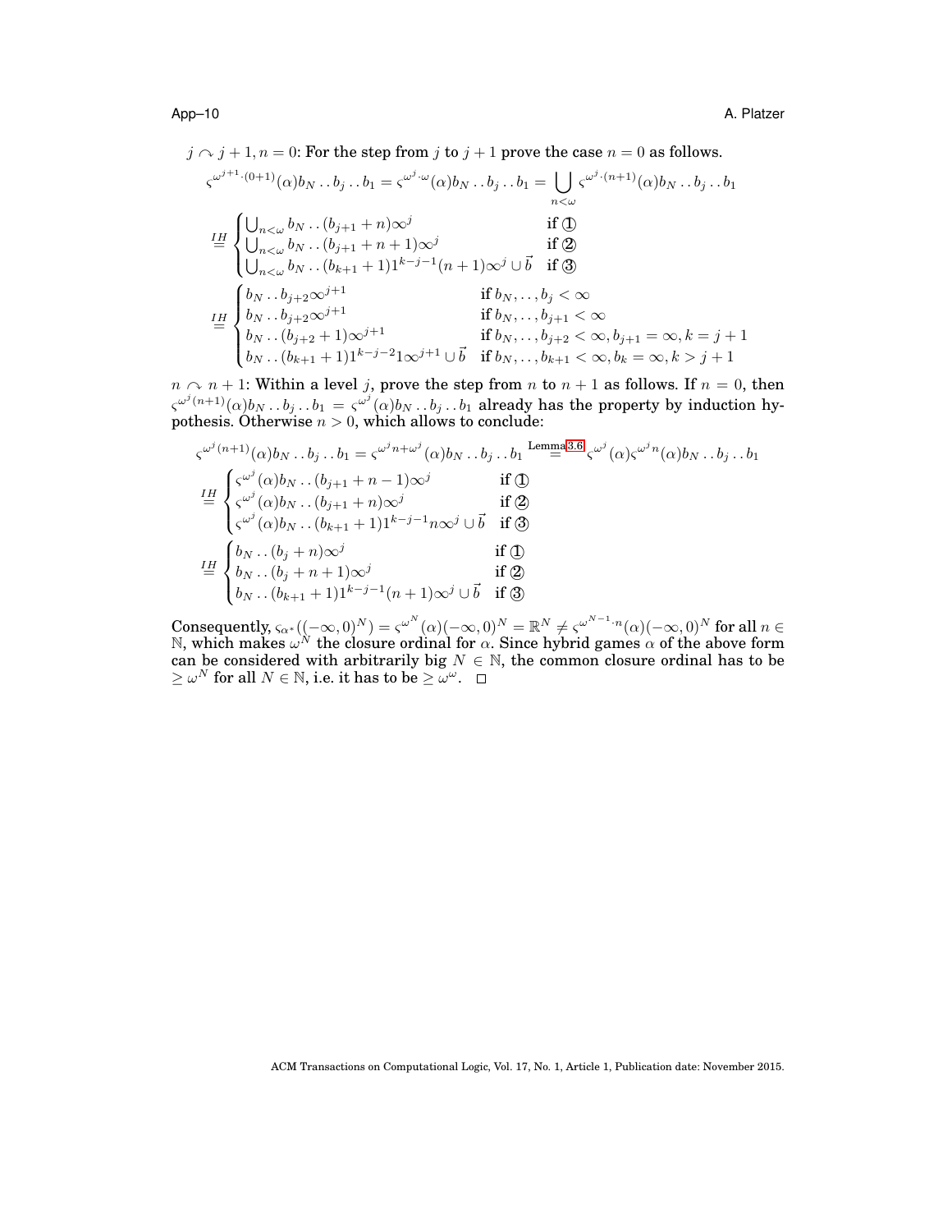$j \curvearrowright j+1, n=0$: For the step from $j$ to $j+1$ prove the case $n=0$ as follows.

$$\varsigma^{\omega^{j+1}\cdot(0+1)}(\alpha)b_N \ldots b_j \ldots b_1 = \varsigma^{\omega^j\cdot\omega}(\alpha)b_N \ldots b_j \ldots b_1 = \bigcup_{n<\omega} \varsigma^{\omega^j\cdot(n+1)}(\alpha)b_N \ldots b_j \ldots b_1$$

$$\stackrel{IH}{=} \begin{cases} \bigcup_{n<\omega} b_N \ldots (b_{j+1}+n)\infty^j & \text{if ①} \\ \bigcup_{n<\omega} b_N \ldots (b_{j+1}+n+1)\infty^j & \text{if ②} \\ \bigcup_{n<\omega} b_N \ldots (b_{k+1}+1)1^{k-j-1}(n+1)\infty^j \cup \vec{b} & \text{if ③} \end{cases}$$

$$\stackrel{IH}{=} \begin{cases} b_N \ldots b_{j+2}\infty^{j+1} & \text{if } b_N, \ldots, b_j < \infty \\ b_N \ldots b_{j+2}\infty^{j+1} & \text{if } b_N, \ldots, b_{j+1} < \infty \\ b_N \ldots (b_{j+2}+1)\infty^{j+1} & \text{if } b_N, \ldots, b_{j+2} < \infty, b_{j+1} = \infty, k = j+1 \\ b_N \ldots (b_{k+1}+1)1^{k-j-2}1\infty^{j+1} \cup \vec{b} & \text{if } b_N, \ldots, b_{k+1} < \infty, b_k = \infty, k > j+1 \end{cases}$$

$n \curvearrowright n+1$: Within a level $j$, prove the step from $n$ to $n+1$ as follows. If $n=0$, then $\varsigma^{\omega^j(n+1)}(\alpha)b_N \ldots b_j \ldots b_1 = \varsigma^{\omega^j}(\alpha)b_N \ldots b_j \ldots b_1$ already has the property by induction hypothesis. Otherwise $n > 0$, which allows to conclude:

$$\varsigma^{\omega^j(n+1)}(\alpha)b_N \ldots b_j \ldots b_1 = \varsigma^{\omega^j n + \omega^j}(\alpha)b_N \ldots b_j \ldots b_1 \stackrel{\text{Lemma 3.6}}{=} \varsigma^{\omega^j}(\alpha)\varsigma^{\omega^j n}(\alpha)b_N \ldots b_j \ldots b_1$$

$$\stackrel{IH}{=} \begin{cases} \varsigma^{\omega^j}(\alpha)b_N \ldots (b_{j+1}+n-1)\infty^j & \text{if ①} \\ \varsigma^{\omega^j}(\alpha)b_N \ldots (b_{j+1}+n)\infty^j & \text{if ②} \\ \varsigma^{\omega^j}(\alpha)b_N \ldots (b_{k+1}+1)1^{k-j-1}n\infty^j \cup \vec{b} & \text{if ③} \end{cases}$$

$$\stackrel{IH}{=} \begin{cases} b_N \ldots (b_j+n)\infty^j & \text{if ①} \\ b_N \ldots (b_j+n+1)\infty^j & \text{if ②} \\ b_N \ldots (b_{k+1}+1)1^{k-j-1}(n+1)\infty^j \cup \vec{b} & \text{if ③} \end{cases}$$

Consequently, $\varsigma_{\alpha^*}((-\infty,0)^N) = \varsigma^{\omega^N}(\alpha)(-\infty,0)^N = \mathbb{R}^N \neq \varsigma^{\omega^{N-1}\cdot n}(\alpha)(-\infty,0)^N$ for all $n \in \mathbb{N}$, which makes $\omega^N$ the closure ordinal for $\alpha$. Since hybrid games $\alpha$ of the above form can be considered with arbitrarily big $N \in \mathbb{N}$, the common closure ordinal has to be $\geq \omega^N$ for all $N \in \mathbb{N}$, i.e. it has to be $\geq \omega^\omega$. $\square$